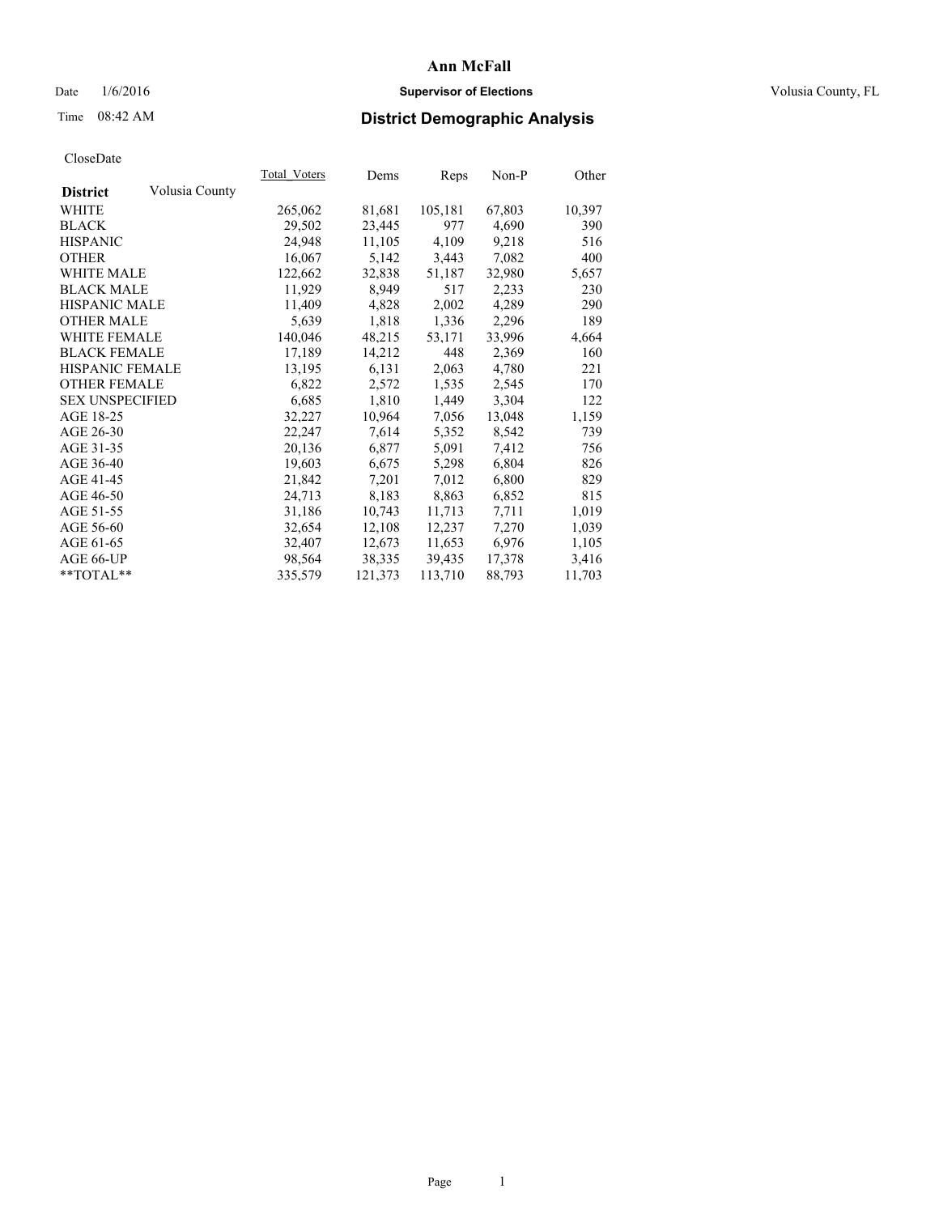# Ann McFall

Date 1/6/2016 **Supervisor of Elections** Volusia County, FL

Time 08:42 AM **District Demographic Analysis**

CloseDate

| **District** Volusia County | Total_Voters | Dems | Reps | Non-P | Other |
|---|---|---|---|---|---|
| WHITE | 265,062 | 81,681 | 105,181 | 67,803 | 10,397 |
| BLACK | 29,502 | 23,445 | 977 | 4,690 | 390 |
| HISPANIC | 24,948 | 11,105 | 4,109 | 9,218 | 516 |
| OTHER | 16,067 | 5,142 | 3,443 | 7,082 | 400 |
| WHITE MALE | 122,662 | 32,838 | 51,187 | 32,980 | 5,657 |
| BLACK MALE | 11,929 | 8,949 | 517 | 2,233 | 230 |
| HISPANIC MALE | 11,409 | 4,828 | 2,002 | 4,289 | 290 |
| OTHER MALE | 5,639 | 1,818 | 1,336 | 2,296 | 189 |
| WHITE FEMALE | 140,046 | 48,215 | 53,171 | 33,996 | 4,664 |
| BLACK FEMALE | 17,189 | 14,212 | 448 | 2,369 | 160 |
| HISPANIC FEMALE | 13,195 | 6,131 | 2,063 | 4,780 | 221 |
| OTHER FEMALE | 6,822 | 2,572 | 1,535 | 2,545 | 170 |
| SEX UNSPECIFIED | 6,685 | 1,810 | 1,449 | 3,304 | 122 |
| AGE 18-25 | 32,227 | 10,964 | 7,056 | 13,048 | 1,159 |
| AGE 26-30 | 22,247 | 7,614 | 5,352 | 8,542 | 739 |
| AGE 31-35 | 20,136 | 6,877 | 5,091 | 7,412 | 756 |
| AGE 36-40 | 19,603 | 6,675 | 5,298 | 6,804 | 826 |
| AGE 41-45 | 21,842 | 7,201 | 7,012 | 6,800 | 829 |
| AGE 46-50 | 24,713 | 8,183 | 8,863 | 6,852 | 815 |
| AGE 51-55 | 31,186 | 10,743 | 11,713 | 7,711 | 1,019 |
| AGE 56-60 | 32,654 | 12,108 | 12,237 | 7,270 | 1,039 |
| AGE 61-65 | 32,407 | 12,673 | 11,653 | 6,976 | 1,105 |
| AGE 66-UP | 98,564 | 38,335 | 39,435 | 17,378 | 3,416 |
| **TOTAL** | 335,579 | 121,373 | 113,710 | 88,793 | 11,703 |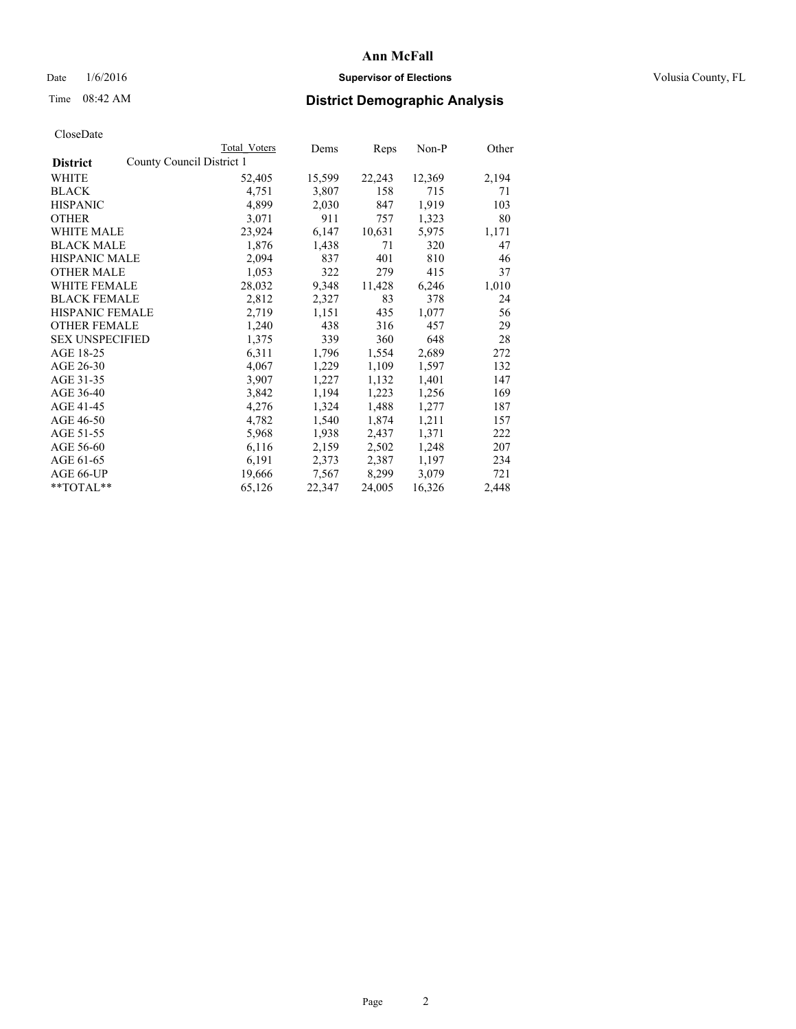# Ann McFall

Date 1/6/2016 **Supervisor of Elections** Volusia County, FL

Time 08:42 AM **District Demographic Analysis**

CloseDate

| | Total Voters | Dems | Reps | Non-P | Other |
|---|---|---|---|---|---|
| **District** County Council District 1 | | | | | |
| WHITE | 52,405 | 15,599 | 22,243 | 12,369 | 2,194 |
| BLACK | 4,751 | 3,807 | 158 | 715 | 71 |
| HISPANIC | 4,899 | 2,030 | 847 | 1,919 | 103 |
| OTHER | 3,071 | 911 | 757 | 1,323 | 80 |
| WHITE MALE | 23,924 | 6,147 | 10,631 | 5,975 | 1,171 |
| BLACK MALE | 1,876 | 1,438 | 71 | 320 | 47 |
| HISPANIC MALE | 2,094 | 837 | 401 | 810 | 46 |
| OTHER MALE | 1,053 | 322 | 279 | 415 | 37 |
| WHITE FEMALE | 28,032 | 9,348 | 11,428 | 6,246 | 1,010 |
| BLACK FEMALE | 2,812 | 2,327 | 83 | 378 | 24 |
| HISPANIC FEMALE | 2,719 | 1,151 | 435 | 1,077 | 56 |
| OTHER FEMALE | 1,240 | 438 | 316 | 457 | 29 |
| SEX UNSPECIFIED | 1,375 | 339 | 360 | 648 | 28 |
| AGE 18-25 | 6,311 | 1,796 | 1,554 | 2,689 | 272 |
| AGE 26-30 | 4,067 | 1,229 | 1,109 | 1,597 | 132 |
| AGE 31-35 | 3,907 | 1,227 | 1,132 | 1,401 | 147 |
| AGE 36-40 | 3,842 | 1,194 | 1,223 | 1,256 | 169 |
| AGE 41-45 | 4,276 | 1,324 | 1,488 | 1,277 | 187 |
| AGE 46-50 | 4,782 | 1,540 | 1,874 | 1,211 | 157 |
| AGE 51-55 | 5,968 | 1,938 | 2,437 | 1,371 | 222 |
| AGE 56-60 | 6,116 | 2,159 | 2,502 | 1,248 | 207 |
| AGE 61-65 | 6,191 | 2,373 | 2,387 | 1,197 | 234 |
| AGE 66-UP | 19,666 | 7,567 | 8,299 | 3,079 | 721 |
| **TOTAL** | 65,126 | 22,347 | 24,005 | 16,326 | 2,448 |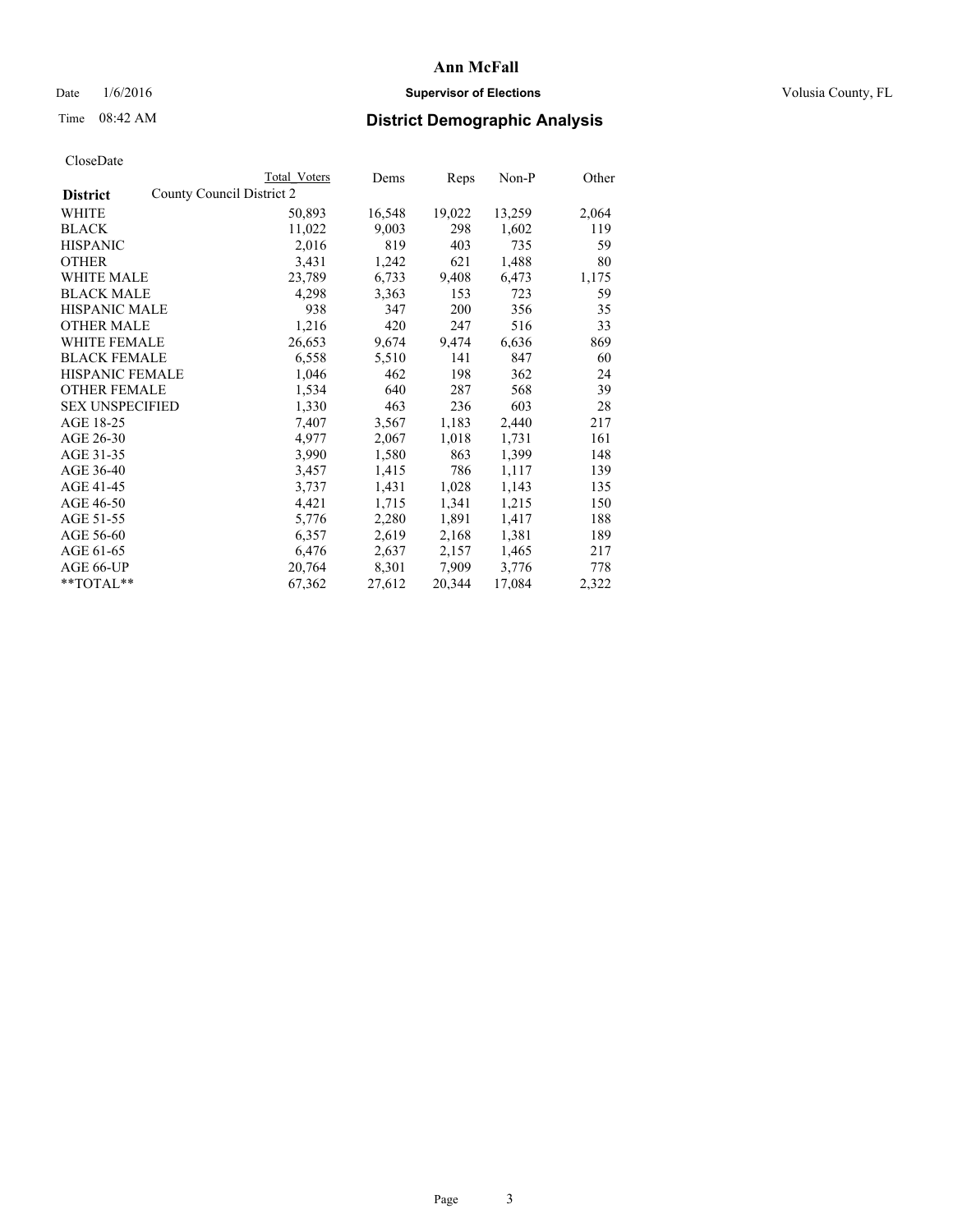# Ann McFall

Date 1/6/2016 **Supervisor of Elections** Volusia County, FL

Time 08:42 AM **District Demographic Analysis**

CloseDate

| **District** | Total Voters | Dems | Reps | Non-P | Other |
|---|---|---|---|---|---|
| County Council District 2 | | | | | |
| WHITE | 50,893 | 16,548 | 19,022 | 13,259 | 2,064 |
| BLACK | 11,022 | 9,003 | 298 | 1,602 | 119 |
| HISPANIC | 2,016 | 819 | 403 | 735 | 59 |
| OTHER | 3,431 | 1,242 | 621 | 1,488 | 80 |
| WHITE MALE | 23,789 | 6,733 | 9,408 | 6,473 | 1,175 |
| BLACK MALE | 4,298 | 3,363 | 153 | 723 | 59 |
| HISPANIC MALE | 938 | 347 | 200 | 356 | 35 |
| OTHER MALE | 1,216 | 420 | 247 | 516 | 33 |
| WHITE FEMALE | 26,653 | 9,674 | 9,474 | 6,636 | 869 |
| BLACK FEMALE | 6,558 | 5,510 | 141 | 847 | 60 |
| HISPANIC FEMALE | 1,046 | 462 | 198 | 362 | 24 |
| OTHER FEMALE | 1,534 | 640 | 287 | 568 | 39 |
| SEX UNSPECIFIED | 1,330 | 463 | 236 | 603 | 28 |
| AGE 18-25 | 7,407 | 3,567 | 1,183 | 2,440 | 217 |
| AGE 26-30 | 4,977 | 2,067 | 1,018 | 1,731 | 161 |
| AGE 31-35 | 3,990 | 1,580 | 863 | 1,399 | 148 |
| AGE 36-40 | 3,457 | 1,415 | 786 | 1,117 | 139 |
| AGE 41-45 | 3,737 | 1,431 | 1,028 | 1,143 | 135 |
| AGE 46-50 | 4,421 | 1,715 | 1,341 | 1,215 | 150 |
| AGE 51-55 | 5,776 | 2,280 | 1,891 | 1,417 | 188 |
| AGE 56-60 | 6,357 | 2,619 | 2,168 | 1,381 | 189 |
| AGE 61-65 | 6,476 | 2,637 | 2,157 | 1,465 | 217 |
| AGE 66-UP | 20,764 | 8,301 | 7,909 | 3,776 | 778 |
| **TOTAL** | 67,362 | 27,612 | 20,344 | 17,084 | 2,322 |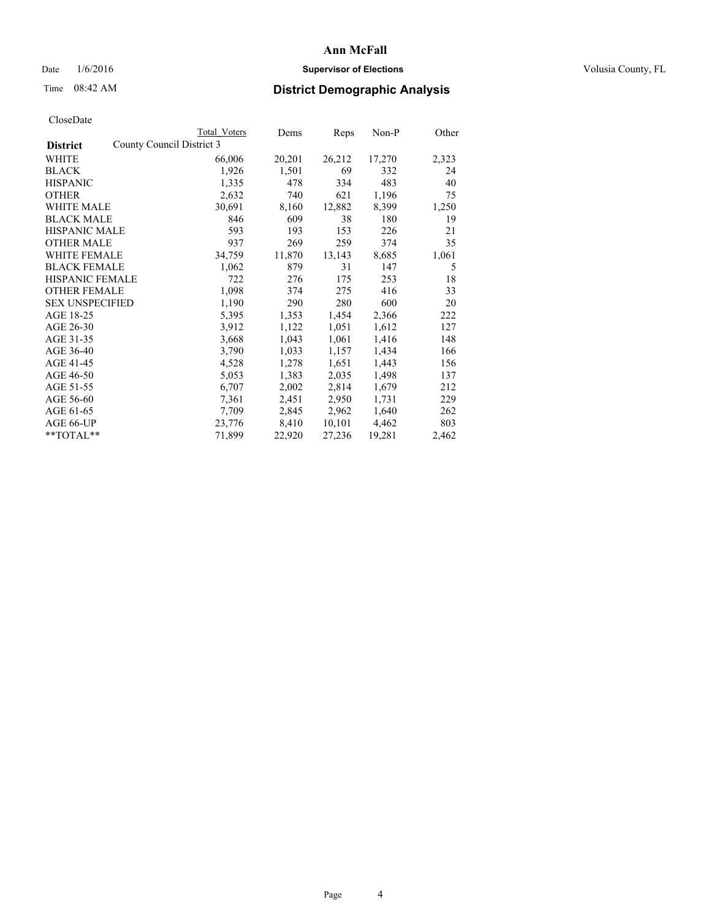# Ann McFall

Date 1/6/2016 **Supervisor of Elections** Volusia County, FL

Time 08:42 AM **District Demographic Analysis**

CloseDate

| **District** | Total Voters | Dems | Reps | Non-P | Other |
|---|---|---|---|---|---|
| County Council District 3 | | | | | |
| WHITE | 66,006 | 20,201 | 26,212 | 17,270 | 2,323 |
| BLACK | 1,926 | 1,501 | 69 | 332 | 24 |
| HISPANIC | 1,335 | 478 | 334 | 483 | 40 |
| OTHER | 2,632 | 740 | 621 | 1,196 | 75 |
| WHITE MALE | 30,691 | 8,160 | 12,882 | 8,399 | 1,250 |
| BLACK MALE | 846 | 609 | 38 | 180 | 19 |
| HISPANIC MALE | 593 | 193 | 153 | 226 | 21 |
| OTHER MALE | 937 | 269 | 259 | 374 | 35 |
| WHITE FEMALE | 34,759 | 11,870 | 13,143 | 8,685 | 1,061 |
| BLACK FEMALE | 1,062 | 879 | 31 | 147 | 5 |
| HISPANIC FEMALE | 722 | 276 | 175 | 253 | 18 |
| OTHER FEMALE | 1,098 | 374 | 275 | 416 | 33 |
| SEX UNSPECIFIED | 1,190 | 290 | 280 | 600 | 20 |
| AGE 18-25 | 5,395 | 1,353 | 1,454 | 2,366 | 222 |
| AGE 26-30 | 3,912 | 1,122 | 1,051 | 1,612 | 127 |
| AGE 31-35 | 3,668 | 1,043 | 1,061 | 1,416 | 148 |
| AGE 36-40 | 3,790 | 1,033 | 1,157 | 1,434 | 166 |
| AGE 41-45 | 4,528 | 1,278 | 1,651 | 1,443 | 156 |
| AGE 46-50 | 5,053 | 1,383 | 2,035 | 1,498 | 137 |
| AGE 51-55 | 6,707 | 2,002 | 2,814 | 1,679 | 212 |
| AGE 56-60 | 7,361 | 2,451 | 2,950 | 1,731 | 229 |
| AGE 61-65 | 7,709 | 2,845 | 2,962 | 1,640 | 262 |
| AGE 66-UP | 23,776 | 8,410 | 10,101 | 4,462 | 803 |
| **TOTAL** | 71,899 | 22,920 | 27,236 | 19,281 | 2,462 |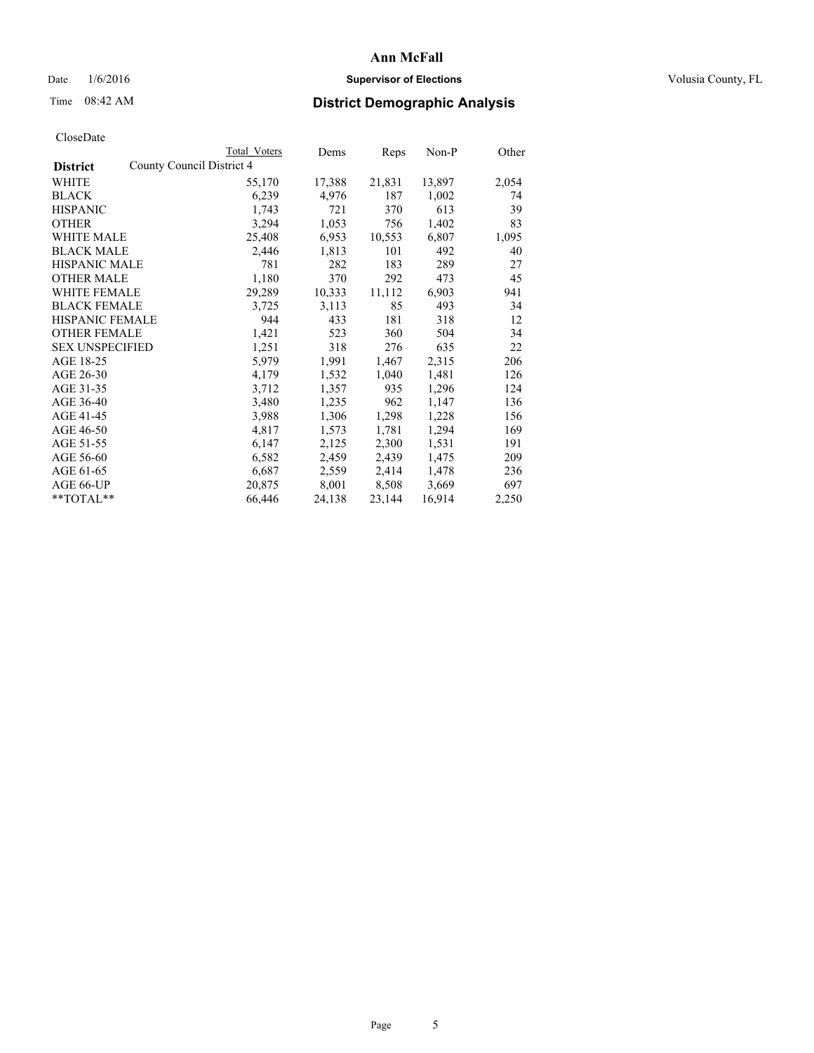# Ann McFall

Date 1/6/2016 **Supervisor of Elections** Volusia County, FL

Time 08:42 AM **District Demographic Analysis**

CloseDate

| | Total Voters | Dems | Reps | Non-P | Other |
|---|---|---|---|---|---|
| **District** County Council District 4 | | | | | |
| WHITE | 55,170 | 17,388 | 21,831 | 13,897 | 2,054 |
| BLACK | 6,239 | 4,976 | 187 | 1,002 | 74 |
| HISPANIC | 1,743 | 721 | 370 | 613 | 39 |
| OTHER | 3,294 | 1,053 | 756 | 1,402 | 83 |
| WHITE MALE | 25,408 | 6,953 | 10,553 | 6,807 | 1,095 |
| BLACK MALE | 2,446 | 1,813 | 101 | 492 | 40 |
| HISPANIC MALE | 781 | 282 | 183 | 289 | 27 |
| OTHER MALE | 1,180 | 370 | 292 | 473 | 45 |
| WHITE FEMALE | 29,289 | 10,333 | 11,112 | 6,903 | 941 |
| BLACK FEMALE | 3,725 | 3,113 | 85 | 493 | 34 |
| HISPANIC FEMALE | 944 | 433 | 181 | 318 | 12 |
| OTHER FEMALE | 1,421 | 523 | 360 | 504 | 34 |
| SEX UNSPECIFIED | 1,251 | 318 | 276 | 635 | 22 |
| AGE 18-25 | 5,979 | 1,991 | 1,467 | 2,315 | 206 |
| AGE 26-30 | 4,179 | 1,532 | 1,040 | 1,481 | 126 |
| AGE 31-35 | 3,712 | 1,357 | 935 | 1,296 | 124 |
| AGE 36-40 | 3,480 | 1,235 | 962 | 1,147 | 136 |
| AGE 41-45 | 3,988 | 1,306 | 1,298 | 1,228 | 156 |
| AGE 46-50 | 4,817 | 1,573 | 1,781 | 1,294 | 169 |
| AGE 51-55 | 6,147 | 2,125 | 2,300 | 1,531 | 191 |
| AGE 56-60 | 6,582 | 2,459 | 2,439 | 1,475 | 209 |
| AGE 61-65 | 6,687 | 2,559 | 2,414 | 1,478 | 236 |
| AGE 66-UP | 20,875 | 8,001 | 8,508 | 3,669 | 697 |
| **TOTAL** | 66,446 | 24,138 | 23,144 | 16,914 | 2,250 |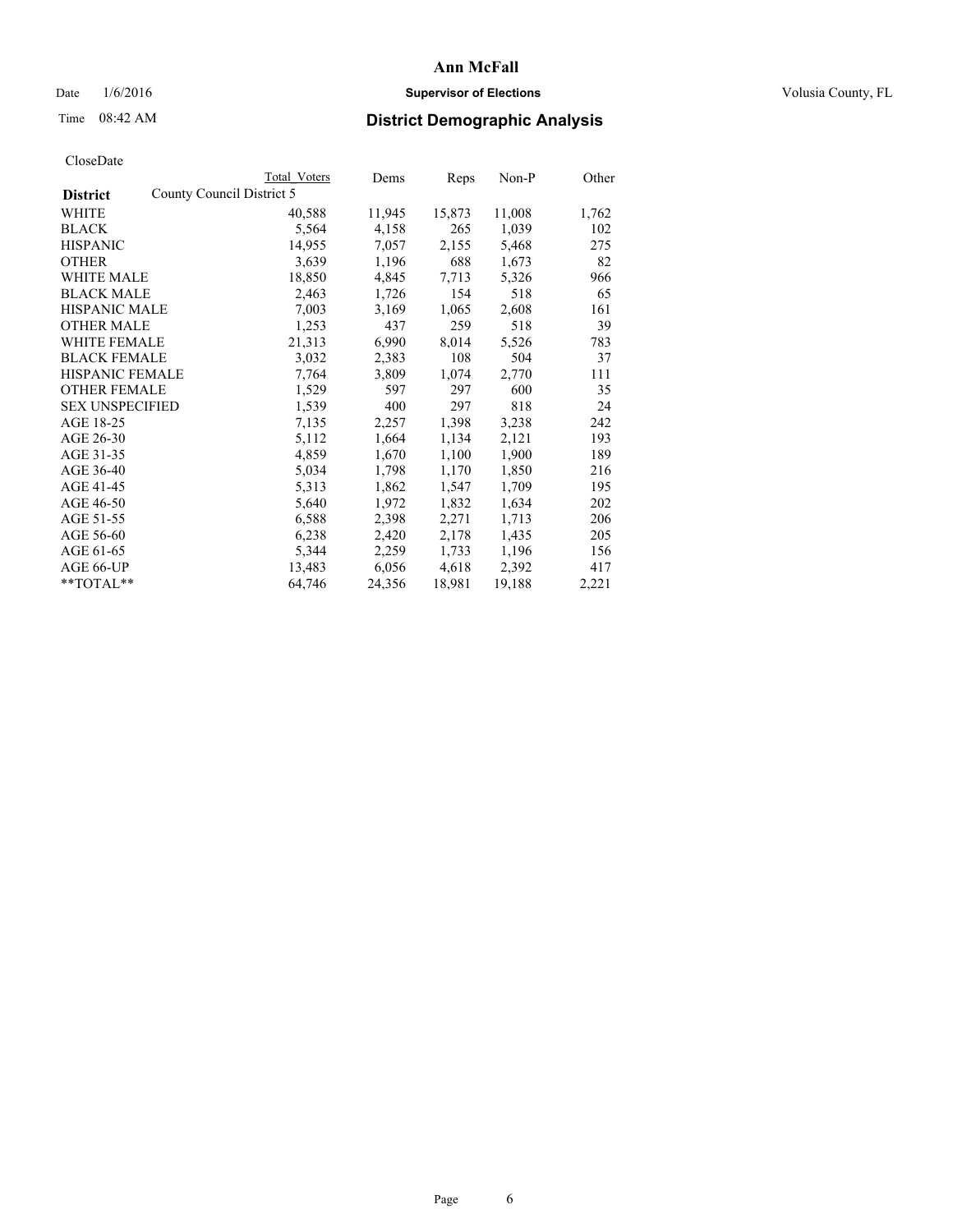# Ann McFall

Date 1/6/2016 **Supervisor of Elections** Volusia County, FL

Time 08:42 AM **District Demographic Analysis**

CloseDate

| District | County Council District 5 | Total Voters | Dems | Reps | Non-P | Other |
|---|---|---|---|---|---|---|
| WHITE | | 40,588 | 11,945 | 15,873 | 11,008 | 1,762 |
| BLACK | | 5,564 | 4,158 | 265 | 1,039 | 102 |
| HISPANIC | | 14,955 | 7,057 | 2,155 | 5,468 | 275 |
| OTHER | | 3,639 | 1,196 | 688 | 1,673 | 82 |
| WHITE MALE | | 18,850 | 4,845 | 7,713 | 5,326 | 966 |
| BLACK MALE | | 2,463 | 1,726 | 154 | 518 | 65 |
| HISPANIC MALE | | 7,003 | 3,169 | 1,065 | 2,608 | 161 |
| OTHER MALE | | 1,253 | 437 | 259 | 518 | 39 |
| WHITE FEMALE | | 21,313 | 6,990 | 8,014 | 5,526 | 783 |
| BLACK FEMALE | | 3,032 | 2,383 | 108 | 504 | 37 |
| HISPANIC FEMALE | | 7,764 | 3,809 | 1,074 | 2,770 | 111 |
| OTHER FEMALE | | 1,529 | 597 | 297 | 600 | 35 |
| SEX UNSPECIFIED | | 1,539 | 400 | 297 | 818 | 24 |
| AGE 18-25 | | 7,135 | 2,257 | 1,398 | 3,238 | 242 |
| AGE 26-30 | | 5,112 | 1,664 | 1,134 | 2,121 | 193 |
| AGE 31-35 | | 4,859 | 1,670 | 1,100 | 1,900 | 189 |
| AGE 36-40 | | 5,034 | 1,798 | 1,170 | 1,850 | 216 |
| AGE 41-45 | | 5,313 | 1,862 | 1,547 | 1,709 | 195 |
| AGE 46-50 | | 5,640 | 1,972 | 1,832 | 1,634 | 202 |
| AGE 51-55 | | 6,588 | 2,398 | 2,271 | 1,713 | 206 |
| AGE 56-60 | | 6,238 | 2,420 | 2,178 | 1,435 | 205 |
| AGE 61-65 | | 5,344 | 2,259 | 1,733 | 1,196 | 156 |
| AGE 66-UP | | 13,483 | 6,056 | 4,618 | 2,392 | 417 |
| **TOTAL** | | 64,746 | 24,356 | 18,981 | 19,188 | 2,221 |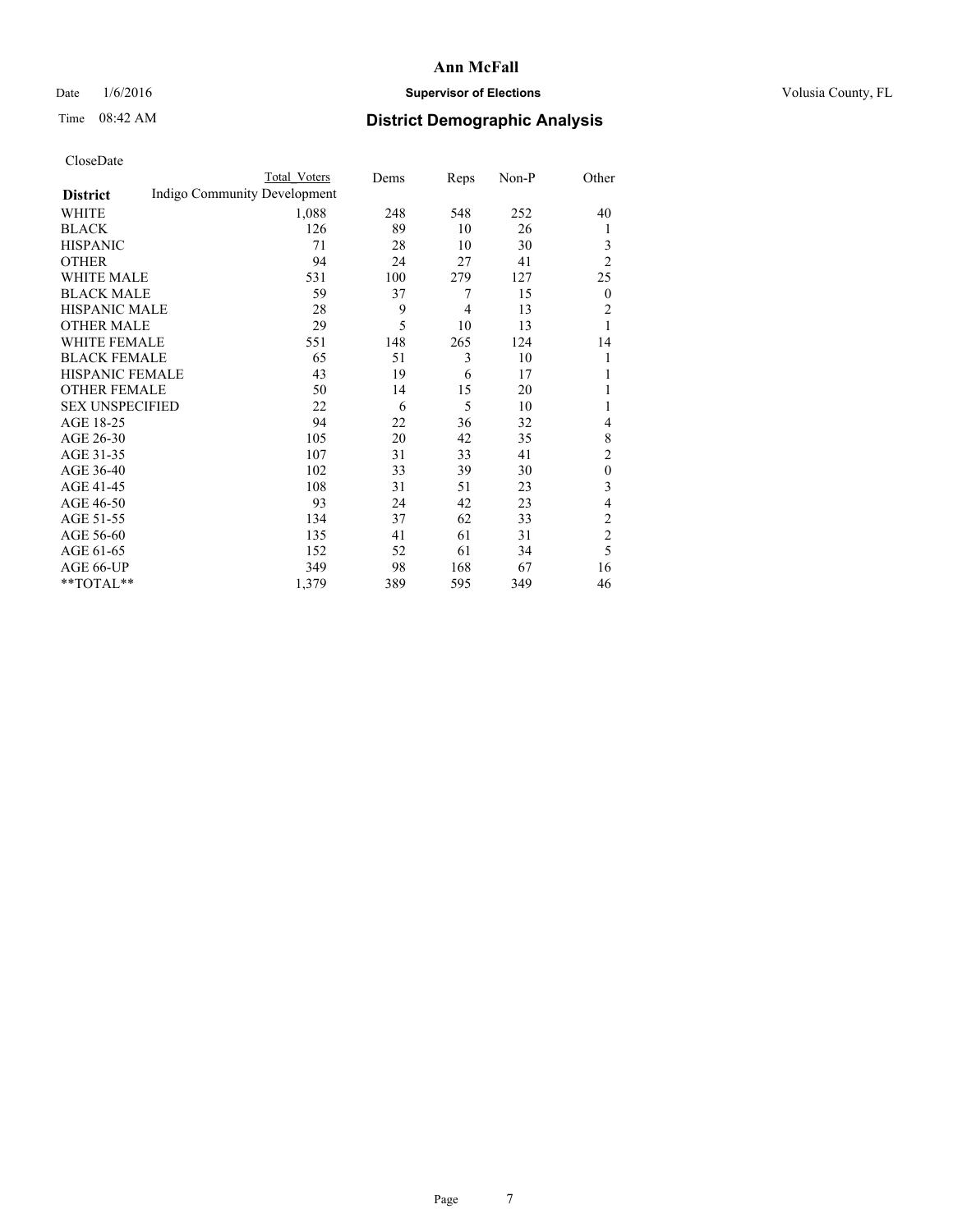# Ann McFall

Date 1/6/2016 **Supervisor of Elections** Volusia County, FL

Time 08:42 AM **District Demographic Analysis**

CloseDate

| District | Total Voters | Dems | Reps | Non-P | Other |
|---|---|---|---|---|---|
| Indigo Community Development | | | | | |
| WHITE | 1,088 | 248 | 548 | 252 | 40 |
| BLACK | 126 | 89 | 10 | 26 | 1 |
| HISPANIC | 71 | 28 | 10 | 30 | 3 |
| OTHER | 94 | 24 | 27 | 41 | 2 |
| WHITE MALE | 531 | 100 | 279 | 127 | 25 |
| BLACK MALE | 59 | 37 | 7 | 15 | 0 |
| HISPANIC MALE | 28 | 9 | 4 | 13 | 2 |
| OTHER MALE | 29 | 5 | 10 | 13 | 1 |
| WHITE FEMALE | 551 | 148 | 265 | 124 | 14 |
| BLACK FEMALE | 65 | 51 | 3 | 10 | 1 |
| HISPANIC FEMALE | 43 | 19 | 6 | 17 | 1 |
| OTHER FEMALE | 50 | 14 | 15 | 20 | 1 |
| SEX UNSPECIFIED | 22 | 6 | 5 | 10 | 1 |
| AGE 18-25 | 94 | 22 | 36 | 32 | 4 |
| AGE 26-30 | 105 | 20 | 42 | 35 | 8 |
| AGE 31-35 | 107 | 31 | 33 | 41 | 2 |
| AGE 36-40 | 102 | 33 | 39 | 30 | 0 |
| AGE 41-45 | 108 | 31 | 51 | 23 | 3 |
| AGE 46-50 | 93 | 24 | 42 | 23 | 4 |
| AGE 51-55 | 134 | 37 | 62 | 33 | 2 |
| AGE 56-60 | 135 | 41 | 61 | 31 | 2 |
| AGE 61-65 | 152 | 52 | 61 | 34 | 5 |
| AGE 66-UP | 349 | 98 | 168 | 67 | 16 |
| **TOTAL** | 1,379 | 389 | 595 | 349 | 46 |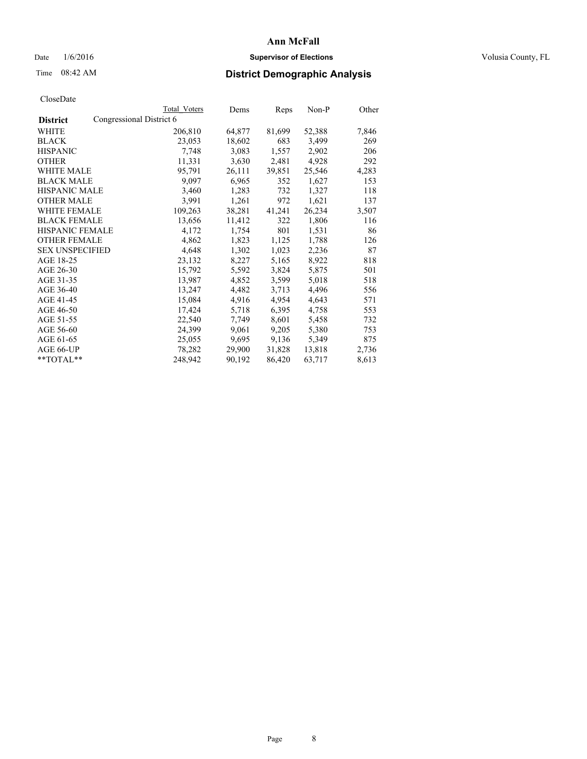# Ann McFall

Date 1/6/2016 **Supervisor of Elections** Volusia County, FL

Time 08:42 AM **District Demographic Analysis**

CloseDate

| | Total Voters | Dems | Reps | Non-P | Other |
|---|---|---|---|---|---|
| **District** Congressional District 6 | | | | | |
| WHITE | 206,810 | 64,877 | 81,699 | 52,388 | 7,846 |
| BLACK | 23,053 | 18,602 | 683 | 3,499 | 269 |
| HISPANIC | 7,748 | 3,083 | 1,557 | 2,902 | 206 |
| OTHER | 11,331 | 3,630 | 2,481 | 4,928 | 292 |
| WHITE MALE | 95,791 | 26,111 | 39,851 | 25,546 | 4,283 |
| BLACK MALE | 9,097 | 6,965 | 352 | 1,627 | 153 |
| HISPANIC MALE | 3,460 | 1,283 | 732 | 1,327 | 118 |
| OTHER MALE | 3,991 | 1,261 | 972 | 1,621 | 137 |
| WHITE FEMALE | 109,263 | 38,281 | 41,241 | 26,234 | 3,507 |
| BLACK FEMALE | 13,656 | 11,412 | 322 | 1,806 | 116 |
| HISPANIC FEMALE | 4,172 | 1,754 | 801 | 1,531 | 86 |
| OTHER FEMALE | 4,862 | 1,823 | 1,125 | 1,788 | 126 |
| SEX UNSPECIFIED | 4,648 | 1,302 | 1,023 | 2,236 | 87 |
| AGE 18-25 | 23,132 | 8,227 | 5,165 | 8,922 | 818 |
| AGE 26-30 | 15,792 | 5,592 | 3,824 | 5,875 | 501 |
| AGE 31-35 | 13,987 | 4,852 | 3,599 | 5,018 | 518 |
| AGE 36-40 | 13,247 | 4,482 | 3,713 | 4,496 | 556 |
| AGE 41-45 | 15,084 | 4,916 | 4,954 | 4,643 | 571 |
| AGE 46-50 | 17,424 | 5,718 | 6,395 | 4,758 | 553 |
| AGE 51-55 | 22,540 | 7,749 | 8,601 | 5,458 | 732 |
| AGE 56-60 | 24,399 | 9,061 | 9,205 | 5,380 | 753 |
| AGE 61-65 | 25,055 | 9,695 | 9,136 | 5,349 | 875 |
| AGE 66-UP | 78,282 | 29,900 | 31,828 | 13,818 | 2,736 |
| **TOTAL** | 248,942 | 90,192 | 86,420 | 63,717 | 8,613 |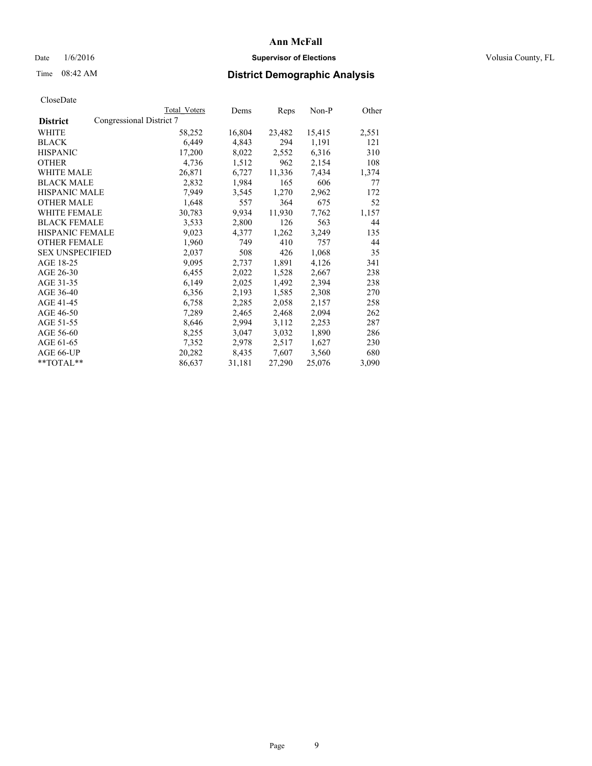# Ann McFall

Date 1/6/2016 **Supervisor of Elections** Volusia County, FL

Time 08:42 AM **District Demographic Analysis**

CloseDate

| District | Congressional District 7 | Total Voters | Dems | Reps | Non-P | Other |
|---|---|---|---|---|---|---|
| WHITE | | 58,252 | 16,804 | 23,482 | 15,415 | 2,551 |
| BLACK | | 6,449 | 4,843 | 294 | 1,191 | 121 |
| HISPANIC | | 17,200 | 8,022 | 2,552 | 6,316 | 310 |
| OTHER | | 4,736 | 1,512 | 962 | 2,154 | 108 |
| WHITE MALE | | 26,871 | 6,727 | 11,336 | 7,434 | 1,374 |
| BLACK MALE | | 2,832 | 1,984 | 165 | 606 | 77 |
| HISPANIC MALE | | 7,949 | 3,545 | 1,270 | 2,962 | 172 |
| OTHER MALE | | 1,648 | 557 | 364 | 675 | 52 |
| WHITE FEMALE | | 30,783 | 9,934 | 11,930 | 7,762 | 1,157 |
| BLACK FEMALE | | 3,533 | 2,800 | 126 | 563 | 44 |
| HISPANIC FEMALE | | 9,023 | 4,377 | 1,262 | 3,249 | 135 |
| OTHER FEMALE | | 1,960 | 749 | 410 | 757 | 44 |
| SEX UNSPECIFIED | | 2,037 | 508 | 426 | 1,068 | 35 |
| AGE 18-25 | | 9,095 | 2,737 | 1,891 | 4,126 | 341 |
| AGE 26-30 | | 6,455 | 2,022 | 1,528 | 2,667 | 238 |
| AGE 31-35 | | 6,149 | 2,025 | 1,492 | 2,394 | 238 |
| AGE 36-40 | | 6,356 | 2,193 | 1,585 | 2,308 | 270 |
| AGE 41-45 | | 6,758 | 2,285 | 2,058 | 2,157 | 258 |
| AGE 46-50 | | 7,289 | 2,465 | 2,468 | 2,094 | 262 |
| AGE 51-55 | | 8,646 | 2,994 | 3,112 | 2,253 | 287 |
| AGE 56-60 | | 8,255 | 3,047 | 3,032 | 1,890 | 286 |
| AGE 61-65 | | 7,352 | 2,978 | 2,517 | 1,627 | 230 |
| AGE 66-UP | | 20,282 | 8,435 | 7,607 | 3,560 | 680 |
| **TOTAL** | | 86,637 | 31,181 | 27,290 | 25,076 | 3,090 |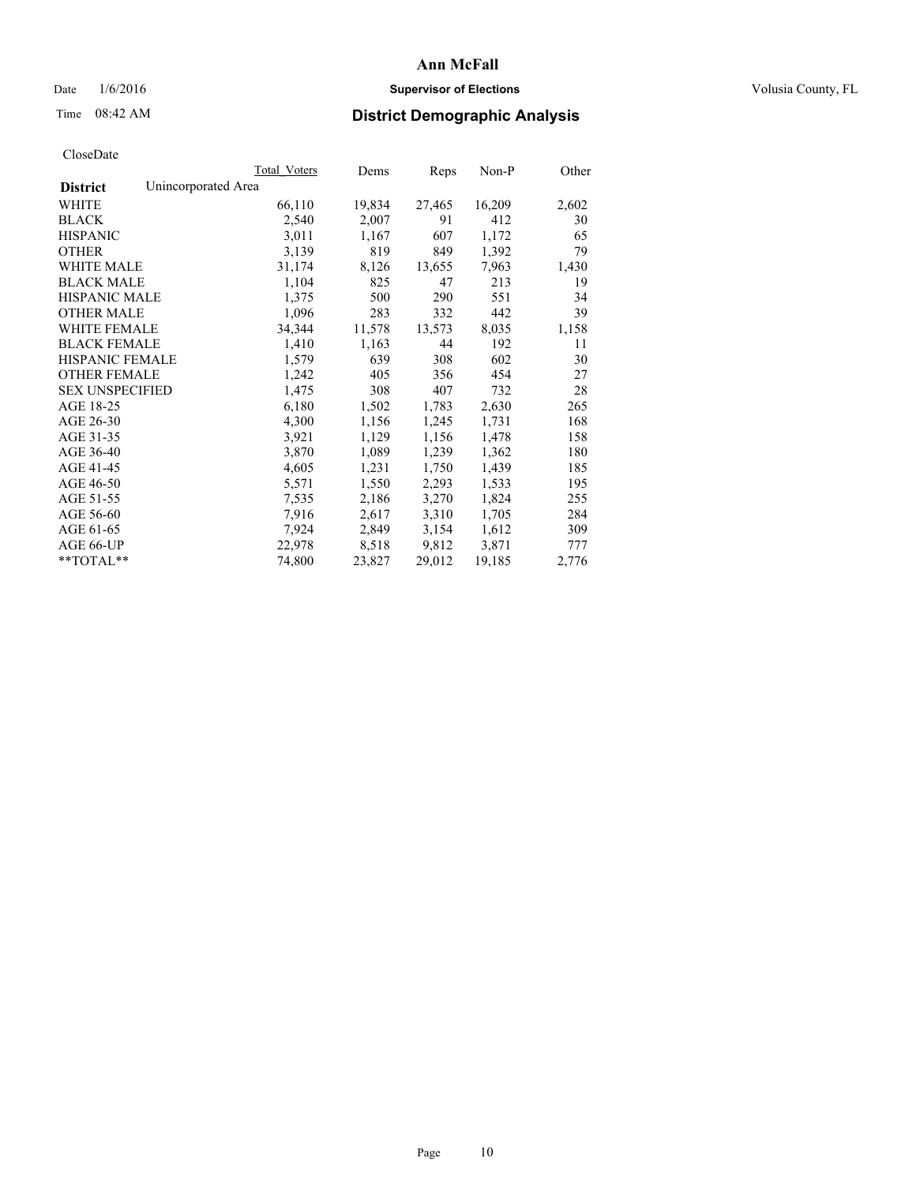# Ann McFall

Date 1/6/2016 **Supervisor of Elections** Volusia County, FL

Time 08:42 AM **District Demographic Analysis**

CloseDate

| District | Unincorporated Area | Total_Voters | Dems | Reps | Non-P | Other |
|---|---|---|---|---|---|---|
| WHITE | | 66,110 | 19,834 | 27,465 | 16,209 | 2,602 |
| BLACK | | 2,540 | 2,007 | 91 | 412 | 30 |
| HISPANIC | | 3,011 | 1,167 | 607 | 1,172 | 65 |
| OTHER | | 3,139 | 819 | 849 | 1,392 | 79 |
| WHITE MALE | | 31,174 | 8,126 | 13,655 | 7,963 | 1,430 |
| BLACK MALE | | 1,104 | 825 | 47 | 213 | 19 |
| HISPANIC MALE | | 1,375 | 500 | 290 | 551 | 34 |
| OTHER MALE | | 1,096 | 283 | 332 | 442 | 39 |
| WHITE FEMALE | | 34,344 | 11,578 | 13,573 | 8,035 | 1,158 |
| BLACK FEMALE | | 1,410 | 1,163 | 44 | 192 | 11 |
| HISPANIC FEMALE | | 1,579 | 639 | 308 | 602 | 30 |
| OTHER FEMALE | | 1,242 | 405 | 356 | 454 | 27 |
| SEX UNSPECIFIED | | 1,475 | 308 | 407 | 732 | 28 |
| AGE 18-25 | | 6,180 | 1,502 | 1,783 | 2,630 | 265 |
| AGE 26-30 | | 4,300 | 1,156 | 1,245 | 1,731 | 168 |
| AGE 31-35 | | 3,921 | 1,129 | 1,156 | 1,478 | 158 |
| AGE 36-40 | | 3,870 | 1,089 | 1,239 | 1,362 | 180 |
| AGE 41-45 | | 4,605 | 1,231 | 1,750 | 1,439 | 185 |
| AGE 46-50 | | 5,571 | 1,550 | 2,293 | 1,533 | 195 |
| AGE 51-55 | | 7,535 | 2,186 | 3,270 | 1,824 | 255 |
| AGE 56-60 | | 7,916 | 2,617 | 3,310 | 1,705 | 284 |
| AGE 61-65 | | 7,924 | 2,849 | 3,154 | 1,612 | 309 |
| AGE 66-UP | | 22,978 | 8,518 | 9,812 | 3,871 | 777 |
| **TOTAL** | | 74,800 | 23,827 | 29,012 | 19,185 | 2,776 |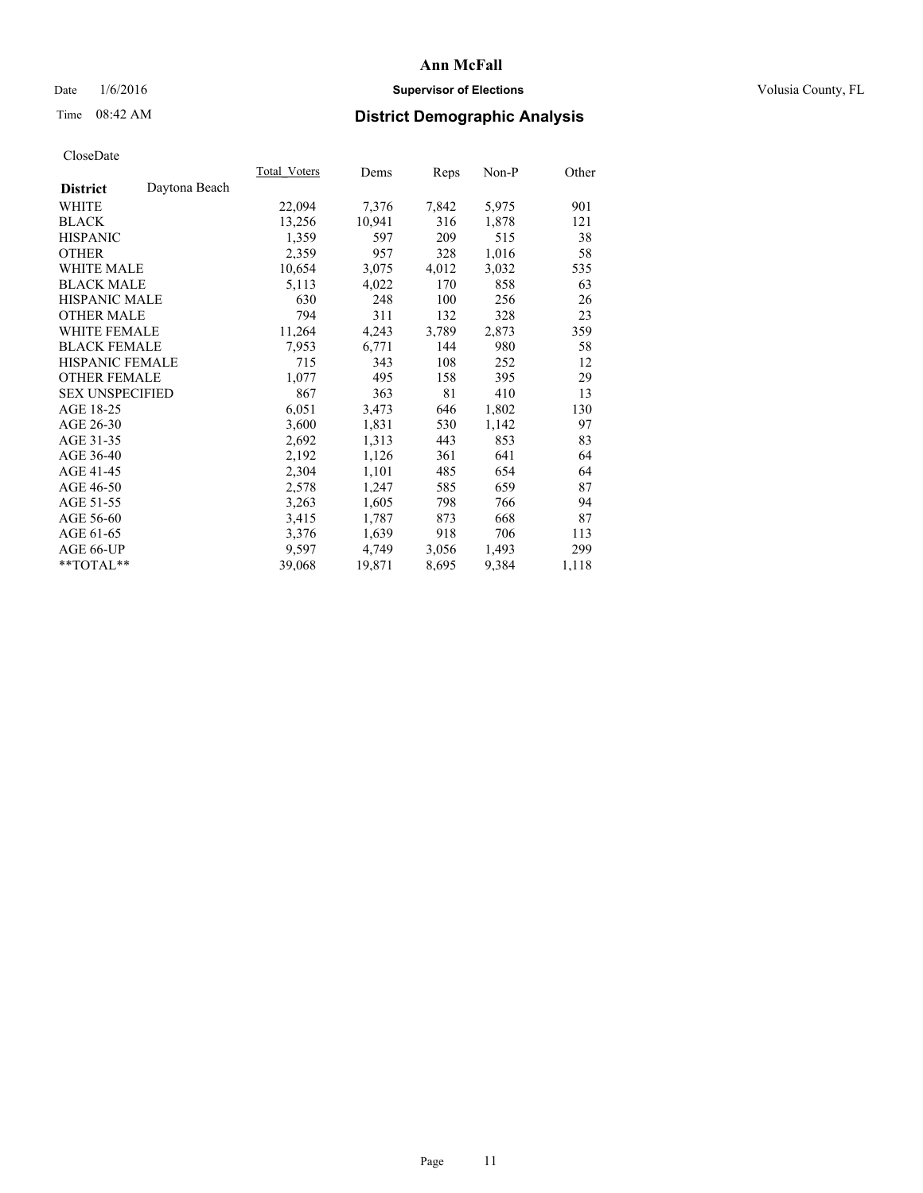# Ann McFall

Date 1/6/2016 **Supervisor of Elections** Volusia County, FL

Time 08:42 AM **District Demographic Analysis**

CloseDate

| | Total_Voters | Dems | Reps | Non-P | Other |
|---|---|---|---|---|---|
| **District** Daytona Beach | | | | | |
| WHITE | 22,094 | 7,376 | 7,842 | 5,975 | 901 |
| BLACK | 13,256 | 10,941 | 316 | 1,878 | 121 |
| HISPANIC | 1,359 | 597 | 209 | 515 | 38 |
| OTHER | 2,359 | 957 | 328 | 1,016 | 58 |
| WHITE MALE | 10,654 | 3,075 | 4,012 | 3,032 | 535 |
| BLACK MALE | 5,113 | 4,022 | 170 | 858 | 63 |
| HISPANIC MALE | 630 | 248 | 100 | 256 | 26 |
| OTHER MALE | 794 | 311 | 132 | 328 | 23 |
| WHITE FEMALE | 11,264 | 4,243 | 3,789 | 2,873 | 359 |
| BLACK FEMALE | 7,953 | 6,771 | 144 | 980 | 58 |
| HISPANIC FEMALE | 715 | 343 | 108 | 252 | 12 |
| OTHER FEMALE | 1,077 | 495 | 158 | 395 | 29 |
| SEX UNSPECIFIED | 867 | 363 | 81 | 410 | 13 |
| AGE 18-25 | 6,051 | 3,473 | 646 | 1,802 | 130 |
| AGE 26-30 | 3,600 | 1,831 | 530 | 1,142 | 97 |
| AGE 31-35 | 2,692 | 1,313 | 443 | 853 | 83 |
| AGE 36-40 | 2,192 | 1,126 | 361 | 641 | 64 |
| AGE 41-45 | 2,304 | 1,101 | 485 | 654 | 64 |
| AGE 46-50 | 2,578 | 1,247 | 585 | 659 | 87 |
| AGE 51-55 | 3,263 | 1,605 | 798 | 766 | 94 |
| AGE 56-60 | 3,415 | 1,787 | 873 | 668 | 87 |
| AGE 61-65 | 3,376 | 1,639 | 918 | 706 | 113 |
| AGE 66-UP | 9,597 | 4,749 | 3,056 | 1,493 | 299 |
| **TOTAL** | 39,068 | 19,871 | 8,695 | 9,384 | 1,118 |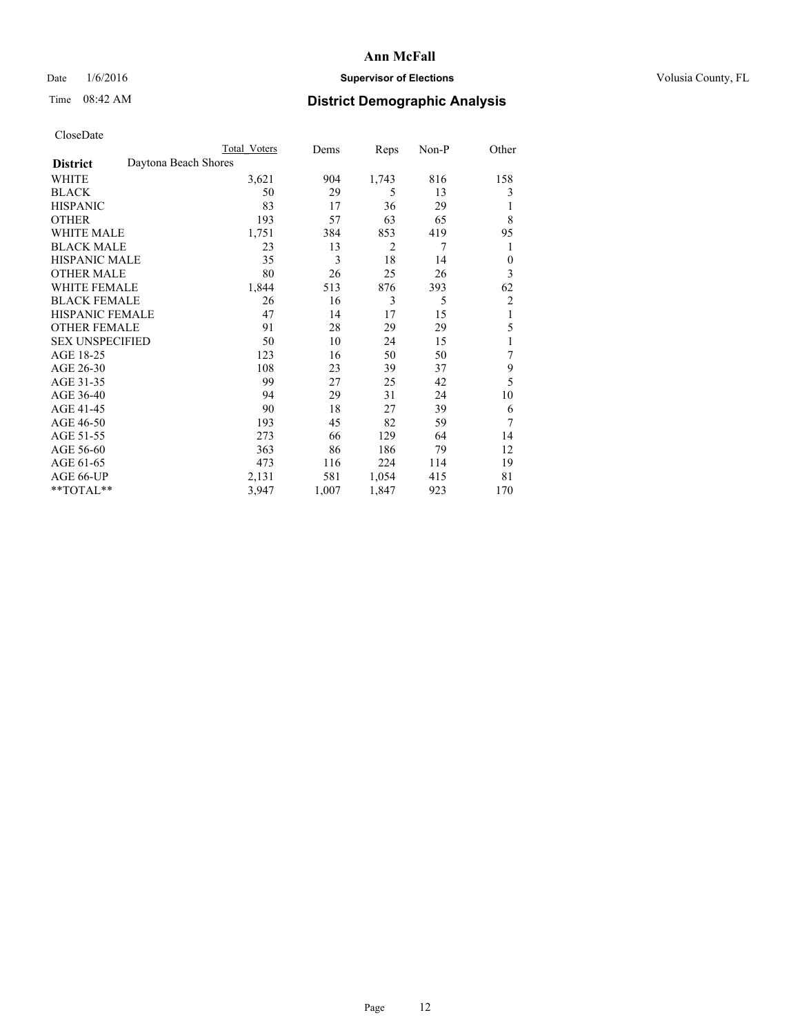# Ann McFall

Date 1/6/2016 **Supervisor of Elections** Volusia County, FL

Time 08:42 AM **District Demographic Analysis**

CloseDate

| | Total Voters | Dems | Reps | Non-P | Other |
|---|---|---|---|---|---|
| **District** Daytona Beach Shores | | | | | |
| WHITE | 3,621 | 904 | 1,743 | 816 | 158 |
| BLACK | 50 | 29 | 5 | 13 | 3 |
| HISPANIC | 83 | 17 | 36 | 29 | 1 |
| OTHER | 193 | 57 | 63 | 65 | 8 |
| WHITE MALE | 1,751 | 384 | 853 | 419 | 95 |
| BLACK MALE | 23 | 13 | 2 | 7 | 1 |
| HISPANIC MALE | 35 | 3 | 18 | 14 | 0 |
| OTHER MALE | 80 | 26 | 25 | 26 | 3 |
| WHITE FEMALE | 1,844 | 513 | 876 | 393 | 62 |
| BLACK FEMALE | 26 | 16 | 3 | 5 | 2 |
| HISPANIC FEMALE | 47 | 14 | 17 | 15 | 1 |
| OTHER FEMALE | 91 | 28 | 29 | 29 | 5 |
| SEX UNSPECIFIED | 50 | 10 | 24 | 15 | 1 |
| AGE 18-25 | 123 | 16 | 50 | 50 | 7 |
| AGE 26-30 | 108 | 23 | 39 | 37 | 9 |
| AGE 31-35 | 99 | 27 | 25 | 42 | 5 |
| AGE 36-40 | 94 | 29 | 31 | 24 | 10 |
| AGE 41-45 | 90 | 18 | 27 | 39 | 6 |
| AGE 46-50 | 193 | 45 | 82 | 59 | 7 |
| AGE 51-55 | 273 | 66 | 129 | 64 | 14 |
| AGE 56-60 | 363 | 86 | 186 | 79 | 12 |
| AGE 61-65 | 473 | 116 | 224 | 114 | 19 |
| AGE 66-UP | 2,131 | 581 | 1,054 | 415 | 81 |
| **TOTAL** | 3,947 | 1,007 | 1,847 | 923 | 170 |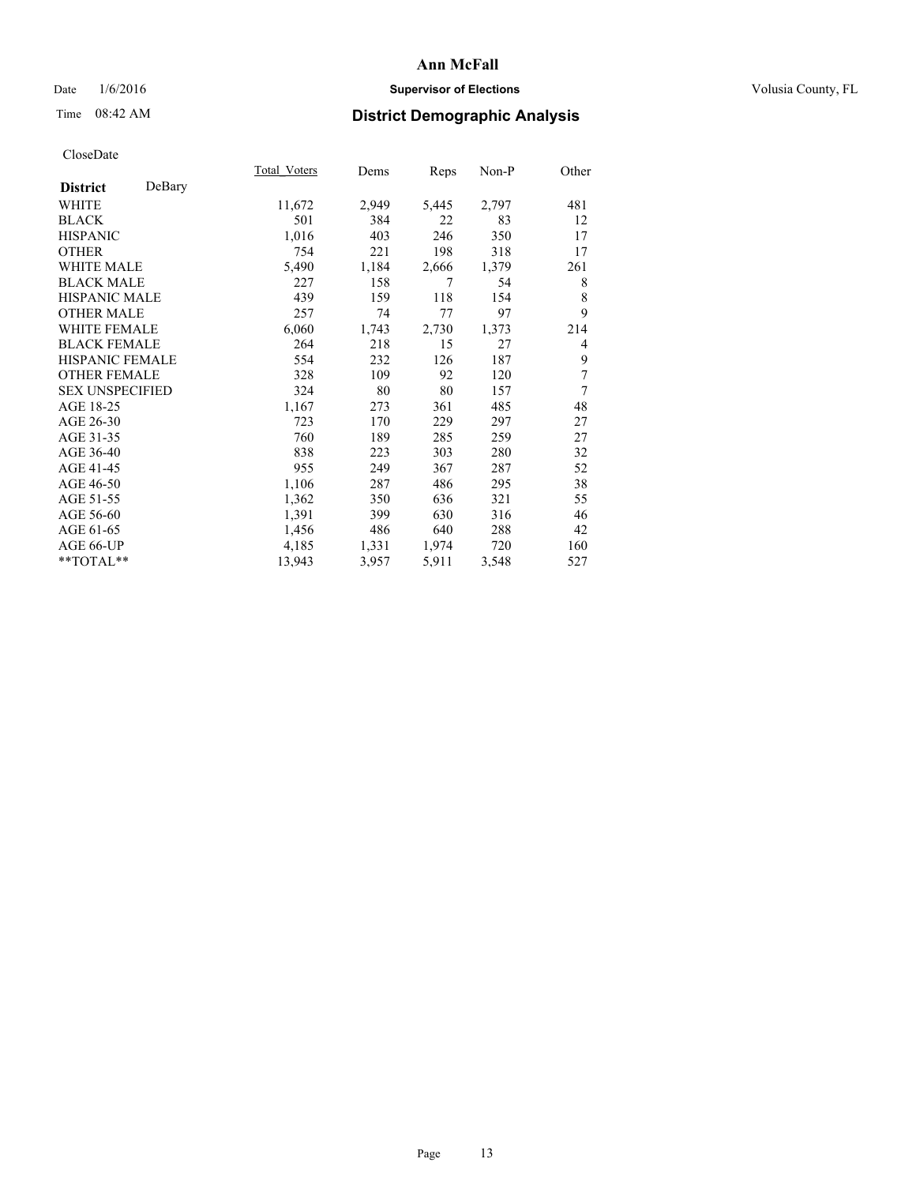**Ann McFall**

Date 1/6/2016 **Supervisor of Elections** Volusia County, FL

Time 08:42 AM **District Demographic Analysis**

CloseDate

| **District** DeBary | Total_Voters | Dems | Reps | Non-P | Other |
|---|---|---|---|---|---|
| WHITE | 11,672 | 2,949 | 5,445 | 2,797 | 481 |
| BLACK | 501 | 384 | 22 | 83 | 12 |
| HISPANIC | 1,016 | 403 | 246 | 350 | 17 |
| OTHER | 754 | 221 | 198 | 318 | 17 |
| WHITE MALE | 5,490 | 1,184 | 2,666 | 1,379 | 261 |
| BLACK MALE | 227 | 158 | 7 | 54 | 8 |
| HISPANIC MALE | 439 | 159 | 118 | 154 | 8 |
| OTHER MALE | 257 | 74 | 77 | 97 | 9 |
| WHITE FEMALE | 6,060 | 1,743 | 2,730 | 1,373 | 214 |
| BLACK FEMALE | 264 | 218 | 15 | 27 | 4 |
| HISPANIC FEMALE | 554 | 232 | 126 | 187 | 9 |
| OTHER FEMALE | 328 | 109 | 92 | 120 | 7 |
| SEX UNSPECIFIED | 324 | 80 | 80 | 157 | 7 |
| AGE 18-25 | 1,167 | 273 | 361 | 485 | 48 |
| AGE 26-30 | 723 | 170 | 229 | 297 | 27 |
| AGE 31-35 | 760 | 189 | 285 | 259 | 27 |
| AGE 36-40 | 838 | 223 | 303 | 280 | 32 |
| AGE 41-45 | 955 | 249 | 367 | 287 | 52 |
| AGE 46-50 | 1,106 | 287 | 486 | 295 | 38 |
| AGE 51-55 | 1,362 | 350 | 636 | 321 | 55 |
| AGE 56-60 | 1,391 | 399 | 630 | 316 | 46 |
| AGE 61-65 | 1,456 | 486 | 640 | 288 | 42 |
| AGE 66-UP | 4,185 | 1,331 | 1,974 | 720 | 160 |
| **TOTAL** | 13,943 | 3,957 | 5,911 | 3,548 | 527 |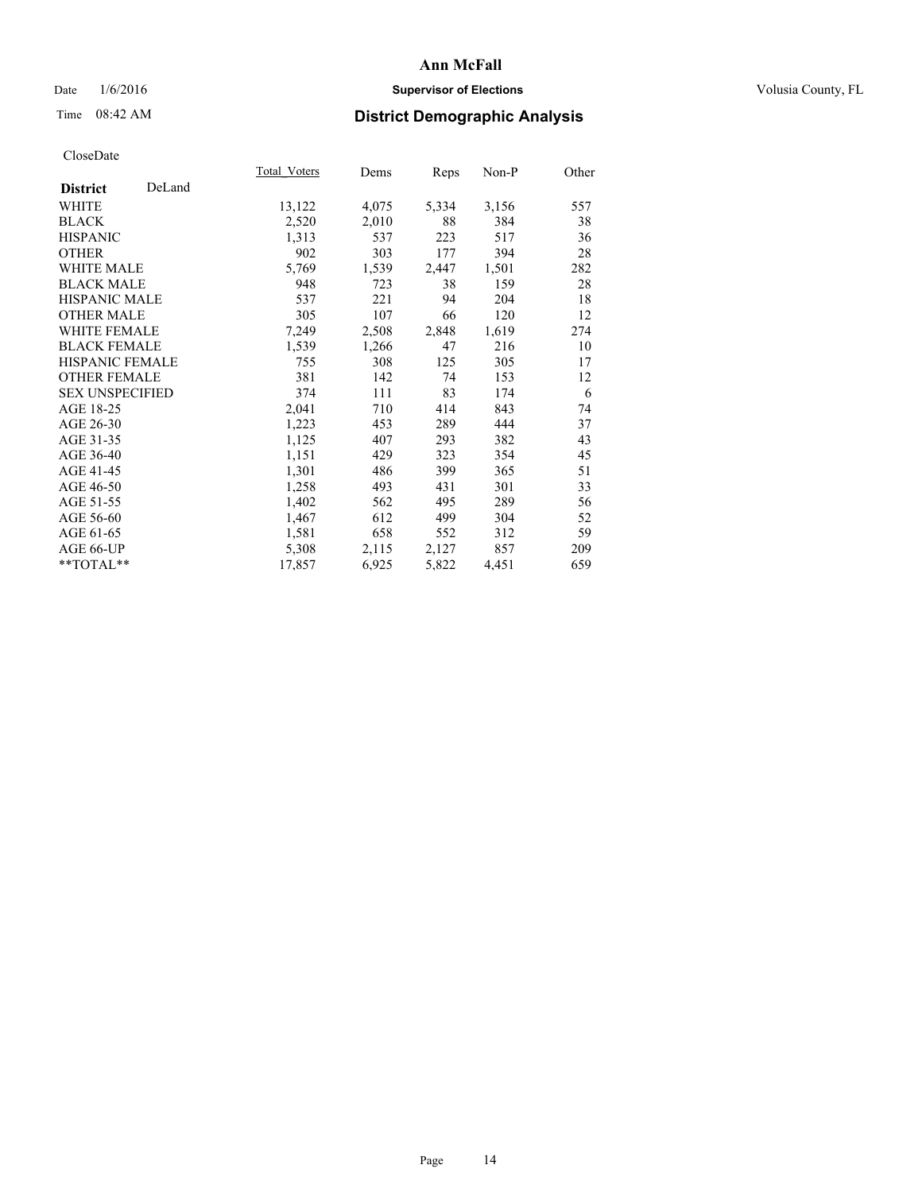# Ann McFall

Date 1/6/2016 **Supervisor of Elections** Volusia County, FL

Time 08:42 AM **District Demographic Analysis**

CloseDate

| **District** DeLand | Total_Voters | Dems | Reps | Non-P | Other |
|---|---|---|---|---|---|
| WHITE | 13,122 | 4,075 | 5,334 | 3,156 | 557 |
| BLACK | 2,520 | 2,010 | 88 | 384 | 38 |
| HISPANIC | 1,313 | 537 | 223 | 517 | 36 |
| OTHER | 902 | 303 | 177 | 394 | 28 |
| WHITE MALE | 5,769 | 1,539 | 2,447 | 1,501 | 282 |
| BLACK MALE | 948 | 723 | 38 | 159 | 28 |
| HISPANIC MALE | 537 | 221 | 94 | 204 | 18 |
| OTHER MALE | 305 | 107 | 66 | 120 | 12 |
| WHITE FEMALE | 7,249 | 2,508 | 2,848 | 1,619 | 274 |
| BLACK FEMALE | 1,539 | 1,266 | 47 | 216 | 10 |
| HISPANIC FEMALE | 755 | 308 | 125 | 305 | 17 |
| OTHER FEMALE | 381 | 142 | 74 | 153 | 12 |
| SEX UNSPECIFIED | 374 | 111 | 83 | 174 | 6 |
| AGE 18-25 | 2,041 | 710 | 414 | 843 | 74 |
| AGE 26-30 | 1,223 | 453 | 289 | 444 | 37 |
| AGE 31-35 | 1,125 | 407 | 293 | 382 | 43 |
| AGE 36-40 | 1,151 | 429 | 323 | 354 | 45 |
| AGE 41-45 | 1,301 | 486 | 399 | 365 | 51 |
| AGE 46-50 | 1,258 | 493 | 431 | 301 | 33 |
| AGE 51-55 | 1,402 | 562 | 495 | 289 | 56 |
| AGE 56-60 | 1,467 | 612 | 499 | 304 | 52 |
| AGE 61-65 | 1,581 | 658 | 552 | 312 | 59 |
| AGE 66-UP | 5,308 | 2,115 | 2,127 | 857 | 209 |
| **TOTAL** | 17,857 | 6,925 | 5,822 | 4,451 | 659 |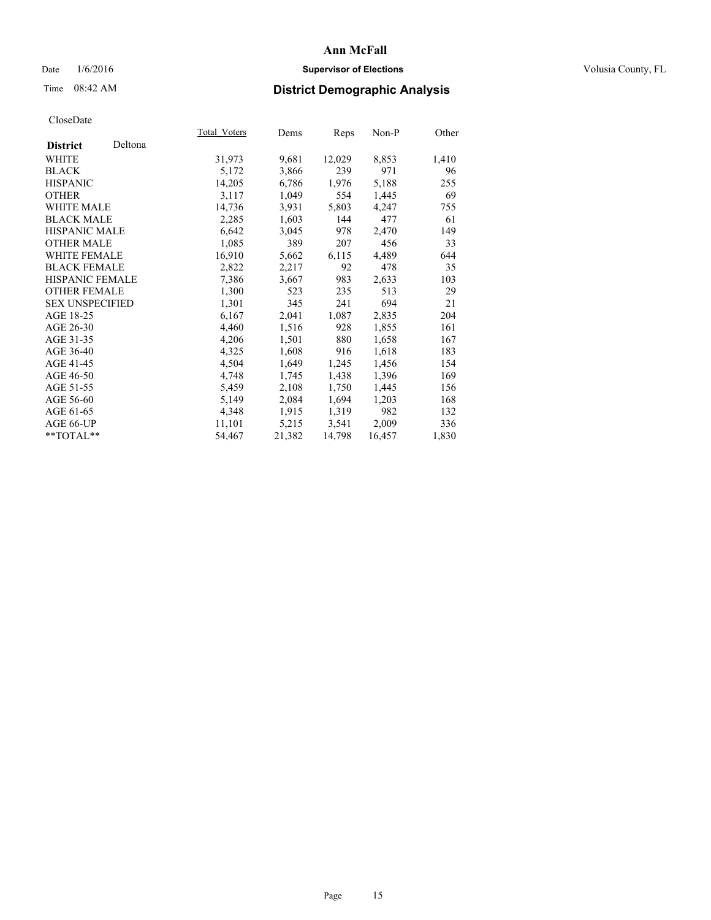**Ann McFall**

Date 1/6/2016 **Supervisor of Elections** Volusia County, FL

Time 08:42 AM **District Demographic Analysis**

CloseDate

| | Total_Voters | Dems | Reps | Non-P | Other |
|---|---|---|---|---|---|
| **District** Deltona | | | | | |
| WHITE | 31,973 | 9,681 | 12,029 | 8,853 | 1,410 |
| BLACK | 5,172 | 3,866 | 239 | 971 | 96 |
| HISPANIC | 14,205 | 6,786 | 1,976 | 5,188 | 255 |
| OTHER | 3,117 | 1,049 | 554 | 1,445 | 69 |
| WHITE MALE | 14,736 | 3,931 | 5,803 | 4,247 | 755 |
| BLACK MALE | 2,285 | 1,603 | 144 | 477 | 61 |
| HISPANIC MALE | 6,642 | 3,045 | 978 | 2,470 | 149 |
| OTHER MALE | 1,085 | 389 | 207 | 456 | 33 |
| WHITE FEMALE | 16,910 | 5,662 | 6,115 | 4,489 | 644 |
| BLACK FEMALE | 2,822 | 2,217 | 92 | 478 | 35 |
| HISPANIC FEMALE | 7,386 | 3,667 | 983 | 2,633 | 103 |
| OTHER FEMALE | 1,300 | 523 | 235 | 513 | 29 |
| SEX UNSPECIFIED | 1,301 | 345 | 241 | 694 | 21 |
| AGE 18-25 | 6,167 | 2,041 | 1,087 | 2,835 | 204 |
| AGE 26-30 | 4,460 | 1,516 | 928 | 1,855 | 161 |
| AGE 31-35 | 4,206 | 1,501 | 880 | 1,658 | 167 |
| AGE 36-40 | 4,325 | 1,608 | 916 | 1,618 | 183 |
| AGE 41-45 | 4,504 | 1,649 | 1,245 | 1,456 | 154 |
| AGE 46-50 | 4,748 | 1,745 | 1,438 | 1,396 | 169 |
| AGE 51-55 | 5,459 | 2,108 | 1,750 | 1,445 | 156 |
| AGE 56-60 | 5,149 | 2,084 | 1,694 | 1,203 | 168 |
| AGE 61-65 | 4,348 | 1,915 | 1,319 | 982 | 132 |
| AGE 66-UP | 11,101 | 5,215 | 3,541 | 2,009 | 336 |
| **TOTAL** | 54,467 | 21,382 | 14,798 | 16,457 | 1,830 |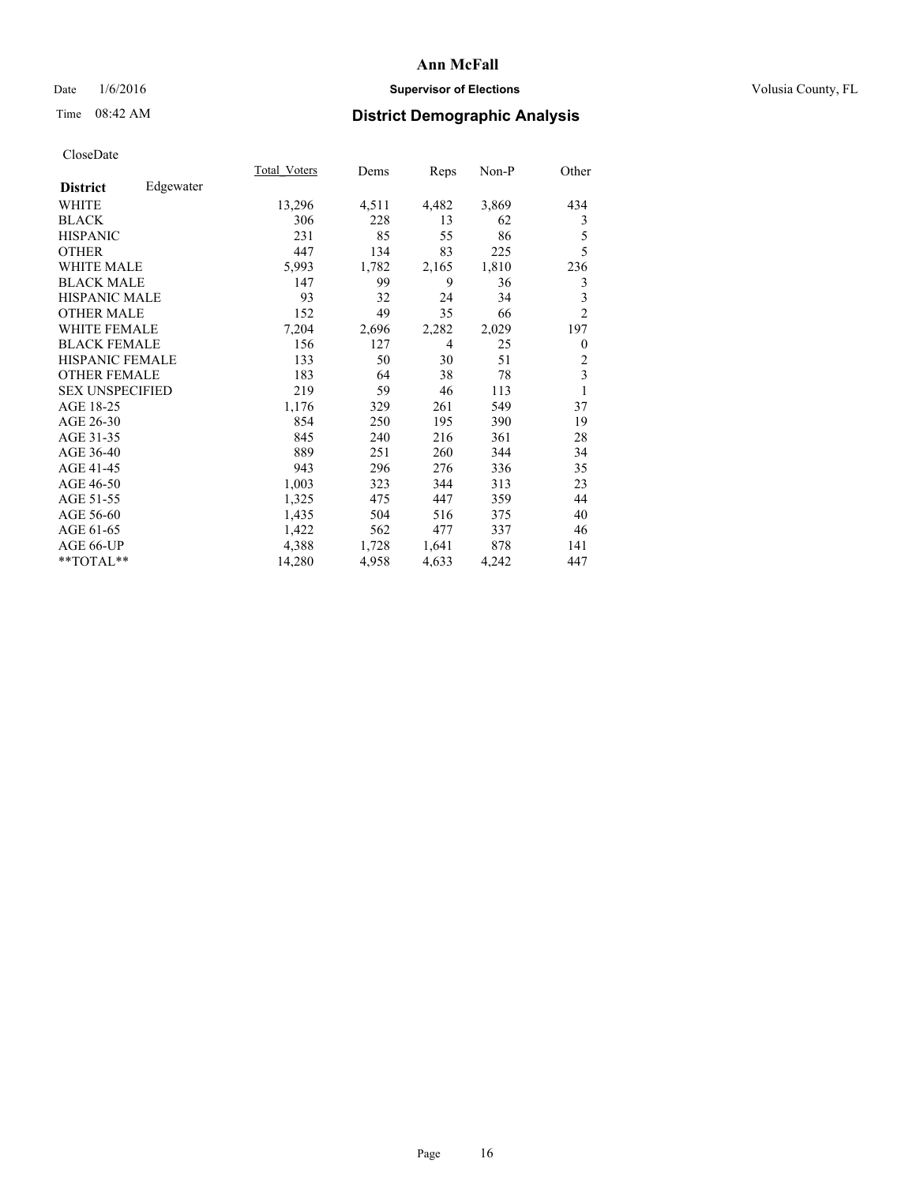# Ann McFall

Date 1/6/2016 **Supervisor of Elections** Volusia County, FL

Time 08:42 AM **District Demographic Analysis**

CloseDate

| | Total_Voters | Dems | Reps | Non-P | Other |
|---|---|---|---|---|---|
| **District** Edgewater | | | | | |
| WHITE | 13,296 | 4,511 | 4,482 | 3,869 | 434 |
| BLACK | 306 | 228 | 13 | 62 | 3 |
| HISPANIC | 231 | 85 | 55 | 86 | 5 |
| OTHER | 447 | 134 | 83 | 225 | 5 |
| WHITE MALE | 5,993 | 1,782 | 2,165 | 1,810 | 236 |
| BLACK MALE | 147 | 99 | 9 | 36 | 3 |
| HISPANIC MALE | 93 | 32 | 24 | 34 | 3 |
| OTHER MALE | 152 | 49 | 35 | 66 | 2 |
| WHITE FEMALE | 7,204 | 2,696 | 2,282 | 2,029 | 197 |
| BLACK FEMALE | 156 | 127 | 4 | 25 | 0 |
| HISPANIC FEMALE | 133 | 50 | 30 | 51 | 2 |
| OTHER FEMALE | 183 | 64 | 38 | 78 | 3 |
| SEX UNSPECIFIED | 219 | 59 | 46 | 113 | 1 |
| AGE 18-25 | 1,176 | 329 | 261 | 549 | 37 |
| AGE 26-30 | 854 | 250 | 195 | 390 | 19 |
| AGE 31-35 | 845 | 240 | 216 | 361 | 28 |
| AGE 36-40 | 889 | 251 | 260 | 344 | 34 |
| AGE 41-45 | 943 | 296 | 276 | 336 | 35 |
| AGE 46-50 | 1,003 | 323 | 344 | 313 | 23 |
| AGE 51-55 | 1,325 | 475 | 447 | 359 | 44 |
| AGE 56-60 | 1,435 | 504 | 516 | 375 | 40 |
| AGE 61-65 | 1,422 | 562 | 477 | 337 | 46 |
| AGE 66-UP | 4,388 | 1,728 | 1,641 | 878 | 141 |
| **TOTAL** | 14,280 | 4,958 | 4,633 | 4,242 | 447 |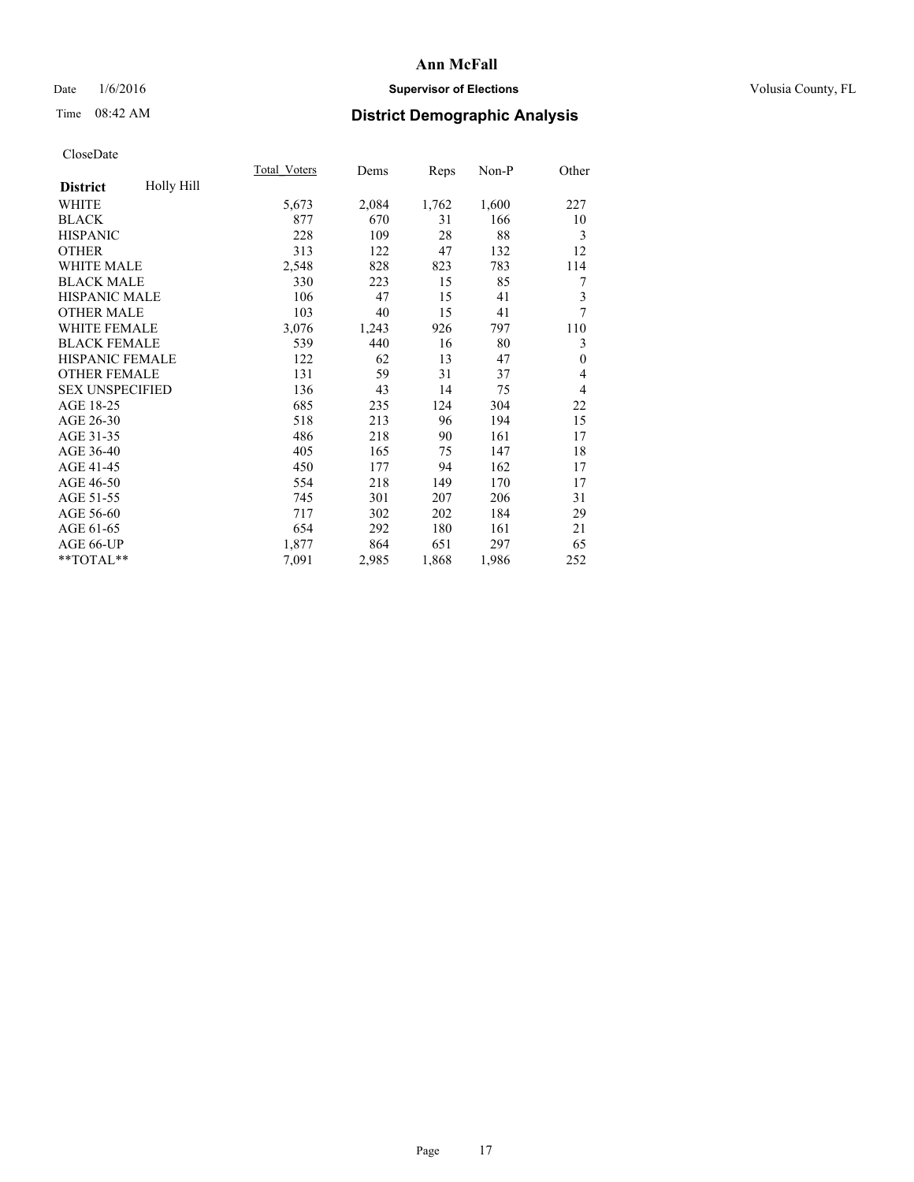**Ann McFall**

Date 1/6/2016 **Supervisor of Elections** Volusia County, FL

Time 08:42 AM

## District Demographic Analysis

CloseDate

| District: Holly Hill | Total_Voters | Dems | Reps | Non-P | Other |
|---|---|---|---|---|---|
| WHITE | 5,673 | 2,084 | 1,762 | 1,600 | 227 |
| BLACK | 877 | 670 | 31 | 166 | 10 |
| HISPANIC | 228 | 109 | 28 | 88 | 3 |
| OTHER | 313 | 122 | 47 | 132 | 12 |
| WHITE MALE | 2,548 | 828 | 823 | 783 | 114 |
| BLACK MALE | 330 | 223 | 15 | 85 | 7 |
| HISPANIC MALE | 106 | 47 | 15 | 41 | 3 |
| OTHER MALE | 103 | 40 | 15 | 41 | 7 |
| WHITE FEMALE | 3,076 | 1,243 | 926 | 797 | 110 |
| BLACK FEMALE | 539 | 440 | 16 | 80 | 3 |
| HISPANIC FEMALE | 122 | 62 | 13 | 47 | 0 |
| OTHER FEMALE | 131 | 59 | 31 | 37 | 4 |
| SEX UNSPECIFIED | 136 | 43 | 14 | 75 | 4 |
| AGE 18-25 | 685 | 235 | 124 | 304 | 22 |
| AGE 26-30 | 518 | 213 | 96 | 194 | 15 |
| AGE 31-35 | 486 | 218 | 90 | 161 | 17 |
| AGE 36-40 | 405 | 165 | 75 | 147 | 18 |
| AGE 41-45 | 450 | 177 | 94 | 162 | 17 |
| AGE 46-50 | 554 | 218 | 149 | 170 | 17 |
| AGE 51-55 | 745 | 301 | 207 | 206 | 31 |
| AGE 56-60 | 717 | 302 | 202 | 184 | 29 |
| AGE 61-65 | 654 | 292 | 180 | 161 | 21 |
| AGE 66-UP | 1,877 | 864 | 651 | 297 | 65 |
| **TOTAL** | 7,091 | 2,985 | 1,868 | 1,986 | 252 |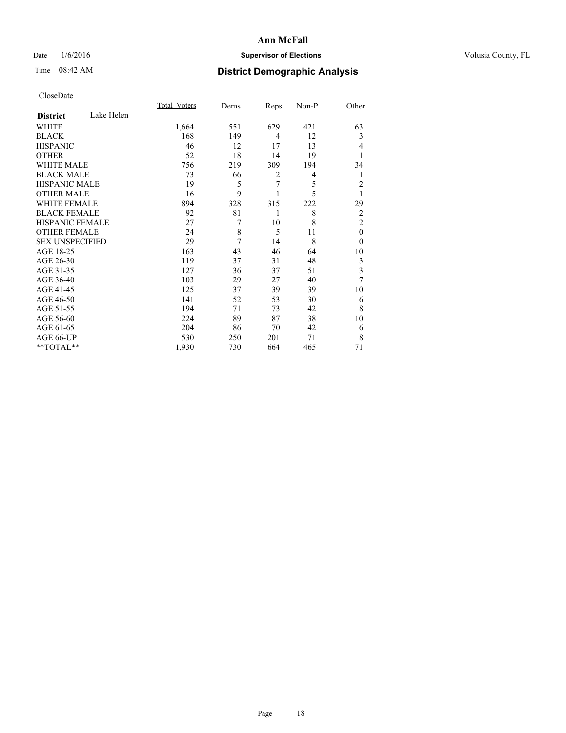# Ann McFall

Date 1/6/2016 **Supervisor of Elections** Volusia County, FL

Time 08:42 AM **District Demographic Analysis**

CloseDate

| **District** Lake Helen | Total_Voters | Dems | Reps | Non-P | Other |
|---|---|---|---|---|---|
| WHITE | 1,664 | 551 | 629 | 421 | 63 |
| BLACK | 168 | 149 | 4 | 12 | 3 |
| HISPANIC | 46 | 12 | 17 | 13 | 4 |
| OTHER | 52 | 18 | 14 | 19 | 1 |
| WHITE MALE | 756 | 219 | 309 | 194 | 34 |
| BLACK MALE | 73 | 66 | 2 | 4 | 1 |
| HISPANIC MALE | 19 | 5 | 7 | 5 | 2 |
| OTHER MALE | 16 | 9 | 1 | 5 | 1 |
| WHITE FEMALE | 894 | 328 | 315 | 222 | 29 |
| BLACK FEMALE | 92 | 81 | 1 | 8 | 2 |
| HISPANIC FEMALE | 27 | 7 | 10 | 8 | 2 |
| OTHER FEMALE | 24 | 8 | 5 | 11 | 0 |
| SEX UNSPECIFIED | 29 | 7 | 14 | 8 | 0 |
| AGE 18-25 | 163 | 43 | 46 | 64 | 10 |
| AGE 26-30 | 119 | 37 | 31 | 48 | 3 |
| AGE 31-35 | 127 | 36 | 37 | 51 | 3 |
| AGE 36-40 | 103 | 29 | 27 | 40 | 7 |
| AGE 41-45 | 125 | 37 | 39 | 39 | 10 |
| AGE 46-50 | 141 | 52 | 53 | 30 | 6 |
| AGE 51-55 | 194 | 71 | 73 | 42 | 8 |
| AGE 56-60 | 224 | 89 | 87 | 38 | 10 |
| AGE 61-65 | 204 | 86 | 70 | 42 | 6 |
| AGE 66-UP | 530 | 250 | 201 | 71 | 8 |
| **TOTAL** | 1,930 | 730 | 664 | 465 | 71 |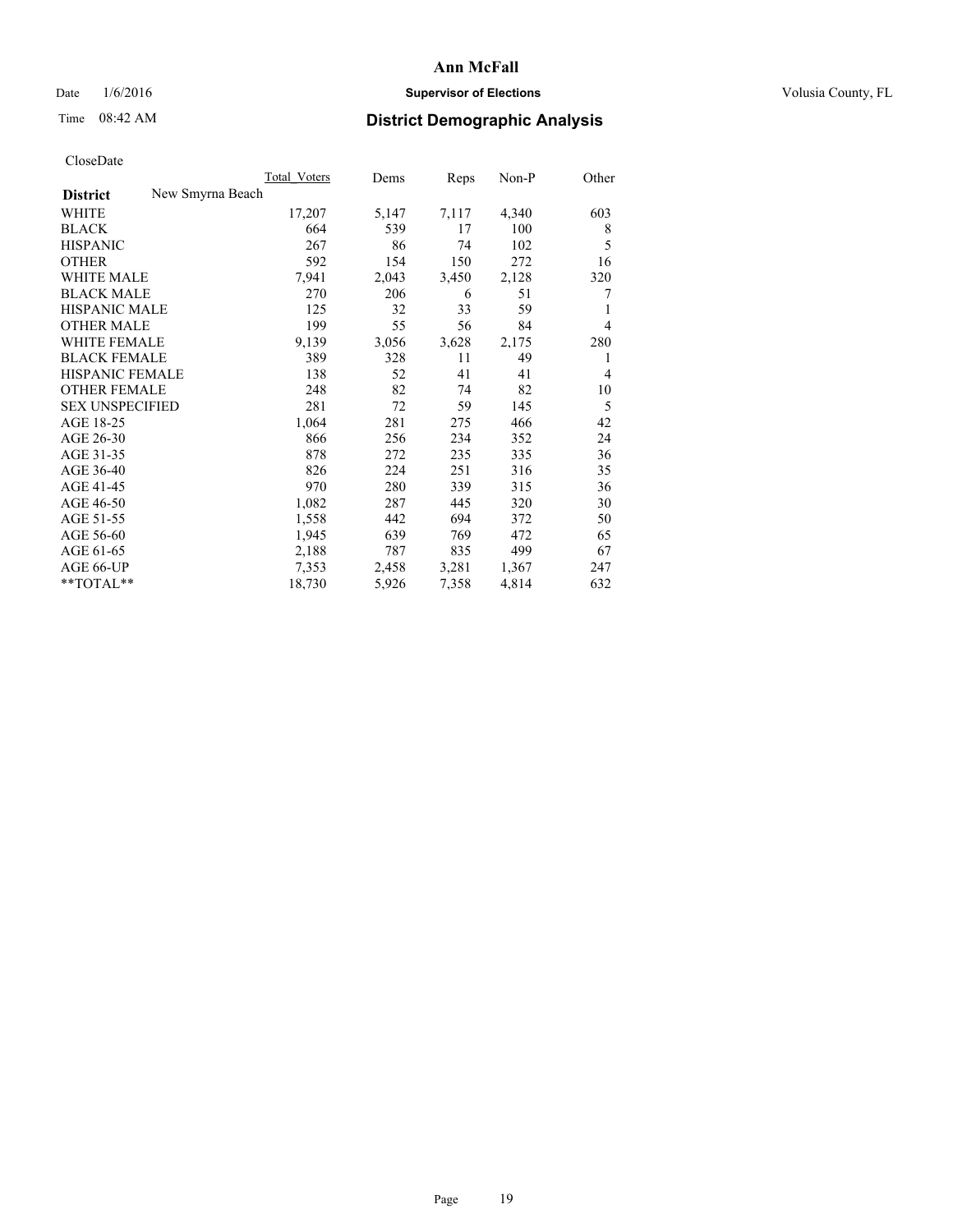**Ann McFall**

Date 1/6/2016 **Supervisor of Elections** Volusia County, FL

Time 08:42 AM **District Demographic Analysis**

CloseDate

| District | New Smyrna Beach | Total_Voters | Dems | Reps | Non-P | Other |
|---|---|---|---|---|---|---|
| WHITE | | 17,207 | 5,147 | 7,117 | 4,340 | 603 |
| BLACK | | 664 | 539 | 17 | 100 | 8 |
| HISPANIC | | 267 | 86 | 74 | 102 | 5 |
| OTHER | | 592 | 154 | 150 | 272 | 16 |
| WHITE MALE | | 7,941 | 2,043 | 3,450 | 2,128 | 320 |
| BLACK MALE | | 270 | 206 | 6 | 51 | 7 |
| HISPANIC MALE | | 125 | 32 | 33 | 59 | 1 |
| OTHER MALE | | 199 | 55 | 56 | 84 | 4 |
| WHITE FEMALE | | 9,139 | 3,056 | 3,628 | 2,175 | 280 |
| BLACK FEMALE | | 389 | 328 | 11 | 49 | 1 |
| HISPANIC FEMALE | | 138 | 52 | 41 | 41 | 4 |
| OTHER FEMALE | | 248 | 82 | 74 | 82 | 10 |
| SEX UNSPECIFIED | | 281 | 72 | 59 | 145 | 5 |
| AGE 18-25 | | 1,064 | 281 | 275 | 466 | 42 |
| AGE 26-30 | | 866 | 256 | 234 | 352 | 24 |
| AGE 31-35 | | 878 | 272 | 235 | 335 | 36 |
| AGE 36-40 | | 826 | 224 | 251 | 316 | 35 |
| AGE 41-45 | | 970 | 280 | 339 | 315 | 36 |
| AGE 46-50 | | 1,082 | 287 | 445 | 320 | 30 |
| AGE 51-55 | | 1,558 | 442 | 694 | 372 | 50 |
| AGE 56-60 | | 1,945 | 639 | 769 | 472 | 65 |
| AGE 61-65 | | 2,188 | 787 | 835 | 499 | 67 |
| AGE 66-UP | | 7,353 | 2,458 | 3,281 | 1,367 | 247 |
| **TOTAL** | | 18,730 | 5,926 | 7,358 | 4,814 | 632 |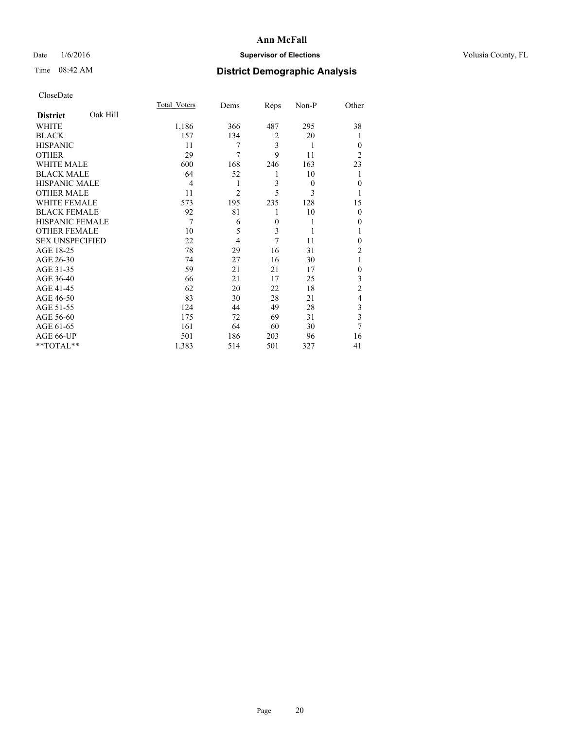# Ann McFall

Date 1/6/2016 **Supervisor of Elections** Volusia County, FL

Time 08:42 AM **District Demographic Analysis**

CloseDate

| **District** Oak Hill | Total_Voters | Dems | Reps | Non-P | Other |
|---|---|---|---|---|---|
| WHITE | 1,186 | 366 | 487 | 295 | 38 |
| BLACK | 157 | 134 | 2 | 20 | 1 |
| HISPANIC | 11 | 7 | 3 | 1 | 0 |
| OTHER | 29 | 7 | 9 | 11 | 2 |
| WHITE MALE | 600 | 168 | 246 | 163 | 23 |
| BLACK MALE | 64 | 52 | 1 | 10 | 1 |
| HISPANIC MALE | 4 | 1 | 3 | 0 | 0 |
| OTHER MALE | 11 | 2 | 5 | 3 | 1 |
| WHITE FEMALE | 573 | 195 | 235 | 128 | 15 |
| BLACK FEMALE | 92 | 81 | 1 | 10 | 0 |
| HISPANIC FEMALE | 7 | 6 | 0 | 1 | 0 |
| OTHER FEMALE | 10 | 5 | 3 | 1 | 1 |
| SEX UNSPECIFIED | 22 | 4 | 7 | 11 | 0 |
| AGE 18-25 | 78 | 29 | 16 | 31 | 2 |
| AGE 26-30 | 74 | 27 | 16 | 30 | 1 |
| AGE 31-35 | 59 | 21 | 21 | 17 | 0 |
| AGE 36-40 | 66 | 21 | 17 | 25 | 3 |
| AGE 41-45 | 62 | 20 | 22 | 18 | 2 |
| AGE 46-50 | 83 | 30 | 28 | 21 | 4 |
| AGE 51-55 | 124 | 44 | 49 | 28 | 3 |
| AGE 56-60 | 175 | 72 | 69 | 31 | 3 |
| AGE 61-65 | 161 | 64 | 60 | 30 | 7 |
| AGE 66-UP | 501 | 186 | 203 | 96 | 16 |
| **TOTAL** | 1,383 | 514 | 501 | 327 | 41 |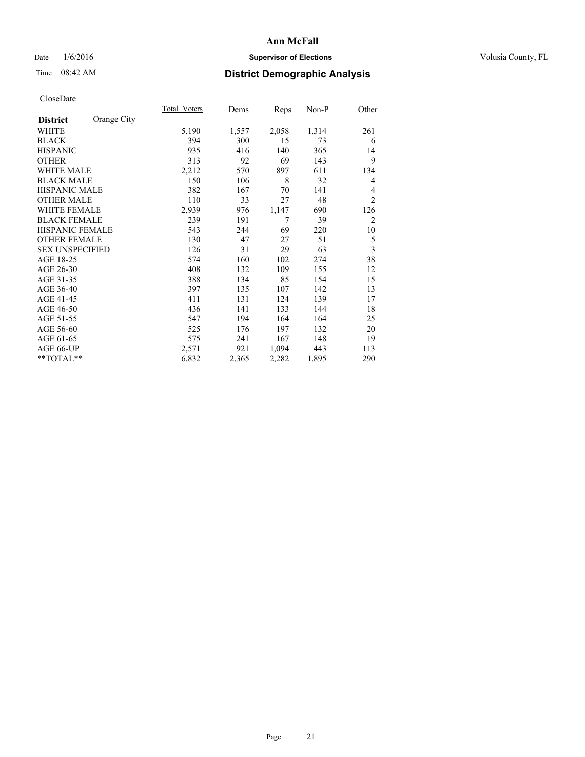# Ann McFall

Date 1/6/2016 **Supervisor of Elections** Volusia County, FL

Time 08:42 AM **District Demographic Analysis**

CloseDate

| **District** Orange City | Total_Voters | Dems | Reps | Non-P | Other |
|---|---|---|---|---|---|
| WHITE | 5,190 | 1,557 | 2,058 | 1,314 | 261 |
| BLACK | 394 | 300 | 15 | 73 | 6 |
| HISPANIC | 935 | 416 | 140 | 365 | 14 |
| OTHER | 313 | 92 | 69 | 143 | 9 |
| WHITE MALE | 2,212 | 570 | 897 | 611 | 134 |
| BLACK MALE | 150 | 106 | 8 | 32 | 4 |
| HISPANIC MALE | 382 | 167 | 70 | 141 | 4 |
| OTHER MALE | 110 | 33 | 27 | 48 | 2 |
| WHITE FEMALE | 2,939 | 976 | 1,147 | 690 | 126 |
| BLACK FEMALE | 239 | 191 | 7 | 39 | 2 |
| HISPANIC FEMALE | 543 | 244 | 69 | 220 | 10 |
| OTHER FEMALE | 130 | 47 | 27 | 51 | 5 |
| SEX UNSPECIFIED | 126 | 31 | 29 | 63 | 3 |
| AGE 18-25 | 574 | 160 | 102 | 274 | 38 |
| AGE 26-30 | 408 | 132 | 109 | 155 | 12 |
| AGE 31-35 | 388 | 134 | 85 | 154 | 15 |
| AGE 36-40 | 397 | 135 | 107 | 142 | 13 |
| AGE 41-45 | 411 | 131 | 124 | 139 | 17 |
| AGE 46-50 | 436 | 141 | 133 | 144 | 18 |
| AGE 51-55 | 547 | 194 | 164 | 164 | 25 |
| AGE 56-60 | 525 | 176 | 197 | 132 | 20 |
| AGE 61-65 | 575 | 241 | 167 | 148 | 19 |
| AGE 66-UP | 2,571 | 921 | 1,094 | 443 | 113 |
| **TOTAL** | 6,832 | 2,365 | 2,282 | 1,895 | 290 |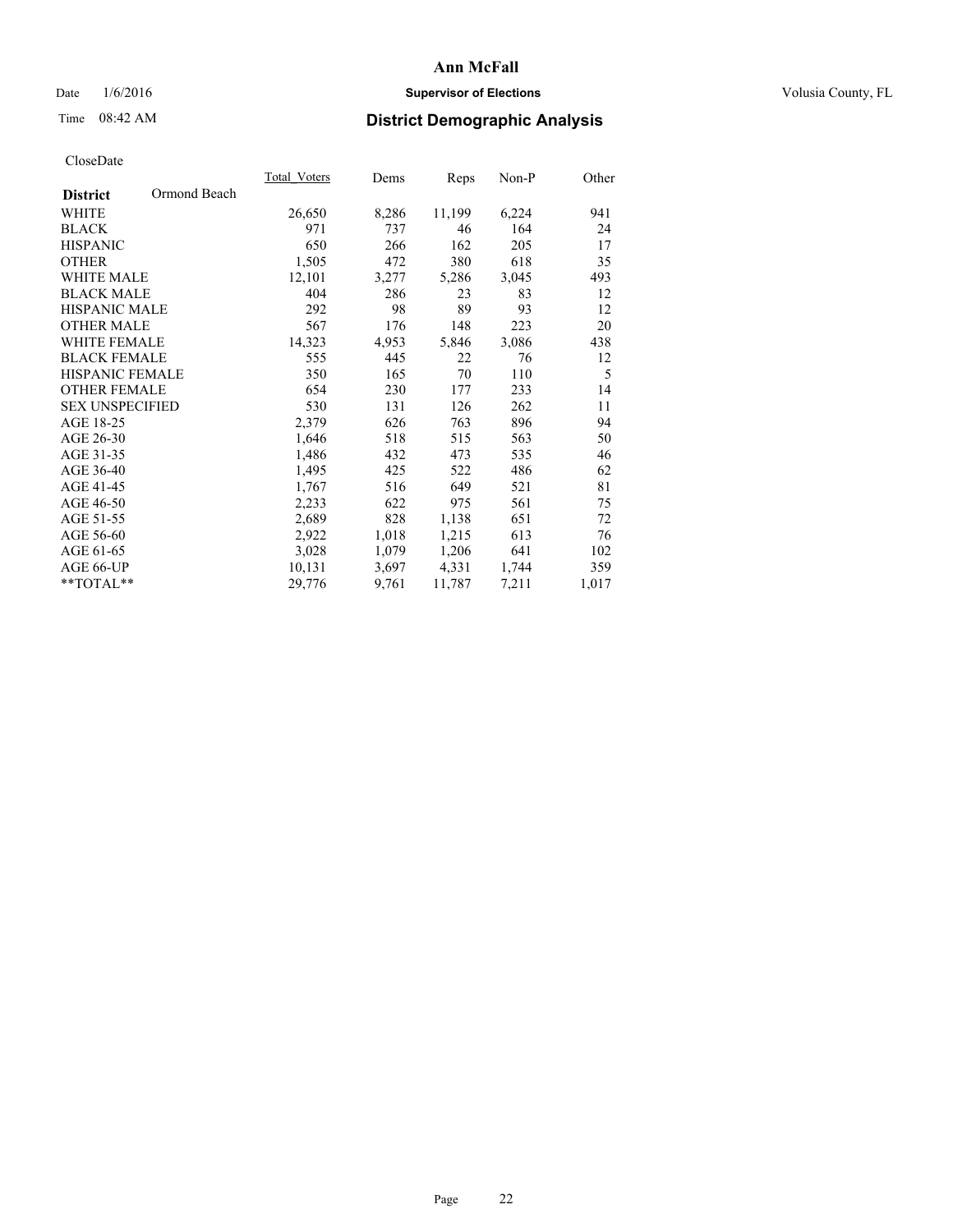# Ann McFall

Date 1/6/2016 **Supervisor of Elections** Volusia County, FL

Time 08:42 AM **District Demographic Analysis**

CloseDate

| **District** Ormond Beach | Total_Voters | Dems | Reps | Non-P | Other |
|---|---|---|---|---|---|
| WHITE | 26,650 | 8,286 | 11,199 | 6,224 | 941 |
| BLACK | 971 | 737 | 46 | 164 | 24 |
| HISPANIC | 650 | 266 | 162 | 205 | 17 |
| OTHER | 1,505 | 472 | 380 | 618 | 35 |
| WHITE MALE | 12,101 | 3,277 | 5,286 | 3,045 | 493 |
| BLACK MALE | 404 | 286 | 23 | 83 | 12 |
| HISPANIC MALE | 292 | 98 | 89 | 93 | 12 |
| OTHER MALE | 567 | 176 | 148 | 223 | 20 |
| WHITE FEMALE | 14,323 | 4,953 | 5,846 | 3,086 | 438 |
| BLACK FEMALE | 555 | 445 | 22 | 76 | 12 |
| HISPANIC FEMALE | 350 | 165 | 70 | 110 | 5 |
| OTHER FEMALE | 654 | 230 | 177 | 233 | 14 |
| SEX UNSPECIFIED | 530 | 131 | 126 | 262 | 11 |
| AGE 18-25 | 2,379 | 626 | 763 | 896 | 94 |
| AGE 26-30 | 1,646 | 518 | 515 | 563 | 50 |
| AGE 31-35 | 1,486 | 432 | 473 | 535 | 46 |
| AGE 36-40 | 1,495 | 425 | 522 | 486 | 62 |
| AGE 41-45 | 1,767 | 516 | 649 | 521 | 81 |
| AGE 46-50 | 2,233 | 622 | 975 | 561 | 75 |
| AGE 51-55 | 2,689 | 828 | 1,138 | 651 | 72 |
| AGE 56-60 | 2,922 | 1,018 | 1,215 | 613 | 76 |
| AGE 61-65 | 3,028 | 1,079 | 1,206 | 641 | 102 |
| AGE 66-UP | 10,131 | 3,697 | 4,331 | 1,744 | 359 |
| **TOTAL** | 29,776 | 9,761 | 11,787 | 7,211 | 1,017 |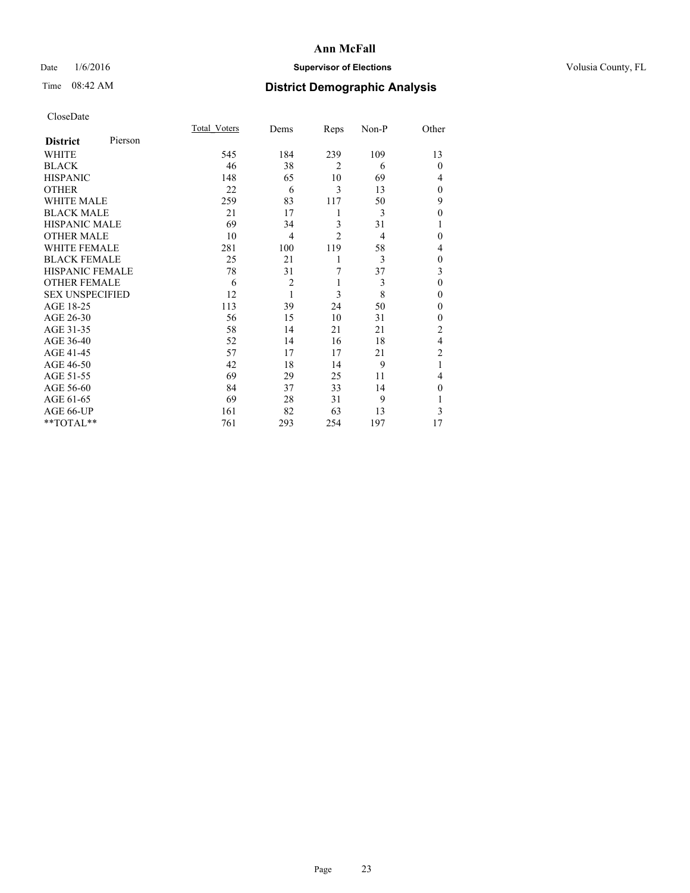# Ann McFall

Date 1/6/2016 **Supervisor of Elections** Volusia County, FL

Time 08:42 AM **District Demographic Analysis**

CloseDate

| **District** Pierson | Total_Voters | Dems | Reps | Non-P | Other |
|---|---|---|---|---|---|
| WHITE | 545 | 184 | 239 | 109 | 13 |
| BLACK | 46 | 38 | 2 | 6 | 0 |
| HISPANIC | 148 | 65 | 10 | 69 | 4 |
| OTHER | 22 | 6 | 3 | 13 | 0 |
| WHITE MALE | 259 | 83 | 117 | 50 | 9 |
| BLACK MALE | 21 | 17 | 1 | 3 | 0 |
| HISPANIC MALE | 69 | 34 | 3 | 31 | 1 |
| OTHER MALE | 10 | 4 | 2 | 4 | 0 |
| WHITE FEMALE | 281 | 100 | 119 | 58 | 4 |
| BLACK FEMALE | 25 | 21 | 1 | 3 | 0 |
| HISPANIC FEMALE | 78 | 31 | 7 | 37 | 3 |
| OTHER FEMALE | 6 | 2 | 1 | 3 | 0 |
| SEX UNSPECIFIED | 12 | 1 | 3 | 8 | 0 |
| AGE 18-25 | 113 | 39 | 24 | 50 | 0 |
| AGE 26-30 | 56 | 15 | 10 | 31 | 0 |
| AGE 31-35 | 58 | 14 | 21 | 21 | 2 |
| AGE 36-40 | 52 | 14 | 16 | 18 | 4 |
| AGE 41-45 | 57 | 17 | 17 | 21 | 2 |
| AGE 46-50 | 42 | 18 | 14 | 9 | 1 |
| AGE 51-55 | 69 | 29 | 25 | 11 | 4 |
| AGE 56-60 | 84 | 37 | 33 | 14 | 0 |
| AGE 61-65 | 69 | 28 | 31 | 9 | 1 |
| AGE 66-UP | 161 | 82 | 63 | 13 | 3 |
| **TOTAL** | 761 | 293 | 254 | 197 | 17 |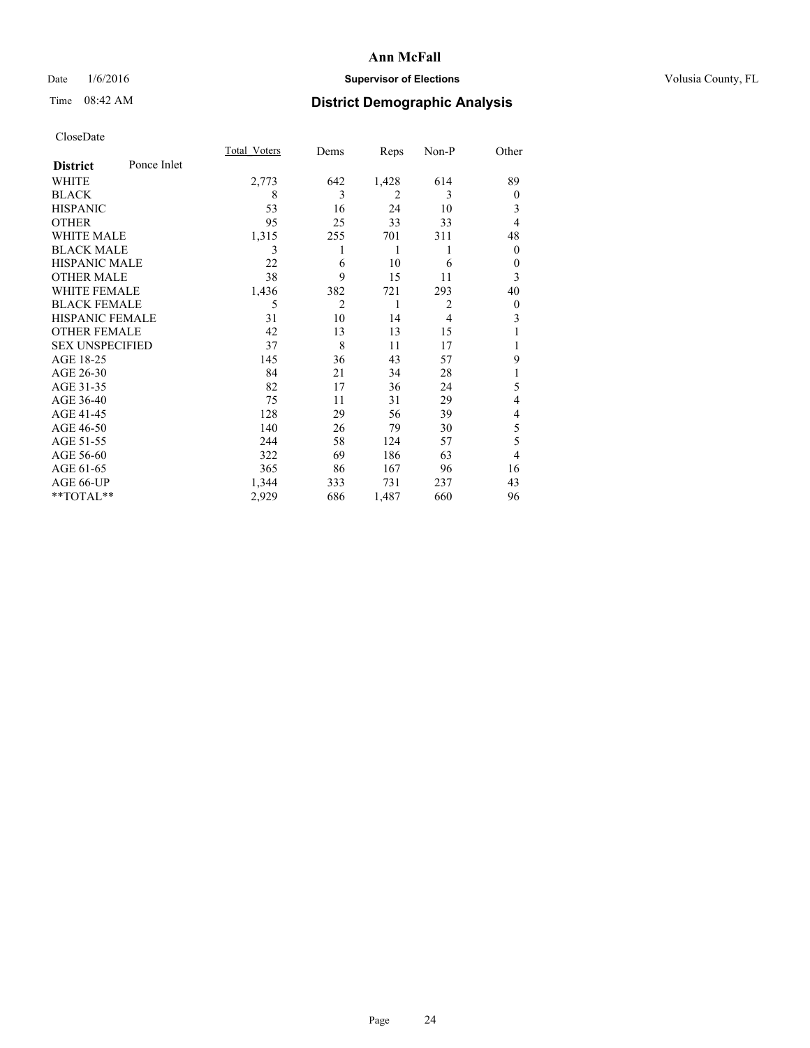# Ann McFall

Date 1/6/2016 **Supervisor of Elections** Volusia County, FL

Time 08:42 AM **District Demographic Analysis**

CloseDate

| **District** Ponce Inlet | Total_Voters | Dems | Reps | Non-P | Other |
|---|---|---|---|---|---|
| WHITE | 2,773 | 642 | 1,428 | 614 | 89 |
| BLACK | 8 | 3 | 2 | 3 | 0 |
| HISPANIC | 53 | 16 | 24 | 10 | 3 |
| OTHER | 95 | 25 | 33 | 33 | 4 |
| WHITE MALE | 1,315 | 255 | 701 | 311 | 48 |
| BLACK MALE | 3 | 1 | 1 | 1 | 0 |
| HISPANIC MALE | 22 | 6 | 10 | 6 | 0 |
| OTHER MALE | 38 | 9 | 15 | 11 | 3 |
| WHITE FEMALE | 1,436 | 382 | 721 | 293 | 40 |
| BLACK FEMALE | 5 | 2 | 1 | 2 | 0 |
| HISPANIC FEMALE | 31 | 10 | 14 | 4 | 3 |
| OTHER FEMALE | 42 | 13 | 13 | 15 | 1 |
| SEX UNSPECIFIED | 37 | 8 | 11 | 17 | 1 |
| AGE 18-25 | 145 | 36 | 43 | 57 | 9 |
| AGE 26-30 | 84 | 21 | 34 | 28 | 1 |
| AGE 31-35 | 82 | 17 | 36 | 24 | 5 |
| AGE 36-40 | 75 | 11 | 31 | 29 | 4 |
| AGE 41-45 | 128 | 29 | 56 | 39 | 4 |
| AGE 46-50 | 140 | 26 | 79 | 30 | 5 |
| AGE 51-55 | 244 | 58 | 124 | 57 | 5 |
| AGE 56-60 | 322 | 69 | 186 | 63 | 4 |
| AGE 61-65 | 365 | 86 | 167 | 96 | 16 |
| AGE 66-UP | 1,344 | 333 | 731 | 237 | 43 |
| **TOTAL** | 2,929 | 686 | 1,487 | 660 | 96 |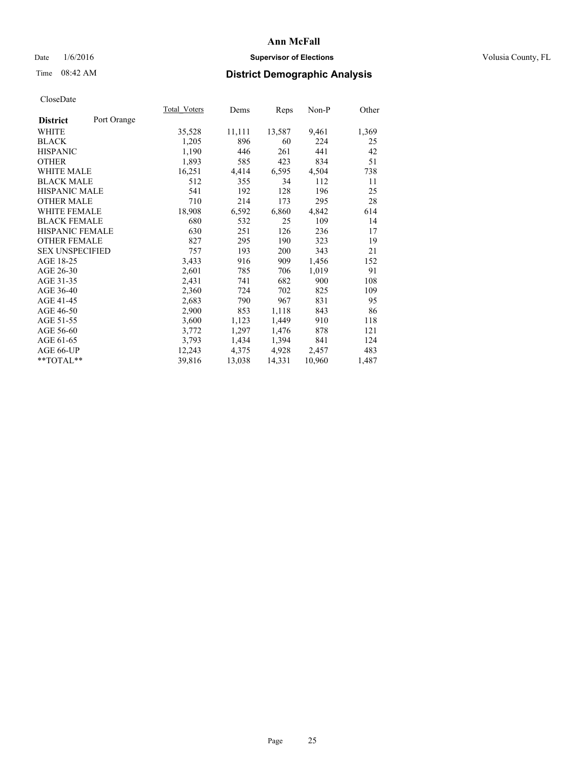**Ann McFall**

Date 1/6/2016 **Supervisor of Elections** Volusia County, FL

Time 08:42 AM **District Demographic Analysis**

CloseDate

| **District** Port Orange | Total_Voters | Dems | Reps | Non-P | Other |
|---|---|---|---|---|---|
| WHITE | 35,528 | 11,111 | 13,587 | 9,461 | 1,369 |
| BLACK | 1,205 | 896 | 60 | 224 | 25 |
| HISPANIC | 1,190 | 446 | 261 | 441 | 42 |
| OTHER | 1,893 | 585 | 423 | 834 | 51 |
| WHITE MALE | 16,251 | 4,414 | 6,595 | 4,504 | 738 |
| BLACK MALE | 512 | 355 | 34 | 112 | 11 |
| HISPANIC MALE | 541 | 192 | 128 | 196 | 25 |
| OTHER MALE | 710 | 214 | 173 | 295 | 28 |
| WHITE FEMALE | 18,908 | 6,592 | 6,860 | 4,842 | 614 |
| BLACK FEMALE | 680 | 532 | 25 | 109 | 14 |
| HISPANIC FEMALE | 630 | 251 | 126 | 236 | 17 |
| OTHER FEMALE | 827 | 295 | 190 | 323 | 19 |
| SEX UNSPECIFIED | 757 | 193 | 200 | 343 | 21 |
| AGE 18-25 | 3,433 | 916 | 909 | 1,456 | 152 |
| AGE 26-30 | 2,601 | 785 | 706 | 1,019 | 91 |
| AGE 31-35 | 2,431 | 741 | 682 | 900 | 108 |
| AGE 36-40 | 2,360 | 724 | 702 | 825 | 109 |
| AGE 41-45 | 2,683 | 790 | 967 | 831 | 95 |
| AGE 46-50 | 2,900 | 853 | 1,118 | 843 | 86 |
| AGE 51-55 | 3,600 | 1,123 | 1,449 | 910 | 118 |
| AGE 56-60 | 3,772 | 1,297 | 1,476 | 878 | 121 |
| AGE 61-65 | 3,793 | 1,434 | 1,394 | 841 | 124 |
| AGE 66-UP | 12,243 | 4,375 | 4,928 | 2,457 | 483 |
| **TOTAL** | 39,816 | 13,038 | 14,331 | 10,960 | 1,487 |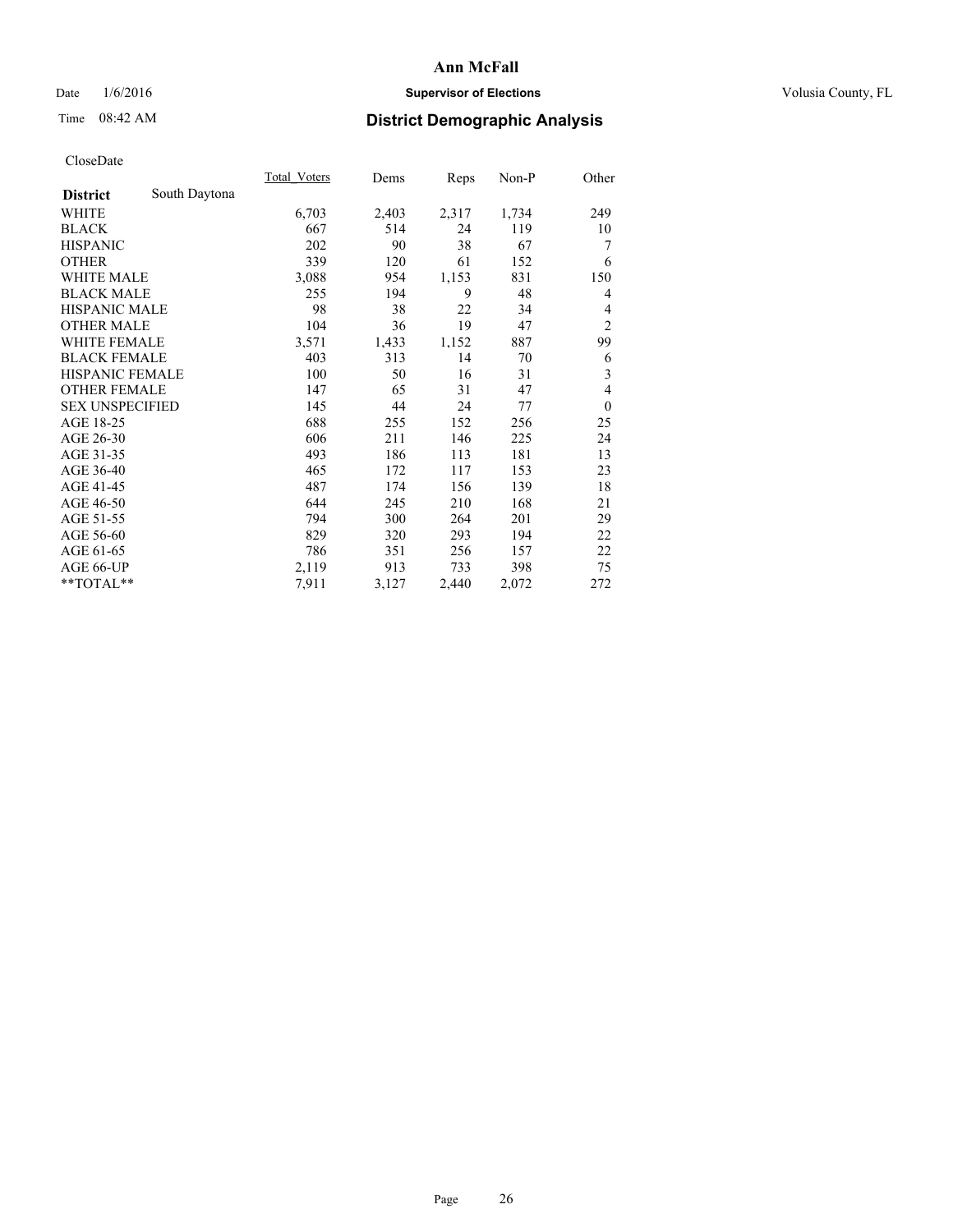**Ann McFall**

Date 1/6/2016 **Supervisor of Elections** Volusia County, FL

Time 08:42 AM

## District Demographic Analysis

CloseDate

| District: South Daytona | Total_Voters | Dems | Reps | Non-P | Other |
|---|---|---|---|---|---|
| WHITE | 6,703 | 2,403 | 2,317 | 1,734 | 249 |
| BLACK | 667 | 514 | 24 | 119 | 10 |
| HISPANIC | 202 | 90 | 38 | 67 | 7 |
| OTHER | 339 | 120 | 61 | 152 | 6 |
| WHITE MALE | 3,088 | 954 | 1,153 | 831 | 150 |
| BLACK MALE | 255 | 194 | 9 | 48 | 4 |
| HISPANIC MALE | 98 | 38 | 22 | 34 | 4 |
| OTHER MALE | 104 | 36 | 19 | 47 | 2 |
| WHITE FEMALE | 3,571 | 1,433 | 1,152 | 887 | 99 |
| BLACK FEMALE | 403 | 313 | 14 | 70 | 6 |
| HISPANIC FEMALE | 100 | 50 | 16 | 31 | 3 |
| OTHER FEMALE | 147 | 65 | 31 | 47 | 4 |
| SEX UNSPECIFIED | 145 | 44 | 24 | 77 | 0 |
| AGE 18-25 | 688 | 255 | 152 | 256 | 25 |
| AGE 26-30 | 606 | 211 | 146 | 225 | 24 |
| AGE 31-35 | 493 | 186 | 113 | 181 | 13 |
| AGE 36-40 | 465 | 172 | 117 | 153 | 23 |
| AGE 41-45 | 487 | 174 | 156 | 139 | 18 |
| AGE 46-50 | 644 | 245 | 210 | 168 | 21 |
| AGE 51-55 | 794 | 300 | 264 | 201 | 29 |
| AGE 56-60 | 829 | 320 | 293 | 194 | 22 |
| AGE 61-65 | 786 | 351 | 256 | 157 | 22 |
| AGE 66-UP | 2,119 | 913 | 733 | 398 | 75 |
| **TOTAL** | 7,911 | 3,127 | 2,440 | 2,072 | 272 |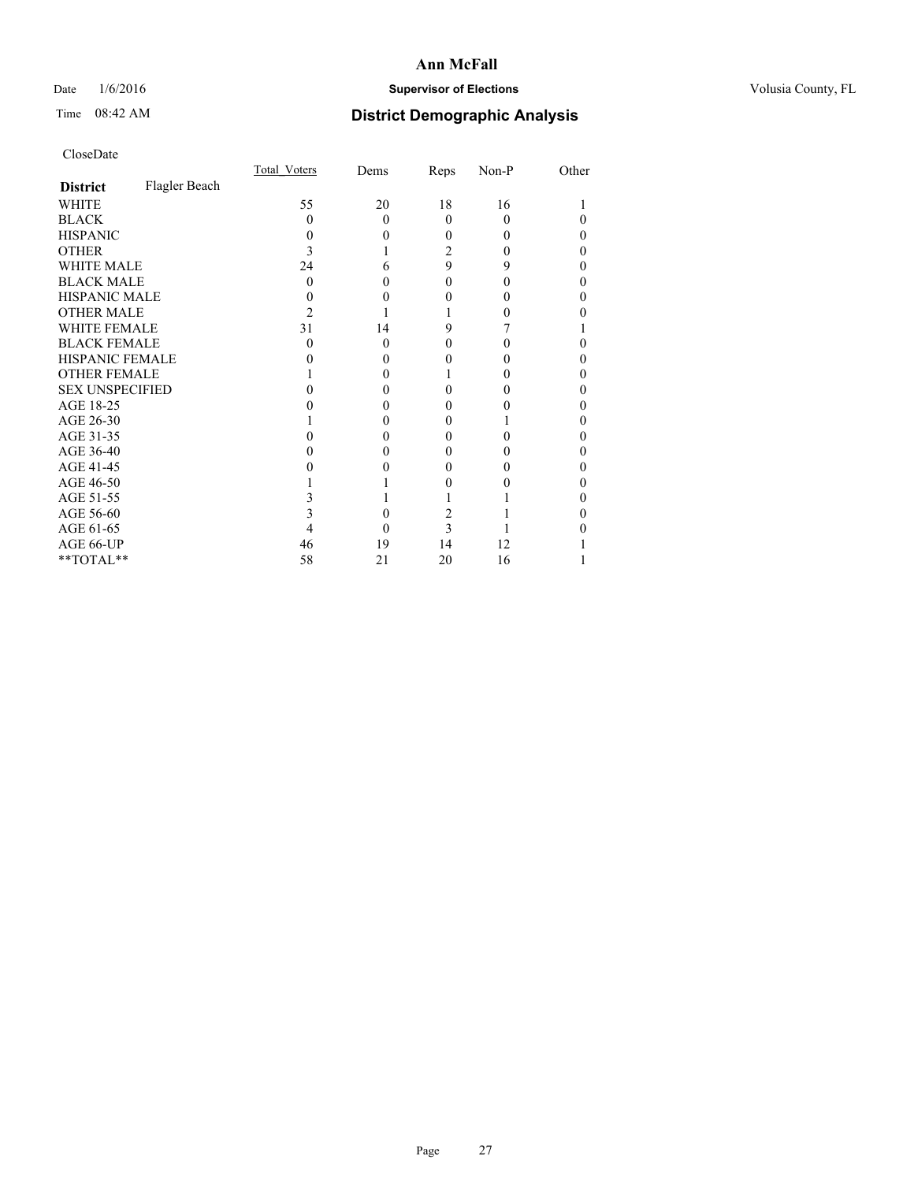# Ann McFall

Date 1/6/2016 **Supervisor of Elections** Volusia County, FL

Time 08:42 AM **District Demographic Analysis**

CloseDate

| **District** Flagler Beach | Total_Voters | Dems | Reps | Non-P | Other |
|---|---|---|---|---|---|
| WHITE | 55 | 20 | 18 | 16 | 1 |
| BLACK | 0 | 0 | 0 | 0 | 0 |
| HISPANIC | 0 | 0 | 0 | 0 | 0 |
| OTHER | 3 | 1 | 2 | 0 | 0 |
| WHITE MALE | 24 | 6 | 9 | 9 | 0 |
| BLACK MALE | 0 | 0 | 0 | 0 | 0 |
| HISPANIC MALE | 0 | 0 | 0 | 0 | 0 |
| OTHER MALE | 2 | 1 | 1 | 0 | 0 |
| WHITE FEMALE | 31 | 14 | 9 | 7 | 1 |
| BLACK FEMALE | 0 | 0 | 0 | 0 | 0 |
| HISPANIC FEMALE | 0 | 0 | 0 | 0 | 0 |
| OTHER FEMALE | 1 | 0 | 1 | 0 | 0 |
| SEX UNSPECIFIED | 0 | 0 | 0 | 0 | 0 |
| AGE 18-25 | 0 | 0 | 0 | 0 | 0 |
| AGE 26-30 | 1 | 0 | 0 | 1 | 0 |
| AGE 31-35 | 0 | 0 | 0 | 0 | 0 |
| AGE 36-40 | 0 | 0 | 0 | 0 | 0 |
| AGE 41-45 | 0 | 0 | 0 | 0 | 0 |
| AGE 46-50 | 1 | 1 | 0 | 0 | 0 |
| AGE 51-55 | 3 | 1 | 1 | 1 | 0 |
| AGE 56-60 | 3 | 0 | 2 | 1 | 0 |
| AGE 61-65 | 4 | 0 | 3 | 1 | 0 |
| AGE 66-UP | 46 | 19 | 14 | 12 | 1 |
| **TOTAL** | 58 | 21 | 20 | 16 | 1 |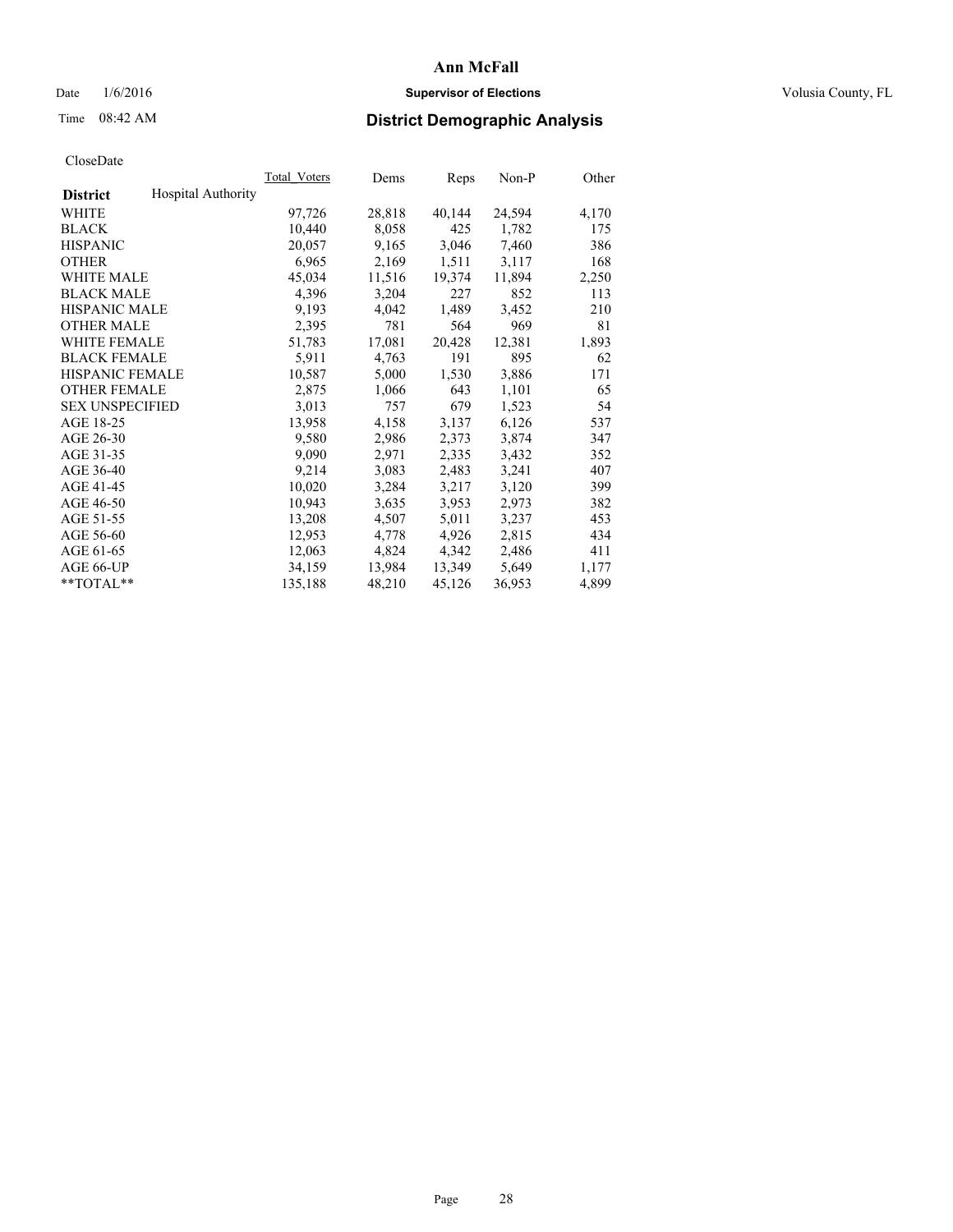# Ann McFall

Date 1/6/2016 **Supervisor of Elections** Volusia County, FL

Time 08:42 AM **District Demographic Analysis**

CloseDate

| | Total_Voters | Dems | Reps | Non-P | Other |
|---|---|---|---|---|---|
| **District** Hospital Authority | | | | | |
| WHITE | 97,726 | 28,818 | 40,144 | 24,594 | 4,170 |
| BLACK | 10,440 | 8,058 | 425 | 1,782 | 175 |
| HISPANIC | 20,057 | 9,165 | 3,046 | 7,460 | 386 |
| OTHER | 6,965 | 2,169 | 1,511 | 3,117 | 168 |
| WHITE MALE | 45,034 | 11,516 | 19,374 | 11,894 | 2,250 |
| BLACK MALE | 4,396 | 3,204 | 227 | 852 | 113 |
| HISPANIC MALE | 9,193 | 4,042 | 1,489 | 3,452 | 210 |
| OTHER MALE | 2,395 | 781 | 564 | 969 | 81 |
| WHITE FEMALE | 51,783 | 17,081 | 20,428 | 12,381 | 1,893 |
| BLACK FEMALE | 5,911 | 4,763 | 191 | 895 | 62 |
| HISPANIC FEMALE | 10,587 | 5,000 | 1,530 | 3,886 | 171 |
| OTHER FEMALE | 2,875 | 1,066 | 643 | 1,101 | 65 |
| SEX UNSPECIFIED | 3,013 | 757 | 679 | 1,523 | 54 |
| AGE 18-25 | 13,958 | 4,158 | 3,137 | 6,126 | 537 |
| AGE 26-30 | 9,580 | 2,986 | 2,373 | 3,874 | 347 |
| AGE 31-35 | 9,090 | 2,971 | 2,335 | 3,432 | 352 |
| AGE 36-40 | 9,214 | 3,083 | 2,483 | 3,241 | 407 |
| AGE 41-45 | 10,020 | 3,284 | 3,217 | 3,120 | 399 |
| AGE 46-50 | 10,943 | 3,635 | 3,953 | 2,973 | 382 |
| AGE 51-55 | 13,208 | 4,507 | 5,011 | 3,237 | 453 |
| AGE 56-60 | 12,953 | 4,778 | 4,926 | 2,815 | 434 |
| AGE 61-65 | 12,063 | 4,824 | 4,342 | 2,486 | 411 |
| AGE 66-UP | 34,159 | 13,984 | 13,349 | 5,649 | 1,177 |
| **TOTAL** | 135,188 | 48,210 | 45,126 | 36,953 | 4,899 |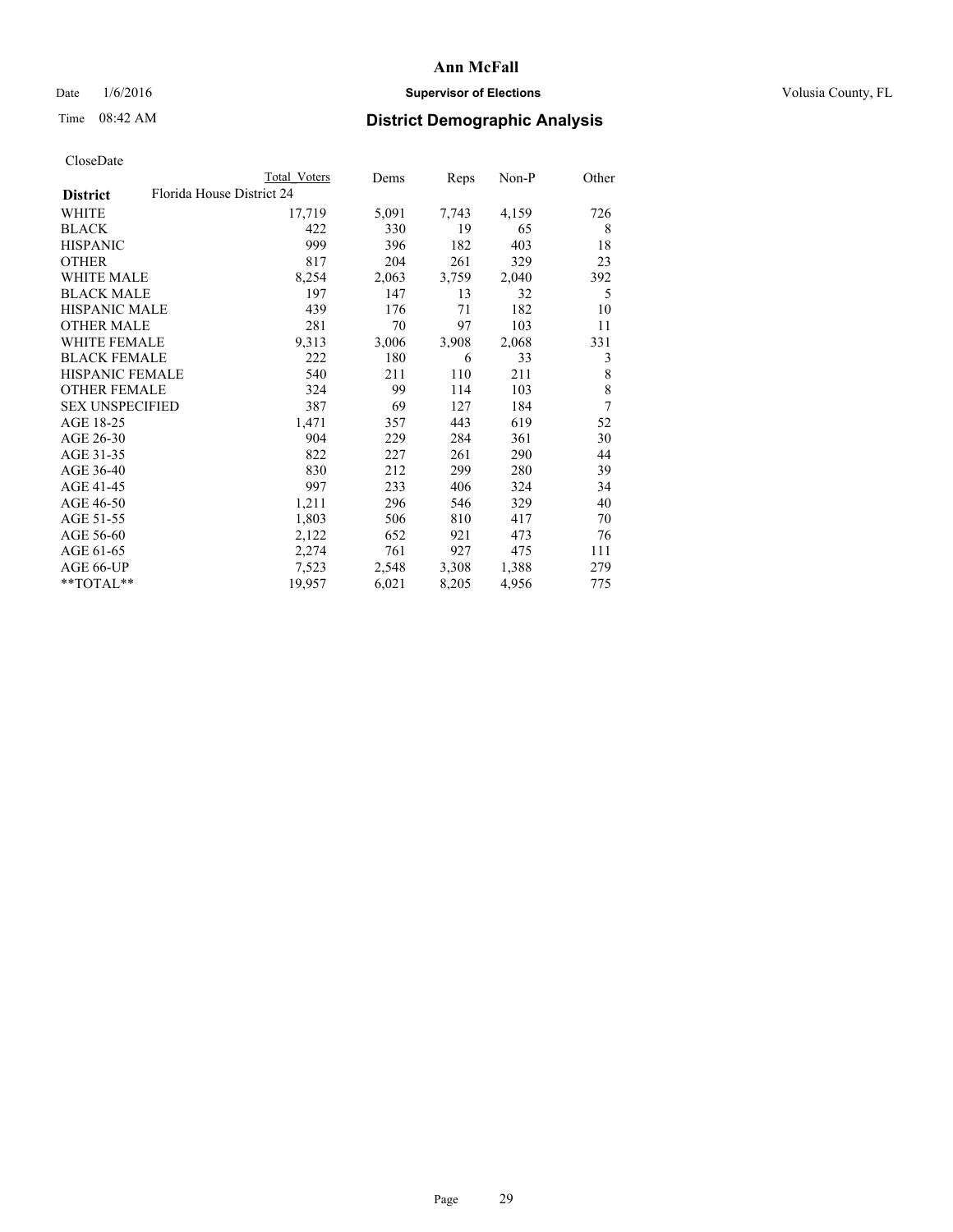**Ann McFall**

Date 1/6/2016 **Supervisor of Elections** Volusia County, FL

Time 08:42 AM **District Demographic Analysis**

CloseDate

| District | Florida House District 24 | Total Voters | Dems | Reps | Non-P | Other |
|---|---|---|---|---|---|---|
| WHITE | | 17,719 | 5,091 | 7,743 | 4,159 | 726 |
| BLACK | | 422 | 330 | 19 | 65 | 8 |
| HISPANIC | | 999 | 396 | 182 | 403 | 18 |
| OTHER | | 817 | 204 | 261 | 329 | 23 |
| WHITE MALE | | 8,254 | 2,063 | 3,759 | 2,040 | 392 |
| BLACK MALE | | 197 | 147 | 13 | 32 | 5 |
| HISPANIC MALE | | 439 | 176 | 71 | 182 | 10 |
| OTHER MALE | | 281 | 70 | 97 | 103 | 11 |
| WHITE FEMALE | | 9,313 | 3,006 | 3,908 | 2,068 | 331 |
| BLACK FEMALE | | 222 | 180 | 6 | 33 | 3 |
| HISPANIC FEMALE | | 540 | 211 | 110 | 211 | 8 |
| OTHER FEMALE | | 324 | 99 | 114 | 103 | 8 |
| SEX UNSPECIFIED | | 387 | 69 | 127 | 184 | 7 |
| AGE 18-25 | | 1,471 | 357 | 443 | 619 | 52 |
| AGE 26-30 | | 904 | 229 | 284 | 361 | 30 |
| AGE 31-35 | | 822 | 227 | 261 | 290 | 44 |
| AGE 36-40 | | 830 | 212 | 299 | 280 | 39 |
| AGE 41-45 | | 997 | 233 | 406 | 324 | 34 |
| AGE 46-50 | | 1,211 | 296 | 546 | 329 | 40 |
| AGE 51-55 | | 1,803 | 506 | 810 | 417 | 70 |
| AGE 56-60 | | 2,122 | 652 | 921 | 473 | 76 |
| AGE 61-65 | | 2,274 | 761 | 927 | 475 | 111 |
| AGE 66-UP | | 7,523 | 2,548 | 3,308 | 1,388 | 279 |
| **TOTAL** | | 19,957 | 6,021 | 8,205 | 4,956 | 775 |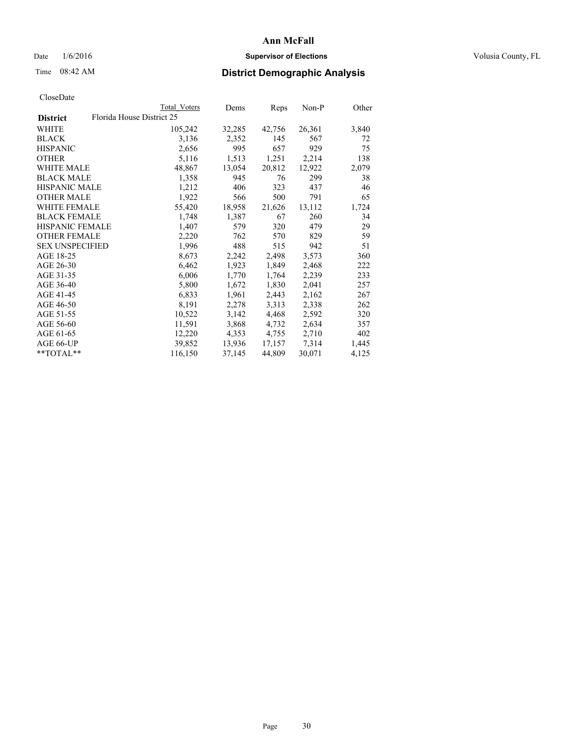# Ann McFall

Date 1/6/2016 **Supervisor of Elections** Volusia County, FL

Time 08:42 AM **District Demographic Analysis**

CloseDate

| | Total Voters | Dems | Reps | Non-P | Other |
|---|---|---|---|---|---|
| **District** Florida House District 25 | | | | | |
| WHITE | 105,242 | 32,285 | 42,756 | 26,361 | 3,840 |
| BLACK | 3,136 | 2,352 | 145 | 567 | 72 |
| HISPANIC | 2,656 | 995 | 657 | 929 | 75 |
| OTHER | 5,116 | 1,513 | 1,251 | 2,214 | 138 |
| WHITE MALE | 48,867 | 13,054 | 20,812 | 12,922 | 2,079 |
| BLACK MALE | 1,358 | 945 | 76 | 299 | 38 |
| HISPANIC MALE | 1,212 | 406 | 323 | 437 | 46 |
| OTHER MALE | 1,922 | 566 | 500 | 791 | 65 |
| WHITE FEMALE | 55,420 | 18,958 | 21,626 | 13,112 | 1,724 |
| BLACK FEMALE | 1,748 | 1,387 | 67 | 260 | 34 |
| HISPANIC FEMALE | 1,407 | 579 | 320 | 479 | 29 |
| OTHER FEMALE | 2,220 | 762 | 570 | 829 | 59 |
| SEX UNSPECIFIED | 1,996 | 488 | 515 | 942 | 51 |
| AGE 18-25 | 8,673 | 2,242 | 2,498 | 3,573 | 360 |
| AGE 26-30 | 6,462 | 1,923 | 1,849 | 2,468 | 222 |
| AGE 31-35 | 6,006 | 1,770 | 1,764 | 2,239 | 233 |
| AGE 36-40 | 5,800 | 1,672 | 1,830 | 2,041 | 257 |
| AGE 41-45 | 6,833 | 1,961 | 2,443 | 2,162 | 267 |
| AGE 46-50 | 8,191 | 2,278 | 3,313 | 2,338 | 262 |
| AGE 51-55 | 10,522 | 3,142 | 4,468 | 2,592 | 320 |
| AGE 56-60 | 11,591 | 3,868 | 4,732 | 2,634 | 357 |
| AGE 61-65 | 12,220 | 4,353 | 4,755 | 2,710 | 402 |
| AGE 66-UP | 39,852 | 13,936 | 17,157 | 7,314 | 1,445 |
| **TOTAL** | 116,150 | 37,145 | 44,809 | 30,071 | 4,125 |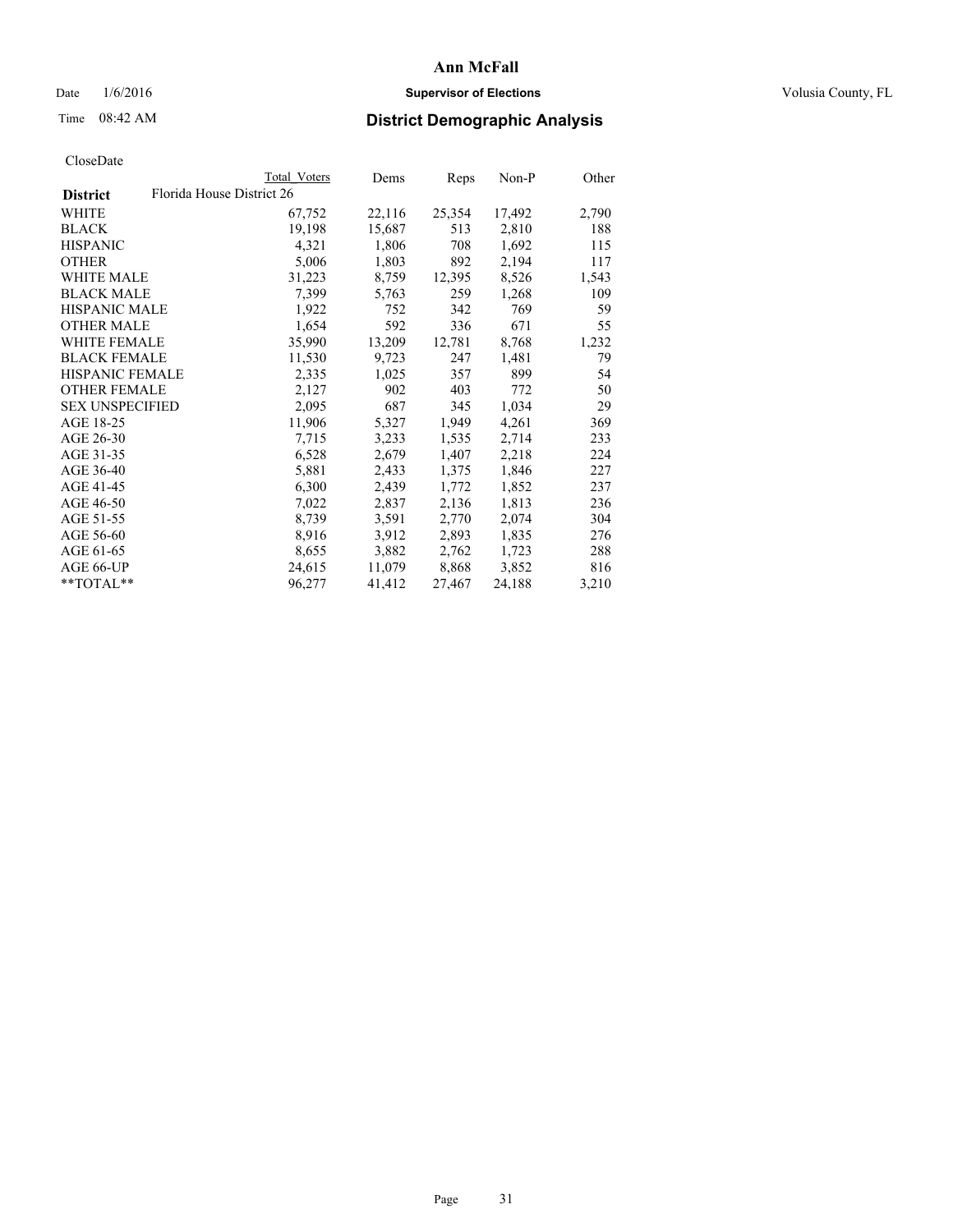# Ann McFall

Date 1/6/2016 **Supervisor of Elections** Volusia County, FL

Time 08:42 AM **District Demographic Analysis**

CloseDate

| | Total Voters | Dems | Reps | Non-P | Other |
|---|---|---|---|---|---|
| **District** Florida House District 26 | | | | | |
| WHITE | 67,752 | 22,116 | 25,354 | 17,492 | 2,790 |
| BLACK | 19,198 | 15,687 | 513 | 2,810 | 188 |
| HISPANIC | 4,321 | 1,806 | 708 | 1,692 | 115 |
| OTHER | 5,006 | 1,803 | 892 | 2,194 | 117 |
| WHITE MALE | 31,223 | 8,759 | 12,395 | 8,526 | 1,543 |
| BLACK MALE | 7,399 | 5,763 | 259 | 1,268 | 109 |
| HISPANIC MALE | 1,922 | 752 | 342 | 769 | 59 |
| OTHER MALE | 1,654 | 592 | 336 | 671 | 55 |
| WHITE FEMALE | 35,990 | 13,209 | 12,781 | 8,768 | 1,232 |
| BLACK FEMALE | 11,530 | 9,723 | 247 | 1,481 | 79 |
| HISPANIC FEMALE | 2,335 | 1,025 | 357 | 899 | 54 |
| OTHER FEMALE | 2,127 | 902 | 403 | 772 | 50 |
| SEX UNSPECIFIED | 2,095 | 687 | 345 | 1,034 | 29 |
| AGE 18-25 | 11,906 | 5,327 | 1,949 | 4,261 | 369 |
| AGE 26-30 | 7,715 | 3,233 | 1,535 | 2,714 | 233 |
| AGE 31-35 | 6,528 | 2,679 | 1,407 | 2,218 | 224 |
| AGE 36-40 | 5,881 | 2,433 | 1,375 | 1,846 | 227 |
| AGE 41-45 | 6,300 | 2,439 | 1,772 | 1,852 | 237 |
| AGE 46-50 | 7,022 | 2,837 | 2,136 | 1,813 | 236 |
| AGE 51-55 | 8,739 | 3,591 | 2,770 | 2,074 | 304 |
| AGE 56-60 | 8,916 | 3,912 | 2,893 | 1,835 | 276 |
| AGE 61-65 | 8,655 | 3,882 | 2,762 | 1,723 | 288 |
| AGE 66-UP | 24,615 | 11,079 | 8,868 | 3,852 | 816 |
| **TOTAL** | 96,277 | 41,412 | 27,467 | 24,188 | 3,210 |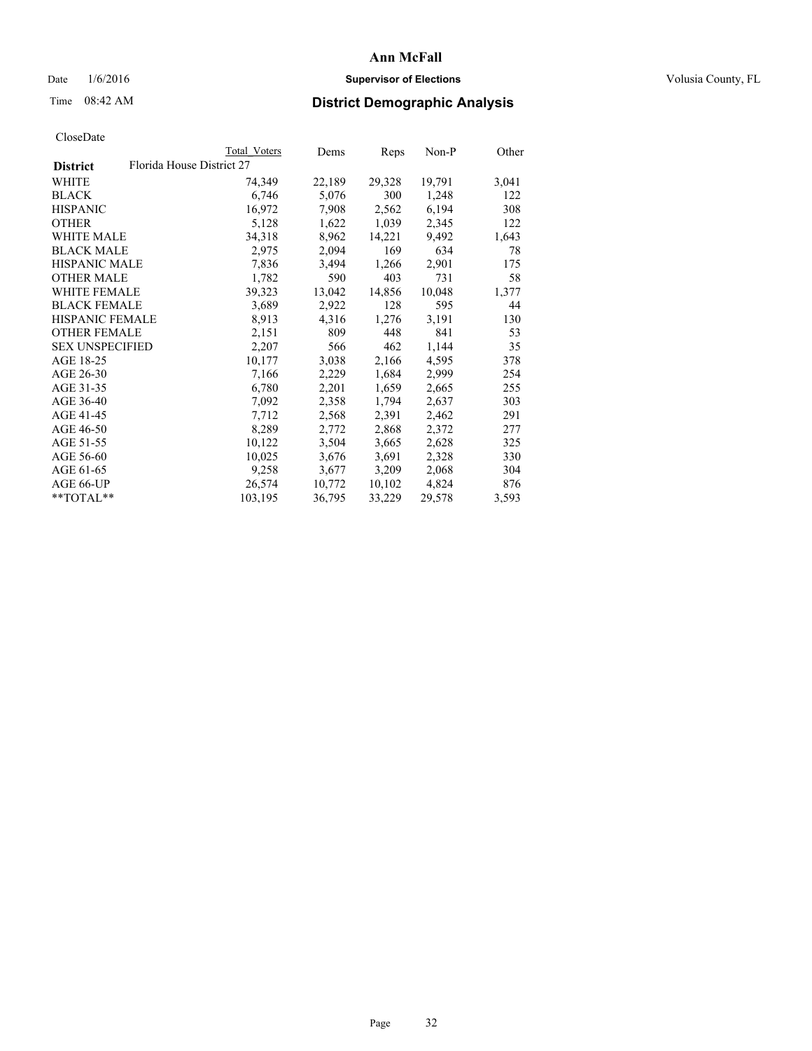# Ann McFall

Date 1/6/2016 **Supervisor of Elections** Volusia County, FL

Time 08:42 AM **District Demographic Analysis**

CloseDate

| District | Total Voters | Dems | Reps | Non-P | Other |
|---|---|---|---|---|---|
| Florida House District 27 | | | | | |
| WHITE | 74,349 | 22,189 | 29,328 | 19,791 | 3,041 |
| BLACK | 6,746 | 5,076 | 300 | 1,248 | 122 |
| HISPANIC | 16,972 | 7,908 | 2,562 | 6,194 | 308 |
| OTHER | 5,128 | 1,622 | 1,039 | 2,345 | 122 |
| WHITE MALE | 34,318 | 8,962 | 14,221 | 9,492 | 1,643 |
| BLACK MALE | 2,975 | 2,094 | 169 | 634 | 78 |
| HISPANIC MALE | 7,836 | 3,494 | 1,266 | 2,901 | 175 |
| OTHER MALE | 1,782 | 590 | 403 | 731 | 58 |
| WHITE FEMALE | 39,323 | 13,042 | 14,856 | 10,048 | 1,377 |
| BLACK FEMALE | 3,689 | 2,922 | 128 | 595 | 44 |
| HISPANIC FEMALE | 8,913 | 4,316 | 1,276 | 3,191 | 130 |
| OTHER FEMALE | 2,151 | 809 | 448 | 841 | 53 |
| SEX UNSPECIFIED | 2,207 | 566 | 462 | 1,144 | 35 |
| AGE 18-25 | 10,177 | 3,038 | 2,166 | 4,595 | 378 |
| AGE 26-30 | 7,166 | 2,229 | 1,684 | 2,999 | 254 |
| AGE 31-35 | 6,780 | 2,201 | 1,659 | 2,665 | 255 |
| AGE 36-40 | 7,092 | 2,358 | 1,794 | 2,637 | 303 |
| AGE 41-45 | 7,712 | 2,568 | 2,391 | 2,462 | 291 |
| AGE 46-50 | 8,289 | 2,772 | 2,868 | 2,372 | 277 |
| AGE 51-55 | 10,122 | 3,504 | 3,665 | 2,628 | 325 |
| AGE 56-60 | 10,025 | 3,676 | 3,691 | 2,328 | 330 |
| AGE 61-65 | 9,258 | 3,677 | 3,209 | 2,068 | 304 |
| AGE 66-UP | 26,574 | 10,772 | 10,102 | 4,824 | 876 |
| **TOTAL** | 103,195 | 36,795 | 33,229 | 29,578 | 3,593 |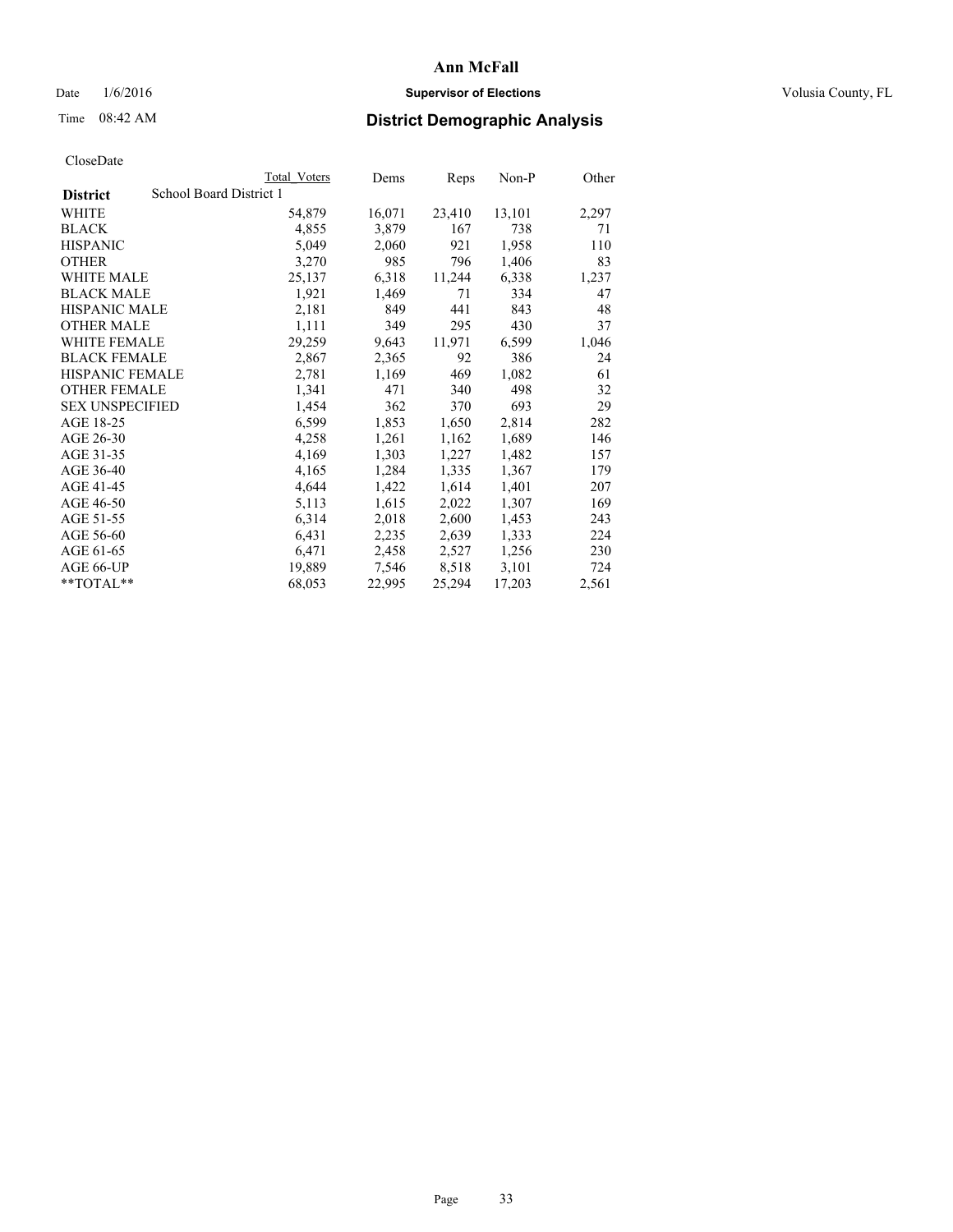# Ann McFall

Date 1/6/2016 **Supervisor of Elections** Volusia County, FL

Time 08:42 AM **District Demographic Analysis**

CloseDate

| District | Total Voters | Dems | Reps | Non-P | Other |
|---|---|---|---|---|---|
| School Board District 1 | | | | | |
| WHITE | 54,879 | 16,071 | 23,410 | 13,101 | 2,297 |
| BLACK | 4,855 | 3,879 | 167 | 738 | 71 |
| HISPANIC | 5,049 | 2,060 | 921 | 1,958 | 110 |
| OTHER | 3,270 | 985 | 796 | 1,406 | 83 |
| WHITE MALE | 25,137 | 6,318 | 11,244 | 6,338 | 1,237 |
| BLACK MALE | 1,921 | 1,469 | 71 | 334 | 47 |
| HISPANIC MALE | 2,181 | 849 | 441 | 843 | 48 |
| OTHER MALE | 1,111 | 349 | 295 | 430 | 37 |
| WHITE FEMALE | 29,259 | 9,643 | 11,971 | 6,599 | 1,046 |
| BLACK FEMALE | 2,867 | 2,365 | 92 | 386 | 24 |
| HISPANIC FEMALE | 2,781 | 1,169 | 469 | 1,082 | 61 |
| OTHER FEMALE | 1,341 | 471 | 340 | 498 | 32 |
| SEX UNSPECIFIED | 1,454 | 362 | 370 | 693 | 29 |
| AGE 18-25 | 6,599 | 1,853 | 1,650 | 2,814 | 282 |
| AGE 26-30 | 4,258 | 1,261 | 1,162 | 1,689 | 146 |
| AGE 31-35 | 4,169 | 1,303 | 1,227 | 1,482 | 157 |
| AGE 36-40 | 4,165 | 1,284 | 1,335 | 1,367 | 179 |
| AGE 41-45 | 4,644 | 1,422 | 1,614 | 1,401 | 207 |
| AGE 46-50 | 5,113 | 1,615 | 2,022 | 1,307 | 169 |
| AGE 51-55 | 6,314 | 2,018 | 2,600 | 1,453 | 243 |
| AGE 56-60 | 6,431 | 2,235 | 2,639 | 1,333 | 224 |
| AGE 61-65 | 6,471 | 2,458 | 2,527 | 1,256 | 230 |
| AGE 66-UP | 19,889 | 7,546 | 8,518 | 3,101 | 724 |
| **TOTAL** | 68,053 | 22,995 | 25,294 | 17,203 | 2,561 |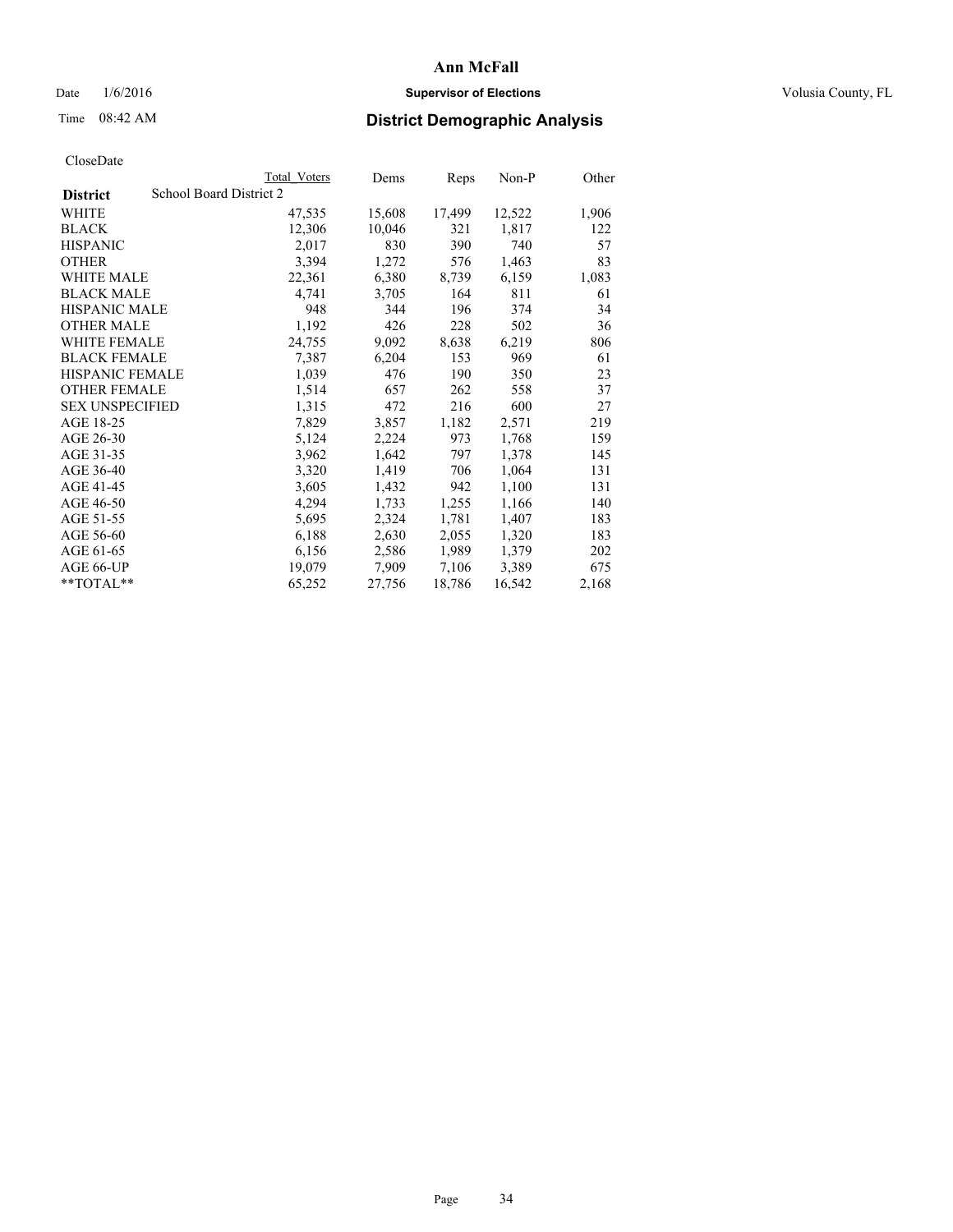# Ann McFall

Date 1/6/2016 **Supervisor of Elections** Volusia County, FL

Time 08:42 AM **District Demographic Analysis**

CloseDate

| | Total Voters | Dems | Reps | Non-P | Other |
|---|---|---|---|---|---|
| **District** School Board District 2 | | | | | |
| WHITE | 47,535 | 15,608 | 17,499 | 12,522 | 1,906 |
| BLACK | 12,306 | 10,046 | 321 | 1,817 | 122 |
| HISPANIC | 2,017 | 830 | 390 | 740 | 57 |
| OTHER | 3,394 | 1,272 | 576 | 1,463 | 83 |
| WHITE MALE | 22,361 | 6,380 | 8,739 | 6,159 | 1,083 |
| BLACK MALE | 4,741 | 3,705 | 164 | 811 | 61 |
| HISPANIC MALE | 948 | 344 | 196 | 374 | 34 |
| OTHER MALE | 1,192 | 426 | 228 | 502 | 36 |
| WHITE FEMALE | 24,755 | 9,092 | 8,638 | 6,219 | 806 |
| BLACK FEMALE | 7,387 | 6,204 | 153 | 969 | 61 |
| HISPANIC FEMALE | 1,039 | 476 | 190 | 350 | 23 |
| OTHER FEMALE | 1,514 | 657 | 262 | 558 | 37 |
| SEX UNSPECIFIED | 1,315 | 472 | 216 | 600 | 27 |
| AGE 18-25 | 7,829 | 3,857 | 1,182 | 2,571 | 219 |
| AGE 26-30 | 5,124 | 2,224 | 973 | 1,768 | 159 |
| AGE 31-35 | 3,962 | 1,642 | 797 | 1,378 | 145 |
| AGE 36-40 | 3,320 | 1,419 | 706 | 1,064 | 131 |
| AGE 41-45 | 3,605 | 1,432 | 942 | 1,100 | 131 |
| AGE 46-50 | 4,294 | 1,733 | 1,255 | 1,166 | 140 |
| AGE 51-55 | 5,695 | 2,324 | 1,781 | 1,407 | 183 |
| AGE 56-60 | 6,188 | 2,630 | 2,055 | 1,320 | 183 |
| AGE 61-65 | 6,156 | 2,586 | 1,989 | 1,379 | 202 |
| AGE 66-UP | 19,079 | 7,909 | 7,106 | 3,389 | 675 |
| **TOTAL** | 65,252 | 27,756 | 18,786 | 16,542 | 2,168 |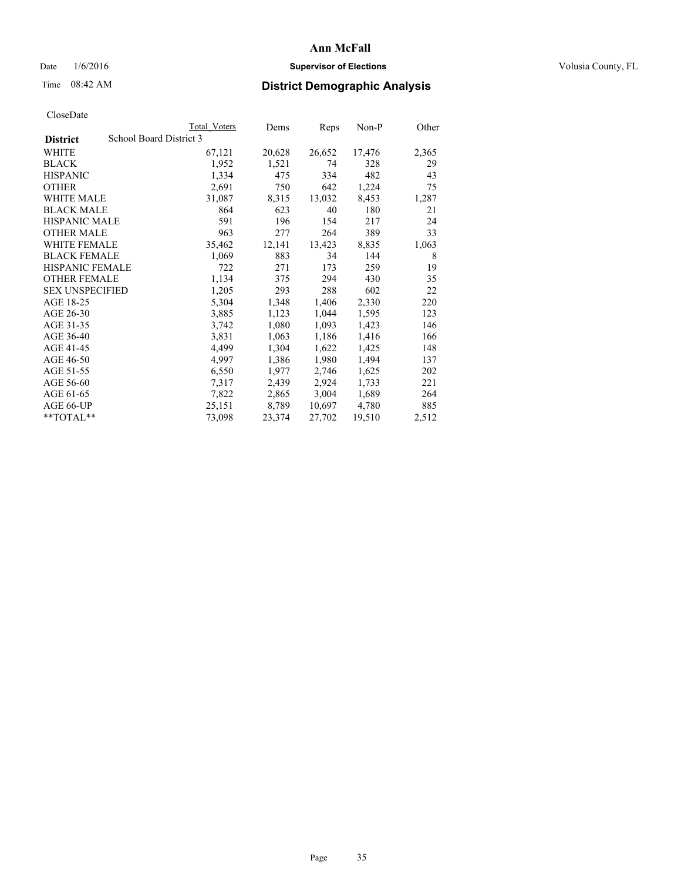# Ann McFall

Date 1/6/2016 **Supervisor of Elections** Volusia County, FL

Time 08:42 AM **District Demographic Analysis**

CloseDate

| **District** | School Board District 3 | Total Voters | Dems | Reps | Non-P | Other |
|---|---|---|---|---|---|---|
| WHITE | | 67,121 | 20,628 | 26,652 | 17,476 | 2,365 |
| BLACK | | 1,952 | 1,521 | 74 | 328 | 29 |
| HISPANIC | | 1,334 | 475 | 334 | 482 | 43 |
| OTHER | | 2,691 | 750 | 642 | 1,224 | 75 |
| WHITE MALE | | 31,087 | 8,315 | 13,032 | 8,453 | 1,287 |
| BLACK MALE | | 864 | 623 | 40 | 180 | 21 |
| HISPANIC MALE | | 591 | 196 | 154 | 217 | 24 |
| OTHER MALE | | 963 | 277 | 264 | 389 | 33 |
| WHITE FEMALE | | 35,462 | 12,141 | 13,423 | 8,835 | 1,063 |
| BLACK FEMALE | | 1,069 | 883 | 34 | 144 | 8 |
| HISPANIC FEMALE | | 722 | 271 | 173 | 259 | 19 |
| OTHER FEMALE | | 1,134 | 375 | 294 | 430 | 35 |
| SEX UNSPECIFIED | | 1,205 | 293 | 288 | 602 | 22 |
| AGE 18-25 | | 5,304 | 1,348 | 1,406 | 2,330 | 220 |
| AGE 26-30 | | 3,885 | 1,123 | 1,044 | 1,595 | 123 |
| AGE 31-35 | | 3,742 | 1,080 | 1,093 | 1,423 | 146 |
| AGE 36-40 | | 3,831 | 1,063 | 1,186 | 1,416 | 166 |
| AGE 41-45 | | 4,499 | 1,304 | 1,622 | 1,425 | 148 |
| AGE 46-50 | | 4,997 | 1,386 | 1,980 | 1,494 | 137 |
| AGE 51-55 | | 6,550 | 1,977 | 2,746 | 1,625 | 202 |
| AGE 56-60 | | 7,317 | 2,439 | 2,924 | 1,733 | 221 |
| AGE 61-65 | | 7,822 | 2,865 | 3,004 | 1,689 | 264 |
| AGE 66-UP | | 25,151 | 8,789 | 10,697 | 4,780 | 885 |
| **TOTAL** | | 73,098 | 23,374 | 27,702 | 19,510 | 2,512 |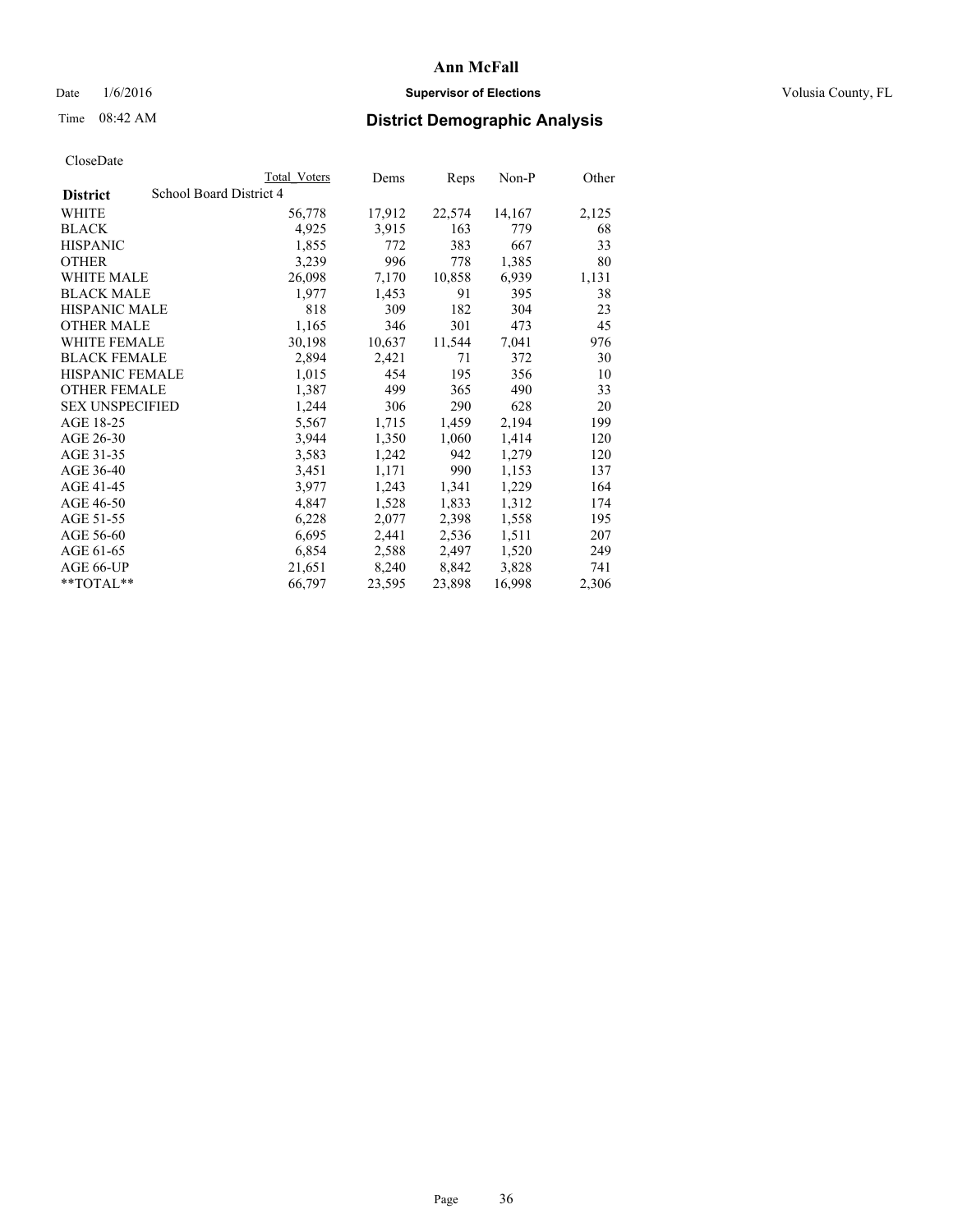# Ann McFall

Date 1/6/2016 **Supervisor of Elections** Volusia County, FL

Time 08:42 AM **District Demographic Analysis**

CloseDate

| District | School Board District 4 Total Voters | Dems | Reps | Non-P | Other |
|---|---|---|---|---|---|
| WHITE | 56,778 | 17,912 | 22,574 | 14,167 | 2,125 |
| BLACK | 4,925 | 3,915 | 163 | 779 | 68 |
| HISPANIC | 1,855 | 772 | 383 | 667 | 33 |
| OTHER | 3,239 | 996 | 778 | 1,385 | 80 |
| WHITE MALE | 26,098 | 7,170 | 10,858 | 6,939 | 1,131 |
| BLACK MALE | 1,977 | 1,453 | 91 | 395 | 38 |
| HISPANIC MALE | 818 | 309 | 182 | 304 | 23 |
| OTHER MALE | 1,165 | 346 | 301 | 473 | 45 |
| WHITE FEMALE | 30,198 | 10,637 | 11,544 | 7,041 | 976 |
| BLACK FEMALE | 2,894 | 2,421 | 71 | 372 | 30 |
| HISPANIC FEMALE | 1,015 | 454 | 195 | 356 | 10 |
| OTHER FEMALE | 1,387 | 499 | 365 | 490 | 33 |
| SEX UNSPECIFIED | 1,244 | 306 | 290 | 628 | 20 |
| AGE 18-25 | 5,567 | 1,715 | 1,459 | 2,194 | 199 |
| AGE 26-30 | 3,944 | 1,350 | 1,060 | 1,414 | 120 |
| AGE 31-35 | 3,583 | 1,242 | 942 | 1,279 | 120 |
| AGE 36-40 | 3,451 | 1,171 | 990 | 1,153 | 137 |
| AGE 41-45 | 3,977 | 1,243 | 1,341 | 1,229 | 164 |
| AGE 46-50 | 4,847 | 1,528 | 1,833 | 1,312 | 174 |
| AGE 51-55 | 6,228 | 2,077 | 2,398 | 1,558 | 195 |
| AGE 56-60 | 6,695 | 2,441 | 2,536 | 1,511 | 207 |
| AGE 61-65 | 6,854 | 2,588 | 2,497 | 1,520 | 249 |
| AGE 66-UP | 21,651 | 8,240 | 8,842 | 3,828 | 741 |
| **TOTAL** | 66,797 | 23,595 | 23,898 | 16,998 | 2,306 |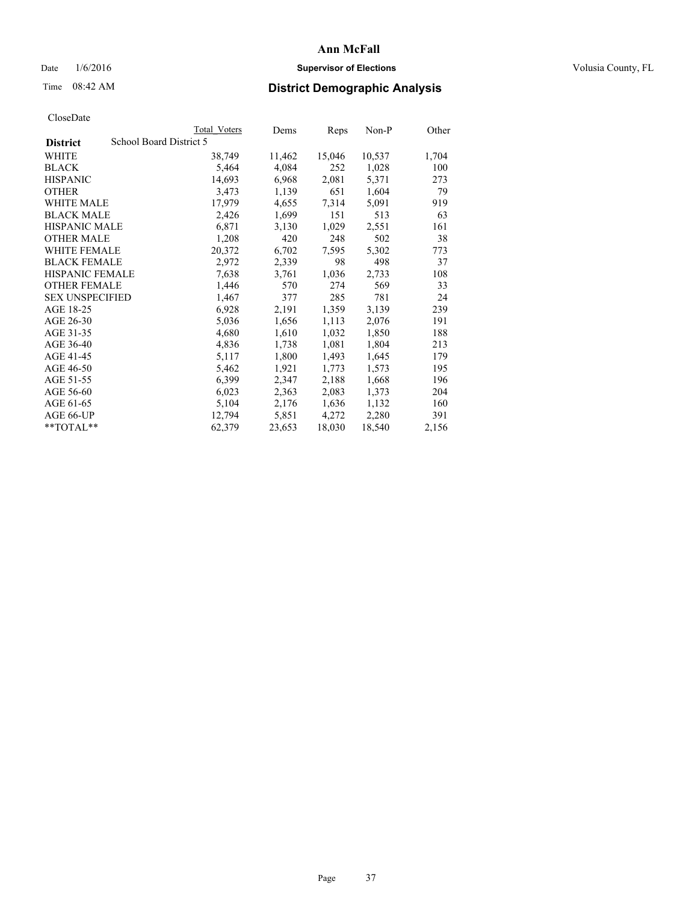# Ann McFall

Date 1/6/2016 **Supervisor of Elections** Volusia County, FL

Time 08:42 AM **District Demographic Analysis**

CloseDate

| District | School Board District 5 | Total Voters | Dems | Reps | Non-P | Other |
|---|---|---|---|---|---|---|
| WHITE | | 38,749 | 11,462 | 15,046 | 10,537 | 1,704 |
| BLACK | | 5,464 | 4,084 | 252 | 1,028 | 100 |
| HISPANIC | | 14,693 | 6,968 | 2,081 | 5,371 | 273 |
| OTHER | | 3,473 | 1,139 | 651 | 1,604 | 79 |
| WHITE MALE | | 17,979 | 4,655 | 7,314 | 5,091 | 919 |
| BLACK MALE | | 2,426 | 1,699 | 151 | 513 | 63 |
| HISPANIC MALE | | 6,871 | 3,130 | 1,029 | 2,551 | 161 |
| OTHER MALE | | 1,208 | 420 | 248 | 502 | 38 |
| WHITE FEMALE | | 20,372 | 6,702 | 7,595 | 5,302 | 773 |
| BLACK FEMALE | | 2,972 | 2,339 | 98 | 498 | 37 |
| HISPANIC FEMALE | | 7,638 | 3,761 | 1,036 | 2,733 | 108 |
| OTHER FEMALE | | 1,446 | 570 | 274 | 569 | 33 |
| SEX UNSPECIFIED | | 1,467 | 377 | 285 | 781 | 24 |
| AGE 18-25 | | 6,928 | 2,191 | 1,359 | 3,139 | 239 |
| AGE 26-30 | | 5,036 | 1,656 | 1,113 | 2,076 | 191 |
| AGE 31-35 | | 4,680 | 1,610 | 1,032 | 1,850 | 188 |
| AGE 36-40 | | 4,836 | 1,738 | 1,081 | 1,804 | 213 |
| AGE 41-45 | | 5,117 | 1,800 | 1,493 | 1,645 | 179 |
| AGE 46-50 | | 5,462 | 1,921 | 1,773 | 1,573 | 195 |
| AGE 51-55 | | 6,399 | 2,347 | 2,188 | 1,668 | 196 |
| AGE 56-60 | | 6,023 | 2,363 | 2,083 | 1,373 | 204 |
| AGE 61-65 | | 5,104 | 2,176 | 1,636 | 1,132 | 160 |
| AGE 66-UP | | 12,794 | 5,851 | 4,272 | 2,280 | 391 |
| **TOTAL** | | 62,379 | 23,653 | 18,030 | 18,540 | 2,156 |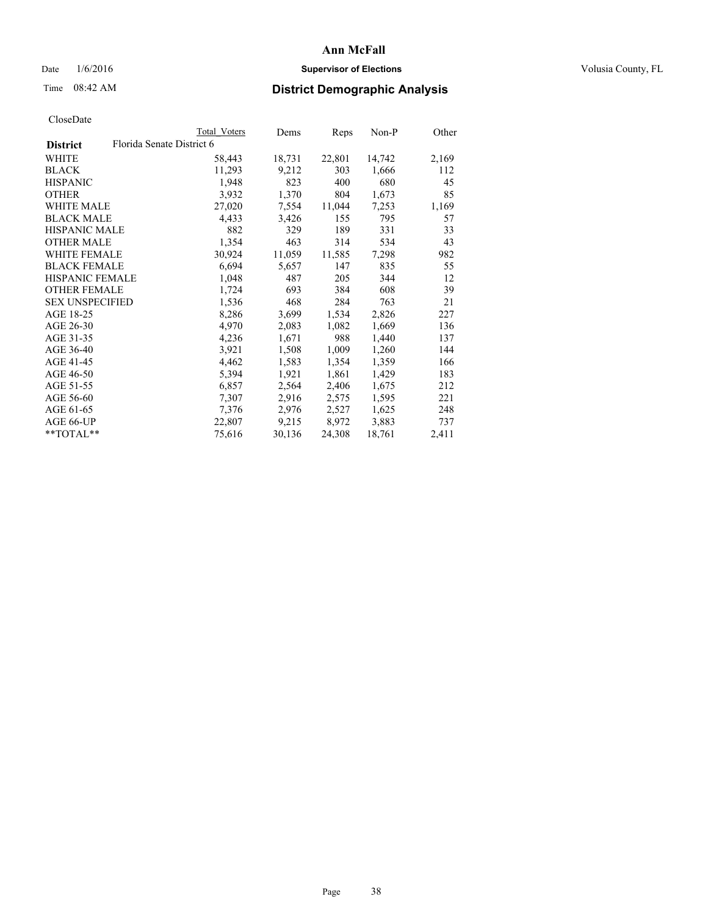# Ann McFall

Date 1/6/2016 **Supervisor of Elections** Volusia County, FL

Time 08:42 AM **District Demographic Analysis**

CloseDate

| | Total Voters | Dems | Reps | Non-P | Other |
|---|---|---|---|---|---|
| **District** Florida Senate District 6 | | | | | |
| WHITE | 58,443 | 18,731 | 22,801 | 14,742 | 2,169 |
| BLACK | 11,293 | 9,212 | 303 | 1,666 | 112 |
| HISPANIC | 1,948 | 823 | 400 | 680 | 45 |
| OTHER | 3,932 | 1,370 | 804 | 1,673 | 85 |
| WHITE MALE | 27,020 | 7,554 | 11,044 | 7,253 | 1,169 |
| BLACK MALE | 4,433 | 3,426 | 155 | 795 | 57 |
| HISPANIC MALE | 882 | 329 | 189 | 331 | 33 |
| OTHER MALE | 1,354 | 463 | 314 | 534 | 43 |
| WHITE FEMALE | 30,924 | 11,059 | 11,585 | 7,298 | 982 |
| BLACK FEMALE | 6,694 | 5,657 | 147 | 835 | 55 |
| HISPANIC FEMALE | 1,048 | 487 | 205 | 344 | 12 |
| OTHER FEMALE | 1,724 | 693 | 384 | 608 | 39 |
| SEX UNSPECIFIED | 1,536 | 468 | 284 | 763 | 21 |
| AGE 18-25 | 8,286 | 3,699 | 1,534 | 2,826 | 227 |
| AGE 26-30 | 4,970 | 2,083 | 1,082 | 1,669 | 136 |
| AGE 31-35 | 4,236 | 1,671 | 988 | 1,440 | 137 |
| AGE 36-40 | 3,921 | 1,508 | 1,009 | 1,260 | 144 |
| AGE 41-45 | 4,462 | 1,583 | 1,354 | 1,359 | 166 |
| AGE 46-50 | 5,394 | 1,921 | 1,861 | 1,429 | 183 |
| AGE 51-55 | 6,857 | 2,564 | 2,406 | 1,675 | 212 |
| AGE 56-60 | 7,307 | 2,916 | 2,575 | 1,595 | 221 |
| AGE 61-65 | 7,376 | 2,976 | 2,527 | 1,625 | 248 |
| AGE 66-UP | 22,807 | 9,215 | 8,972 | 3,883 | 737 |
| **TOTAL** | 75,616 | 30,136 | 24,308 | 18,761 | 2,411 |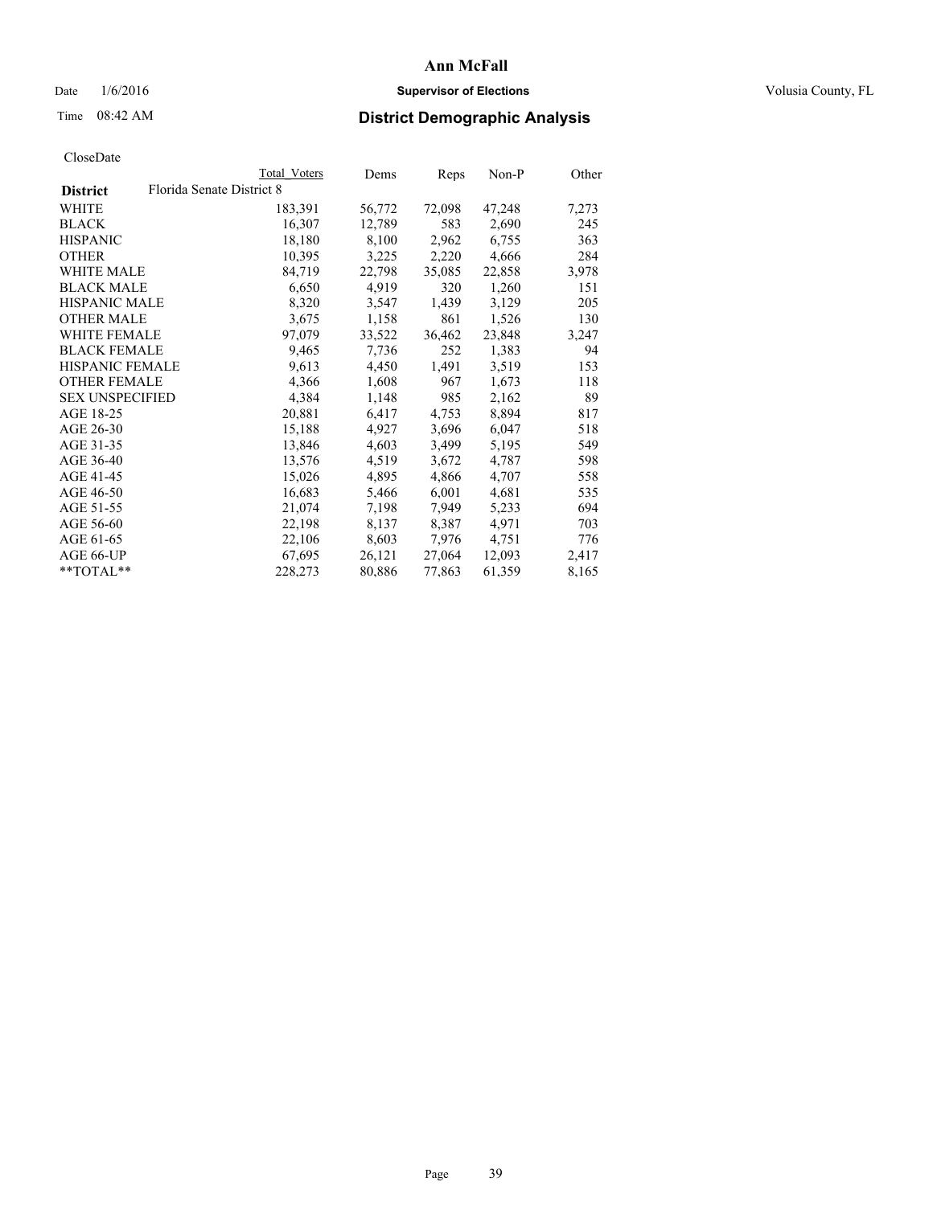# Ann McFall

Date 1/6/2016 **Supervisor of Elections** Volusia County, FL

Time 08:42 AM **District Demographic Analysis**

CloseDate

| **District** | Florida Senate District 8 | Total Voters | Dems | Reps | Non-P | Other |
|---|---|---|---|---|---|---|
| WHITE | | 183,391 | 56,772 | 72,098 | 47,248 | 7,273 |
| BLACK | | 16,307 | 12,789 | 583 | 2,690 | 245 |
| HISPANIC | | 18,180 | 8,100 | 2,962 | 6,755 | 363 |
| OTHER | | 10,395 | 3,225 | 2,220 | 4,666 | 284 |
| WHITE MALE | | 84,719 | 22,798 | 35,085 | 22,858 | 3,978 |
| BLACK MALE | | 6,650 | 4,919 | 320 | 1,260 | 151 |
| HISPANIC MALE | | 8,320 | 3,547 | 1,439 | 3,129 | 205 |
| OTHER MALE | | 3,675 | 1,158 | 861 | 1,526 | 130 |
| WHITE FEMALE | | 97,079 | 33,522 | 36,462 | 23,848 | 3,247 |
| BLACK FEMALE | | 9,465 | 7,736 | 252 | 1,383 | 94 |
| HISPANIC FEMALE | | 9,613 | 4,450 | 1,491 | 3,519 | 153 |
| OTHER FEMALE | | 4,366 | 1,608 | 967 | 1,673 | 118 |
| SEX UNSPECIFIED | | 4,384 | 1,148 | 985 | 2,162 | 89 |
| AGE 18-25 | | 20,881 | 6,417 | 4,753 | 8,894 | 817 |
| AGE 26-30 | | 15,188 | 4,927 | 3,696 | 6,047 | 518 |
| AGE 31-35 | | 13,846 | 4,603 | 3,499 | 5,195 | 549 |
| AGE 36-40 | | 13,576 | 4,519 | 3,672 | 4,787 | 598 |
| AGE 41-45 | | 15,026 | 4,895 | 4,866 | 4,707 | 558 |
| AGE 46-50 | | 16,683 | 5,466 | 6,001 | 4,681 | 535 |
| AGE 51-55 | | 21,074 | 7,198 | 7,949 | 5,233 | 694 |
| AGE 56-60 | | 22,198 | 8,137 | 8,387 | 4,971 | 703 |
| AGE 61-65 | | 22,106 | 8,603 | 7,976 | 4,751 | 776 |
| AGE 66-UP | | 67,695 | 26,121 | 27,064 | 12,093 | 2,417 |
| **TOTAL** | | 228,273 | 80,886 | 77,863 | 61,359 | 8,165 |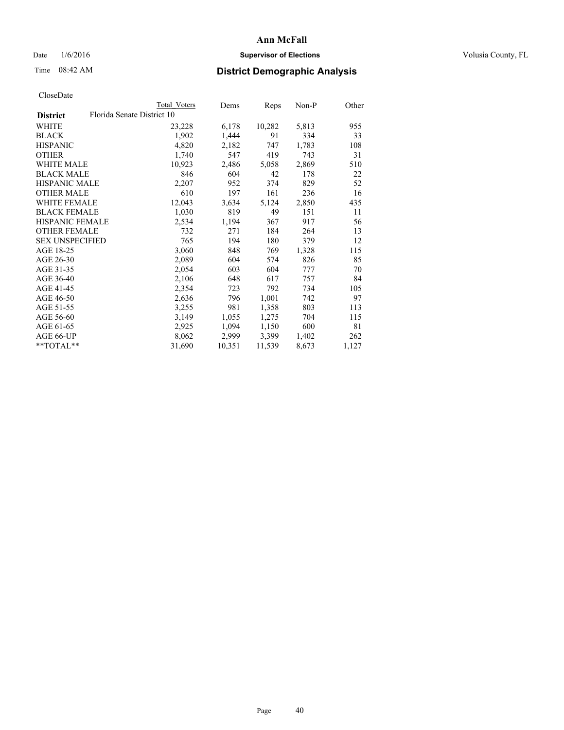Ann McFall

Date 1/6/2016 **Supervisor of Elections** Volusia County, FL

Time 08:42 AM **District Demographic Analysis**

CloseDate

| District | Total Voters | Dems | Reps | Non-P | Other |
|---|---|---|---|---|---|
| Florida Senate District 10 | | | | | |
| WHITE | 23,228 | 6,178 | 10,282 | 5,813 | 955 |
| BLACK | 1,902 | 1,444 | 91 | 334 | 33 |
| HISPANIC | 4,820 | 2,182 | 747 | 1,783 | 108 |
| OTHER | 1,740 | 547 | 419 | 743 | 31 |
| WHITE MALE | 10,923 | 2,486 | 5,058 | 2,869 | 510 |
| BLACK MALE | 846 | 604 | 42 | 178 | 22 |
| HISPANIC MALE | 2,207 | 952 | 374 | 829 | 52 |
| OTHER MALE | 610 | 197 | 161 | 236 | 16 |
| WHITE FEMALE | 12,043 | 3,634 | 5,124 | 2,850 | 435 |
| BLACK FEMALE | 1,030 | 819 | 49 | 151 | 11 |
| HISPANIC FEMALE | 2,534 | 1,194 | 367 | 917 | 56 |
| OTHER FEMALE | 732 | 271 | 184 | 264 | 13 |
| SEX UNSPECIFIED | 765 | 194 | 180 | 379 | 12 |
| AGE 18-25 | 3,060 | 848 | 769 | 1,328 | 115 |
| AGE 26-30 | 2,089 | 604 | 574 | 826 | 85 |
| AGE 31-35 | 2,054 | 603 | 604 | 777 | 70 |
| AGE 36-40 | 2,106 | 648 | 617 | 757 | 84 |
| AGE 41-45 | 2,354 | 723 | 792 | 734 | 105 |
| AGE 46-50 | 2,636 | 796 | 1,001 | 742 | 97 |
| AGE 51-55 | 3,255 | 981 | 1,358 | 803 | 113 |
| AGE 56-60 | 3,149 | 1,055 | 1,275 | 704 | 115 |
| AGE 61-65 | 2,925 | 1,094 | 1,150 | 600 | 81 |
| AGE 66-UP | 8,062 | 2,999 | 3,399 | 1,402 | 262 |
| **TOTAL** | 31,690 | 10,351 | 11,539 | 8,673 | 1,127 |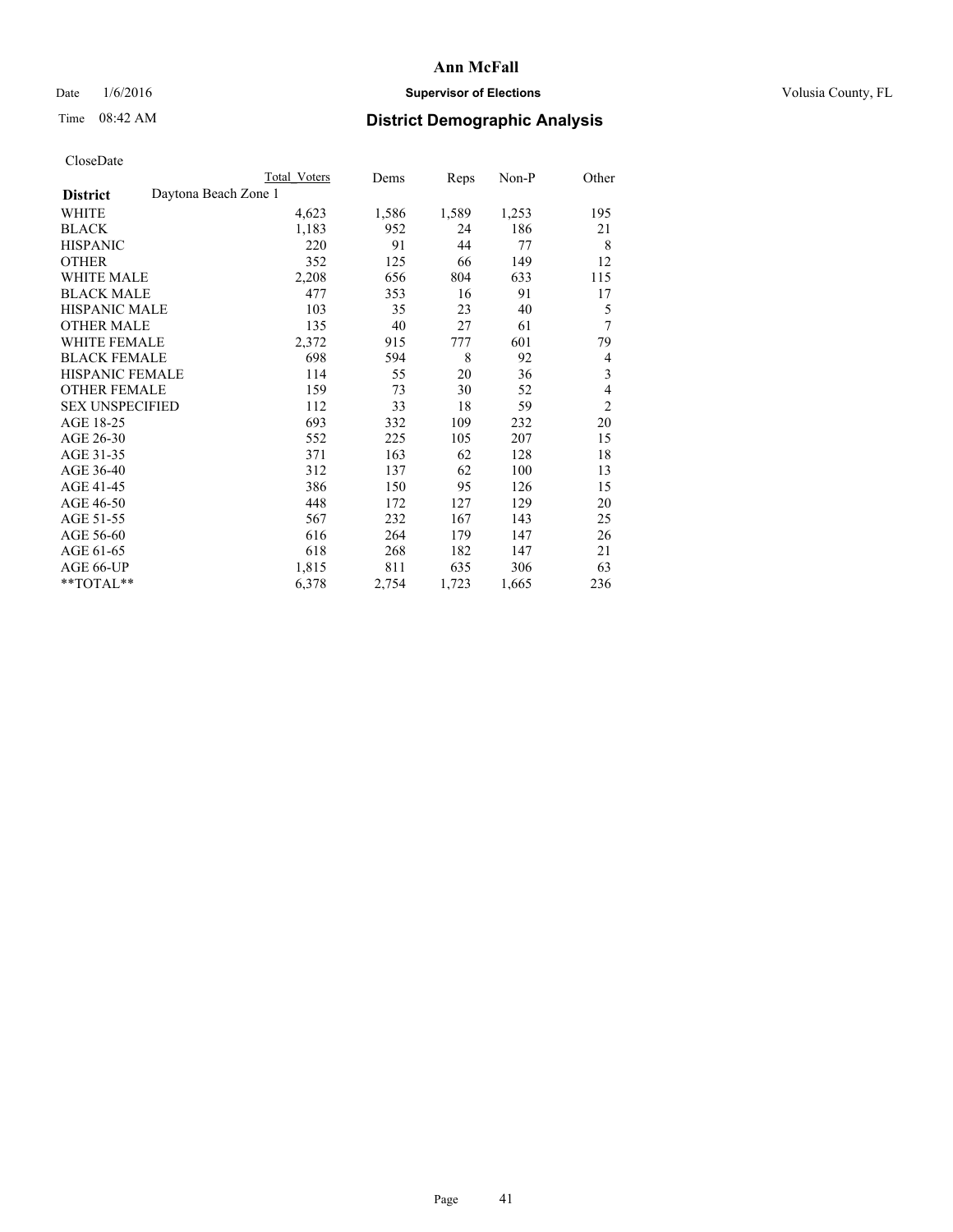**Ann McFall**

Date 1/6/2016 **Supervisor of Elections** Volusia County, FL

Time 08:42 AM **District Demographic Analysis**

CloseDate

| District | Total Voters | Dems | Reps | Non-P | Other |
|---|---|---|---|---|---|
| Daytona Beach Zone 1 | | | | | |
| WHITE | 4,623 | 1,586 | 1,589 | 1,253 | 195 |
| BLACK | 1,183 | 952 | 24 | 186 | 21 |
| HISPANIC | 220 | 91 | 44 | 77 | 8 |
| OTHER | 352 | 125 | 66 | 149 | 12 |
| WHITE MALE | 2,208 | 656 | 804 | 633 | 115 |
| BLACK MALE | 477 | 353 | 16 | 91 | 17 |
| HISPANIC MALE | 103 | 35 | 23 | 40 | 5 |
| OTHER MALE | 135 | 40 | 27 | 61 | 7 |
| WHITE FEMALE | 2,372 | 915 | 777 | 601 | 79 |
| BLACK FEMALE | 698 | 594 | 8 | 92 | 4 |
| HISPANIC FEMALE | 114 | 55 | 20 | 36 | 3 |
| OTHER FEMALE | 159 | 73 | 30 | 52 | 4 |
| SEX UNSPECIFIED | 112 | 33 | 18 | 59 | 2 |
| AGE 18-25 | 693 | 332 | 109 | 232 | 20 |
| AGE 26-30 | 552 | 225 | 105 | 207 | 15 |
| AGE 31-35 | 371 | 163 | 62 | 128 | 18 |
| AGE 36-40 | 312 | 137 | 62 | 100 | 13 |
| AGE 41-45 | 386 | 150 | 95 | 126 | 15 |
| AGE 46-50 | 448 | 172 | 127 | 129 | 20 |
| AGE 51-55 | 567 | 232 | 167 | 143 | 25 |
| AGE 56-60 | 616 | 264 | 179 | 147 | 26 |
| AGE 61-65 | 618 | 268 | 182 | 147 | 21 |
| AGE 66-UP | 1,815 | 811 | 635 | 306 | 63 |
| **TOTAL** | 6,378 | 2,754 | 1,723 | 1,665 | 236 |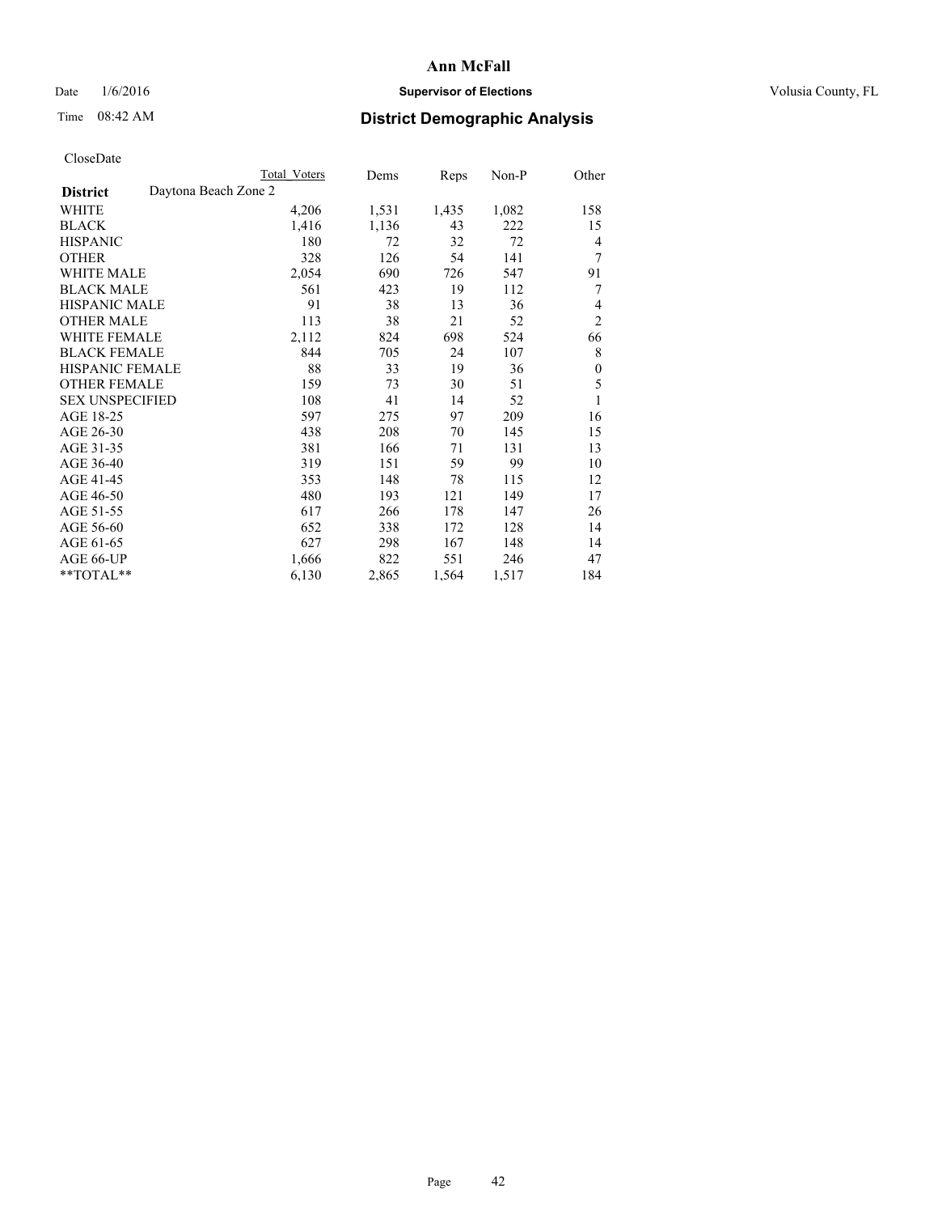# Ann McFall

Date 1/6/2016 **Supervisor of Elections** Volusia County, FL

Time 08:42 AM **District Demographic Analysis**

CloseDate

| | Total Voters | Dems | Reps | Non-P | Other |
|---|---|---|---|---|---|
| **District** Daytona Beach Zone 2 | | | | | |
| WHITE | 4,206 | 1,531 | 1,435 | 1,082 | 158 |
| BLACK | 1,416 | 1,136 | 43 | 222 | 15 |
| HISPANIC | 180 | 72 | 32 | 72 | 4 |
| OTHER | 328 | 126 | 54 | 141 | 7 |
| WHITE MALE | 2,054 | 690 | 726 | 547 | 91 |
| BLACK MALE | 561 | 423 | 19 | 112 | 7 |
| HISPANIC MALE | 91 | 38 | 13 | 36 | 4 |
| OTHER MALE | 113 | 38 | 21 | 52 | 2 |
| WHITE FEMALE | 2,112 | 824 | 698 | 524 | 66 |
| BLACK FEMALE | 844 | 705 | 24 | 107 | 8 |
| HISPANIC FEMALE | 88 | 33 | 19 | 36 | 0 |
| OTHER FEMALE | 159 | 73 | 30 | 51 | 5 |
| SEX UNSPECIFIED | 108 | 41 | 14 | 52 | 1 |
| AGE 18-25 | 597 | 275 | 97 | 209 | 16 |
| AGE 26-30 | 438 | 208 | 70 | 145 | 15 |
| AGE 31-35 | 381 | 166 | 71 | 131 | 13 |
| AGE 36-40 | 319 | 151 | 59 | 99 | 10 |
| AGE 41-45 | 353 | 148 | 78 | 115 | 12 |
| AGE 46-50 | 480 | 193 | 121 | 149 | 17 |
| AGE 51-55 | 617 | 266 | 178 | 147 | 26 |
| AGE 56-60 | 652 | 338 | 172 | 128 | 14 |
| AGE 61-65 | 627 | 298 | 167 | 148 | 14 |
| AGE 66-UP | 1,666 | 822 | 551 | 246 | 47 |
| **TOTAL** | 6,130 | 2,865 | 1,564 | 1,517 | 184 |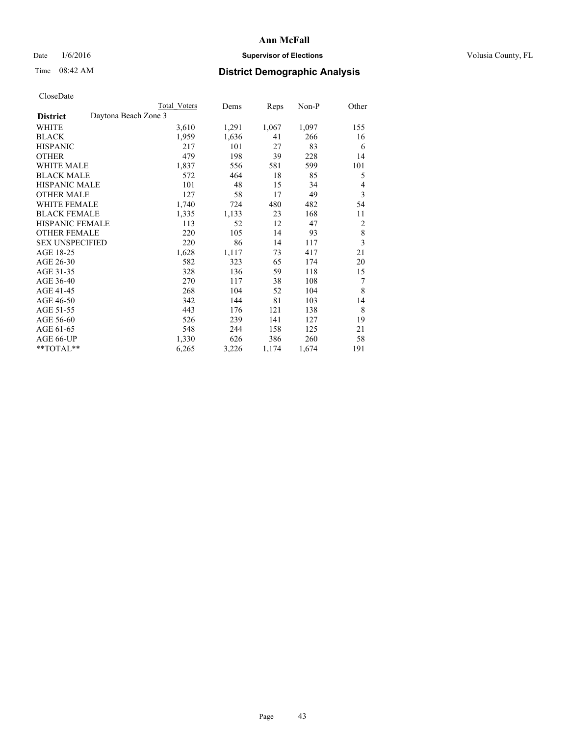# Ann McFall

Date 1/6/2016 **Supervisor of Elections** Volusia County, FL

Time 08:42 AM **District Demographic Analysis**

CloseDate

| | Total Voters | Dems | Reps | Non-P | Other |
|---|---|---|---|---|---|
| **District** Daytona Beach Zone 3 | | | | | |
| WHITE | 3,610 | 1,291 | 1,067 | 1,097 | 155 |
| BLACK | 1,959 | 1,636 | 41 | 266 | 16 |
| HISPANIC | 217 | 101 | 27 | 83 | 6 |
| OTHER | 479 | 198 | 39 | 228 | 14 |
| WHITE MALE | 1,837 | 556 | 581 | 599 | 101 |
| BLACK MALE | 572 | 464 | 18 | 85 | 5 |
| HISPANIC MALE | 101 | 48 | 15 | 34 | 4 |
| OTHER MALE | 127 | 58 | 17 | 49 | 3 |
| WHITE FEMALE | 1,740 | 724 | 480 | 482 | 54 |
| BLACK FEMALE | 1,335 | 1,133 | 23 | 168 | 11 |
| HISPANIC FEMALE | 113 | 52 | 12 | 47 | 2 |
| OTHER FEMALE | 220 | 105 | 14 | 93 | 8 |
| SEX UNSPECIFIED | 220 | 86 | 14 | 117 | 3 |
| AGE 18-25 | 1,628 | 1,117 | 73 | 417 | 21 |
| AGE 26-30 | 582 | 323 | 65 | 174 | 20 |
| AGE 31-35 | 328 | 136 | 59 | 118 | 15 |
| AGE 36-40 | 270 | 117 | 38 | 108 | 7 |
| AGE 41-45 | 268 | 104 | 52 | 104 | 8 |
| AGE 46-50 | 342 | 144 | 81 | 103 | 14 |
| AGE 51-55 | 443 | 176 | 121 | 138 | 8 |
| AGE 56-60 | 526 | 239 | 141 | 127 | 19 |
| AGE 61-65 | 548 | 244 | 158 | 125 | 21 |
| AGE 66-UP | 1,330 | 626 | 386 | 260 | 58 |
| **TOTAL** | 6,265 | 3,226 | 1,174 | 1,674 | 191 |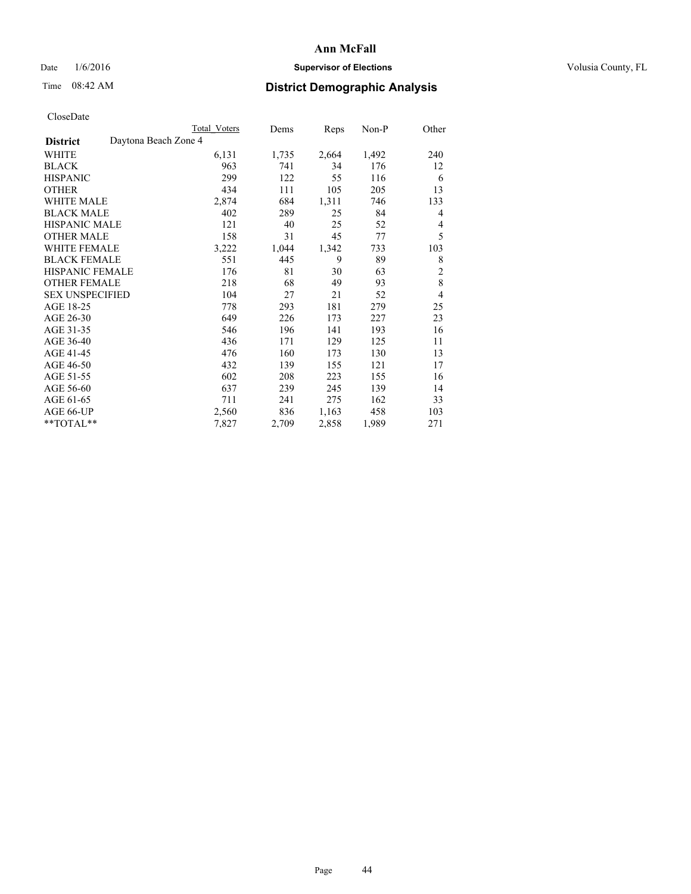# Ann McFall

Date 1/6/2016 **Supervisor of Elections** Volusia County, FL

Time 08:42 AM **District Demographic Analysis**

CloseDate

| | Total Voters | Dems | Reps | Non-P | Other |
|---|---|---|---|---|---|
| **District** Daytona Beach Zone 4 | | | | | |
| WHITE | 6,131 | 1,735 | 2,664 | 1,492 | 240 |
| BLACK | 963 | 741 | 34 | 176 | 12 |
| HISPANIC | 299 | 122 | 55 | 116 | 6 |
| OTHER | 434 | 111 | 105 | 205 | 13 |
| WHITE MALE | 2,874 | 684 | 1,311 | 746 | 133 |
| BLACK MALE | 402 | 289 | 25 | 84 | 4 |
| HISPANIC MALE | 121 | 40 | 25 | 52 | 4 |
| OTHER MALE | 158 | 31 | 45 | 77 | 5 |
| WHITE FEMALE | 3,222 | 1,044 | 1,342 | 733 | 103 |
| BLACK FEMALE | 551 | 445 | 9 | 89 | 8 |
| HISPANIC FEMALE | 176 | 81 | 30 | 63 | 2 |
| OTHER FEMALE | 218 | 68 | 49 | 93 | 8 |
| SEX UNSPECIFIED | 104 | 27 | 21 | 52 | 4 |
| AGE 18-25 | 778 | 293 | 181 | 279 | 25 |
| AGE 26-30 | 649 | 226 | 173 | 227 | 23 |
| AGE 31-35 | 546 | 196 | 141 | 193 | 16 |
| AGE 36-40 | 436 | 171 | 129 | 125 | 11 |
| AGE 41-45 | 476 | 160 | 173 | 130 | 13 |
| AGE 46-50 | 432 | 139 | 155 | 121 | 17 |
| AGE 51-55 | 602 | 208 | 223 | 155 | 16 |
| AGE 56-60 | 637 | 239 | 245 | 139 | 14 |
| AGE 61-65 | 711 | 241 | 275 | 162 | 33 |
| AGE 66-UP | 2,560 | 836 | 1,163 | 458 | 103 |
| **TOTAL** | 7,827 | 2,709 | 2,858 | 1,989 | 271 |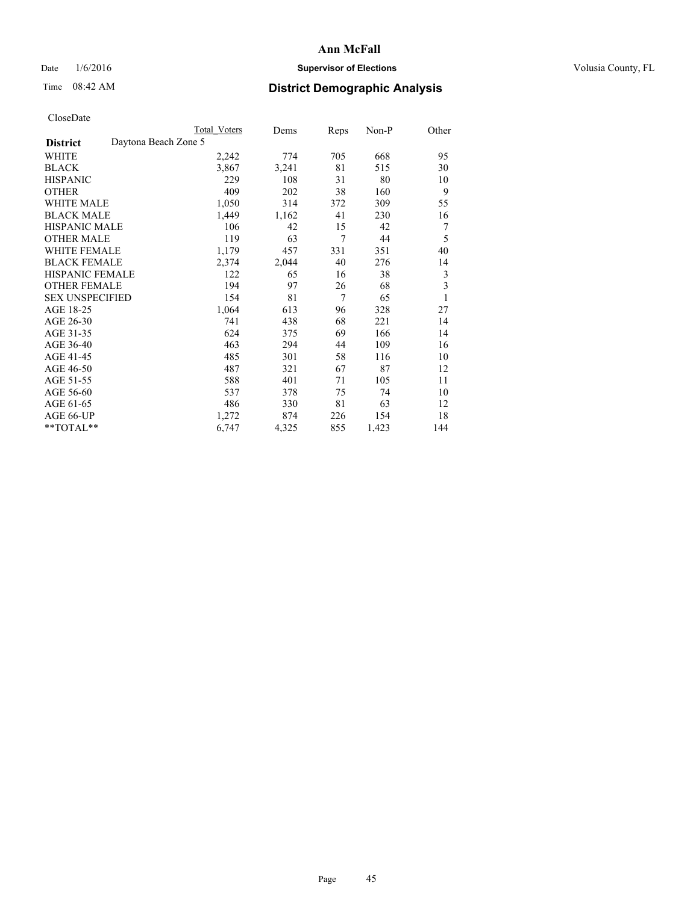# Ann McFall

Date 1/6/2016 **Supervisor of Elections** Volusia County, FL

Time 08:42 AM **District Demographic Analysis**

CloseDate

| | Total Voters | Dems | Reps | Non-P | Other |
|---|---|---|---|---|---|
| **District** Daytona Beach Zone 5 | | | | | |
| WHITE | 2,242 | 774 | 705 | 668 | 95 |
| BLACK | 3,867 | 3,241 | 81 | 515 | 30 |
| HISPANIC | 229 | 108 | 31 | 80 | 10 |
| OTHER | 409 | 202 | 38 | 160 | 9 |
| WHITE MALE | 1,050 | 314 | 372 | 309 | 55 |
| BLACK MALE | 1,449 | 1,162 | 41 | 230 | 16 |
| HISPANIC MALE | 106 | 42 | 15 | 42 | 7 |
| OTHER MALE | 119 | 63 | 7 | 44 | 5 |
| WHITE FEMALE | 1,179 | 457 | 331 | 351 | 40 |
| BLACK FEMALE | 2,374 | 2,044 | 40 | 276 | 14 |
| HISPANIC FEMALE | 122 | 65 | 16 | 38 | 3 |
| OTHER FEMALE | 194 | 97 | 26 | 68 | 3 |
| SEX UNSPECIFIED | 154 | 81 | 7 | 65 | 1 |
| AGE 18-25 | 1,064 | 613 | 96 | 328 | 27 |
| AGE 26-30 | 741 | 438 | 68 | 221 | 14 |
| AGE 31-35 | 624 | 375 | 69 | 166 | 14 |
| AGE 36-40 | 463 | 294 | 44 | 109 | 16 |
| AGE 41-45 | 485 | 301 | 58 | 116 | 10 |
| AGE 46-50 | 487 | 321 | 67 | 87 | 12 |
| AGE 51-55 | 588 | 401 | 71 | 105 | 11 |
| AGE 56-60 | 537 | 378 | 75 | 74 | 10 |
| AGE 61-65 | 486 | 330 | 81 | 63 | 12 |
| AGE 66-UP | 1,272 | 874 | 226 | 154 | 18 |
| **TOTAL** | 6,747 | 4,325 | 855 | 1,423 | 144 |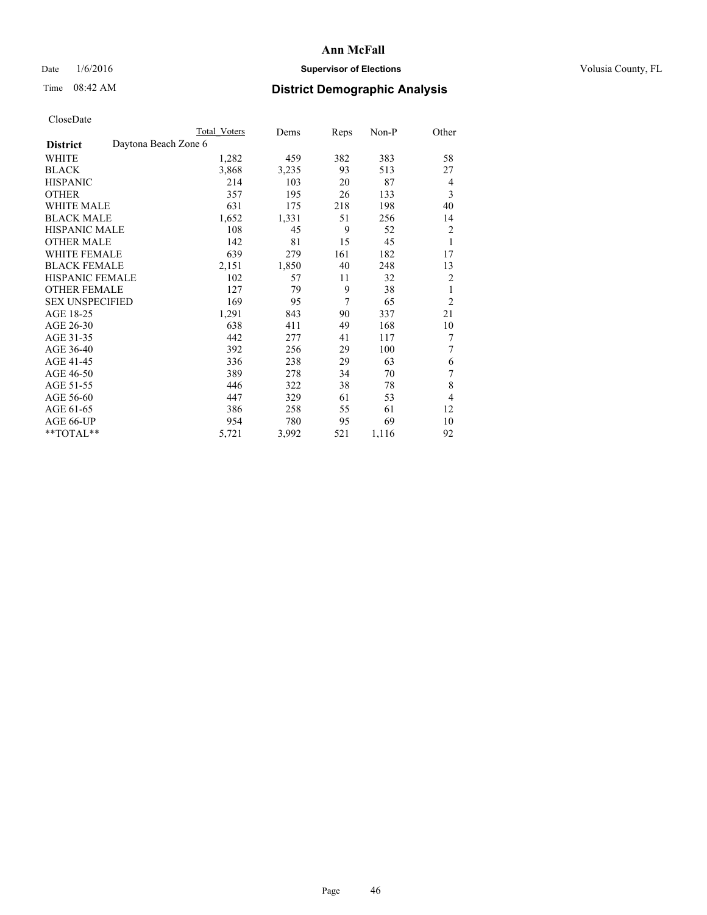# Ann McFall

Date 1/6/2016 **Supervisor of Elections** Volusia County, FL

Time 08:42 AM **District Demographic Analysis**

CloseDate

| | Total Voters | Dems | Reps | Non-P | Other |
|---|---|---|---|---|---|
| **District** Daytona Beach Zone 6 | | | | | |
| WHITE | 1,282 | 459 | 382 | 383 | 58 |
| BLACK | 3,868 | 3,235 | 93 | 513 | 27 |
| HISPANIC | 214 | 103 | 20 | 87 | 4 |
| OTHER | 357 | 195 | 26 | 133 | 3 |
| WHITE MALE | 631 | 175 | 218 | 198 | 40 |
| BLACK MALE | 1,652 | 1,331 | 51 | 256 | 14 |
| HISPANIC MALE | 108 | 45 | 9 | 52 | 2 |
| OTHER MALE | 142 | 81 | 15 | 45 | 1 |
| WHITE FEMALE | 639 | 279 | 161 | 182 | 17 |
| BLACK FEMALE | 2,151 | 1,850 | 40 | 248 | 13 |
| HISPANIC FEMALE | 102 | 57 | 11 | 32 | 2 |
| OTHER FEMALE | 127 | 79 | 9 | 38 | 1 |
| SEX UNSPECIFIED | 169 | 95 | 7 | 65 | 2 |
| AGE 18-25 | 1,291 | 843 | 90 | 337 | 21 |
| AGE 26-30 | 638 | 411 | 49 | 168 | 10 |
| AGE 31-35 | 442 | 277 | 41 | 117 | 7 |
| AGE 36-40 | 392 | 256 | 29 | 100 | 7 |
| AGE 41-45 | 336 | 238 | 29 | 63 | 6 |
| AGE 46-50 | 389 | 278 | 34 | 70 | 7 |
| AGE 51-55 | 446 | 322 | 38 | 78 | 8 |
| AGE 56-60 | 447 | 329 | 61 | 53 | 4 |
| AGE 61-65 | 386 | 258 | 55 | 61 | 12 |
| AGE 66-UP | 954 | 780 | 95 | 69 | 10 |
| **TOTAL** | 5,721 | 3,992 | 521 | 1,116 | 92 |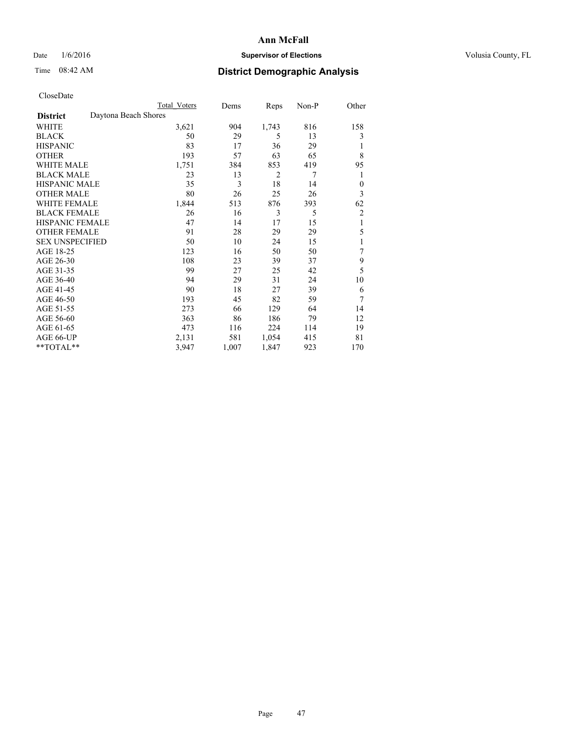# Ann McFall

Date 1/6/2016 **Supervisor of Elections** Volusia County, FL

Time 08:42 AM **District Demographic Analysis**

CloseDate

| | Total Voters | Dems | Reps | Non-P | Other |
|---|---|---|---|---|---|
| **District** Daytona Beach Shores | | | | | |
| WHITE | 3,621 | 904 | 1,743 | 816 | 158 |
| BLACK | 50 | 29 | 5 | 13 | 3 |
| HISPANIC | 83 | 17 | 36 | 29 | 1 |
| OTHER | 193 | 57 | 63 | 65 | 8 |
| WHITE MALE | 1,751 | 384 | 853 | 419 | 95 |
| BLACK MALE | 23 | 13 | 2 | 7 | 1 |
| HISPANIC MALE | 35 | 3 | 18 | 14 | 0 |
| OTHER MALE | 80 | 26 | 25 | 26 | 3 |
| WHITE FEMALE | 1,844 | 513 | 876 | 393 | 62 |
| BLACK FEMALE | 26 | 16 | 3 | 5 | 2 |
| HISPANIC FEMALE | 47 | 14 | 17 | 15 | 1 |
| OTHER FEMALE | 91 | 28 | 29 | 29 | 5 |
| SEX UNSPECIFIED | 50 | 10 | 24 | 15 | 1 |
| AGE 18-25 | 123 | 16 | 50 | 50 | 7 |
| AGE 26-30 | 108 | 23 | 39 | 37 | 9 |
| AGE 31-35 | 99 | 27 | 25 | 42 | 5 |
| AGE 36-40 | 94 | 29 | 31 | 24 | 10 |
| AGE 41-45 | 90 | 18 | 27 | 39 | 6 |
| AGE 46-50 | 193 | 45 | 82 | 59 | 7 |
| AGE 51-55 | 273 | 66 | 129 | 64 | 14 |
| AGE 56-60 | 363 | 86 | 186 | 79 | 12 |
| AGE 61-65 | 473 | 116 | 224 | 114 | 19 |
| AGE 66-UP | 2,131 | 581 | 1,054 | 415 | 81 |
| **TOTAL** | 3,947 | 1,007 | 1,847 | 923 | 170 |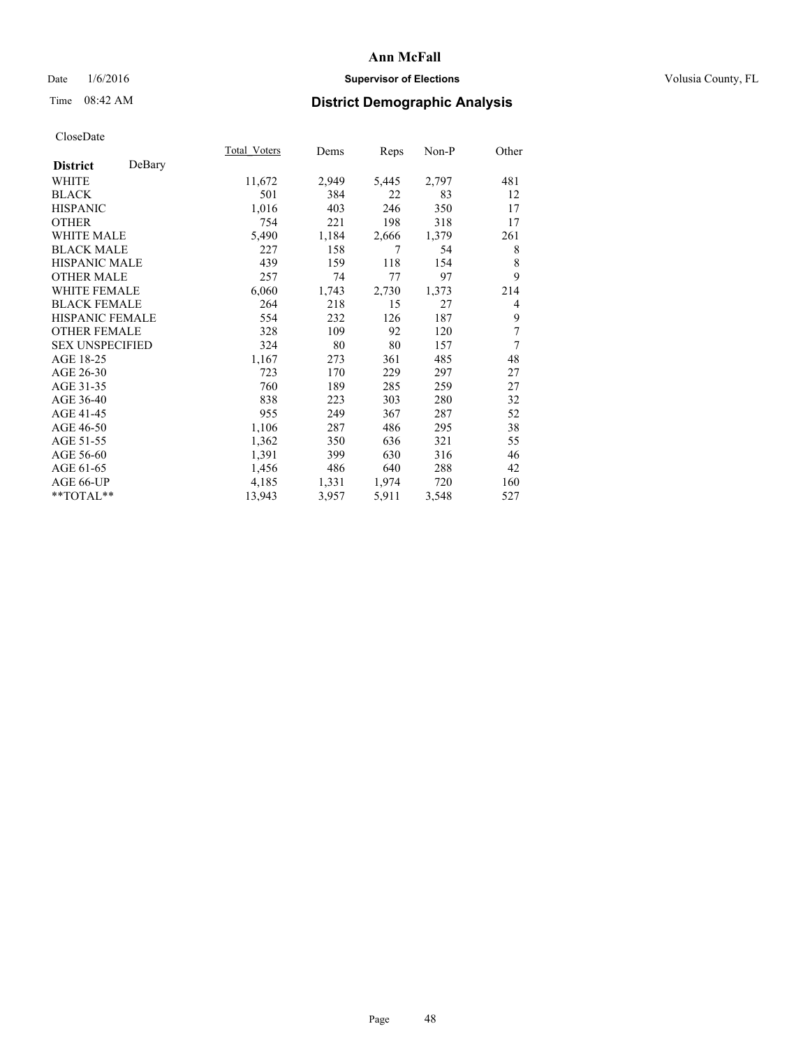# Ann McFall

Date 1/6/2016 **Supervisor of Elections** Volusia County, FL

Time 08:42 AM **District Demographic Analysis**

CloseDate

| **District** DeBary | Total_Voters | Dems | Reps | Non-P | Other |
|---|---|---|---|---|---|
| WHITE | 11,672 | 2,949 | 5,445 | 2,797 | 481 |
| BLACK | 501 | 384 | 22 | 83 | 12 |
| HISPANIC | 1,016 | 403 | 246 | 350 | 17 |
| OTHER | 754 | 221 | 198 | 318 | 17 |
| WHITE MALE | 5,490 | 1,184 | 2,666 | 1,379 | 261 |
| BLACK MALE | 227 | 158 | 7 | 54 | 8 |
| HISPANIC MALE | 439 | 159 | 118 | 154 | 8 |
| OTHER MALE | 257 | 74 | 77 | 97 | 9 |
| WHITE FEMALE | 6,060 | 1,743 | 2,730 | 1,373 | 214 |
| BLACK FEMALE | 264 | 218 | 15 | 27 | 4 |
| HISPANIC FEMALE | 554 | 232 | 126 | 187 | 9 |
| OTHER FEMALE | 328 | 109 | 92 | 120 | 7 |
| SEX UNSPECIFIED | 324 | 80 | 80 | 157 | 7 |
| AGE 18-25 | 1,167 | 273 | 361 | 485 | 48 |
| AGE 26-30 | 723 | 170 | 229 | 297 | 27 |
| AGE 31-35 | 760 | 189 | 285 | 259 | 27 |
| AGE 36-40 | 838 | 223 | 303 | 280 | 32 |
| AGE 41-45 | 955 | 249 | 367 | 287 | 52 |
| AGE 46-50 | 1,106 | 287 | 486 | 295 | 38 |
| AGE 51-55 | 1,362 | 350 | 636 | 321 | 55 |
| AGE 56-60 | 1,391 | 399 | 630 | 316 | 46 |
| AGE 61-65 | 1,456 | 486 | 640 | 288 | 42 |
| AGE 66-UP | 4,185 | 1,331 | 1,974 | 720 | 160 |
| **TOTAL** | 13,943 | 3,957 | 5,911 | 3,548 | 527 |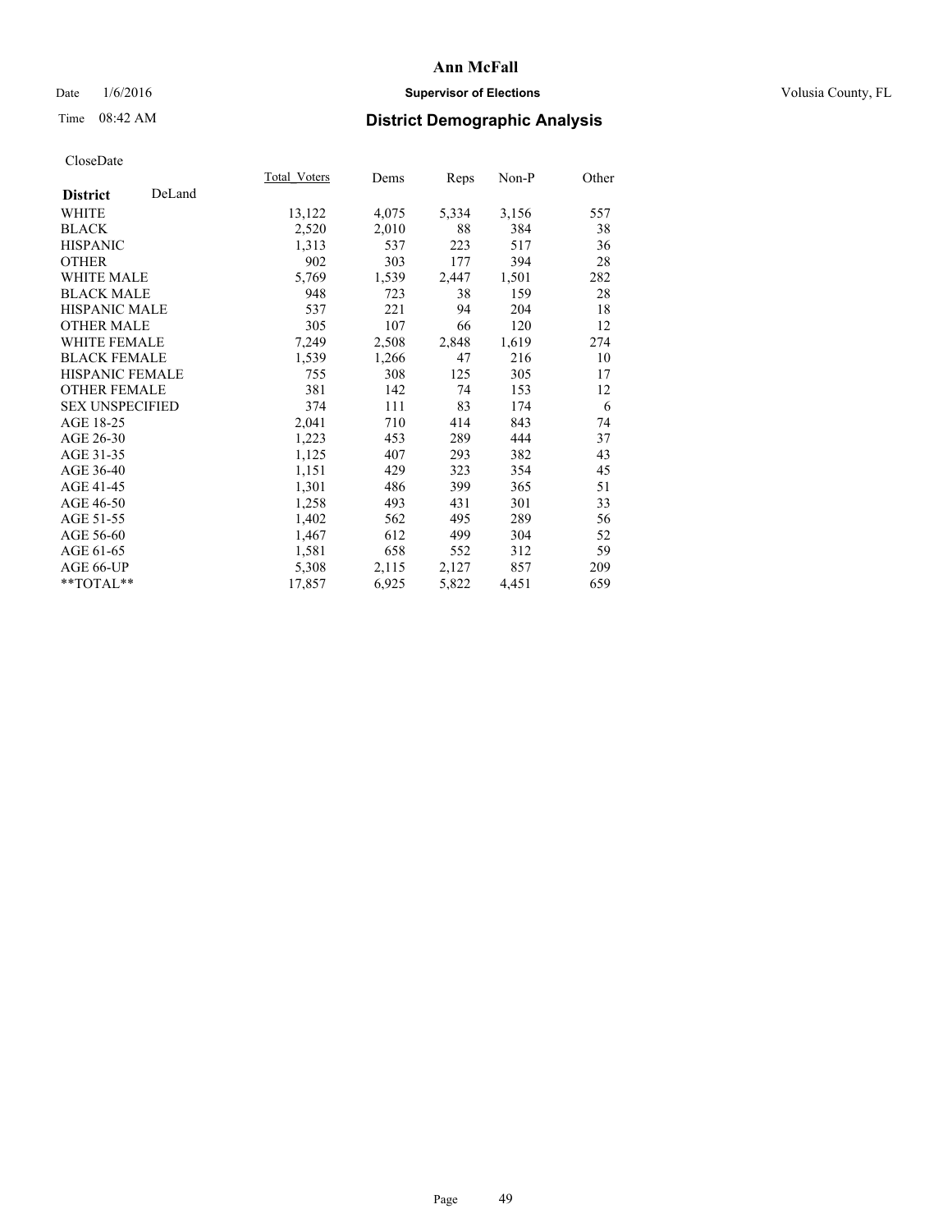# Ann McFall

Date 1/6/2016 **Supervisor of Elections** Volusia County, FL

Time 08:42 AM **District Demographic Analysis**

CloseDate

| **District** DeLand | Total_Voters | Dems | Reps | Non-P | Other |
|---|---|---|---|---|---|
| WHITE | 13,122 | 4,075 | 5,334 | 3,156 | 557 |
| BLACK | 2,520 | 2,010 | 88 | 384 | 38 |
| HISPANIC | 1,313 | 537 | 223 | 517 | 36 |
| OTHER | 902 | 303 | 177 | 394 | 28 |
| WHITE MALE | 5,769 | 1,539 | 2,447 | 1,501 | 282 |
| BLACK MALE | 948 | 723 | 38 | 159 | 28 |
| HISPANIC MALE | 537 | 221 | 94 | 204 | 18 |
| OTHER MALE | 305 | 107 | 66 | 120 | 12 |
| WHITE FEMALE | 7,249 | 2,508 | 2,848 | 1,619 | 274 |
| BLACK FEMALE | 1,539 | 1,266 | 47 | 216 | 10 |
| HISPANIC FEMALE | 755 | 308 | 125 | 305 | 17 |
| OTHER FEMALE | 381 | 142 | 74 | 153 | 12 |
| SEX UNSPECIFIED | 374 | 111 | 83 | 174 | 6 |
| AGE 18-25 | 2,041 | 710 | 414 | 843 | 74 |
| AGE 26-30 | 1,223 | 453 | 289 | 444 | 37 |
| AGE 31-35 | 1,125 | 407 | 293 | 382 | 43 |
| AGE 36-40 | 1,151 | 429 | 323 | 354 | 45 |
| AGE 41-45 | 1,301 | 486 | 399 | 365 | 51 |
| AGE 46-50 | 1,258 | 493 | 431 | 301 | 33 |
| AGE 51-55 | 1,402 | 562 | 495 | 289 | 56 |
| AGE 56-60 | 1,467 | 612 | 499 | 304 | 52 |
| AGE 61-65 | 1,581 | 658 | 552 | 312 | 59 |
| AGE 66-UP | 5,308 | 2,115 | 2,127 | 857 | 209 |
| **TOTAL** | 17,857 | 6,925 | 5,822 | 4,451 | 659 |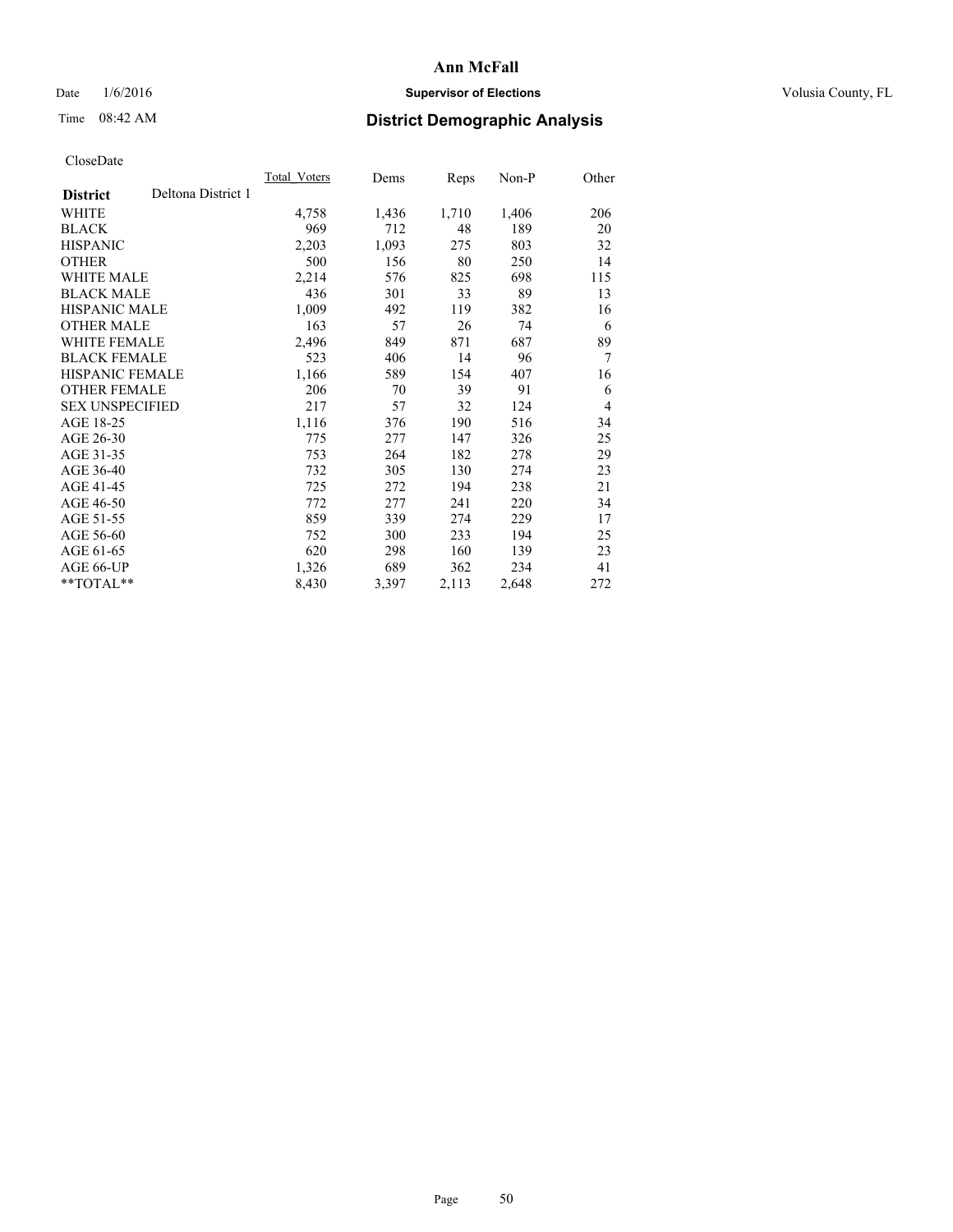# Ann McFall

Date 1/6/2016 **Supervisor of Elections** Volusia County, FL

Time 08:42 AM **District Demographic Analysis**

CloseDate

| **District** Deltona District 1 | Total Voters | Dems | Reps | Non-P | Other |
|---|---|---|---|---|---|
| WHITE | 4,758 | 1,436 | 1,710 | 1,406 | 206 |
| BLACK | 969 | 712 | 48 | 189 | 20 |
| HISPANIC | 2,203 | 1,093 | 275 | 803 | 32 |
| OTHER | 500 | 156 | 80 | 250 | 14 |
| WHITE MALE | 2,214 | 576 | 825 | 698 | 115 |
| BLACK MALE | 436 | 301 | 33 | 89 | 13 |
| HISPANIC MALE | 1,009 | 492 | 119 | 382 | 16 |
| OTHER MALE | 163 | 57 | 26 | 74 | 6 |
| WHITE FEMALE | 2,496 | 849 | 871 | 687 | 89 |
| BLACK FEMALE | 523 | 406 | 14 | 96 | 7 |
| HISPANIC FEMALE | 1,166 | 589 | 154 | 407 | 16 |
| OTHER FEMALE | 206 | 70 | 39 | 91 | 6 |
| SEX UNSPECIFIED | 217 | 57 | 32 | 124 | 4 |
| AGE 18-25 | 1,116 | 376 | 190 | 516 | 34 |
| AGE 26-30 | 775 | 277 | 147 | 326 | 25 |
| AGE 31-35 | 753 | 264 | 182 | 278 | 29 |
| AGE 36-40 | 732 | 305 | 130 | 274 | 23 |
| AGE 41-45 | 725 | 272 | 194 | 238 | 21 |
| AGE 46-50 | 772 | 277 | 241 | 220 | 34 |
| AGE 51-55 | 859 | 339 | 274 | 229 | 17 |
| AGE 56-60 | 752 | 300 | 233 | 194 | 25 |
| AGE 61-65 | 620 | 298 | 160 | 139 | 23 |
| AGE 66-UP | 1,326 | 689 | 362 | 234 | 41 |
| **TOTAL** | 8,430 | 3,397 | 2,113 | 2,648 | 272 |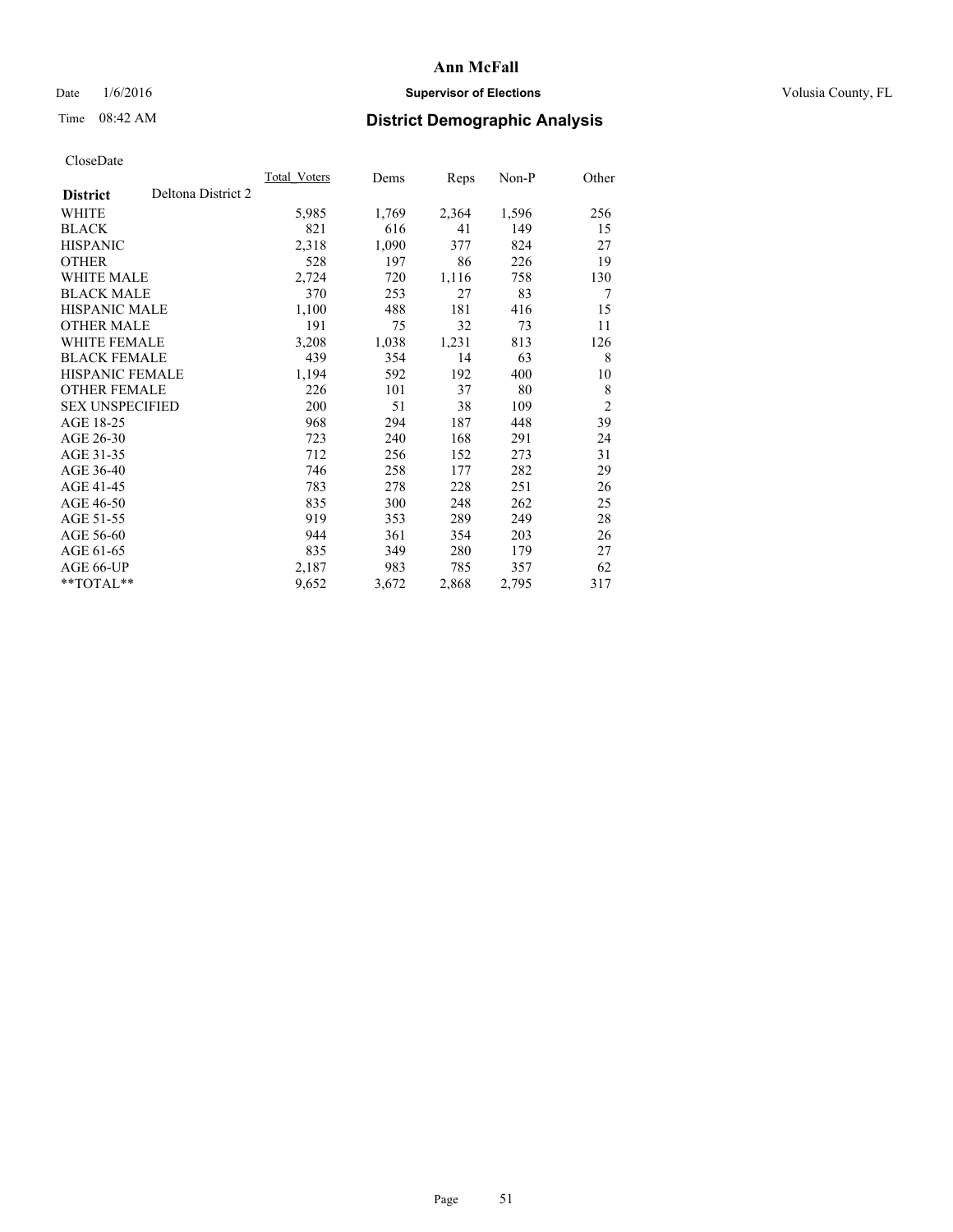# Ann McFall

Date 1/6/2016 **Supervisor of Elections** Volusia County, FL

Time 08:42 AM **District Demographic Analysis**

CloseDate

| **District** Deltona District 2 | Total_Voters | Dems | Reps | Non-P | Other |
|---|---|---|---|---|---|
| WHITE | 5,985 | 1,769 | 2,364 | 1,596 | 256 |
| BLACK | 821 | 616 | 41 | 149 | 15 |
| HISPANIC | 2,318 | 1,090 | 377 | 824 | 27 |
| OTHER | 528 | 197 | 86 | 226 | 19 |
| WHITE MALE | 2,724 | 720 | 1,116 | 758 | 130 |
| BLACK MALE | 370 | 253 | 27 | 83 | 7 |
| HISPANIC MALE | 1,100 | 488 | 181 | 416 | 15 |
| OTHER MALE | 191 | 75 | 32 | 73 | 11 |
| WHITE FEMALE | 3,208 | 1,038 | 1,231 | 813 | 126 |
| BLACK FEMALE | 439 | 354 | 14 | 63 | 8 |
| HISPANIC FEMALE | 1,194 | 592 | 192 | 400 | 10 |
| OTHER FEMALE | 226 | 101 | 37 | 80 | 8 |
| SEX UNSPECIFIED | 200 | 51 | 38 | 109 | 2 |
| AGE 18-25 | 968 | 294 | 187 | 448 | 39 |
| AGE 26-30 | 723 | 240 | 168 | 291 | 24 |
| AGE 31-35 | 712 | 256 | 152 | 273 | 31 |
| AGE 36-40 | 746 | 258 | 177 | 282 | 29 |
| AGE 41-45 | 783 | 278 | 228 | 251 | 26 |
| AGE 46-50 | 835 | 300 | 248 | 262 | 25 |
| AGE 51-55 | 919 | 353 | 289 | 249 | 28 |
| AGE 56-60 | 944 | 361 | 354 | 203 | 26 |
| AGE 61-65 | 835 | 349 | 280 | 179 | 27 |
| AGE 66-UP | 2,187 | 983 | 785 | 357 | 62 |
| **TOTAL** | 9,652 | 3,672 | 2,868 | 2,795 | 317 |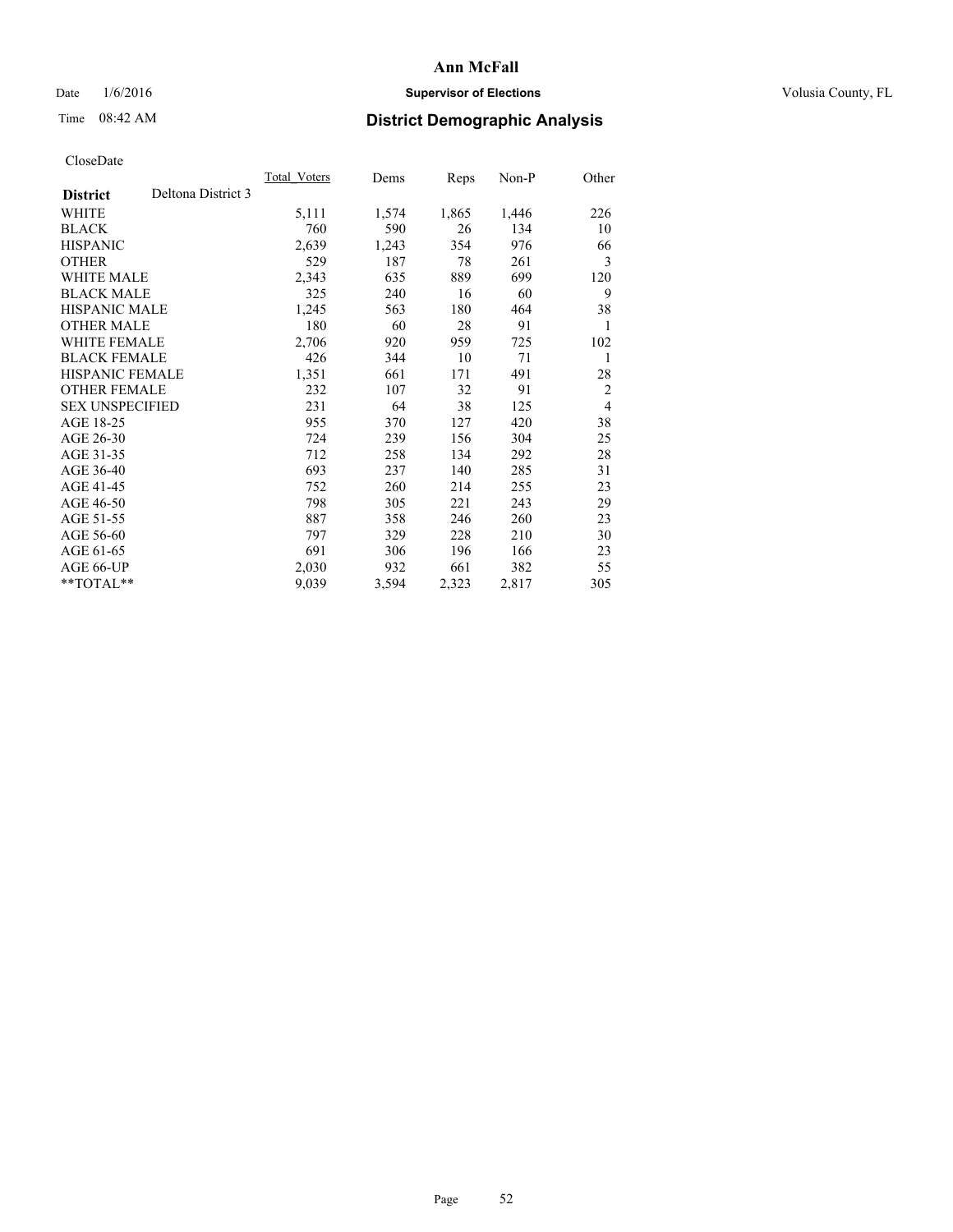# Ann McFall

Date 1/6/2016 **Supervisor of Elections** Volusia County, FL

Time 08:42 AM **District Demographic Analysis**

CloseDate

| **District** Deltona District 3 | Total_Voters | Dems | Reps | Non-P | Other |
|---|---|---|---|---|---|
| WHITE | 5,111 | 1,574 | 1,865 | 1,446 | 226 |
| BLACK | 760 | 590 | 26 | 134 | 10 |
| HISPANIC | 2,639 | 1,243 | 354 | 976 | 66 |
| OTHER | 529 | 187 | 78 | 261 | 3 |
| WHITE MALE | 2,343 | 635 | 889 | 699 | 120 |
| BLACK MALE | 325 | 240 | 16 | 60 | 9 |
| HISPANIC MALE | 1,245 | 563 | 180 | 464 | 38 |
| OTHER MALE | 180 | 60 | 28 | 91 | 1 |
| WHITE FEMALE | 2,706 | 920 | 959 | 725 | 102 |
| BLACK FEMALE | 426 | 344 | 10 | 71 | 1 |
| HISPANIC FEMALE | 1,351 | 661 | 171 | 491 | 28 |
| OTHER FEMALE | 232 | 107 | 32 | 91 | 2 |
| SEX UNSPECIFIED | 231 | 64 | 38 | 125 | 4 |
| AGE 18-25 | 955 | 370 | 127 | 420 | 38 |
| AGE 26-30 | 724 | 239 | 156 | 304 | 25 |
| AGE 31-35 | 712 | 258 | 134 | 292 | 28 |
| AGE 36-40 | 693 | 237 | 140 | 285 | 31 |
| AGE 41-45 | 752 | 260 | 214 | 255 | 23 |
| AGE 46-50 | 798 | 305 | 221 | 243 | 29 |
| AGE 51-55 | 887 | 358 | 246 | 260 | 23 |
| AGE 56-60 | 797 | 329 | 228 | 210 | 30 |
| AGE 61-65 | 691 | 306 | 196 | 166 | 23 |
| AGE 66-UP | 2,030 | 932 | 661 | 382 | 55 |
| **TOTAL** | 9,039 | 3,594 | 2,323 | 2,817 | 305 |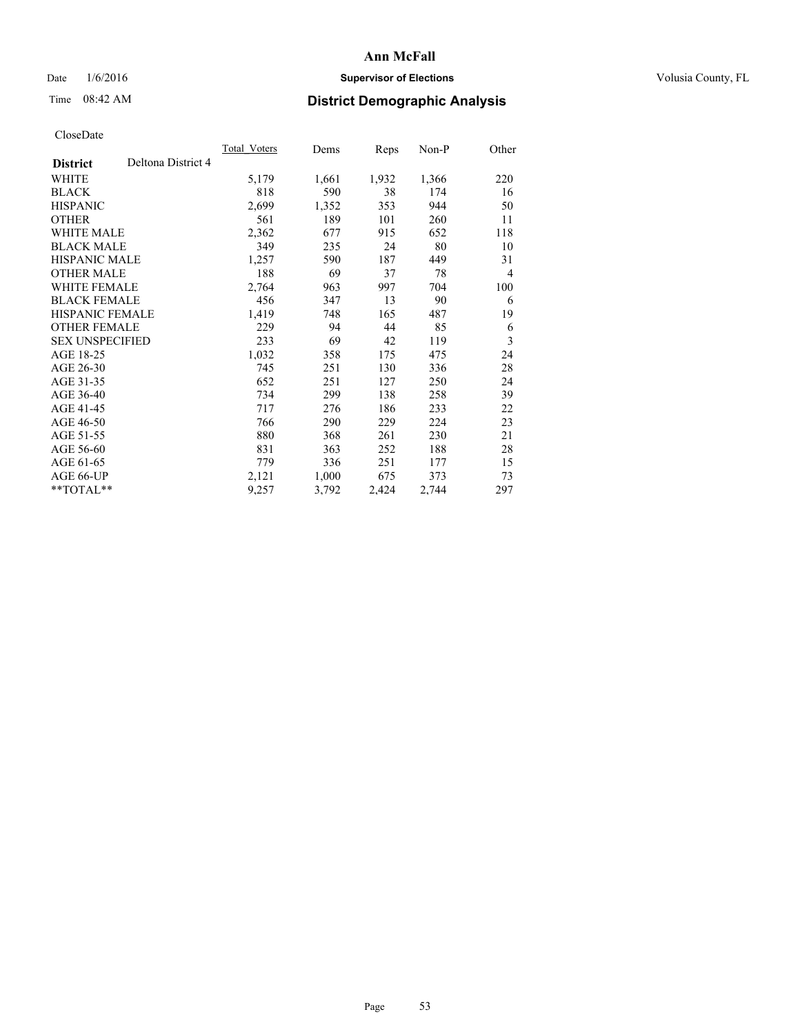**Ann McFall**

Date 1/6/2016 **Supervisor of Elections** Volusia County, FL

Time 08:42 AM **District Demographic Analysis**

CloseDate

| | Total_Voters | Dems | Reps | Non-P | Other |
|---|---|---|---|---|---|
| **District** Deltona District 4 | | | | | |
| WHITE | 5,179 | 1,661 | 1,932 | 1,366 | 220 |
| BLACK | 818 | 590 | 38 | 174 | 16 |
| HISPANIC | 2,699 | 1,352 | 353 | 944 | 50 |
| OTHER | 561 | 189 | 101 | 260 | 11 |
| WHITE MALE | 2,362 | 677 | 915 | 652 | 118 |
| BLACK MALE | 349 | 235 | 24 | 80 | 10 |
| HISPANIC MALE | 1,257 | 590 | 187 | 449 | 31 |
| OTHER MALE | 188 | 69 | 37 | 78 | 4 |
| WHITE FEMALE | 2,764 | 963 | 997 | 704 | 100 |
| BLACK FEMALE | 456 | 347 | 13 | 90 | 6 |
| HISPANIC FEMALE | 1,419 | 748 | 165 | 487 | 19 |
| OTHER FEMALE | 229 | 94 | 44 | 85 | 6 |
| SEX UNSPECIFIED | 233 | 69 | 42 | 119 | 3 |
| AGE 18-25 | 1,032 | 358 | 175 | 475 | 24 |
| AGE 26-30 | 745 | 251 | 130 | 336 | 28 |
| AGE 31-35 | 652 | 251 | 127 | 250 | 24 |
| AGE 36-40 | 734 | 299 | 138 | 258 | 39 |
| AGE 41-45 | 717 | 276 | 186 | 233 | 22 |
| AGE 46-50 | 766 | 290 | 229 | 224 | 23 |
| AGE 51-55 | 880 | 368 | 261 | 230 | 21 |
| AGE 56-60 | 831 | 363 | 252 | 188 | 28 |
| AGE 61-65 | 779 | 336 | 251 | 177 | 15 |
| AGE 66-UP | 2,121 | 1,000 | 675 | 373 | 73 |
| **TOTAL** | 9,257 | 3,792 | 2,424 | 2,744 | 297 |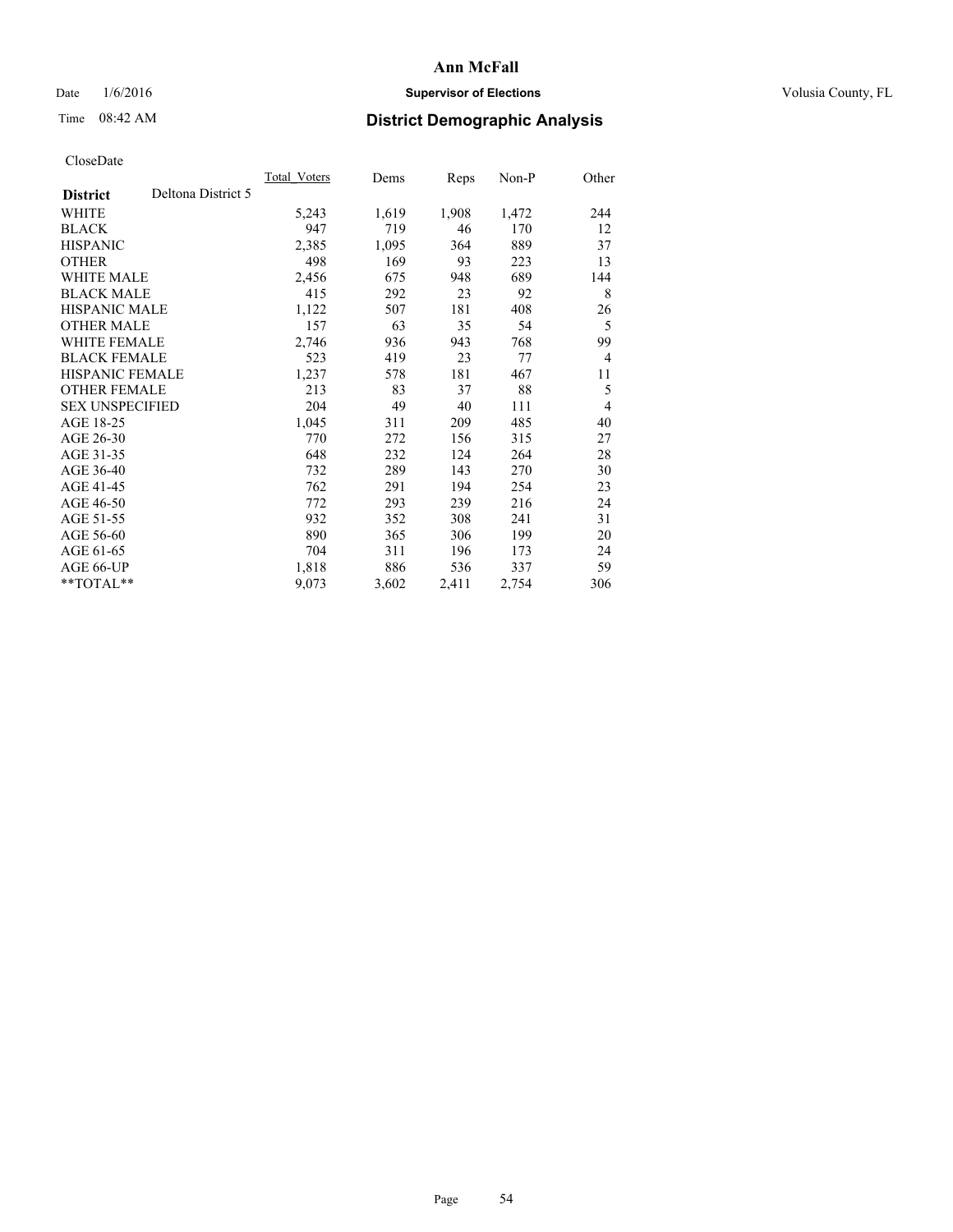# Ann McFall

Date 1/6/2016 **Supervisor of Elections** Volusia County, FL

Time 08:42 AM **District Demographic Analysis**

CloseDate

| **District** Deltona District 5 | Total_Voters | Dems | Reps | Non-P | Other |
|---|---|---|---|---|---|
| WHITE | 5,243 | 1,619 | 1,908 | 1,472 | 244 |
| BLACK | 947 | 719 | 46 | 170 | 12 |
| HISPANIC | 2,385 | 1,095 | 364 | 889 | 37 |
| OTHER | 498 | 169 | 93 | 223 | 13 |
| WHITE MALE | 2,456 | 675 | 948 | 689 | 144 |
| BLACK MALE | 415 | 292 | 23 | 92 | 8 |
| HISPANIC MALE | 1,122 | 507 | 181 | 408 | 26 |
| OTHER MALE | 157 | 63 | 35 | 54 | 5 |
| WHITE FEMALE | 2,746 | 936 | 943 | 768 | 99 |
| BLACK FEMALE | 523 | 419 | 23 | 77 | 4 |
| HISPANIC FEMALE | 1,237 | 578 | 181 | 467 | 11 |
| OTHER FEMALE | 213 | 83 | 37 | 88 | 5 |
| SEX UNSPECIFIED | 204 | 49 | 40 | 111 | 4 |
| AGE 18-25 | 1,045 | 311 | 209 | 485 | 40 |
| AGE 26-30 | 770 | 272 | 156 | 315 | 27 |
| AGE 31-35 | 648 | 232 | 124 | 264 | 28 |
| AGE 36-40 | 732 | 289 | 143 | 270 | 30 |
| AGE 41-45 | 762 | 291 | 194 | 254 | 23 |
| AGE 46-50 | 772 | 293 | 239 | 216 | 24 |
| AGE 51-55 | 932 | 352 | 308 | 241 | 31 |
| AGE 56-60 | 890 | 365 | 306 | 199 | 20 |
| AGE 61-65 | 704 | 311 | 196 | 173 | 24 |
| AGE 66-UP | 1,818 | 886 | 536 | 337 | 59 |
| **TOTAL** | 9,073 | 3,602 | 2,411 | 2,754 | 306 |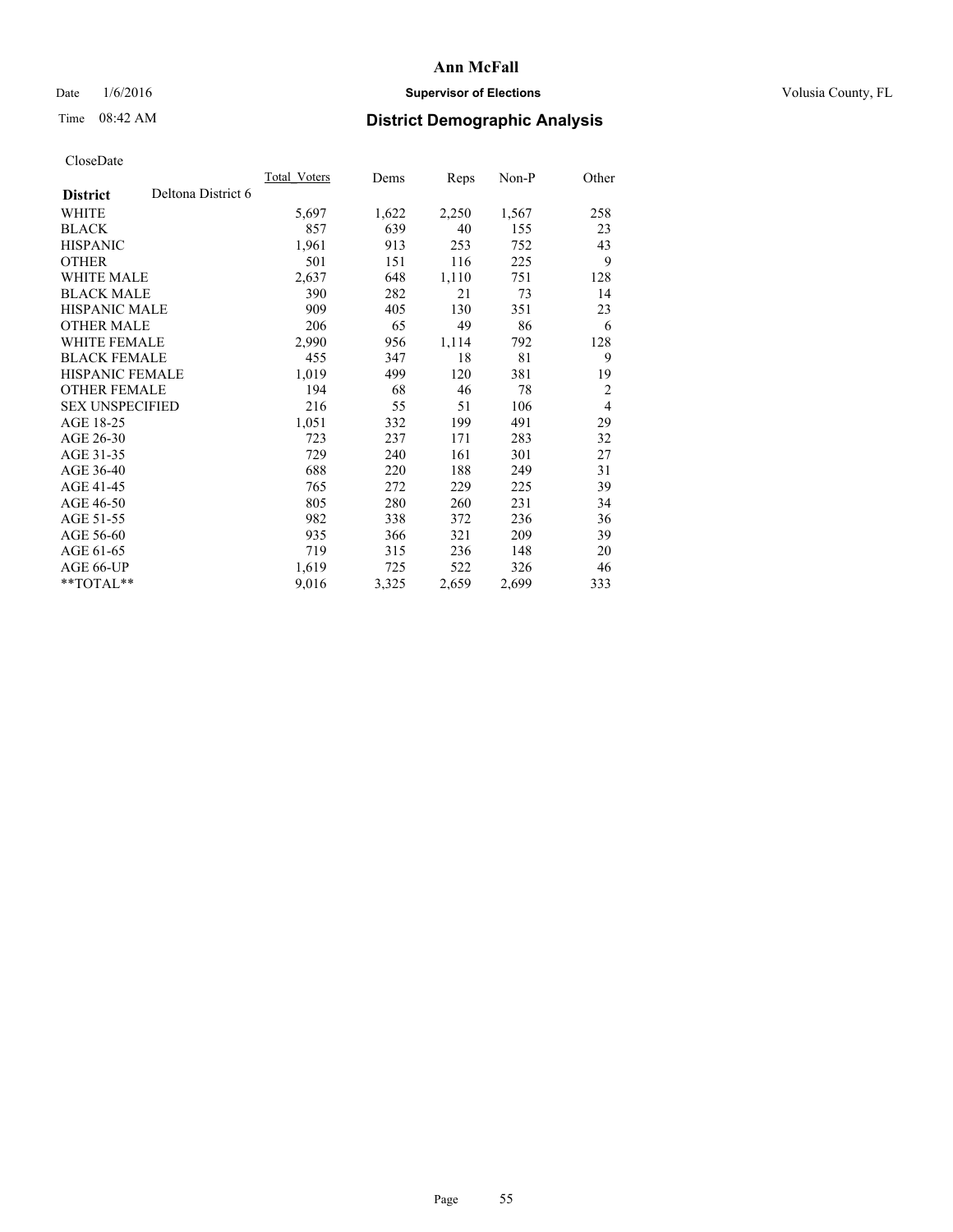# Ann McFall

Date 1/6/2016 **Supervisor of Elections** Volusia County, FL

Time 08:42 AM **District Demographic Analysis**

CloseDate

| **District** Deltona District 6 | Total_Voters | Dems | Reps | Non-P | Other |
|---|---|---|---|---|---|
| WHITE | 5,697 | 1,622 | 2,250 | 1,567 | 258 |
| BLACK | 857 | 639 | 40 | 155 | 23 |
| HISPANIC | 1,961 | 913 | 253 | 752 | 43 |
| OTHER | 501 | 151 | 116 | 225 | 9 |
| WHITE MALE | 2,637 | 648 | 1,110 | 751 | 128 |
| BLACK MALE | 390 | 282 | 21 | 73 | 14 |
| HISPANIC MALE | 909 | 405 | 130 | 351 | 23 |
| OTHER MALE | 206 | 65 | 49 | 86 | 6 |
| WHITE FEMALE | 2,990 | 956 | 1,114 | 792 | 128 |
| BLACK FEMALE | 455 | 347 | 18 | 81 | 9 |
| HISPANIC FEMALE | 1,019 | 499 | 120 | 381 | 19 |
| OTHER FEMALE | 194 | 68 | 46 | 78 | 2 |
| SEX UNSPECIFIED | 216 | 55 | 51 | 106 | 4 |
| AGE 18-25 | 1,051 | 332 | 199 | 491 | 29 |
| AGE 26-30 | 723 | 237 | 171 | 283 | 32 |
| AGE 31-35 | 729 | 240 | 161 | 301 | 27 |
| AGE 36-40 | 688 | 220 | 188 | 249 | 31 |
| AGE 41-45 | 765 | 272 | 229 | 225 | 39 |
| AGE 46-50 | 805 | 280 | 260 | 231 | 34 |
| AGE 51-55 | 982 | 338 | 372 | 236 | 36 |
| AGE 56-60 | 935 | 366 | 321 | 209 | 39 |
| AGE 61-65 | 719 | 315 | 236 | 148 | 20 |
| AGE 66-UP | 1,619 | 725 | 522 | 326 | 46 |
| **TOTAL** | 9,016 | 3,325 | 2,659 | 2,699 | 333 |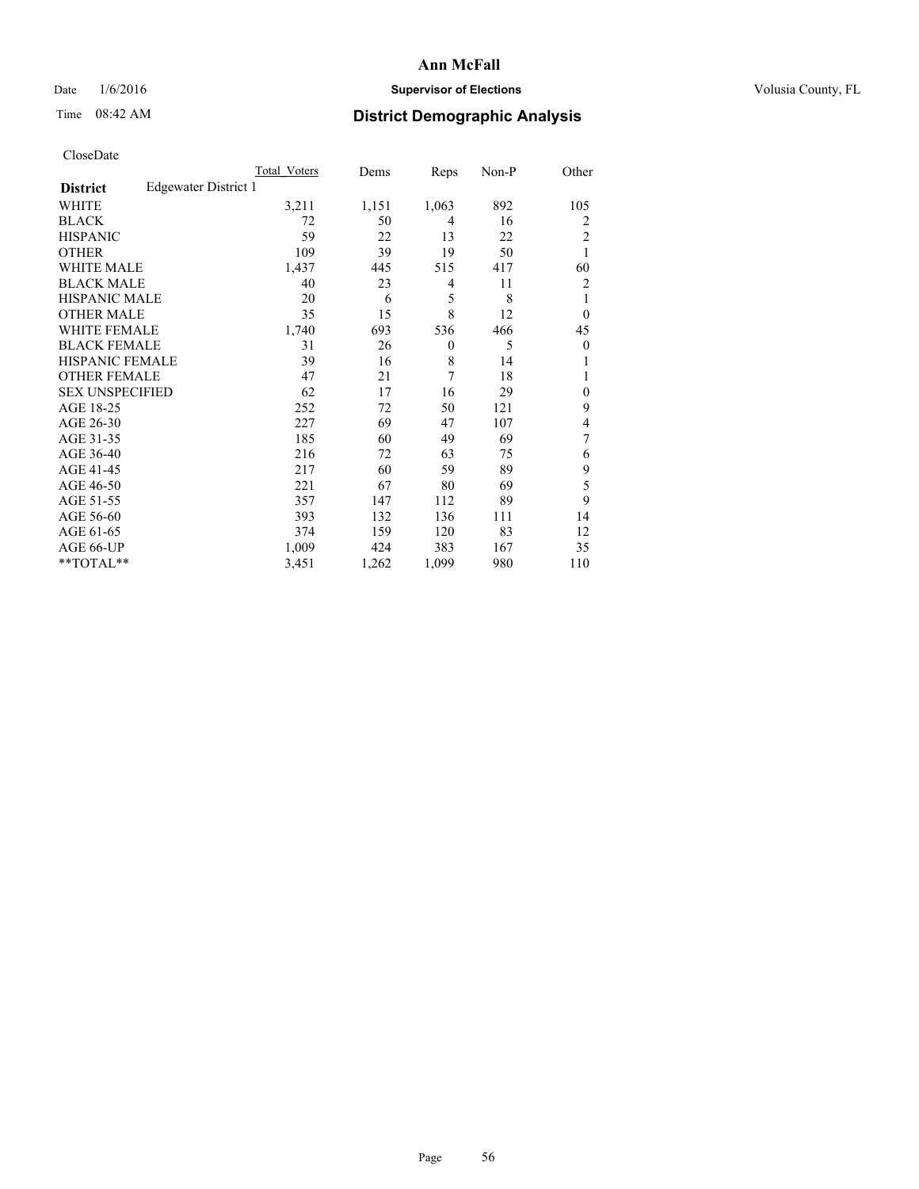**Ann McFall**

Date 1/6/2016 **Supervisor of Elections** Volusia County, FL

Time 08:42 AM **District Demographic Analysis**

CloseDate

| | Total_Voters | Dems | Reps | Non-P | Other |
|---|---|---|---|---|---|
| **District** Edgewater District 1 | | | | | |
| WHITE | 3,211 | 1,151 | 1,063 | 892 | 105 |
| BLACK | 72 | 50 | 4 | 16 | 2 |
| HISPANIC | 59 | 22 | 13 | 22 | 2 |
| OTHER | 109 | 39 | 19 | 50 | 1 |
| WHITE MALE | 1,437 | 445 | 515 | 417 | 60 |
| BLACK MALE | 40 | 23 | 4 | 11 | 2 |
| HISPANIC MALE | 20 | 6 | 5 | 8 | 1 |
| OTHER MALE | 35 | 15 | 8 | 12 | 0 |
| WHITE FEMALE | 1,740 | 693 | 536 | 466 | 45 |
| BLACK FEMALE | 31 | 26 | 0 | 5 | 0 |
| HISPANIC FEMALE | 39 | 16 | 8 | 14 | 1 |
| OTHER FEMALE | 47 | 21 | 7 | 18 | 1 |
| SEX UNSPECIFIED | 62 | 17 | 16 | 29 | 0 |
| AGE 18-25 | 252 | 72 | 50 | 121 | 9 |
| AGE 26-30 | 227 | 69 | 47 | 107 | 4 |
| AGE 31-35 | 185 | 60 | 49 | 69 | 7 |
| AGE 36-40 | 216 | 72 | 63 | 75 | 6 |
| AGE 41-45 | 217 | 60 | 59 | 89 | 9 |
| AGE 46-50 | 221 | 67 | 80 | 69 | 5 |
| AGE 51-55 | 357 | 147 | 112 | 89 | 9 |
| AGE 56-60 | 393 | 132 | 136 | 111 | 14 |
| AGE 61-65 | 374 | 159 | 120 | 83 | 12 |
| AGE 66-UP | 1,009 | 424 | 383 | 167 | 35 |
| **TOTAL** | 3,451 | 1,262 | 1,099 | 980 | 110 |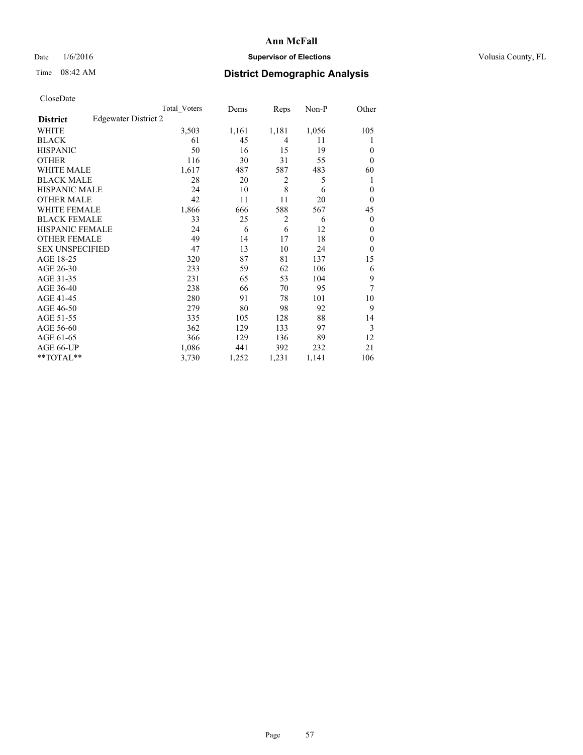**Ann McFall**

Date 1/6/2016 **Supervisor of Elections** Volusia County, FL

Time 08:42 AM **District Demographic Analysis**

CloseDate

| | Total Voters | Dems | Reps | Non-P | Other |
|---|---|---|---|---|---|
| **District** Edgewater District 2 | | | | | |
| WHITE | 3,503 | 1,161 | 1,181 | 1,056 | 105 |
| BLACK | 61 | 45 | 4 | 11 | 1 |
| HISPANIC | 50 | 16 | 15 | 19 | 0 |
| OTHER | 116 | 30 | 31 | 55 | 0 |
| WHITE MALE | 1,617 | 487 | 587 | 483 | 60 |
| BLACK MALE | 28 | 20 | 2 | 5 | 1 |
| HISPANIC MALE | 24 | 10 | 8 | 6 | 0 |
| OTHER MALE | 42 | 11 | 11 | 20 | 0 |
| WHITE FEMALE | 1,866 | 666 | 588 | 567 | 45 |
| BLACK FEMALE | 33 | 25 | 2 | 6 | 0 |
| HISPANIC FEMALE | 24 | 6 | 6 | 12 | 0 |
| OTHER FEMALE | 49 | 14 | 17 | 18 | 0 |
| SEX UNSPECIFIED | 47 | 13 | 10 | 24 | 0 |
| AGE 18-25 | 320 | 87 | 81 | 137 | 15 |
| AGE 26-30 | 233 | 59 | 62 | 106 | 6 |
| AGE 31-35 | 231 | 65 | 53 | 104 | 9 |
| AGE 36-40 | 238 | 66 | 70 | 95 | 7 |
| AGE 41-45 | 280 | 91 | 78 | 101 | 10 |
| AGE 46-50 | 279 | 80 | 98 | 92 | 9 |
| AGE 51-55 | 335 | 105 | 128 | 88 | 14 |
| AGE 56-60 | 362 | 129 | 133 | 97 | 3 |
| AGE 61-65 | 366 | 129 | 136 | 89 | 12 |
| AGE 66-UP | 1,086 | 441 | 392 | 232 | 21 |
| **TOTAL** | 3,730 | 1,252 | 1,231 | 1,141 | 106 |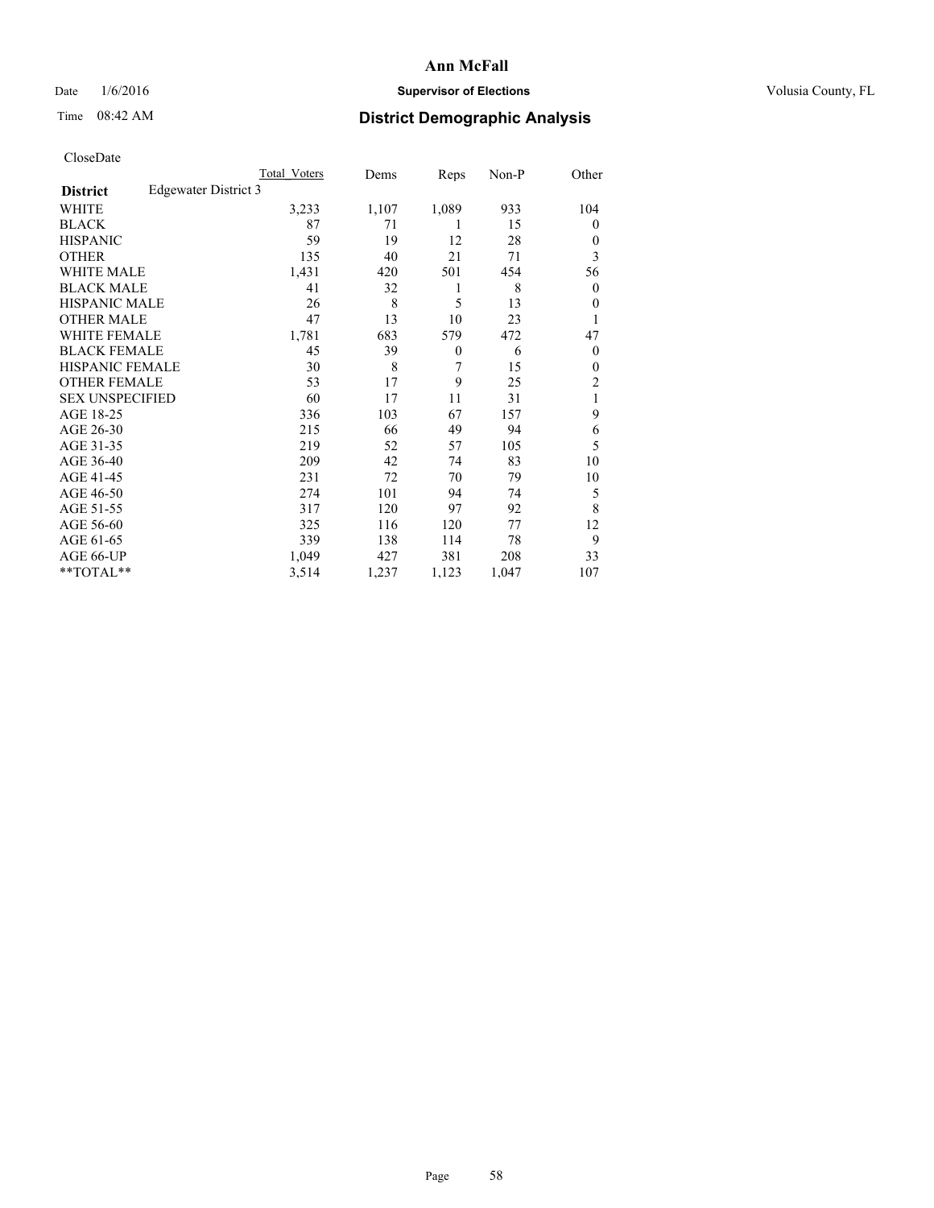# Ann McFall

Date 1/6/2016 **Supervisor of Elections** Volusia County, FL

Time 08:42 AM **District Demographic Analysis**

CloseDate

| District | Edgewater District 3 | Total Voters | Dems | Reps | Non-P | Other |
|---|---|---|---|---|---|---|
| WHITE | | 3,233 | 1,107 | 1,089 | 933 | 104 |
| BLACK | | 87 | 71 | 1 | 15 | 0 |
| HISPANIC | | 59 | 19 | 12 | 28 | 0 |
| OTHER | | 135 | 40 | 21 | 71 | 3 |
| WHITE MALE | | 1,431 | 420 | 501 | 454 | 56 |
| BLACK MALE | | 41 | 32 | 1 | 8 | 0 |
| HISPANIC MALE | | 26 | 8 | 5 | 13 | 0 |
| OTHER MALE | | 47 | 13 | 10 | 23 | 1 |
| WHITE FEMALE | | 1,781 | 683 | 579 | 472 | 47 |
| BLACK FEMALE | | 45 | 39 | 0 | 6 | 0 |
| HISPANIC FEMALE | | 30 | 8 | 7 | 15 | 0 |
| OTHER FEMALE | | 53 | 17 | 9 | 25 | 2 |
| SEX UNSPECIFIED | | 60 | 17 | 11 | 31 | 1 |
| AGE 18-25 | | 336 | 103 | 67 | 157 | 9 |
| AGE 26-30 | | 215 | 66 | 49 | 94 | 6 |
| AGE 31-35 | | 219 | 52 | 57 | 105 | 5 |
| AGE 36-40 | | 209 | 42 | 74 | 83 | 10 |
| AGE 41-45 | | 231 | 72 | 70 | 79 | 10 |
| AGE 46-50 | | 274 | 101 | 94 | 74 | 5 |
| AGE 51-55 | | 317 | 120 | 97 | 92 | 8 |
| AGE 56-60 | | 325 | 116 | 120 | 77 | 12 |
| AGE 61-65 | | 339 | 138 | 114 | 78 | 9 |
| AGE 66-UP | | 1,049 | 427 | 381 | 208 | 33 |
| **TOTAL** | | 3,514 | 1,237 | 1,123 | 1,047 | 107 |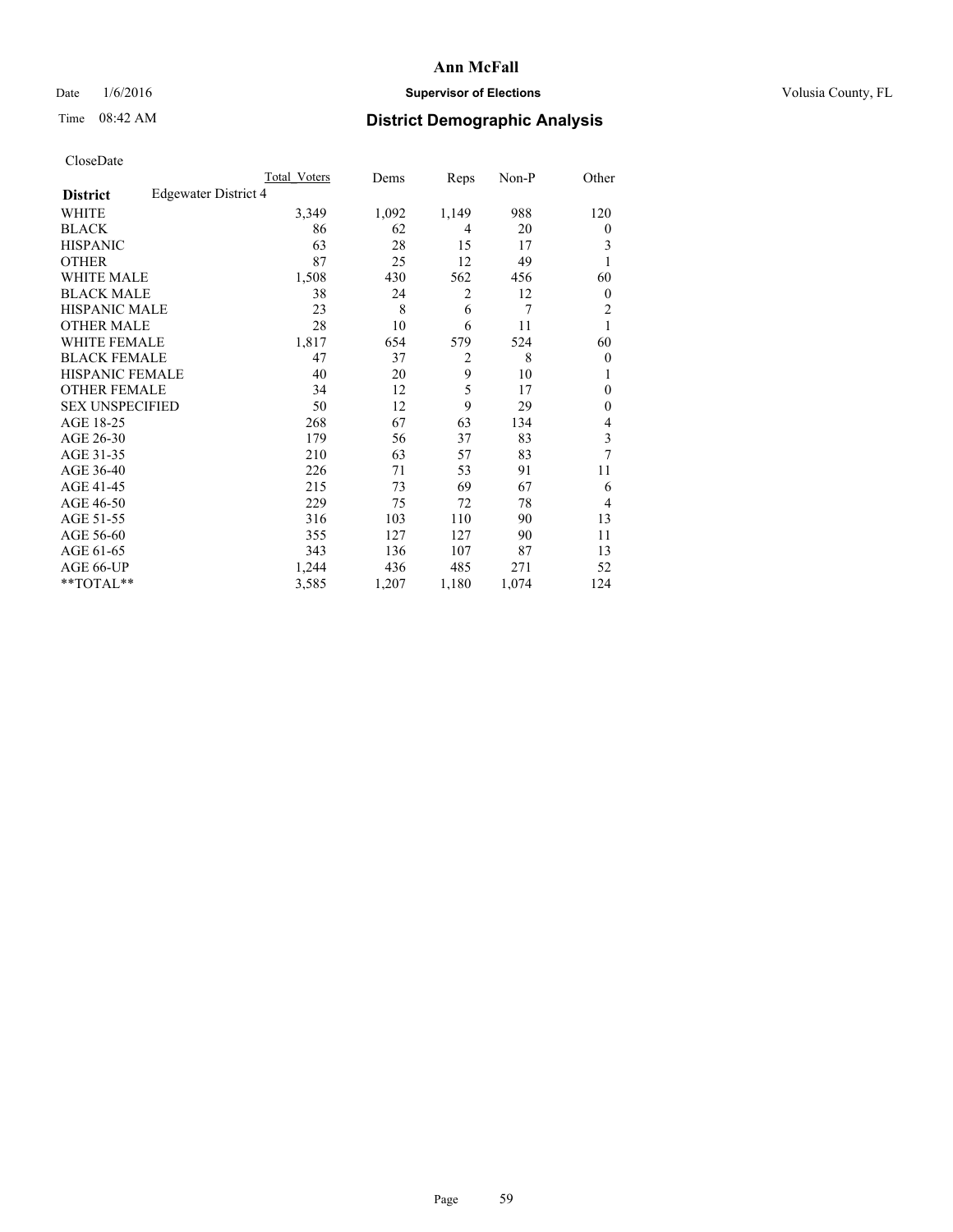# Ann McFall

Date 1/6/2016 **Supervisor of Elections** Volusia County, FL

Time 08:42 AM **District Demographic Analysis**

CloseDate

| | Total Voters | Dems | Reps | Non-P | Other |
|---|---|---|---|---|---|
| **District** Edgewater District 4 | | | | | |
| WHITE | 3,349 | 1,092 | 1,149 | 988 | 120 |
| BLACK | 86 | 62 | 4 | 20 | 0 |
| HISPANIC | 63 | 28 | 15 | 17 | 3 |
| OTHER | 87 | 25 | 12 | 49 | 1 |
| WHITE MALE | 1,508 | 430 | 562 | 456 | 60 |
| BLACK MALE | 38 | 24 | 2 | 12 | 0 |
| HISPANIC MALE | 23 | 8 | 6 | 7 | 2 |
| OTHER MALE | 28 | 10 | 6 | 11 | 1 |
| WHITE FEMALE | 1,817 | 654 | 579 | 524 | 60 |
| BLACK FEMALE | 47 | 37 | 2 | 8 | 0 |
| HISPANIC FEMALE | 40 | 20 | 9 | 10 | 1 |
| OTHER FEMALE | 34 | 12 | 5 | 17 | 0 |
| SEX UNSPECIFIED | 50 | 12 | 9 | 29 | 0 |
| AGE 18-25 | 268 | 67 | 63 | 134 | 4 |
| AGE 26-30 | 179 | 56 | 37 | 83 | 3 |
| AGE 31-35 | 210 | 63 | 57 | 83 | 7 |
| AGE 36-40 | 226 | 71 | 53 | 91 | 11 |
| AGE 41-45 | 215 | 73 | 69 | 67 | 6 |
| AGE 46-50 | 229 | 75 | 72 | 78 | 4 |
| AGE 51-55 | 316 | 103 | 110 | 90 | 13 |
| AGE 56-60 | 355 | 127 | 127 | 90 | 11 |
| AGE 61-65 | 343 | 136 | 107 | 87 | 13 |
| AGE 66-UP | 1,244 | 436 | 485 | 271 | 52 |
| **TOTAL** | 3,585 | 1,207 | 1,180 | 1,074 | 124 |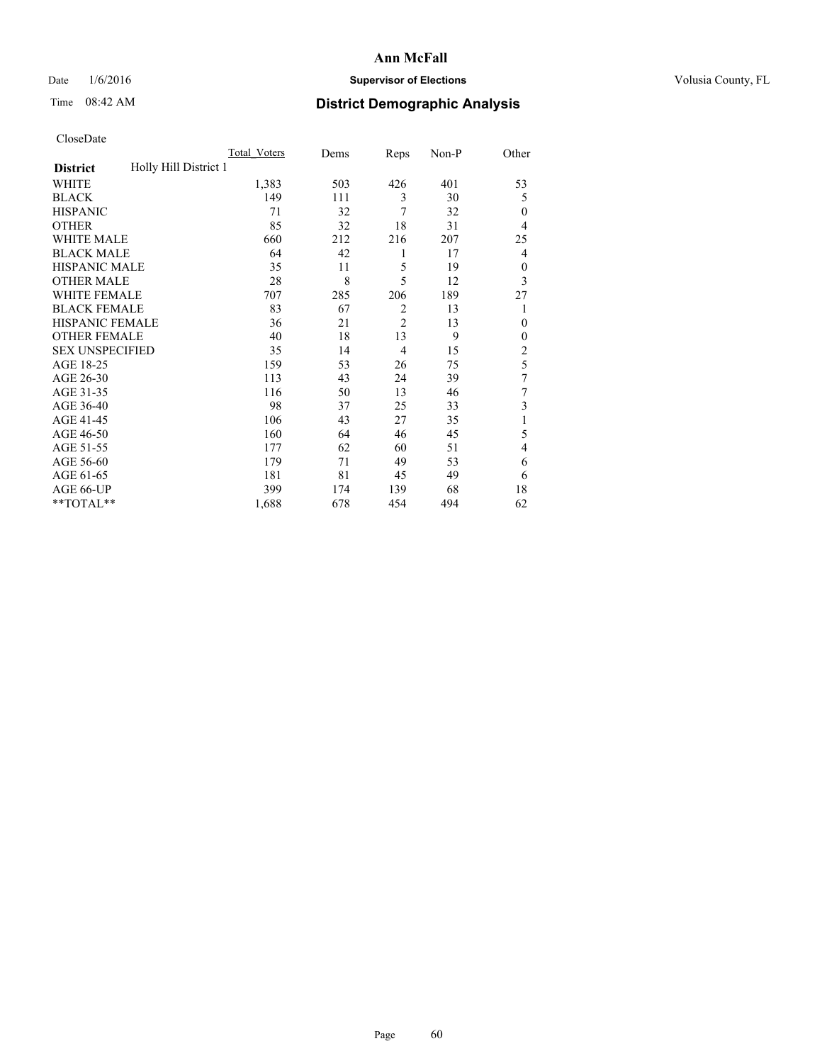# Ann McFall

Date 1/6/2016 **Supervisor of Elections** Volusia County, FL

Time 08:42 AM **District Demographic Analysis**

CloseDate

| District | Holly Hill District 1 | Total_Voters | Dems | Reps | Non-P | Other |
|---|---|---|---|---|---|---|
| WHITE | | 1,383 | 503 | 426 | 401 | 53 |
| BLACK | | 149 | 111 | 3 | 30 | 5 |
| HISPANIC | | 71 | 32 | 7 | 32 | 0 |
| OTHER | | 85 | 32 | 18 | 31 | 4 |
| WHITE MALE | | 660 | 212 | 216 | 207 | 25 |
| BLACK MALE | | 64 | 42 | 1 | 17 | 4 |
| HISPANIC MALE | | 35 | 11 | 5 | 19 | 0 |
| OTHER MALE | | 28 | 8 | 5 | 12 | 3 |
| WHITE FEMALE | | 707 | 285 | 206 | 189 | 27 |
| BLACK FEMALE | | 83 | 67 | 2 | 13 | 1 |
| HISPANIC FEMALE | | 36 | 21 | 2 | 13 | 0 |
| OTHER FEMALE | | 40 | 18 | 13 | 9 | 0 |
| SEX UNSPECIFIED | | 35 | 14 | 4 | 15 | 2 |
| AGE 18-25 | | 159 | 53 | 26 | 75 | 5 |
| AGE 26-30 | | 113 | 43 | 24 | 39 | 7 |
| AGE 31-35 | | 116 | 50 | 13 | 46 | 7 |
| AGE 36-40 | | 98 | 37 | 25 | 33 | 3 |
| AGE 41-45 | | 106 | 43 | 27 | 35 | 1 |
| AGE 46-50 | | 160 | 64 | 46 | 45 | 5 |
| AGE 51-55 | | 177 | 62 | 60 | 51 | 4 |
| AGE 56-60 | | 179 | 71 | 49 | 53 | 6 |
| AGE 61-65 | | 181 | 81 | 45 | 49 | 6 |
| AGE 66-UP | | 399 | 174 | 139 | 68 | 18 |
| **TOTAL** | | 1,688 | 678 | 454 | 494 | 62 |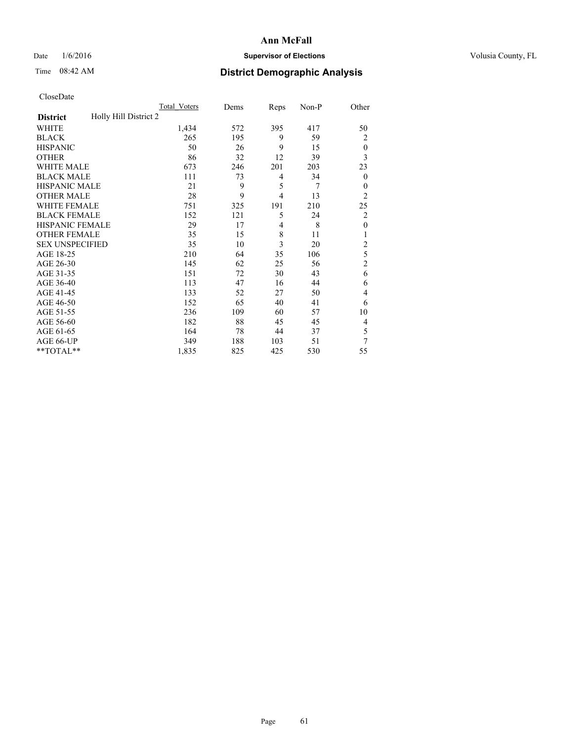# Ann McFall

Date 1/6/2016 **Supervisor of Elections** Volusia County, FL

Time 08:42 AM **District Demographic Analysis**

CloseDate

| **District** Holly Hill District 2 | Total_Voters | Dems | Reps | Non-P | Other |
|---|---|---|---|---|---|
| WHITE | 1,434 | 572 | 395 | 417 | 50 |
| BLACK | 265 | 195 | 9 | 59 | 2 |
| HISPANIC | 50 | 26 | 9 | 15 | 0 |
| OTHER | 86 | 32 | 12 | 39 | 3 |
| WHITE MALE | 673 | 246 | 201 | 203 | 23 |
| BLACK MALE | 111 | 73 | 4 | 34 | 0 |
| HISPANIC MALE | 21 | 9 | 5 | 7 | 0 |
| OTHER MALE | 28 | 9 | 4 | 13 | 2 |
| WHITE FEMALE | 751 | 325 | 191 | 210 | 25 |
| BLACK FEMALE | 152 | 121 | 5 | 24 | 2 |
| HISPANIC FEMALE | 29 | 17 | 4 | 8 | 0 |
| OTHER FEMALE | 35 | 15 | 8 | 11 | 1 |
| SEX UNSPECIFIED | 35 | 10 | 3 | 20 | 2 |
| AGE 18-25 | 210 | 64 | 35 | 106 | 5 |
| AGE 26-30 | 145 | 62 | 25 | 56 | 2 |
| AGE 31-35 | 151 | 72 | 30 | 43 | 6 |
| AGE 36-40 | 113 | 47 | 16 | 44 | 6 |
| AGE 41-45 | 133 | 52 | 27 | 50 | 4 |
| AGE 46-50 | 152 | 65 | 40 | 41 | 6 |
| AGE 51-55 | 236 | 109 | 60 | 57 | 10 |
| AGE 56-60 | 182 | 88 | 45 | 45 | 4 |
| AGE 61-65 | 164 | 78 | 44 | 37 | 5 |
| AGE 66-UP | 349 | 188 | 103 | 51 | 7 |
| **TOTAL** | 1,835 | 825 | 425 | 530 | 55 |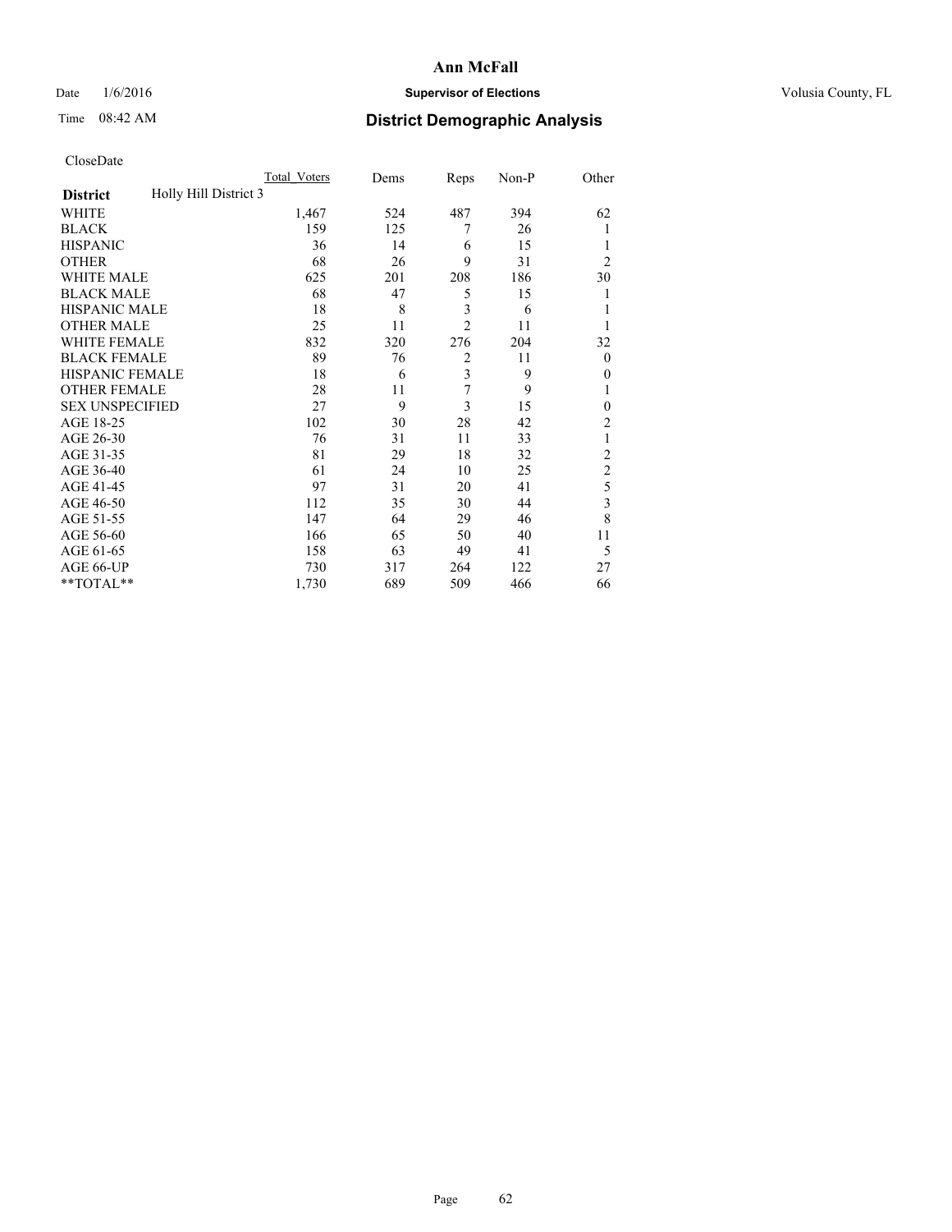# Ann McFall

Date 1/6/2016 **Supervisor of Elections** Volusia County, FL

Time 08:42 AM **District Demographic Analysis**

CloseDate

| | Total_Voters | Dems | Reps | Non-P | Other |
|---|---|---|---|---|---|
| **District** Holly Hill District 3 | | | | | |
| WHITE | 1,467 | 524 | 487 | 394 | 62 |
| BLACK | 159 | 125 | 7 | 26 | 1 |
| HISPANIC | 36 | 14 | 6 | 15 | 1 |
| OTHER | 68 | 26 | 9 | 31 | 2 |
| WHITE MALE | 625 | 201 | 208 | 186 | 30 |
| BLACK MALE | 68 | 47 | 5 | 15 | 1 |
| HISPANIC MALE | 18 | 8 | 3 | 6 | 1 |
| OTHER MALE | 25 | 11 | 2 | 11 | 1 |
| WHITE FEMALE | 832 | 320 | 276 | 204 | 32 |
| BLACK FEMALE | 89 | 76 | 2 | 11 | 0 |
| HISPANIC FEMALE | 18 | 6 | 3 | 9 | 0 |
| OTHER FEMALE | 28 | 11 | 7 | 9 | 1 |
| SEX UNSPECIFIED | 27 | 9 | 3 | 15 | 0 |
| AGE 18-25 | 102 | 30 | 28 | 42 | 2 |
| AGE 26-30 | 76 | 31 | 11 | 33 | 1 |
| AGE 31-35 | 81 | 29 | 18 | 32 | 2 |
| AGE 36-40 | 61 | 24 | 10 | 25 | 2 |
| AGE 41-45 | 97 | 31 | 20 | 41 | 5 |
| AGE 46-50 | 112 | 35 | 30 | 44 | 3 |
| AGE 51-55 | 147 | 64 | 29 | 46 | 8 |
| AGE 56-60 | 166 | 65 | 50 | 40 | 11 |
| AGE 61-65 | 158 | 63 | 49 | 41 | 5 |
| AGE 66-UP | 730 | 317 | 264 | 122 | 27 |
| **TOTAL** | 1,730 | 689 | 509 | 466 | 66 |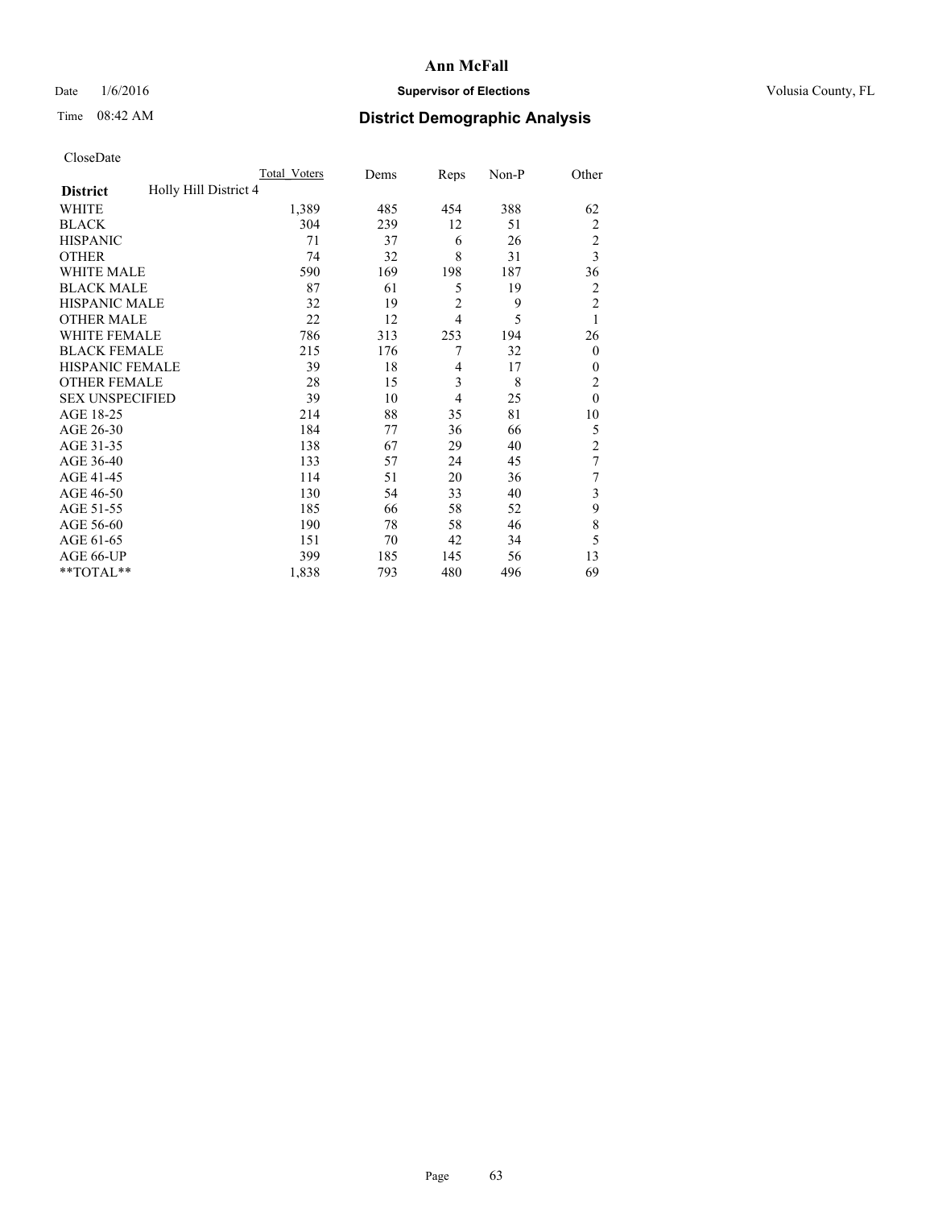# Ann McFall

Date 1/6/2016 **Supervisor of Elections** Volusia County, FL

Time 08:42 AM **District Demographic Analysis**

CloseDate

| District | Holly Hill District 4 | Total_Voters | Dems | Reps | Non-P | Other |
|---|---|---|---|---|---|---|
| WHITE | | 1,389 | 485 | 454 | 388 | 62 |
| BLACK | | 304 | 239 | 12 | 51 | 2 |
| HISPANIC | | 71 | 37 | 6 | 26 | 2 |
| OTHER | | 74 | 32 | 8 | 31 | 3 |
| WHITE MALE | | 590 | 169 | 198 | 187 | 36 |
| BLACK MALE | | 87 | 61 | 5 | 19 | 2 |
| HISPANIC MALE | | 32 | 19 | 2 | 9 | 2 |
| OTHER MALE | | 22 | 12 | 4 | 5 | 1 |
| WHITE FEMALE | | 786 | 313 | 253 | 194 | 26 |
| BLACK FEMALE | | 215 | 176 | 7 | 32 | 0 |
| HISPANIC FEMALE | | 39 | 18 | 4 | 17 | 0 |
| OTHER FEMALE | | 28 | 15 | 3 | 8 | 2 |
| SEX UNSPECIFIED | | 39 | 10 | 4 | 25 | 0 |
| AGE 18-25 | | 214 | 88 | 35 | 81 | 10 |
| AGE 26-30 | | 184 | 77 | 36 | 66 | 5 |
| AGE 31-35 | | 138 | 67 | 29 | 40 | 2 |
| AGE 36-40 | | 133 | 57 | 24 | 45 | 7 |
| AGE 41-45 | | 114 | 51 | 20 | 36 | 7 |
| AGE 46-50 | | 130 | 54 | 33 | 40 | 3 |
| AGE 51-55 | | 185 | 66 | 58 | 52 | 9 |
| AGE 56-60 | | 190 | 78 | 58 | 46 | 8 |
| AGE 61-65 | | 151 | 70 | 42 | 34 | 5 |
| AGE 66-UP | | 399 | 185 | 145 | 56 | 13 |
| **TOTAL** | | 1,838 | 793 | 480 | 496 | 69 |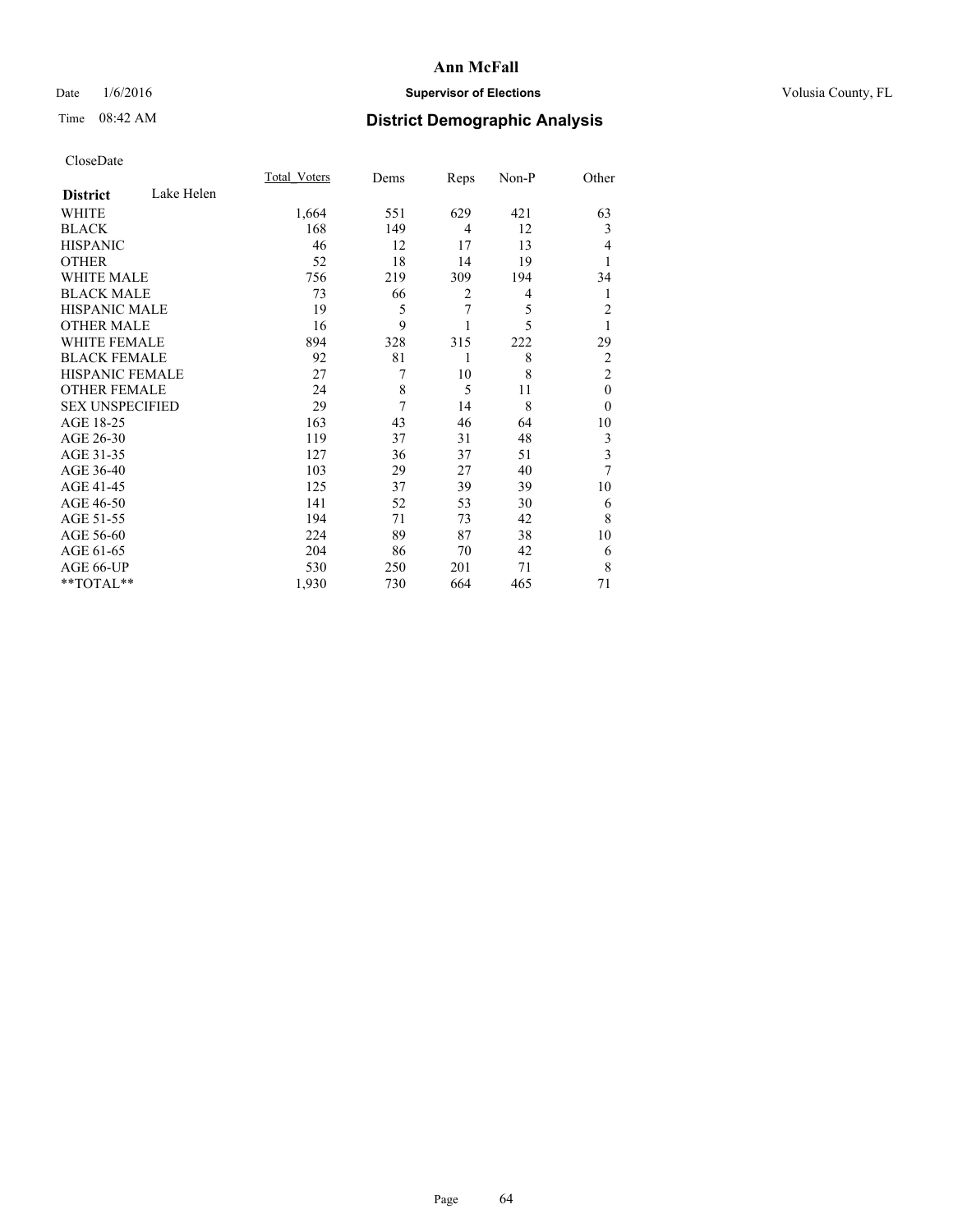**Ann McFall**

Date 1/6/2016 **Supervisor of Elections** Volusia County, FL

Time 08:42 AM **District Demographic Analysis**

CloseDate

| **District** Lake Helen | Total_Voters | Dems | Reps | Non-P | Other |
|---|---|---|---|---|---|
| WHITE | 1,664 | 551 | 629 | 421 | 63 |
| BLACK | 168 | 149 | 4 | 12 | 3 |
| HISPANIC | 46 | 12 | 17 | 13 | 4 |
| OTHER | 52 | 18 | 14 | 19 | 1 |
| WHITE MALE | 756 | 219 | 309 | 194 | 34 |
| BLACK MALE | 73 | 66 | 2 | 4 | 1 |
| HISPANIC MALE | 19 | 5 | 7 | 5 | 2 |
| OTHER MALE | 16 | 9 | 1 | 5 | 1 |
| WHITE FEMALE | 894 | 328 | 315 | 222 | 29 |
| BLACK FEMALE | 92 | 81 | 1 | 8 | 2 |
| HISPANIC FEMALE | 27 | 7 | 10 | 8 | 2 |
| OTHER FEMALE | 24 | 8 | 5 | 11 | 0 |
| SEX UNSPECIFIED | 29 | 7 | 14 | 8 | 0 |
| AGE 18-25 | 163 | 43 | 46 | 64 | 10 |
| AGE 26-30 | 119 | 37 | 31 | 48 | 3 |
| AGE 31-35 | 127 | 36 | 37 | 51 | 3 |
| AGE 36-40 | 103 | 29 | 27 | 40 | 7 |
| AGE 41-45 | 125 | 37 | 39 | 39 | 10 |
| AGE 46-50 | 141 | 52 | 53 | 30 | 6 |
| AGE 51-55 | 194 | 71 | 73 | 42 | 8 |
| AGE 56-60 | 224 | 89 | 87 | 38 | 10 |
| AGE 61-65 | 204 | 86 | 70 | 42 | 6 |
| AGE 66-UP | 530 | 250 | 201 | 71 | 8 |
| **TOTAL** | 1,930 | 730 | 664 | 465 | 71 |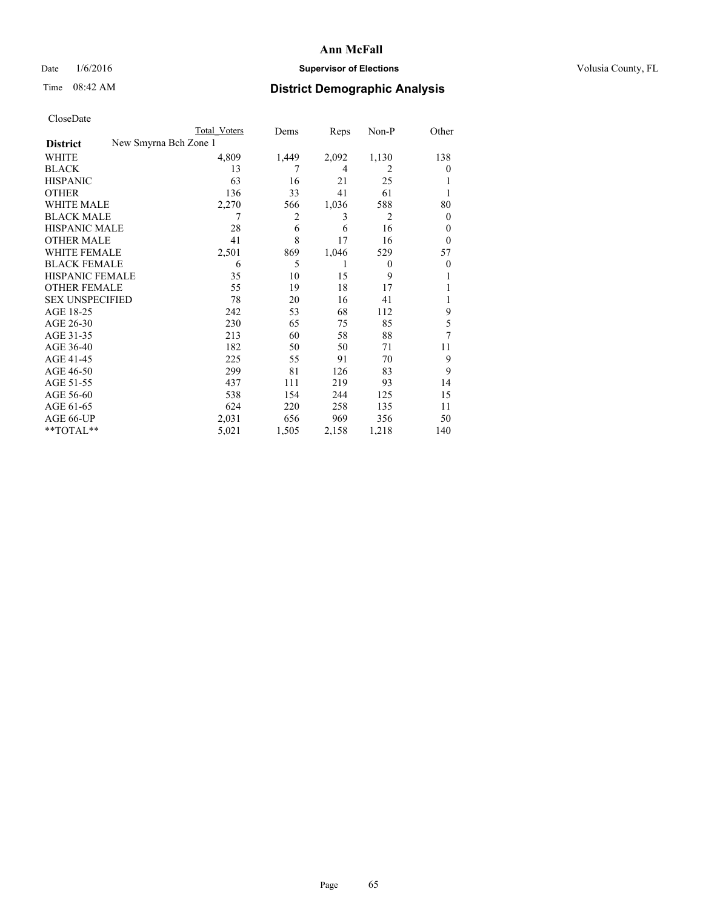# Ann McFall

Date 1/6/2016 **Supervisor of Elections** Volusia County, FL

Time 08:42 AM **District Demographic Analysis**

CloseDate

| District | New Smyrna Bch Zone 1 | Total Voters | Dems | Reps | Non-P | Other |
|---|---|---|---|---|---|---|
| WHITE | | 4,809 | 1,449 | 2,092 | 1,130 | 138 |
| BLACK | | 13 | 7 | 4 | 2 | 0 |
| HISPANIC | | 63 | 16 | 21 | 25 | 1 |
| OTHER | | 136 | 33 | 41 | 61 | 1 |
| WHITE MALE | | 2,270 | 566 | 1,036 | 588 | 80 |
| BLACK MALE | | 7 | 2 | 3 | 2 | 0 |
| HISPANIC MALE | | 28 | 6 | 6 | 16 | 0 |
| OTHER MALE | | 41 | 8 | 17 | 16 | 0 |
| WHITE FEMALE | | 2,501 | 869 | 1,046 | 529 | 57 |
| BLACK FEMALE | | 6 | 5 | 1 | 0 | 0 |
| HISPANIC FEMALE | | 35 | 10 | 15 | 9 | 1 |
| OTHER FEMALE | | 55 | 19 | 18 | 17 | 1 |
| SEX UNSPECIFIED | | 78 | 20 | 16 | 41 | 1 |
| AGE 18-25 | | 242 | 53 | 68 | 112 | 9 |
| AGE 26-30 | | 230 | 65 | 75 | 85 | 5 |
| AGE 31-35 | | 213 | 60 | 58 | 88 | 7 |
| AGE 36-40 | | 182 | 50 | 50 | 71 | 11 |
| AGE 41-45 | | 225 | 55 | 91 | 70 | 9 |
| AGE 46-50 | | 299 | 81 | 126 | 83 | 9 |
| AGE 51-55 | | 437 | 111 | 219 | 93 | 14 |
| AGE 56-60 | | 538 | 154 | 244 | 125 | 15 |
| AGE 61-65 | | 624 | 220 | 258 | 135 | 11 |
| AGE 66-UP | | 2,031 | 656 | 969 | 356 | 50 |
| **TOTAL** | | 5,021 | 1,505 | 2,158 | 1,218 | 140 |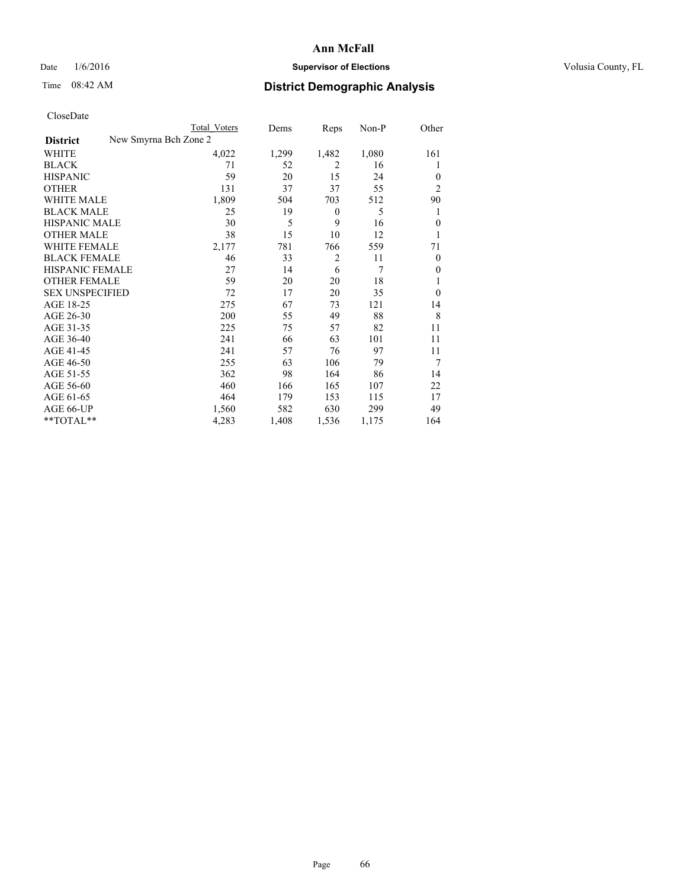# Ann McFall

Date 1/6/2016 **Supervisor of Elections** Volusia County, FL

Time 08:42 AM **District Demographic Analysis**

CloseDate

| **District** | New Smyrna Bch Zone 2 | Total Voters | Dems | Reps | Non-P | Other |
|---|---|---|---|---|---|---|
| WHITE | | 4,022 | 1,299 | 1,482 | 1,080 | 161 |
| BLACK | | 71 | 52 | 2 | 16 | 1 |
| HISPANIC | | 59 | 20 | 15 | 24 | 0 |
| OTHER | | 131 | 37 | 37 | 55 | 2 |
| WHITE MALE | | 1,809 | 504 | 703 | 512 | 90 |
| BLACK MALE | | 25 | 19 | 0 | 5 | 1 |
| HISPANIC MALE | | 30 | 5 | 9 | 16 | 0 |
| OTHER MALE | | 38 | 15 | 10 | 12 | 1 |
| WHITE FEMALE | | 2,177 | 781 | 766 | 559 | 71 |
| BLACK FEMALE | | 46 | 33 | 2 | 11 | 0 |
| HISPANIC FEMALE | | 27 | 14 | 6 | 7 | 0 |
| OTHER FEMALE | | 59 | 20 | 20 | 18 | 1 |
| SEX UNSPECIFIED | | 72 | 17 | 20 | 35 | 0 |
| AGE 18-25 | | 275 | 67 | 73 | 121 | 14 |
| AGE 26-30 | | 200 | 55 | 49 | 88 | 8 |
| AGE 31-35 | | 225 | 75 | 57 | 82 | 11 |
| AGE 36-40 | | 241 | 66 | 63 | 101 | 11 |
| AGE 41-45 | | 241 | 57 | 76 | 97 | 11 |
| AGE 46-50 | | 255 | 63 | 106 | 79 | 7 |
| AGE 51-55 | | 362 | 98 | 164 | 86 | 14 |
| AGE 56-60 | | 460 | 166 | 165 | 107 | 22 |
| AGE 61-65 | | 464 | 179 | 153 | 115 | 17 |
| AGE 66-UP | | 1,560 | 582 | 630 | 299 | 49 |
| **TOTAL** | | 4,283 | 1,408 | 1,536 | 1,175 | 164 |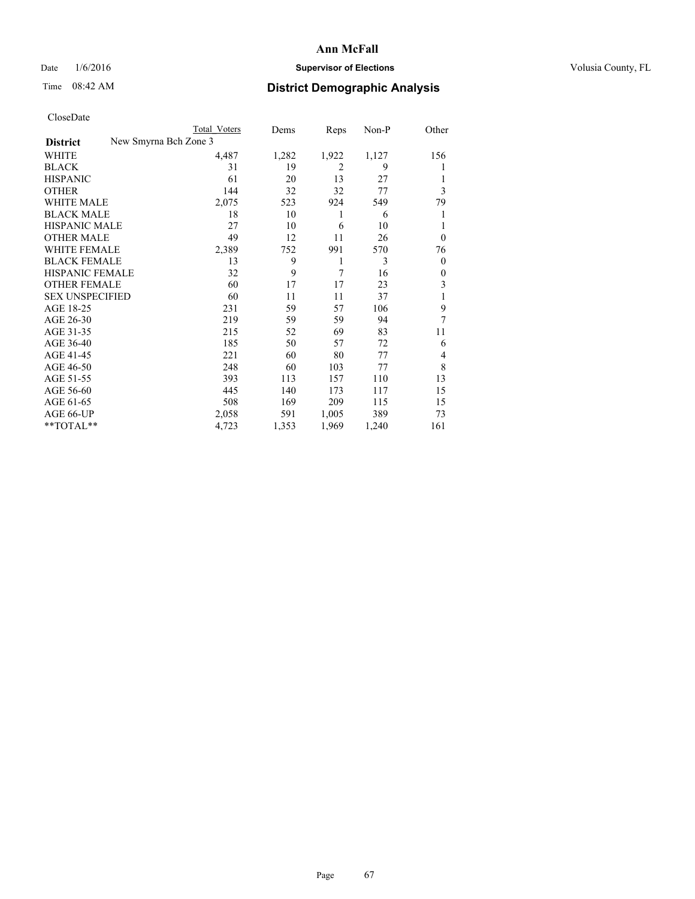# Ann McFall

Date 1/6/2016 **Supervisor of Elections** Volusia County, FL

Time 08:42 AM **District Demographic Analysis**

CloseDate

| | Total Voters | Dems | Reps | Non-P | Other |
|---|---|---|---|---|---|
| **District** New Smyrna Bch Zone 3 | | | | | |
| WHITE | 4,487 | 1,282 | 1,922 | 1,127 | 156 |
| BLACK | 31 | 19 | 2 | 9 | 1 |
| HISPANIC | 61 | 20 | 13 | 27 | 1 |
| OTHER | 144 | 32 | 32 | 77 | 3 |
| WHITE MALE | 2,075 | 523 | 924 | 549 | 79 |
| BLACK MALE | 18 | 10 | 1 | 6 | 1 |
| HISPANIC MALE | 27 | 10 | 6 | 10 | 1 |
| OTHER MALE | 49 | 12 | 11 | 26 | 0 |
| WHITE FEMALE | 2,389 | 752 | 991 | 570 | 76 |
| BLACK FEMALE | 13 | 9 | 1 | 3 | 0 |
| HISPANIC FEMALE | 32 | 9 | 7 | 16 | 0 |
| OTHER FEMALE | 60 | 17 | 17 | 23 | 3 |
| SEX UNSPECIFIED | 60 | 11 | 11 | 37 | 1 |
| AGE 18-25 | 231 | 59 | 57 | 106 | 9 |
| AGE 26-30 | 219 | 59 | 59 | 94 | 7 |
| AGE 31-35 | 215 | 52 | 69 | 83 | 11 |
| AGE 36-40 | 185 | 50 | 57 | 72 | 6 |
| AGE 41-45 | 221 | 60 | 80 | 77 | 4 |
| AGE 46-50 | 248 | 60 | 103 | 77 | 8 |
| AGE 51-55 | 393 | 113 | 157 | 110 | 13 |
| AGE 56-60 | 445 | 140 | 173 | 117 | 15 |
| AGE 61-65 | 508 | 169 | 209 | 115 | 15 |
| AGE 66-UP | 2,058 | 591 | 1,005 | 389 | 73 |
| **TOTAL** | 4,723 | 1,353 | 1,969 | 1,240 | 161 |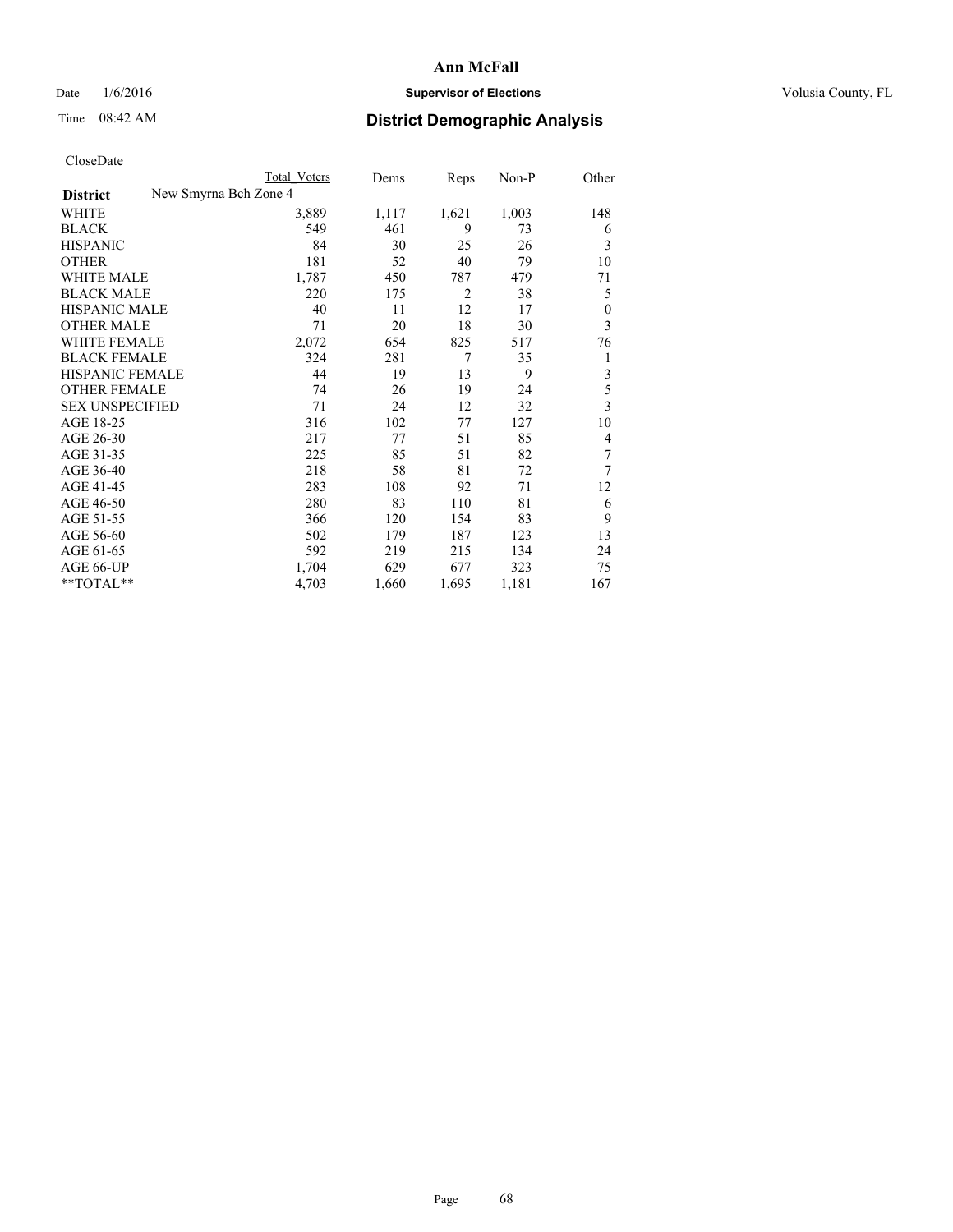**Ann McFall**

Date 1/6/2016 **Supervisor of Elections** Volusia County, FL

Time 08:42 AM **District Demographic Analysis**

CloseDate

| District | Total Voters | Dems | Reps | Non-P | Other |
|---|---|---|---|---|---|
| New Smyrna Bch Zone 4 | | | | | |
| WHITE | 3,889 | 1,117 | 1,621 | 1,003 | 148 |
| BLACK | 549 | 461 | 9 | 73 | 6 |
| HISPANIC | 84 | 30 | 25 | 26 | 3 |
| OTHER | 181 | 52 | 40 | 79 | 10 |
| WHITE MALE | 1,787 | 450 | 787 | 479 | 71 |
| BLACK MALE | 220 | 175 | 2 | 38 | 5 |
| HISPANIC MALE | 40 | 11 | 12 | 17 | 0 |
| OTHER MALE | 71 | 20 | 18 | 30 | 3 |
| WHITE FEMALE | 2,072 | 654 | 825 | 517 | 76 |
| BLACK FEMALE | 324 | 281 | 7 | 35 | 1 |
| HISPANIC FEMALE | 44 | 19 | 13 | 9 | 3 |
| OTHER FEMALE | 74 | 26 | 19 | 24 | 5 |
| SEX UNSPECIFIED | 71 | 24 | 12 | 32 | 3 |
| AGE 18-25 | 316 | 102 | 77 | 127 | 10 |
| AGE 26-30 | 217 | 77 | 51 | 85 | 4 |
| AGE 31-35 | 225 | 85 | 51 | 82 | 7 |
| AGE 36-40 | 218 | 58 | 81 | 72 | 7 |
| AGE 41-45 | 283 | 108 | 92 | 71 | 12 |
| AGE 46-50 | 280 | 83 | 110 | 81 | 6 |
| AGE 51-55 | 366 | 120 | 154 | 83 | 9 |
| AGE 56-60 | 502 | 179 | 187 | 123 | 13 |
| AGE 61-65 | 592 | 219 | 215 | 134 | 24 |
| AGE 66-UP | 1,704 | 629 | 677 | 323 | 75 |
| **TOTAL** | 4,703 | 1,660 | 1,695 | 1,181 | 167 |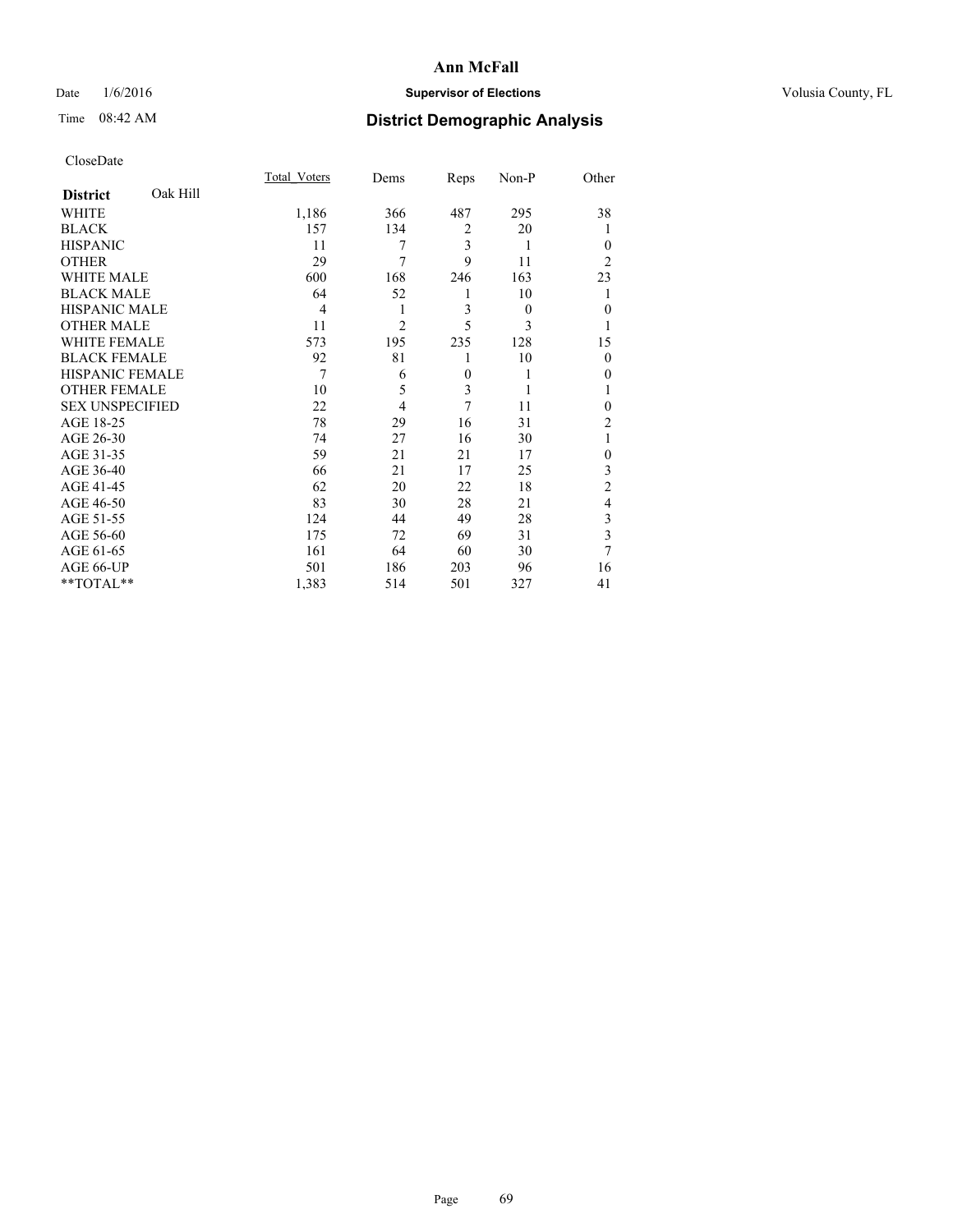# Ann McFall

Date 1/6/2016 **Supervisor of Elections** Volusia County, FL

Time 08:42 AM **District Demographic Analysis**

CloseDate

| District Oak Hill | Total_Voters | Dems | Reps | Non-P | Other |
|---|---|---|---|---|---|
| WHITE | 1,186 | 366 | 487 | 295 | 38 |
| BLACK | 157 | 134 | 2 | 20 | 1 |
| HISPANIC | 11 | 7 | 3 | 1 | 0 |
| OTHER | 29 | 7 | 9 | 11 | 2 |
| WHITE MALE | 600 | 168 | 246 | 163 | 23 |
| BLACK MALE | 64 | 52 | 1 | 10 | 1 |
| HISPANIC MALE | 4 | 1 | 3 | 0 | 0 |
| OTHER MALE | 11 | 2 | 5 | 3 | 1 |
| WHITE FEMALE | 573 | 195 | 235 | 128 | 15 |
| BLACK FEMALE | 92 | 81 | 1 | 10 | 0 |
| HISPANIC FEMALE | 7 | 6 | 0 | 1 | 0 |
| OTHER FEMALE | 10 | 5 | 3 | 1 | 1 |
| SEX UNSPECIFIED | 22 | 4 | 7 | 11 | 0 |
| AGE 18-25 | 78 | 29 | 16 | 31 | 2 |
| AGE 26-30 | 74 | 27 | 16 | 30 | 1 |
| AGE 31-35 | 59 | 21 | 21 | 17 | 0 |
| AGE 36-40 | 66 | 21 | 17 | 25 | 3 |
| AGE 41-45 | 62 | 20 | 22 | 18 | 2 |
| AGE 46-50 | 83 | 30 | 28 | 21 | 4 |
| AGE 51-55 | 124 | 44 | 49 | 28 | 3 |
| AGE 56-60 | 175 | 72 | 69 | 31 | 3 |
| AGE 61-65 | 161 | 64 | 60 | 30 | 7 |
| AGE 66-UP | 501 | 186 | 203 | 96 | 16 |
| **TOTAL** | 1,383 | 514 | 501 | 327 | 41 |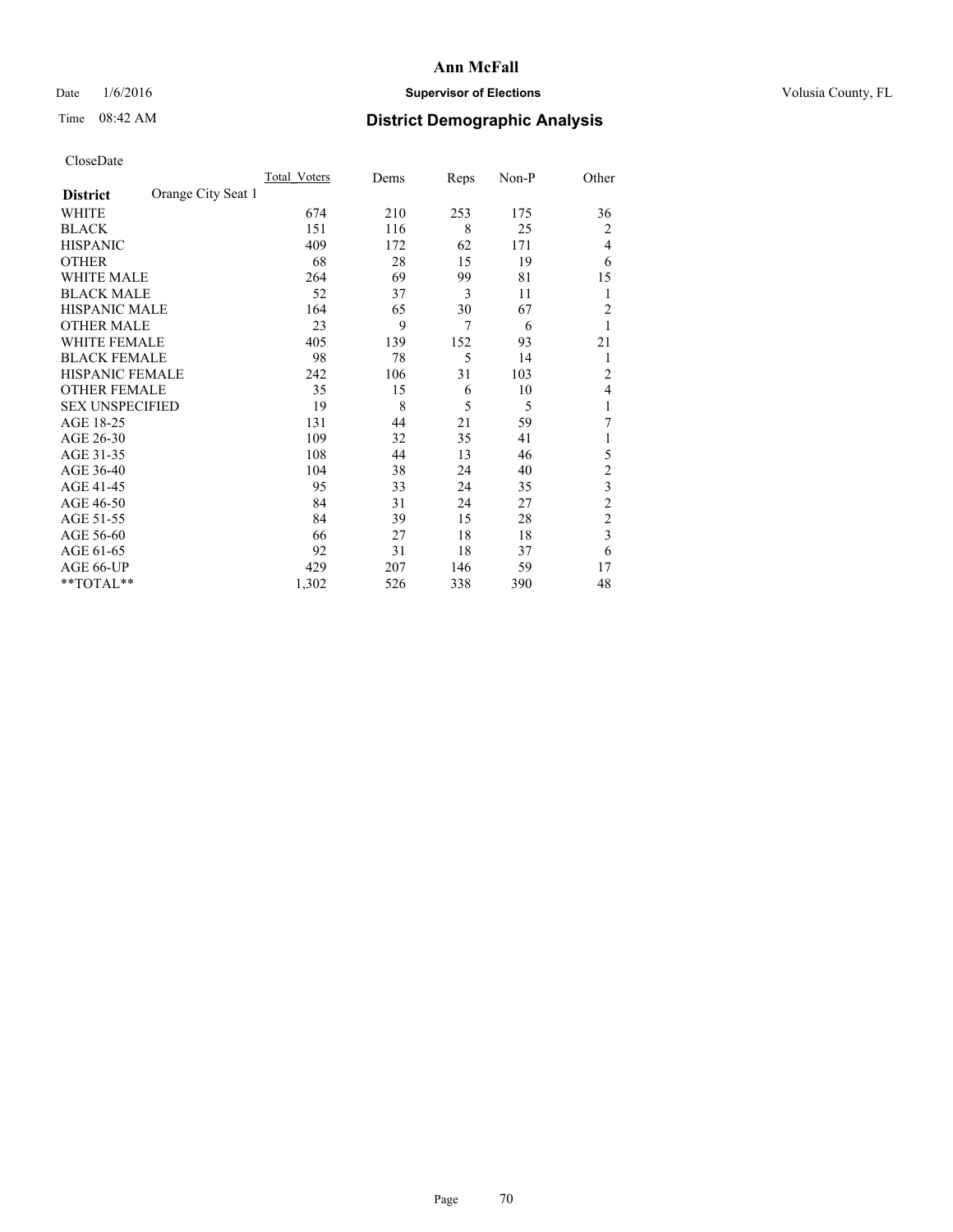# Ann McFall

Date 1/6/2016

**Supervisor of Elections**

Volusia County, FL

Time 08:42 AM

## District Demographic Analysis

CloseDate

| **District** Orange City Seat 1 | Total_Voters | Dems | Reps | Non-P | Other |
|---|---|---|---|---|---|
| WHITE | 674 | 210 | 253 | 175 | 36 |
| BLACK | 151 | 116 | 8 | 25 | 2 |
| HISPANIC | 409 | 172 | 62 | 171 | 4 |
| OTHER | 68 | 28 | 15 | 19 | 6 |
| WHITE MALE | 264 | 69 | 99 | 81 | 15 |
| BLACK MALE | 52 | 37 | 3 | 11 | 1 |
| HISPANIC MALE | 164 | 65 | 30 | 67 | 2 |
| OTHER MALE | 23 | 9 | 7 | 6 | 1 |
| WHITE FEMALE | 405 | 139 | 152 | 93 | 21 |
| BLACK FEMALE | 98 | 78 | 5 | 14 | 1 |
| HISPANIC FEMALE | 242 | 106 | 31 | 103 | 2 |
| OTHER FEMALE | 35 | 15 | 6 | 10 | 4 |
| SEX UNSPECIFIED | 19 | 8 | 5 | 5 | 1 |
| AGE 18-25 | 131 | 44 | 21 | 59 | 7 |
| AGE 26-30 | 109 | 32 | 35 | 41 | 1 |
| AGE 31-35 | 108 | 44 | 13 | 46 | 5 |
| AGE 36-40 | 104 | 38 | 24 | 40 | 2 |
| AGE 41-45 | 95 | 33 | 24 | 35 | 3 |
| AGE 46-50 | 84 | 31 | 24 | 27 | 2 |
| AGE 51-55 | 84 | 39 | 15 | 28 | 2 |
| AGE 56-60 | 66 | 27 | 18 | 18 | 3 |
| AGE 61-65 | 92 | 31 | 18 | 37 | 6 |
| AGE 66-UP | 429 | 207 | 146 | 59 | 17 |
| **TOTAL** | 1,302 | 526 | 338 | 390 | 48 |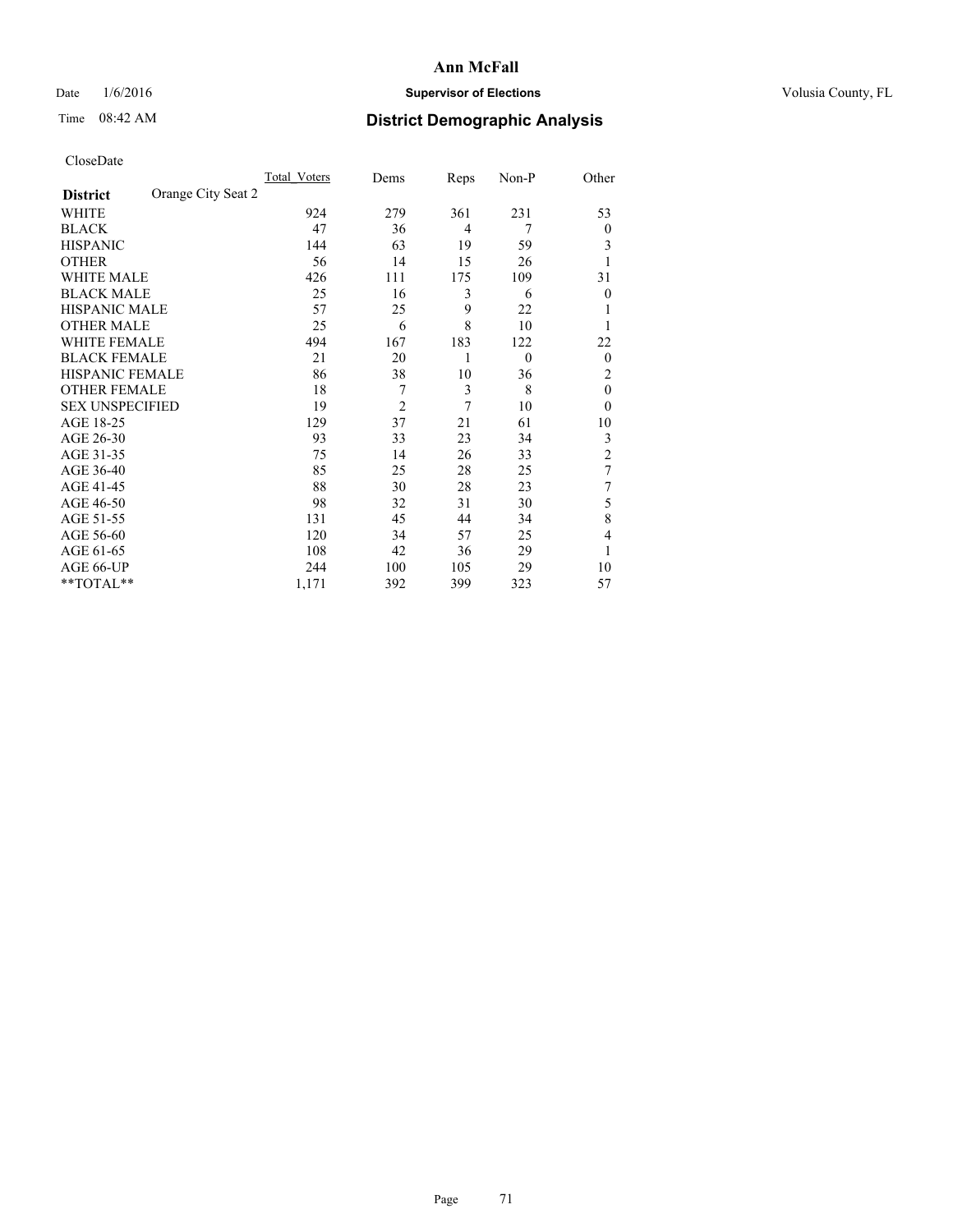# Ann McFall

Date 1/6/2016 **Supervisor of Elections** Volusia County, FL

Time 08:42 AM **District Demographic Analysis**

CloseDate

| **District** Orange City Seat 2 | Total_Voters | Dems | Reps | Non-P | Other |
|---|---|---|---|---|---|
| WHITE | 924 | 279 | 361 | 231 | 53 |
| BLACK | 47 | 36 | 4 | 7 | 0 |
| HISPANIC | 144 | 63 | 19 | 59 | 3 |
| OTHER | 56 | 14 | 15 | 26 | 1 |
| WHITE MALE | 426 | 111 | 175 | 109 | 31 |
| BLACK MALE | 25 | 16 | 3 | 6 | 0 |
| HISPANIC MALE | 57 | 25 | 9 | 22 | 1 |
| OTHER MALE | 25 | 6 | 8 | 10 | 1 |
| WHITE FEMALE | 494 | 167 | 183 | 122 | 22 |
| BLACK FEMALE | 21 | 20 | 1 | 0 | 0 |
| HISPANIC FEMALE | 86 | 38 | 10 | 36 | 2 |
| OTHER FEMALE | 18 | 7 | 3 | 8 | 0 |
| SEX UNSPECIFIED | 19 | 2 | 7 | 10 | 0 |
| AGE 18-25 | 129 | 37 | 21 | 61 | 10 |
| AGE 26-30 | 93 | 33 | 23 | 34 | 3 |
| AGE 31-35 | 75 | 14 | 26 | 33 | 2 |
| AGE 36-40 | 85 | 25 | 28 | 25 | 7 |
| AGE 41-45 | 88 | 30 | 28 | 23 | 7 |
| AGE 46-50 | 98 | 32 | 31 | 30 | 5 |
| AGE 51-55 | 131 | 45 | 44 | 34 | 8 |
| AGE 56-60 | 120 | 34 | 57 | 25 | 4 |
| AGE 61-65 | 108 | 42 | 36 | 29 | 1 |
| AGE 66-UP | 244 | 100 | 105 | 29 | 10 |
| **TOTAL** | 1,171 | 392 | 399 | 323 | 57 |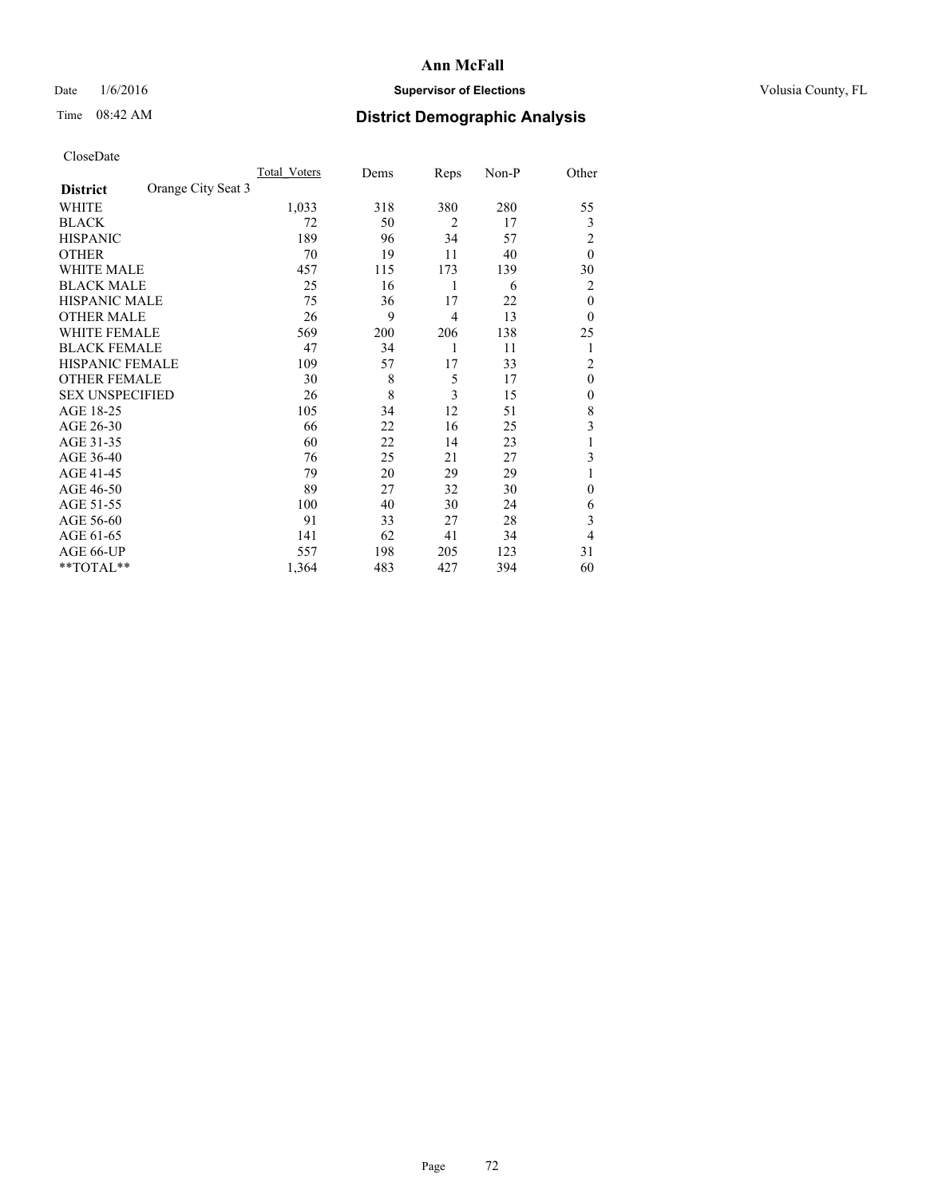# Ann McFall

Date 1/6/2016 **Supervisor of Elections** Volusia County, FL

Time 08:42 AM **District Demographic Analysis**

CloseDate

| **District** Orange City Seat 3 | Total_Voters | Dems | Reps | Non-P | Other |
|---|---|---|---|---|---|
| WHITE | 1,033 | 318 | 380 | 280 | 55 |
| BLACK | 72 | 50 | 2 | 17 | 3 |
| HISPANIC | 189 | 96 | 34 | 57 | 2 |
| OTHER | 70 | 19 | 11 | 40 | 0 |
| WHITE MALE | 457 | 115 | 173 | 139 | 30 |
| BLACK MALE | 25 | 16 | 1 | 6 | 2 |
| HISPANIC MALE | 75 | 36 | 17 | 22 | 0 |
| OTHER MALE | 26 | 9 | 4 | 13 | 0 |
| WHITE FEMALE | 569 | 200 | 206 | 138 | 25 |
| BLACK FEMALE | 47 | 34 | 1 | 11 | 1 |
| HISPANIC FEMALE | 109 | 57 | 17 | 33 | 2 |
| OTHER FEMALE | 30 | 8 | 5 | 17 | 0 |
| SEX UNSPECIFIED | 26 | 8 | 3 | 15 | 0 |
| AGE 18-25 | 105 | 34 | 12 | 51 | 8 |
| AGE 26-30 | 66 | 22 | 16 | 25 | 3 |
| AGE 31-35 | 60 | 22 | 14 | 23 | 1 |
| AGE 36-40 | 76 | 25 | 21 | 27 | 3 |
| AGE 41-45 | 79 | 20 | 29 | 29 | 1 |
| AGE 46-50 | 89 | 27 | 32 | 30 | 0 |
| AGE 51-55 | 100 | 40 | 30 | 24 | 6 |
| AGE 56-60 | 91 | 33 | 27 | 28 | 3 |
| AGE 61-65 | 141 | 62 | 41 | 34 | 4 |
| AGE 66-UP | 557 | 198 | 205 | 123 | 31 |
| **TOTAL** | 1,364 | 483 | 427 | 394 | 60 |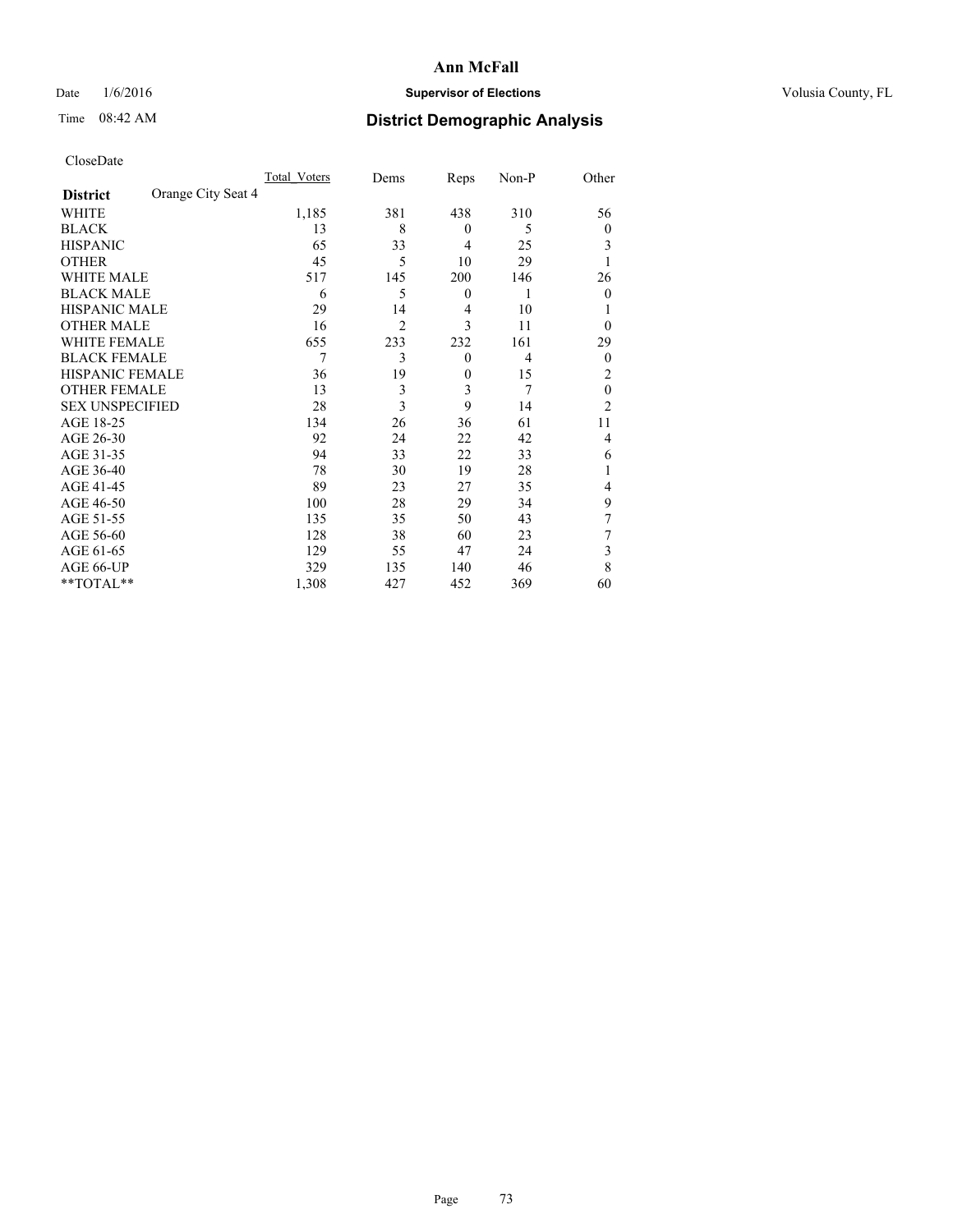# Ann McFall

Date 1/6/2016 **Supervisor of Elections** Volusia County, FL

Time 08:42 AM **District Demographic Analysis**

CloseDate

| **District** Orange City Seat 4 | Total_Voters | Dems | Reps | Non-P | Other |
|---|---|---|---|---|---|
| WHITE | 1,185 | 381 | 438 | 310 | 56 |
| BLACK | 13 | 8 | 0 | 5 | 0 |
| HISPANIC | 65 | 33 | 4 | 25 | 3 |
| OTHER | 45 | 5 | 10 | 29 | 1 |
| WHITE MALE | 517 | 145 | 200 | 146 | 26 |
| BLACK MALE | 6 | 5 | 0 | 1 | 0 |
| HISPANIC MALE | 29 | 14 | 4 | 10 | 1 |
| OTHER MALE | 16 | 2 | 3 | 11 | 0 |
| WHITE FEMALE | 655 | 233 | 232 | 161 | 29 |
| BLACK FEMALE | 7 | 3 | 0 | 4 | 0 |
| HISPANIC FEMALE | 36 | 19 | 0 | 15 | 2 |
| OTHER FEMALE | 13 | 3 | 3 | 7 | 0 |
| SEX UNSPECIFIED | 28 | 3 | 9 | 14 | 2 |
| AGE 18-25 | 134 | 26 | 36 | 61 | 11 |
| AGE 26-30 | 92 | 24 | 22 | 42 | 4 |
| AGE 31-35 | 94 | 33 | 22 | 33 | 6 |
| AGE 36-40 | 78 | 30 | 19 | 28 | 1 |
| AGE 41-45 | 89 | 23 | 27 | 35 | 4 |
| AGE 46-50 | 100 | 28 | 29 | 34 | 9 |
| AGE 51-55 | 135 | 35 | 50 | 43 | 7 |
| AGE 56-60 | 128 | 38 | 60 | 23 | 7 |
| AGE 61-65 | 129 | 55 | 47 | 24 | 3 |
| AGE 66-UP | 329 | 135 | 140 | 46 | 8 |
| **TOTAL** | 1,308 | 427 | 452 | 369 | 60 |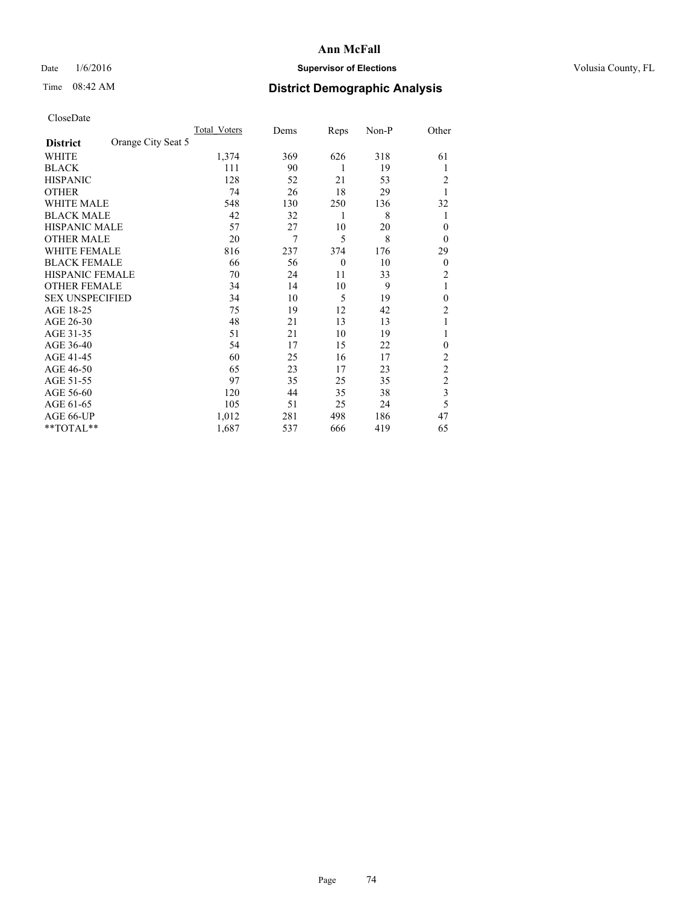# Ann McFall

Date 1/6/2016 **Supervisor of Elections** Volusia County, FL

Time 08:42 AM **District Demographic Analysis**

CloseDate

| **District** Orange City Seat 5 | Total_Voters | Dems | Reps | Non-P | Other |
|---|---|---|---|---|---|
| WHITE | 1,374 | 369 | 626 | 318 | 61 |
| BLACK | 111 | 90 | 1 | 19 | 1 |
| HISPANIC | 128 | 52 | 21 | 53 | 2 |
| OTHER | 74 | 26 | 18 | 29 | 1 |
| WHITE MALE | 548 | 130 | 250 | 136 | 32 |
| BLACK MALE | 42 | 32 | 1 | 8 | 1 |
| HISPANIC MALE | 57 | 27 | 10 | 20 | 0 |
| OTHER MALE | 20 | 7 | 5 | 8 | 0 |
| WHITE FEMALE | 816 | 237 | 374 | 176 | 29 |
| BLACK FEMALE | 66 | 56 | 0 | 10 | 0 |
| HISPANIC FEMALE | 70 | 24 | 11 | 33 | 2 |
| OTHER FEMALE | 34 | 14 | 10 | 9 | 1 |
| SEX UNSPECIFIED | 34 | 10 | 5 | 19 | 0 |
| AGE 18-25 | 75 | 19 | 12 | 42 | 2 |
| AGE 26-30 | 48 | 21 | 13 | 13 | 1 |
| AGE 31-35 | 51 | 21 | 10 | 19 | 1 |
| AGE 36-40 | 54 | 17 | 15 | 22 | 0 |
| AGE 41-45 | 60 | 25 | 16 | 17 | 2 |
| AGE 46-50 | 65 | 23 | 17 | 23 | 2 |
| AGE 51-55 | 97 | 35 | 25 | 35 | 2 |
| AGE 56-60 | 120 | 44 | 35 | 38 | 3 |
| AGE 61-65 | 105 | 51 | 25 | 24 | 5 |
| AGE 66-UP | 1,012 | 281 | 498 | 186 | 47 |
| **TOTAL** | 1,687 | 537 | 666 | 419 | 65 |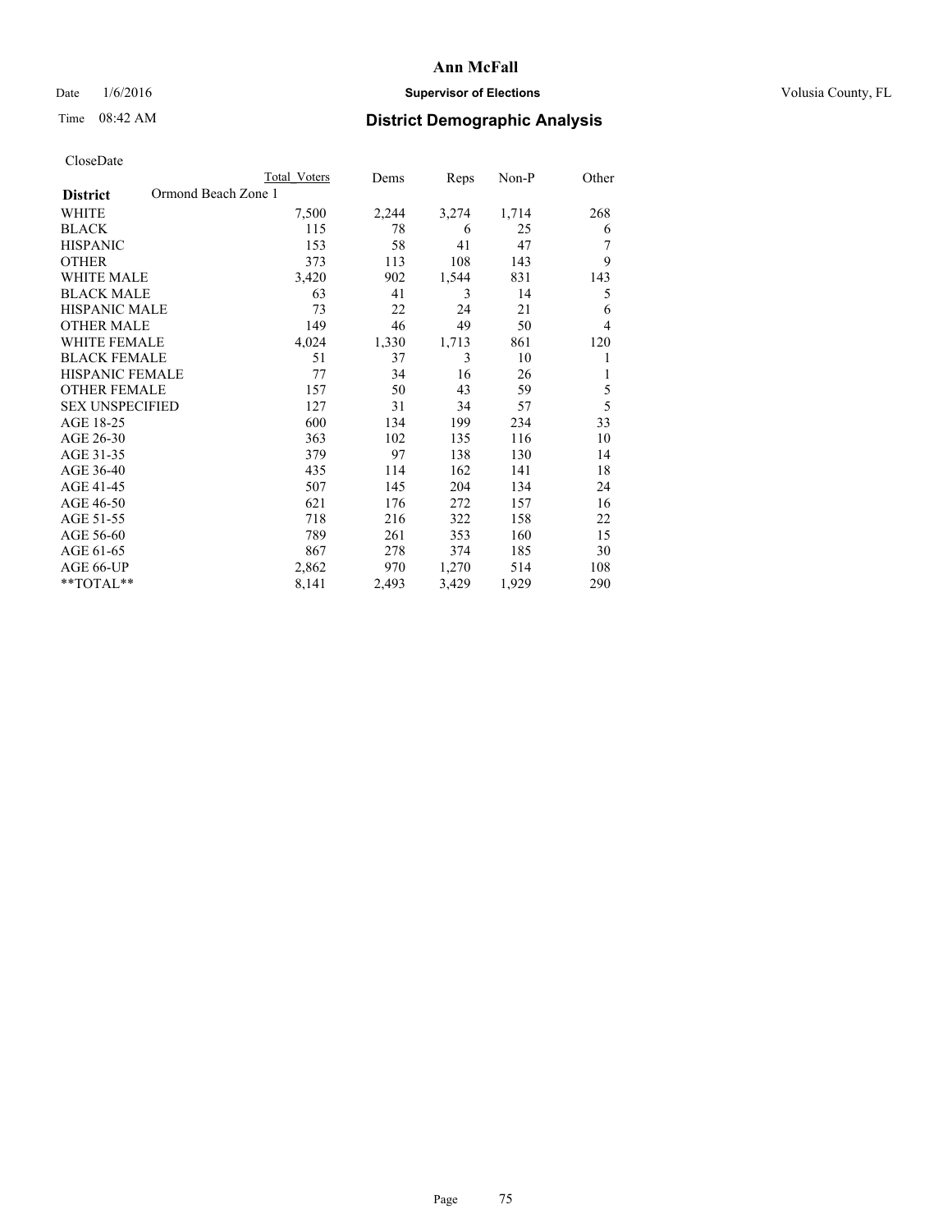# Ann McFall

Date 1/6/2016 **Supervisor of Elections** Volusia County, FL

Time 08:42 AM **District Demographic Analysis**

CloseDate

| District | Ormond Beach Zone 1 | Total Voters | Dems | Reps | Non-P | Other |
|---|---|---|---|---|---|---|
| WHITE | | 7,500 | 2,244 | 3,274 | 1,714 | 268 |
| BLACK | | 115 | 78 | 6 | 25 | 6 |
| HISPANIC | | 153 | 58 | 41 | 47 | 7 |
| OTHER | | 373 | 113 | 108 | 143 | 9 |
| WHITE MALE | | 3,420 | 902 | 1,544 | 831 | 143 |
| BLACK MALE | | 63 | 41 | 3 | 14 | 5 |
| HISPANIC MALE | | 73 | 22 | 24 | 21 | 6 |
| OTHER MALE | | 149 | 46 | 49 | 50 | 4 |
| WHITE FEMALE | | 4,024 | 1,330 | 1,713 | 861 | 120 |
| BLACK FEMALE | | 51 | 37 | 3 | 10 | 1 |
| HISPANIC FEMALE | | 77 | 34 | 16 | 26 | 1 |
| OTHER FEMALE | | 157 | 50 | 43 | 59 | 5 |
| SEX UNSPECIFIED | | 127 | 31 | 34 | 57 | 5 |
| AGE 18-25 | | 600 | 134 | 199 | 234 | 33 |
| AGE 26-30 | | 363 | 102 | 135 | 116 | 10 |
| AGE 31-35 | | 379 | 97 | 138 | 130 | 14 |
| AGE 36-40 | | 435 | 114 | 162 | 141 | 18 |
| AGE 41-45 | | 507 | 145 | 204 | 134 | 24 |
| AGE 46-50 | | 621 | 176 | 272 | 157 | 16 |
| AGE 51-55 | | 718 | 216 | 322 | 158 | 22 |
| AGE 56-60 | | 789 | 261 | 353 | 160 | 15 |
| AGE 61-65 | | 867 | 278 | 374 | 185 | 30 |
| AGE 66-UP | | 2,862 | 970 | 1,270 | 514 | 108 |
| **TOTAL** | | 8,141 | 2,493 | 3,429 | 1,929 | 290 |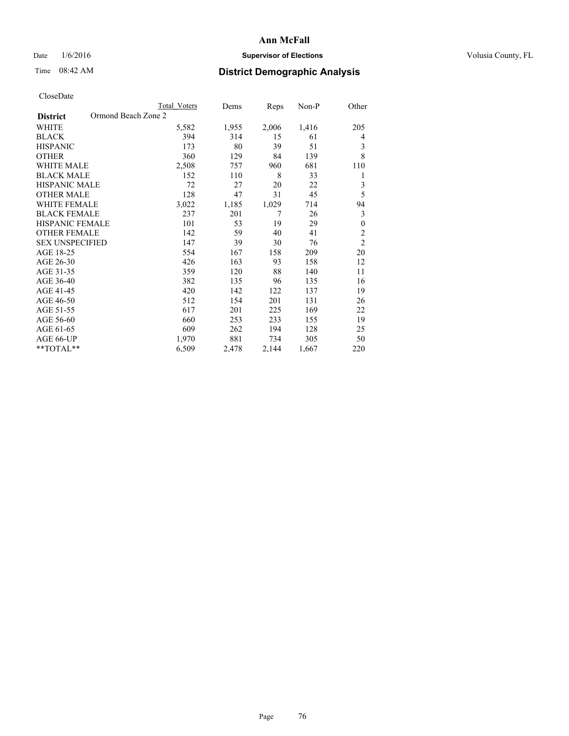# Ann McFall

Date 1/6/2016 **Supervisor of Elections** Volusia County, FL

Time 08:42 AM **District Demographic Analysis**

CloseDate

| **District** Ormond Beach Zone 2 | Total Voters | Dems | Reps | Non-P | Other |
|---|---|---|---|---|---|
| WHITE | 5,582 | 1,955 | 2,006 | 1,416 | 205 |
| BLACK | 394 | 314 | 15 | 61 | 4 |
| HISPANIC | 173 | 80 | 39 | 51 | 3 |
| OTHER | 360 | 129 | 84 | 139 | 8 |
| WHITE MALE | 2,508 | 757 | 960 | 681 | 110 |
| BLACK MALE | 152 | 110 | 8 | 33 | 1 |
| HISPANIC MALE | 72 | 27 | 20 | 22 | 3 |
| OTHER MALE | 128 | 47 | 31 | 45 | 5 |
| WHITE FEMALE | 3,022 | 1,185 | 1,029 | 714 | 94 |
| BLACK FEMALE | 237 | 201 | 7 | 26 | 3 |
| HISPANIC FEMALE | 101 | 53 | 19 | 29 | 0 |
| OTHER FEMALE | 142 | 59 | 40 | 41 | 2 |
| SEX UNSPECIFIED | 147 | 39 | 30 | 76 | 2 |
| AGE 18-25 | 554 | 167 | 158 | 209 | 20 |
| AGE 26-30 | 426 | 163 | 93 | 158 | 12 |
| AGE 31-35 | 359 | 120 | 88 | 140 | 11 |
| AGE 36-40 | 382 | 135 | 96 | 135 | 16 |
| AGE 41-45 | 420 | 142 | 122 | 137 | 19 |
| AGE 46-50 | 512 | 154 | 201 | 131 | 26 |
| AGE 51-55 | 617 | 201 | 225 | 169 | 22 |
| AGE 56-60 | 660 | 253 | 233 | 155 | 19 |
| AGE 61-65 | 609 | 262 | 194 | 128 | 25 |
| AGE 66-UP | 1,970 | 881 | 734 | 305 | 50 |
| **TOTAL** | 6,509 | 2,478 | 2,144 | 1,667 | 220 |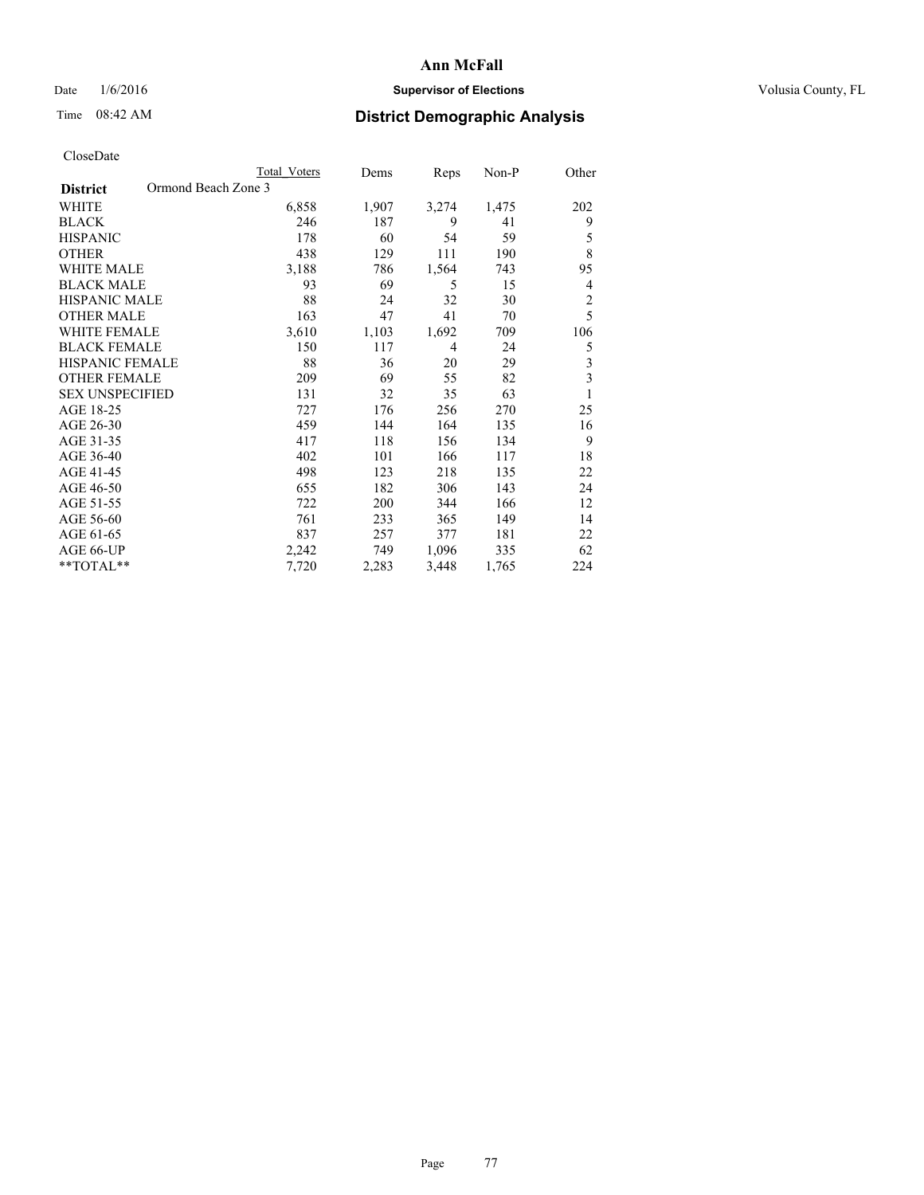# Ann McFall

Date 1/6/2016 **Supervisor of Elections** Volusia County, FL

Time 08:42 AM **District Demographic Analysis**

CloseDate

| | Total Voters | Dems | Reps | Non-P | Other |
|---|---|---|---|---|---|
| **District** Ormond Beach Zone 3 | | | | | |
| WHITE | 6,858 | 1,907 | 3,274 | 1,475 | 202 |
| BLACK | 246 | 187 | 9 | 41 | 9 |
| HISPANIC | 178 | 60 | 54 | 59 | 5 |
| OTHER | 438 | 129 | 111 | 190 | 8 |
| WHITE MALE | 3,188 | 786 | 1,564 | 743 | 95 |
| BLACK MALE | 93 | 69 | 5 | 15 | 4 |
| HISPANIC MALE | 88 | 24 | 32 | 30 | 2 |
| OTHER MALE | 163 | 47 | 41 | 70 | 5 |
| WHITE FEMALE | 3,610 | 1,103 | 1,692 | 709 | 106 |
| BLACK FEMALE | 150 | 117 | 4 | 24 | 5 |
| HISPANIC FEMALE | 88 | 36 | 20 | 29 | 3 |
| OTHER FEMALE | 209 | 69 | 55 | 82 | 3 |
| SEX UNSPECIFIED | 131 | 32 | 35 | 63 | 1 |
| AGE 18-25 | 727 | 176 | 256 | 270 | 25 |
| AGE 26-30 | 459 | 144 | 164 | 135 | 16 |
| AGE 31-35 | 417 | 118 | 156 | 134 | 9 |
| AGE 36-40 | 402 | 101 | 166 | 117 | 18 |
| AGE 41-45 | 498 | 123 | 218 | 135 | 22 |
| AGE 46-50 | 655 | 182 | 306 | 143 | 24 |
| AGE 51-55 | 722 | 200 | 344 | 166 | 12 |
| AGE 56-60 | 761 | 233 | 365 | 149 | 14 |
| AGE 61-65 | 837 | 257 | 377 | 181 | 22 |
| AGE 66-UP | 2,242 | 749 | 1,096 | 335 | 62 |
| **TOTAL** | 7,720 | 2,283 | 3,448 | 1,765 | 224 |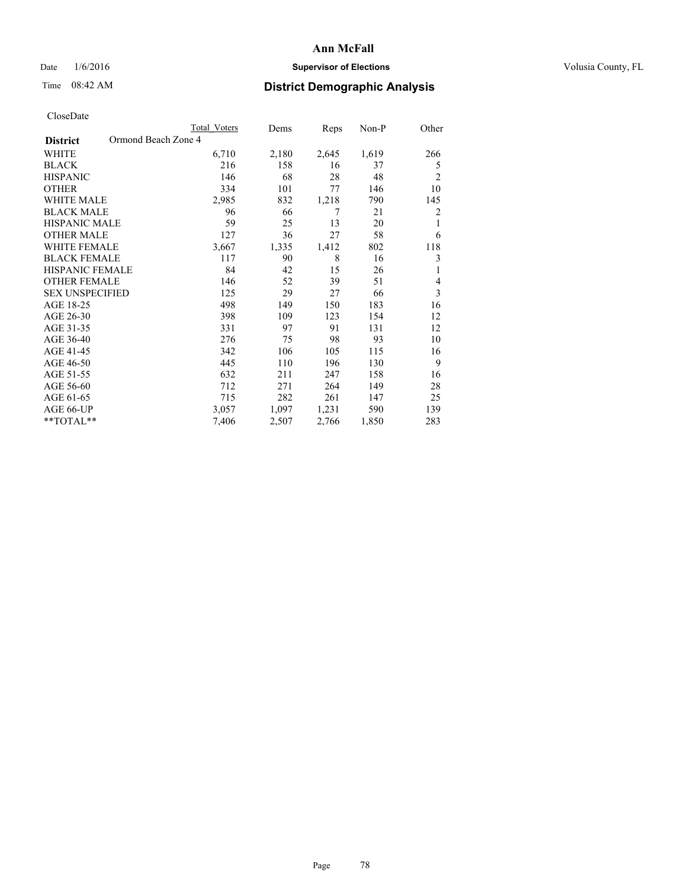# Ann McFall

Date 1/6/2016 **Supervisor of Elections** Volusia County, FL

Time 08:42 AM **District Demographic Analysis**

CloseDate

| | Total Voters | Dems | Reps | Non-P | Other |
|---|---|---|---|---|---|
| **District** Ormond Beach Zone 4 | | | | | |
| WHITE | 6,710 | 2,180 | 2,645 | 1,619 | 266 |
| BLACK | 216 | 158 | 16 | 37 | 5 |
| HISPANIC | 146 | 68 | 28 | 48 | 2 |
| OTHER | 334 | 101 | 77 | 146 | 10 |
| WHITE MALE | 2,985 | 832 | 1,218 | 790 | 145 |
| BLACK MALE | 96 | 66 | 7 | 21 | 2 |
| HISPANIC MALE | 59 | 25 | 13 | 20 | 1 |
| OTHER MALE | 127 | 36 | 27 | 58 | 6 |
| WHITE FEMALE | 3,667 | 1,335 | 1,412 | 802 | 118 |
| BLACK FEMALE | 117 | 90 | 8 | 16 | 3 |
| HISPANIC FEMALE | 84 | 42 | 15 | 26 | 1 |
| OTHER FEMALE | 146 | 52 | 39 | 51 | 4 |
| SEX UNSPECIFIED | 125 | 29 | 27 | 66 | 3 |
| AGE 18-25 | 498 | 149 | 150 | 183 | 16 |
| AGE 26-30 | 398 | 109 | 123 | 154 | 12 |
| AGE 31-35 | 331 | 97 | 91 | 131 | 12 |
| AGE 36-40 | 276 | 75 | 98 | 93 | 10 |
| AGE 41-45 | 342 | 106 | 105 | 115 | 16 |
| AGE 46-50 | 445 | 110 | 196 | 130 | 9 |
| AGE 51-55 | 632 | 211 | 247 | 158 | 16 |
| AGE 56-60 | 712 | 271 | 264 | 149 | 28 |
| AGE 61-65 | 715 | 282 | 261 | 147 | 25 |
| AGE 66-UP | 3,057 | 1,097 | 1,231 | 590 | 139 |
| **TOTAL** | 7,406 | 2,507 | 2,766 | 1,850 | 283 |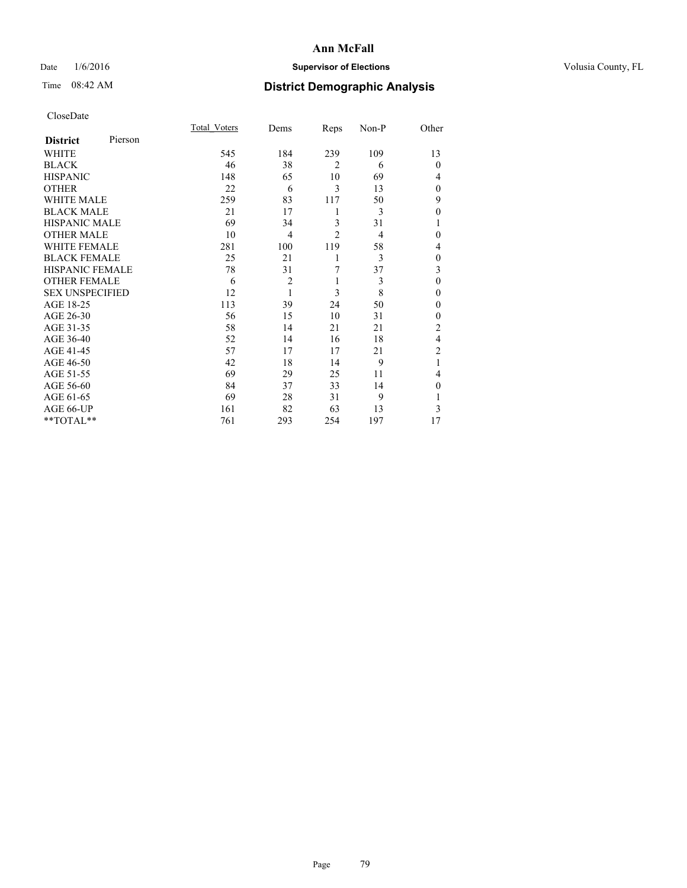# Ann McFall

Date 1/6/2016 **Supervisor of Elections** Volusia County, FL

Time 08:42 AM **District Demographic Analysis**

CloseDate

| District Pierson | Total_Voters | Dems | Reps | Non-P | Other |
|---|---|---|---|---|---|
| WHITE | 545 | 184 | 239 | 109 | 13 |
| BLACK | 46 | 38 | 2 | 6 | 0 |
| HISPANIC | 148 | 65 | 10 | 69 | 4 |
| OTHER | 22 | 6 | 3 | 13 | 0 |
| WHITE MALE | 259 | 83 | 117 | 50 | 9 |
| BLACK MALE | 21 | 17 | 1 | 3 | 0 |
| HISPANIC MALE | 69 | 34 | 3 | 31 | 1 |
| OTHER MALE | 10 | 4 | 2 | 4 | 0 |
| WHITE FEMALE | 281 | 100 | 119 | 58 | 4 |
| BLACK FEMALE | 25 | 21 | 1 | 3 | 0 |
| HISPANIC FEMALE | 78 | 31 | 7 | 37 | 3 |
| OTHER FEMALE | 6 | 2 | 1 | 3 | 0 |
| SEX UNSPECIFIED | 12 | 1 | 3 | 8 | 0 |
| AGE 18-25 | 113 | 39 | 24 | 50 | 0 |
| AGE 26-30 | 56 | 15 | 10 | 31 | 0 |
| AGE 31-35 | 58 | 14 | 21 | 21 | 2 |
| AGE 36-40 | 52 | 14 | 16 | 18 | 4 |
| AGE 41-45 | 57 | 17 | 17 | 21 | 2 |
| AGE 46-50 | 42 | 18 | 14 | 9 | 1 |
| AGE 51-55 | 69 | 29 | 25 | 11 | 4 |
| AGE 56-60 | 84 | 37 | 33 | 14 | 0 |
| AGE 61-65 | 69 | 28 | 31 | 9 | 1 |
| AGE 66-UP | 161 | 82 | 63 | 13 | 3 |
| **TOTAL** | 761 | 293 | 254 | 197 | 17 |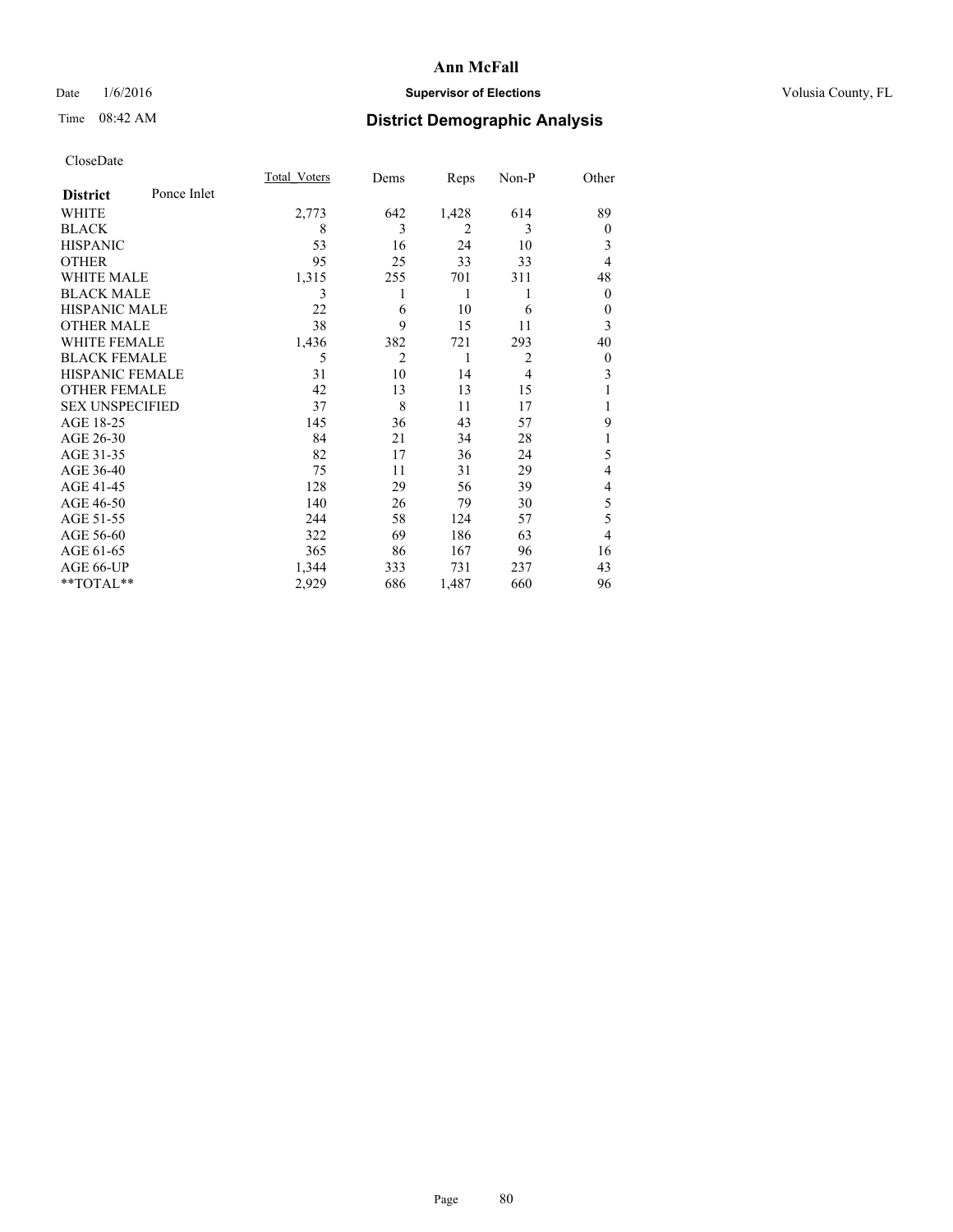# Ann McFall

Date 1/6/2016 **Supervisor of Elections** Volusia County, FL

Time 08:42 AM **District Demographic Analysis**

CloseDate

| **District** Ponce Inlet | Total_Voters | Dems | Reps | Non-P | Other |
|---|---|---|---|---|---|
| WHITE | 2,773 | 642 | 1,428 | 614 | 89 |
| BLACK | 8 | 3 | 2 | 3 | 0 |
| HISPANIC | 53 | 16 | 24 | 10 | 3 |
| OTHER | 95 | 25 | 33 | 33 | 4 |
| WHITE MALE | 1,315 | 255 | 701 | 311 | 48 |
| BLACK MALE | 3 | 1 | 1 | 1 | 0 |
| HISPANIC MALE | 22 | 6 | 10 | 6 | 0 |
| OTHER MALE | 38 | 9 | 15 | 11 | 3 |
| WHITE FEMALE | 1,436 | 382 | 721 | 293 | 40 |
| BLACK FEMALE | 5 | 2 | 1 | 2 | 0 |
| HISPANIC FEMALE | 31 | 10 | 14 | 4 | 3 |
| OTHER FEMALE | 42 | 13 | 13 | 15 | 1 |
| SEX UNSPECIFIED | 37 | 8 | 11 | 17 | 1 |
| AGE 18-25 | 145 | 36 | 43 | 57 | 9 |
| AGE 26-30 | 84 | 21 | 34 | 28 | 1 |
| AGE 31-35 | 82 | 17 | 36 | 24 | 5 |
| AGE 36-40 | 75 | 11 | 31 | 29 | 4 |
| AGE 41-45 | 128 | 29 | 56 | 39 | 4 |
| AGE 46-50 | 140 | 26 | 79 | 30 | 5 |
| AGE 51-55 | 244 | 58 | 124 | 57 | 5 |
| AGE 56-60 | 322 | 69 | 186 | 63 | 4 |
| AGE 61-65 | 365 | 86 | 167 | 96 | 16 |
| AGE 66-UP | 1,344 | 333 | 731 | 237 | 43 |
| **TOTAL** | 2,929 | 686 | 1,487 | 660 | 96 |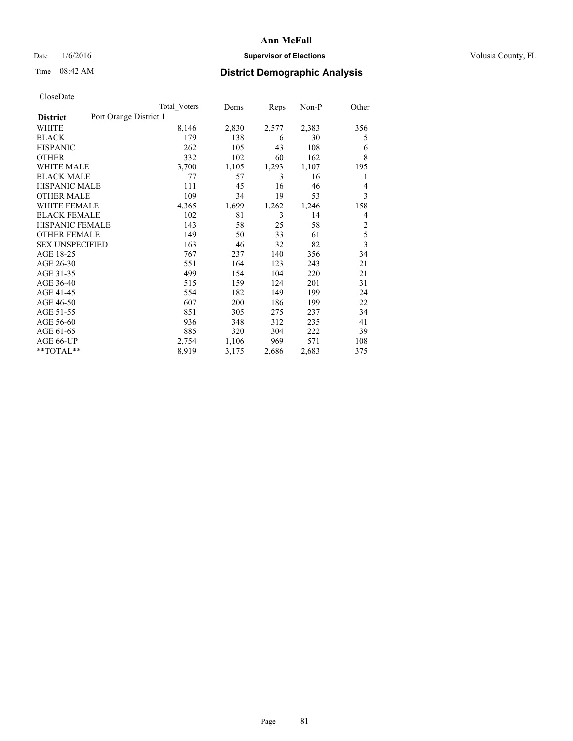# Ann McFall

Date 1/6/2016 **Supervisor of Elections** Volusia County, FL

Time 08:42 AM **District Demographic Analysis**

CloseDate

| **District** Port Orange District 1 | Total Voters | Dems | Reps | Non-P | Other |
|---|---|---|---|---|---|
| WHITE | 8,146 | 2,830 | 2,577 | 2,383 | 356 |
| BLACK | 179 | 138 | 6 | 30 | 5 |
| HISPANIC | 262 | 105 | 43 | 108 | 6 |
| OTHER | 332 | 102 | 60 | 162 | 8 |
| WHITE MALE | 3,700 | 1,105 | 1,293 | 1,107 | 195 |
| BLACK MALE | 77 | 57 | 3 | 16 | 1 |
| HISPANIC MALE | 111 | 45 | 16 | 46 | 4 |
| OTHER MALE | 109 | 34 | 19 | 53 | 3 |
| WHITE FEMALE | 4,365 | 1,699 | 1,262 | 1,246 | 158 |
| BLACK FEMALE | 102 | 81 | 3 | 14 | 4 |
| HISPANIC FEMALE | 143 | 58 | 25 | 58 | 2 |
| OTHER FEMALE | 149 | 50 | 33 | 61 | 5 |
| SEX UNSPECIFIED | 163 | 46 | 32 | 82 | 3 |
| AGE 18-25 | 767 | 237 | 140 | 356 | 34 |
| AGE 26-30 | 551 | 164 | 123 | 243 | 21 |
| AGE 31-35 | 499 | 154 | 104 | 220 | 21 |
| AGE 36-40 | 515 | 159 | 124 | 201 | 31 |
| AGE 41-45 | 554 | 182 | 149 | 199 | 24 |
| AGE 46-50 | 607 | 200 | 186 | 199 | 22 |
| AGE 51-55 | 851 | 305 | 275 | 237 | 34 |
| AGE 56-60 | 936 | 348 | 312 | 235 | 41 |
| AGE 61-65 | 885 | 320 | 304 | 222 | 39 |
| AGE 66-UP | 2,754 | 1,106 | 969 | 571 | 108 |
| **TOTAL** | 8,919 | 3,175 | 2,686 | 2,683 | 375 |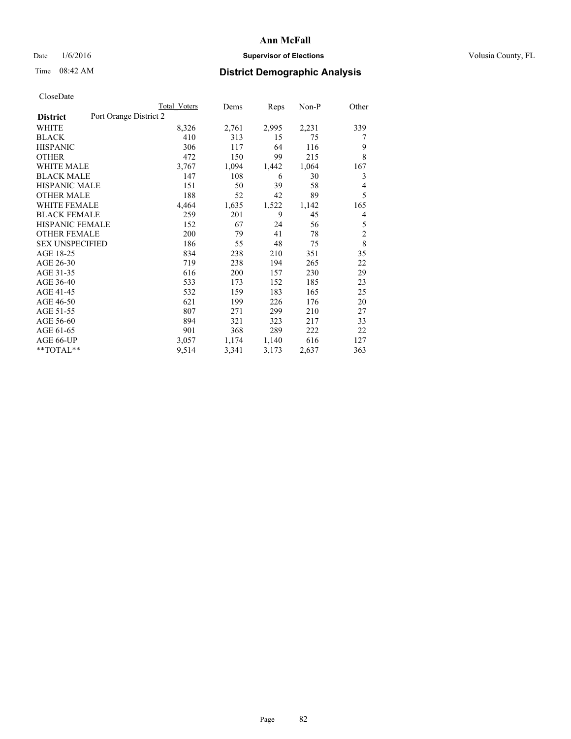# Ann McFall

Date 1/6/2016 **Supervisor of Elections** Volusia County, FL

Time 08:42 AM **District Demographic Analysis**

CloseDate

| **District** Port Orange District 2 | Total Voters | Dems | Reps | Non-P | Other |
|---|---|---|---|---|---|
| WHITE | 8,326 | 2,761 | 2,995 | 2,231 | 339 |
| BLACK | 410 | 313 | 15 | 75 | 7 |
| HISPANIC | 306 | 117 | 64 | 116 | 9 |
| OTHER | 472 | 150 | 99 | 215 | 8 |
| WHITE MALE | 3,767 | 1,094 | 1,442 | 1,064 | 167 |
| BLACK MALE | 147 | 108 | 6 | 30 | 3 |
| HISPANIC MALE | 151 | 50 | 39 | 58 | 4 |
| OTHER MALE | 188 | 52 | 42 | 89 | 5 |
| WHITE FEMALE | 4,464 | 1,635 | 1,522 | 1,142 | 165 |
| BLACK FEMALE | 259 | 201 | 9 | 45 | 4 |
| HISPANIC FEMALE | 152 | 67 | 24 | 56 | 5 |
| OTHER FEMALE | 200 | 79 | 41 | 78 | 2 |
| SEX UNSPECIFIED | 186 | 55 | 48 | 75 | 8 |
| AGE 18-25 | 834 | 238 | 210 | 351 | 35 |
| AGE 26-30 | 719 | 238 | 194 | 265 | 22 |
| AGE 31-35 | 616 | 200 | 157 | 230 | 29 |
| AGE 36-40 | 533 | 173 | 152 | 185 | 23 |
| AGE 41-45 | 532 | 159 | 183 | 165 | 25 |
| AGE 46-50 | 621 | 199 | 226 | 176 | 20 |
| AGE 51-55 | 807 | 271 | 299 | 210 | 27 |
| AGE 56-60 | 894 | 321 | 323 | 217 | 33 |
| AGE 61-65 | 901 | 368 | 289 | 222 | 22 |
| AGE 66-UP | 3,057 | 1,174 | 1,140 | 616 | 127 |
| **TOTAL** | 9,514 | 3,341 | 3,173 | 2,637 | 363 |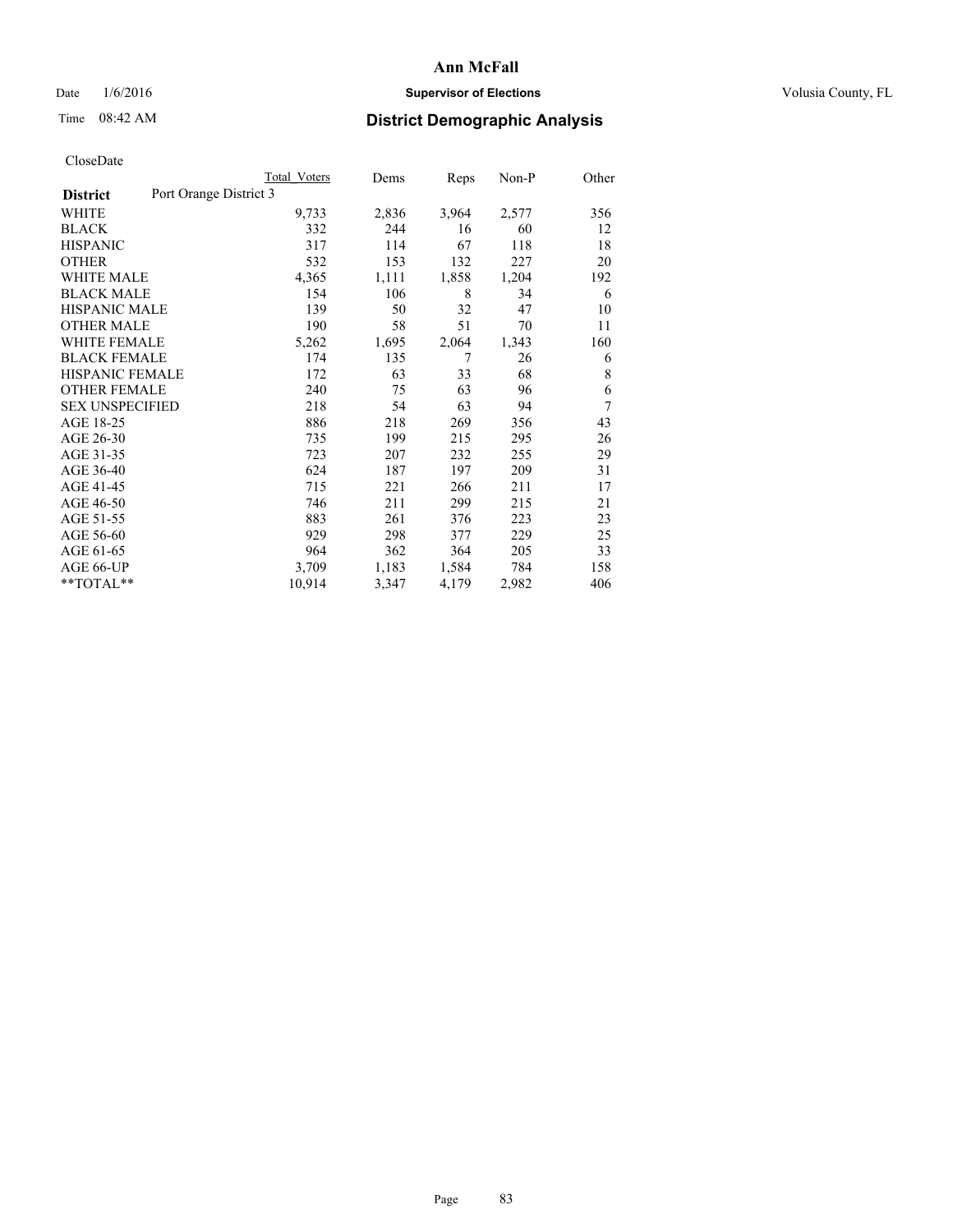# Ann McFall

Date 1/6/2016 **Supervisor of Elections** Volusia County, FL

Time 08:42 AM **District Demographic Analysis**

CloseDate

| **District** | Port Orange District 3 | Total Voters | Dems | Reps | Non-P | Other |
|---|---|---|---|---|---|---|
| WHITE | | 9,733 | 2,836 | 3,964 | 2,577 | 356 |
| BLACK | | 332 | 244 | 16 | 60 | 12 |
| HISPANIC | | 317 | 114 | 67 | 118 | 18 |
| OTHER | | 532 | 153 | 132 | 227 | 20 |
| WHITE MALE | | 4,365 | 1,111 | 1,858 | 1,204 | 192 |
| BLACK MALE | | 154 | 106 | 8 | 34 | 6 |
| HISPANIC MALE | | 139 | 50 | 32 | 47 | 10 |
| OTHER MALE | | 190 | 58 | 51 | 70 | 11 |
| WHITE FEMALE | | 5,262 | 1,695 | 2,064 | 1,343 | 160 |
| BLACK FEMALE | | 174 | 135 | 7 | 26 | 6 |
| HISPANIC FEMALE | | 172 | 63 | 33 | 68 | 8 |
| OTHER FEMALE | | 240 | 75 | 63 | 96 | 6 |
| SEX UNSPECIFIED | | 218 | 54 | 63 | 94 | 7 |
| AGE 18-25 | | 886 | 218 | 269 | 356 | 43 |
| AGE 26-30 | | 735 | 199 | 215 | 295 | 26 |
| AGE 31-35 | | 723 | 207 | 232 | 255 | 29 |
| AGE 36-40 | | 624 | 187 | 197 | 209 | 31 |
| AGE 41-45 | | 715 | 221 | 266 | 211 | 17 |
| AGE 46-50 | | 746 | 211 | 299 | 215 | 21 |
| AGE 51-55 | | 883 | 261 | 376 | 223 | 23 |
| AGE 56-60 | | 929 | 298 | 377 | 229 | 25 |
| AGE 61-65 | | 964 | 362 | 364 | 205 | 33 |
| AGE 66-UP | | 3,709 | 1,183 | 1,584 | 784 | 158 |
| **TOTAL** | | 10,914 | 3,347 | 4,179 | 2,982 | 406 |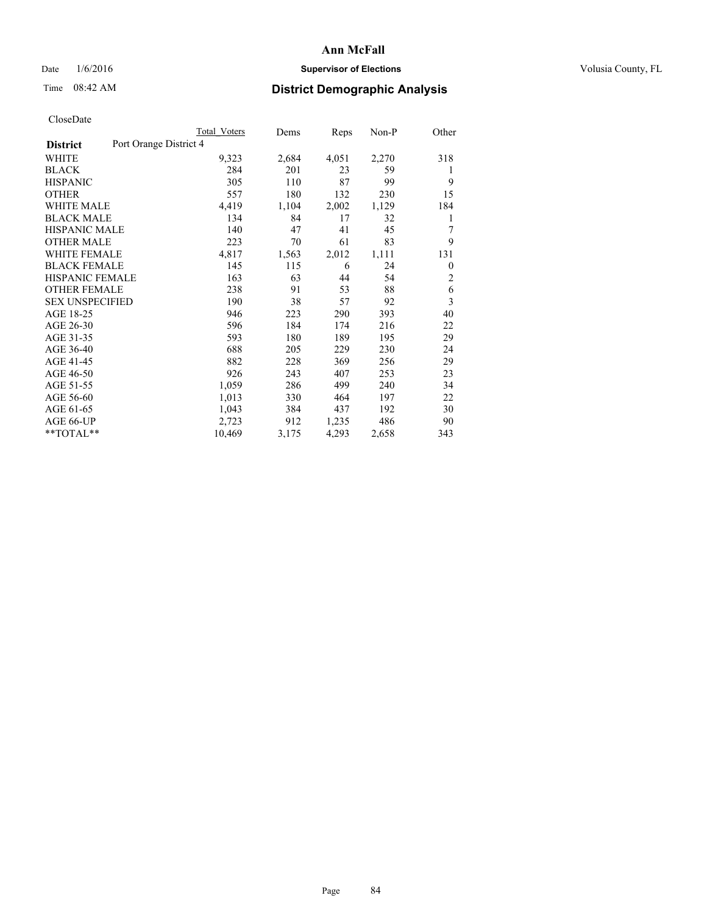# Ann McFall

Date 1/6/2016 **Supervisor of Elections** Volusia County, FL

Time 08:42 AM **District Demographic Analysis**

CloseDate

| **District** | Port Orange District 4 | Total Voters | Dems | Reps | Non-P | Other |
|---|---|---|---|---|---|---|
| WHITE | | 9,323 | 2,684 | 4,051 | 2,270 | 318 |
| BLACK | | 284 | 201 | 23 | 59 | 1 |
| HISPANIC | | 305 | 110 | 87 | 99 | 9 |
| OTHER | | 557 | 180 | 132 | 230 | 15 |
| WHITE MALE | | 4,419 | 1,104 | 2,002 | 1,129 | 184 |
| BLACK MALE | | 134 | 84 | 17 | 32 | 1 |
| HISPANIC MALE | | 140 | 47 | 41 | 45 | 7 |
| OTHER MALE | | 223 | 70 | 61 | 83 | 9 |
| WHITE FEMALE | | 4,817 | 1,563 | 2,012 | 1,111 | 131 |
| BLACK FEMALE | | 145 | 115 | 6 | 24 | 0 |
| HISPANIC FEMALE | | 163 | 63 | 44 | 54 | 2 |
| OTHER FEMALE | | 238 | 91 | 53 | 88 | 6 |
| SEX UNSPECIFIED | | 190 | 38 | 57 | 92 | 3 |
| AGE 18-25 | | 946 | 223 | 290 | 393 | 40 |
| AGE 26-30 | | 596 | 184 | 174 | 216 | 22 |
| AGE 31-35 | | 593 | 180 | 189 | 195 | 29 |
| AGE 36-40 | | 688 | 205 | 229 | 230 | 24 |
| AGE 41-45 | | 882 | 228 | 369 | 256 | 29 |
| AGE 46-50 | | 926 | 243 | 407 | 253 | 23 |
| AGE 51-55 | | 1,059 | 286 | 499 | 240 | 34 |
| AGE 56-60 | | 1,013 | 330 | 464 | 197 | 22 |
| AGE 61-65 | | 1,043 | 384 | 437 | 192 | 30 |
| AGE 66-UP | | 2,723 | 912 | 1,235 | 486 | 90 |
| **TOTAL** | | 10,469 | 3,175 | 4,293 | 2,658 | 343 |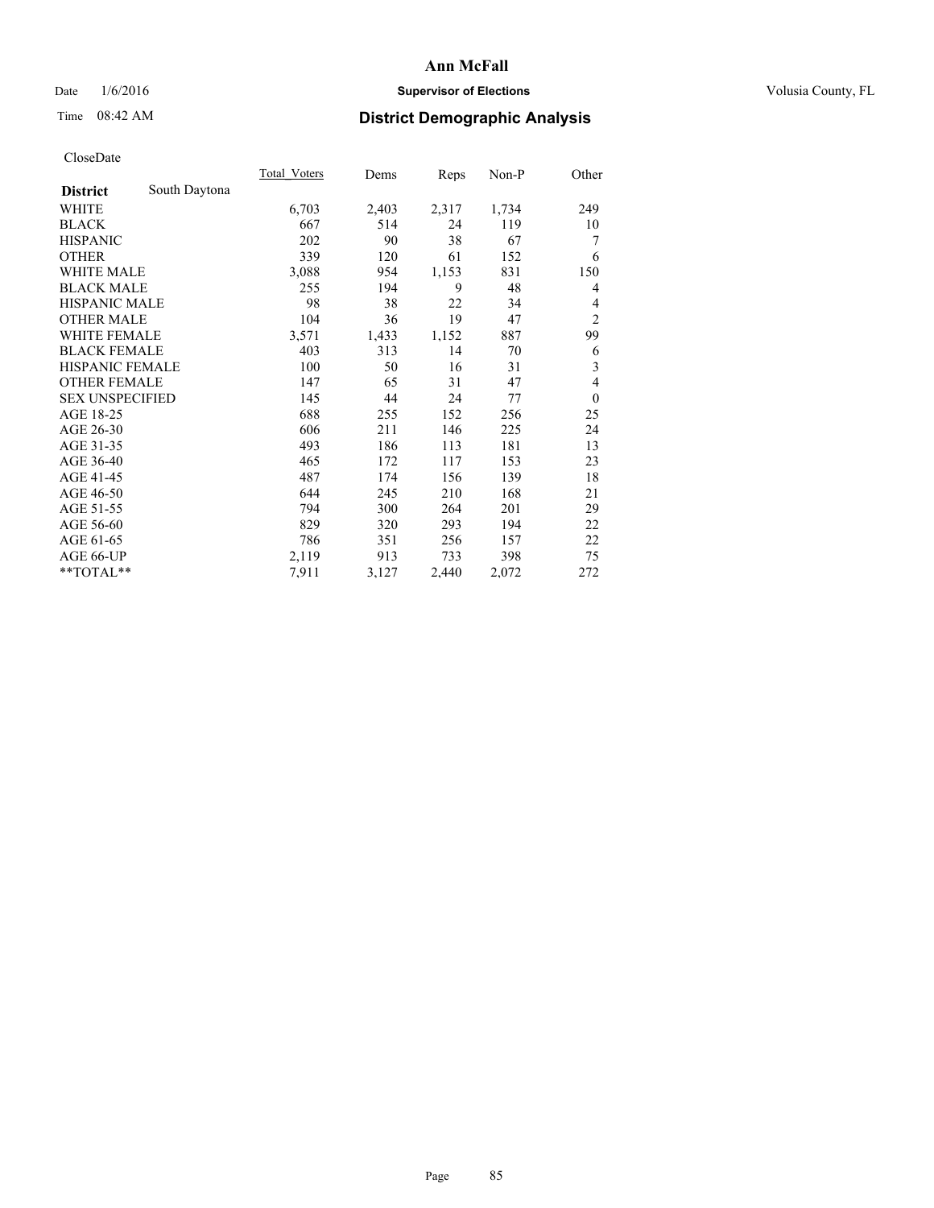**Ann McFall**

Date 1/6/2016 **Supervisor of Elections** Volusia County, FL

Time 08:42 AM **District Demographic Analysis**

CloseDate

| **District** South Daytona | Total_Voters | Dems | Reps | Non-P | Other |
|---|---|---|---|---|---|
| WHITE | 6,703 | 2,403 | 2,317 | 1,734 | 249 |
| BLACK | 667 | 514 | 24 | 119 | 10 |
| HISPANIC | 202 | 90 | 38 | 67 | 7 |
| OTHER | 339 | 120 | 61 | 152 | 6 |
| WHITE MALE | 3,088 | 954 | 1,153 | 831 | 150 |
| BLACK MALE | 255 | 194 | 9 | 48 | 4 |
| HISPANIC MALE | 98 | 38 | 22 | 34 | 4 |
| OTHER MALE | 104 | 36 | 19 | 47 | 2 |
| WHITE FEMALE | 3,571 | 1,433 | 1,152 | 887 | 99 |
| BLACK FEMALE | 403 | 313 | 14 | 70 | 6 |
| HISPANIC FEMALE | 100 | 50 | 16 | 31 | 3 |
| OTHER FEMALE | 147 | 65 | 31 | 47 | 4 |
| SEX UNSPECIFIED | 145 | 44 | 24 | 77 | 0 |
| AGE 18-25 | 688 | 255 | 152 | 256 | 25 |
| AGE 26-30 | 606 | 211 | 146 | 225 | 24 |
| AGE 31-35 | 493 | 186 | 113 | 181 | 13 |
| AGE 36-40 | 465 | 172 | 117 | 153 | 23 |
| AGE 41-45 | 487 | 174 | 156 | 139 | 18 |
| AGE 46-50 | 644 | 245 | 210 | 168 | 21 |
| AGE 51-55 | 794 | 300 | 264 | 201 | 29 |
| AGE 56-60 | 829 | 320 | 293 | 194 | 22 |
| AGE 61-65 | 786 | 351 | 256 | 157 | 22 |
| AGE 66-UP | 2,119 | 913 | 733 | 398 | 75 |
| **TOTAL** | 7,911 | 3,127 | 2,440 | 2,072 | 272 |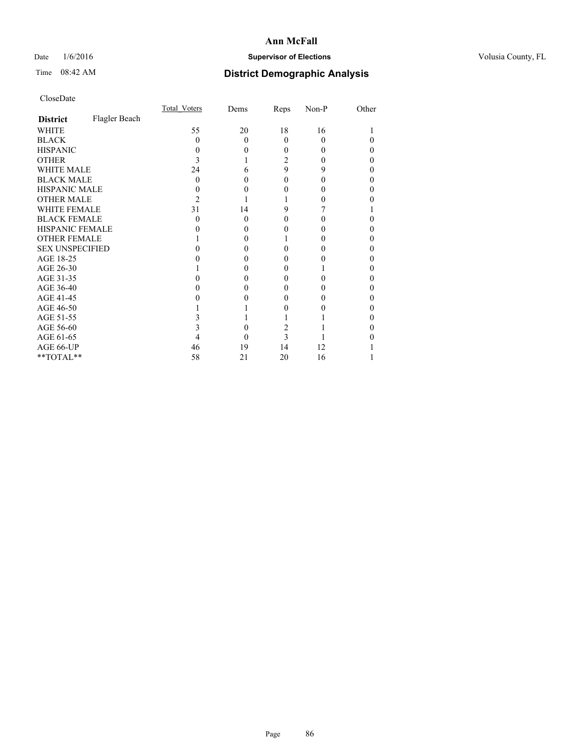**Ann McFall**

Date 1/6/2016 **Supervisor of Elections** Volusia County, FL

Time 08:42 AM **District Demographic Analysis**

CloseDate

| | Total_Voters | Dems | Reps | Non-P | Other |
|---|---|---|---|---|---|
| **District** Flagler Beach | | | | | |
| WHITE | 55 | 20 | 18 | 16 | 1 |
| BLACK | 0 | 0 | 0 | 0 | 0 |
| HISPANIC | 0 | 0 | 0 | 0 | 0 |
| OTHER | 3 | 1 | 2 | 0 | 0 |
| WHITE MALE | 24 | 6 | 9 | 9 | 0 |
| BLACK MALE | 0 | 0 | 0 | 0 | 0 |
| HISPANIC MALE | 0 | 0 | 0 | 0 | 0 |
| OTHER MALE | 2 | 1 | 1 | 0 | 0 |
| WHITE FEMALE | 31 | 14 | 9 | 7 | 1 |
| BLACK FEMALE | 0 | 0 | 0 | 0 | 0 |
| HISPANIC FEMALE | 0 | 0 | 0 | 0 | 0 |
| OTHER FEMALE | 1 | 0 | 1 | 0 | 0 |
| SEX UNSPECIFIED | 0 | 0 | 0 | 0 | 0 |
| AGE 18-25 | 0 | 0 | 0 | 0 | 0 |
| AGE 26-30 | 1 | 0 | 0 | 1 | 0 |
| AGE 31-35 | 0 | 0 | 0 | 0 | 0 |
| AGE 36-40 | 0 | 0 | 0 | 0 | 0 |
| AGE 41-45 | 0 | 0 | 0 | 0 | 0 |
| AGE 46-50 | 1 | 1 | 0 | 0 | 0 |
| AGE 51-55 | 3 | 1 | 1 | 1 | 0 |
| AGE 56-60 | 3 | 0 | 2 | 1 | 0 |
| AGE 61-65 | 4 | 0 | 3 | 1 | 0 |
| AGE 66-UP | 46 | 19 | 14 | 12 | 1 |
| **TOTAL** | 58 | 21 | 20 | 16 | 1 |